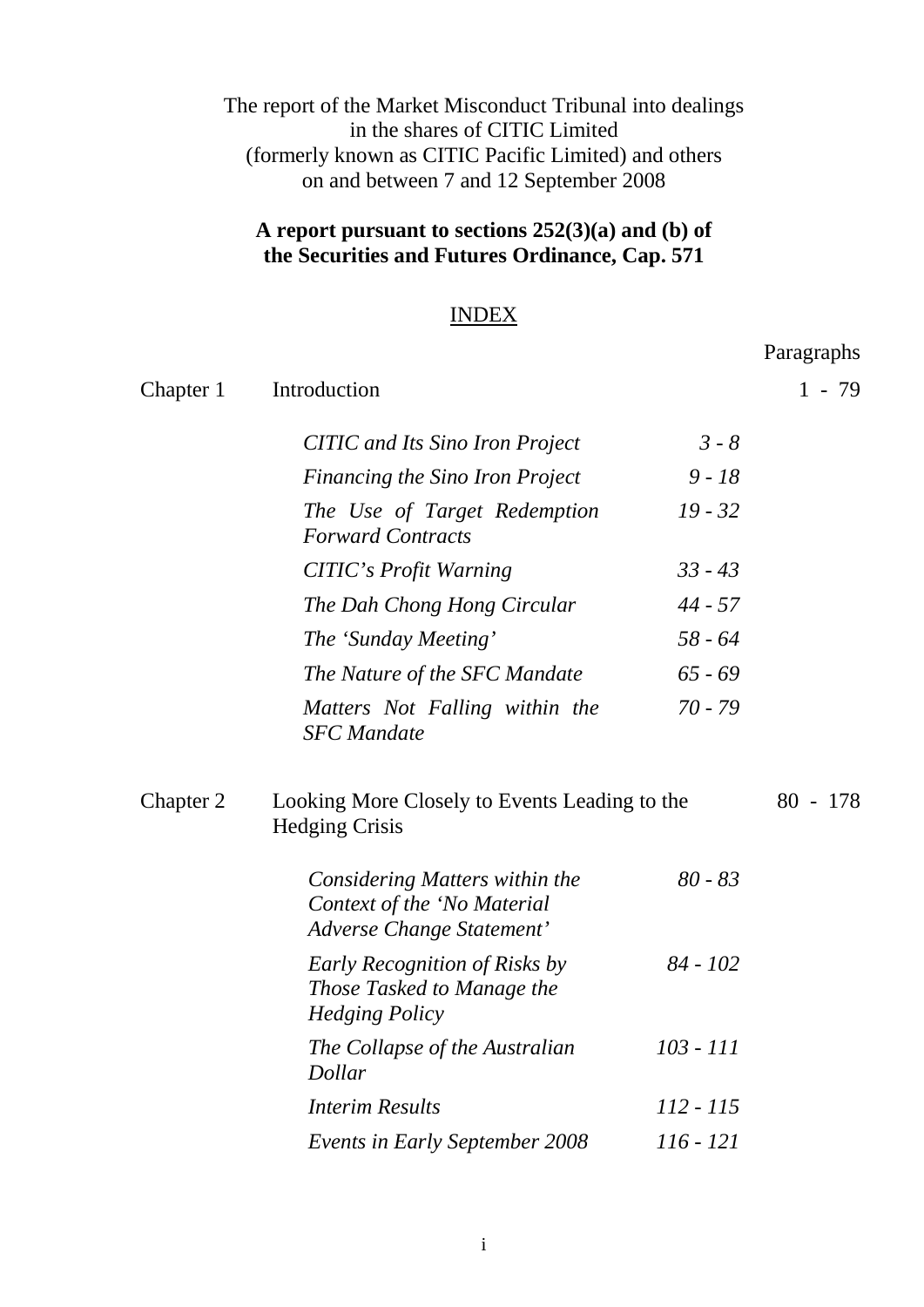The report of the Market Misconduct Tribunal into dealings in the shares of CITIC Limited (formerly known as CITIC Pacific Limited) and others on and between 7 and 12 September 2008

**A report pursuant to sections 252(3)(a) and (b) of the Securities and Futures Ordinance, Cap. 571**

## INDEX

| | | | Paragraphs |
|---|---|---|---|
| Chapter 1 | Introduction | | 1 - 79 |
| | *CITIC and Its Sino Iron Project* | *3 - 8* | |
| | *Financing the Sino Iron Project* | *9 - 18* | |
| | *The Use of Target Redemption Forward Contracts* | *19 - 32* | |
| | *CITIC's Profit Warning* | *33 - 43* | |
| | *The Dah Chong Hong Circular* | *44 - 57* | |
| | *The 'Sunday Meeting'* | *58 - 64* | |
| | *The Nature of the SFC Mandate* | *65 - 69* | |
| | *Matters Not Falling within the SFC Mandate* | *70 - 79* | |
| Chapter 2 | Looking More Closely to Events Leading to the Hedging Crisis | | 80 - 178 |
| | *Considering Matters within the Context of the 'No Material Adverse Change Statement'* | *80 - 83* | |
| | *Early Recognition of Risks by Those Tasked to Manage the Hedging Policy* | *84 - 102* | |
| | *The Collapse of the Australian Dollar* | *103 - 111* | |
| | *Interim Results* | *112 - 115* | |
| | *Events in Early September 2008* | *116 - 121* | |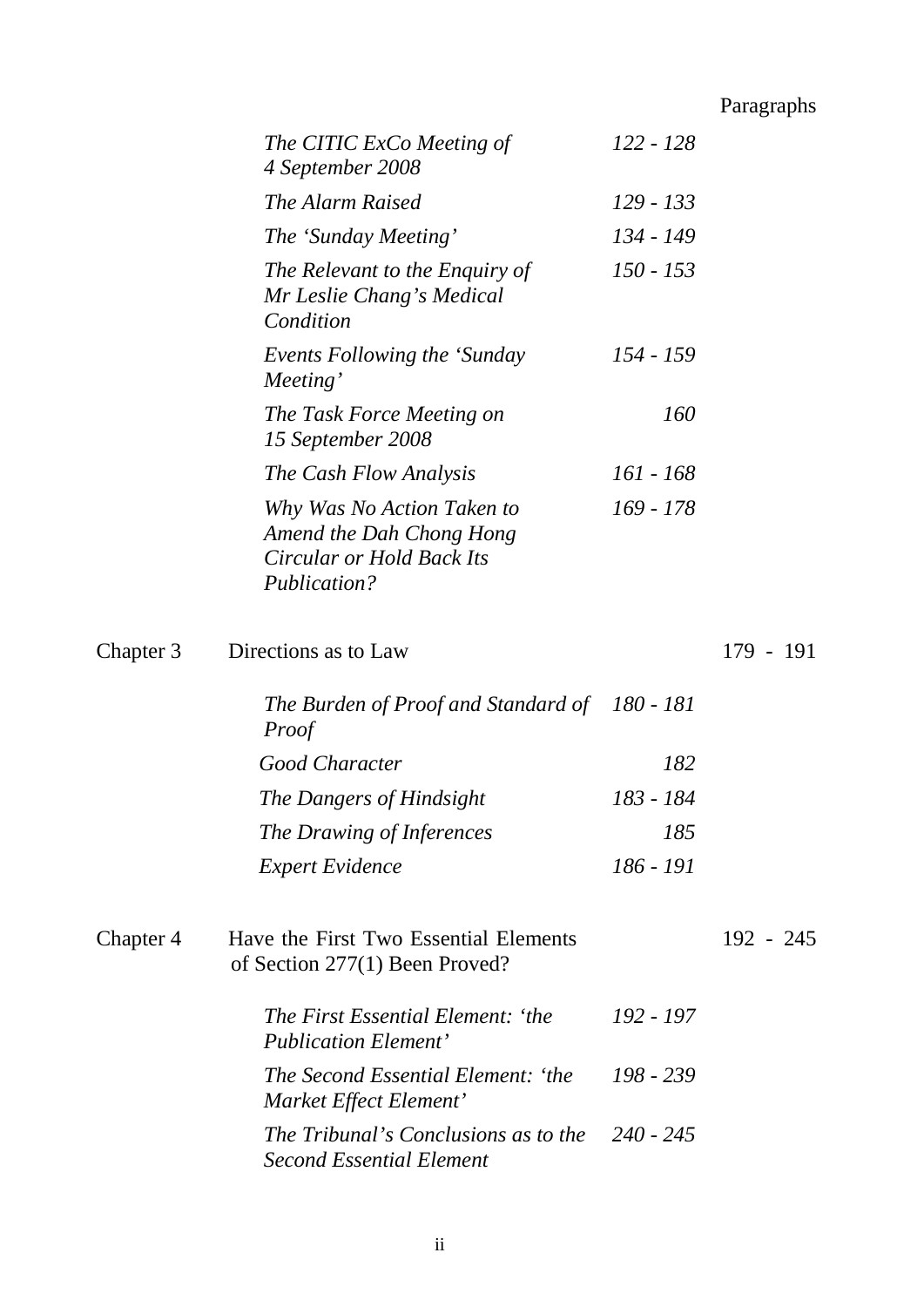| | | | Paragraphs |
|---|---|---|---|
| | *The CITIC ExCo Meeting of 4 September 2008* | *122 - 128* | |
| | *The Alarm Raised* | *129 - 133* | |
| | *The 'Sunday Meeting'* | *134 - 149* | |
| | *The Relevant to the Enquiry of Mr Leslie Chang's Medical Condition* | *150 - 153* | |
| | *Events Following the 'Sunday Meeting'* | *154 - 159* | |
| | *The Task Force Meeting on 15 September 2008* | *160* | |
| | *The Cash Flow Analysis* | *161 - 168* | |
| | *Why Was No Action Taken to Amend the Dah Chong Hong Circular or Hold Back Its Publication?* | *169 - 178* | |
| Chapter 3 | Directions as to Law | | 179 - 191 |
| | *The Burden of Proof and Standard of Proof* | *180 - 181* | |
| | *Good Character* | *182* | |
| | *The Dangers of Hindsight* | *183 - 184* | |
| | *The Drawing of Inferences* | *185* | |
| | *Expert Evidence* | *186 - 191* | |
| Chapter 4 | Have the First Two Essential Elements of Section 277(1) Been Proved? | | 192 - 245 |
| | *The First Essential Element: 'the Publication Element'* | *192 - 197* | |
| | *The Second Essential Element: 'the Market Effect Element'* | *198 - 239* | |
| | *The Tribunal's Conclusions as to the Second Essential Element* | *240 - 245* | |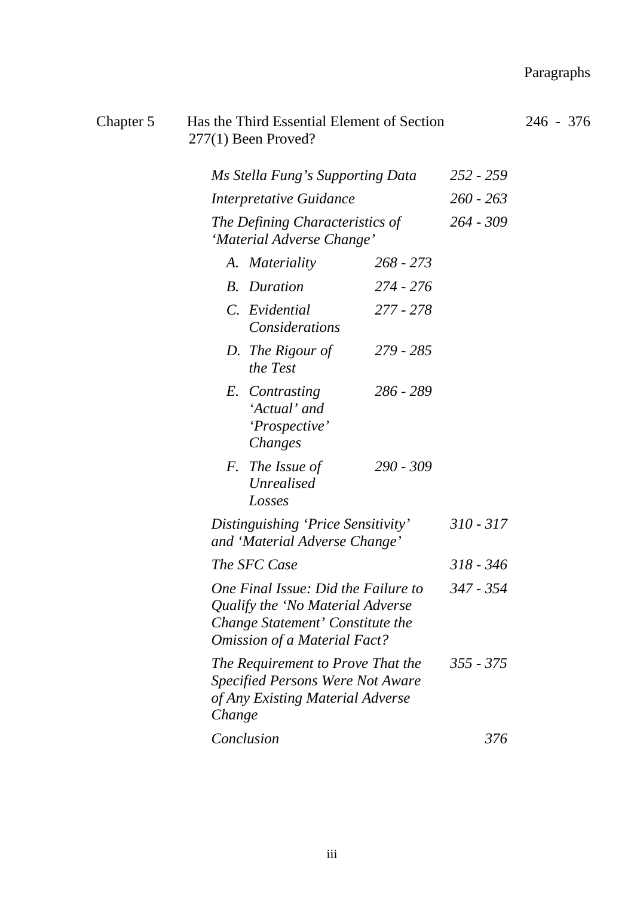Paragraphs

| | | | |
|---|---|---|---|
| Chapter 5 | Has the Third Essential Element of Section 277(1) Been Proved? | | 246 - 376 |
| | *Ms Stella Fung's Supporting Data* | *252 - 259* | |
| | *Interpretative Guidance* | *260 - 263* | |
| | *The Defining Characteristics of 'Material Adverse Change'* | *264 - 309* | |
| | *A. Materiality* — *268 - 273* | | |
| | *B. Duration* — *274 - 276* | | |
| | *C. Evidential Considerations* — *277 - 278* | | |
| | *D. The Rigour of the Test* — *279 - 285* | | |
| | *E. Contrasting 'Actual' and 'Prospective' Changes* — *286 - 289* | | |
| | *F. The Issue of Unrealised Losses* — *290 - 309* | | |
| | *Distinguishing 'Price Sensitivity' and 'Material Adverse Change'* | *310 - 317* | |
| | *The SFC Case* | *318 - 346* | |
| | *One Final Issue: Did the Failure to Qualify the 'No Material Adverse Change Statement' Constitute the Omission of a Material Fact?* | *347 - 354* | |
| | *The Requirement to Prove That the Specified Persons Were Not Aware of Any Existing Material Adverse Change* | *355 - 375* | |
| | *Conclusion* | *376* | |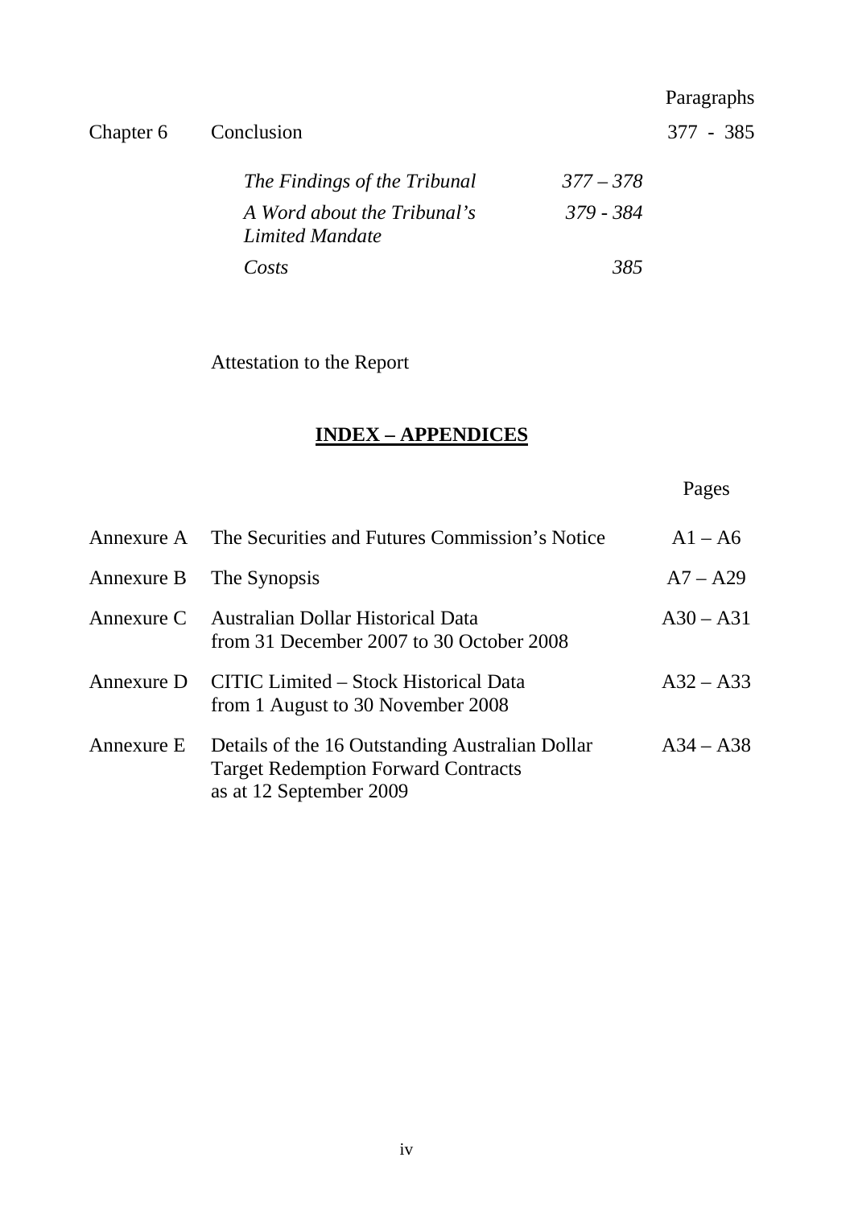| | | | Paragraphs |
|---|---|---|---|
| Chapter 6 | Conclusion | | 377 - 385 |
| | *The Findings of the Tribunal* | *377 – 378* | |
| | *A Word about the Tribunal's Limited Mandate* | *379 - 384* | |
| | *Costs* | *385* | |

Attestation to the Report

## **INDEX – APPENDICES**

| | | Pages |
|---|---|---|
| Annexure A | The Securities and Futures Commission's Notice | A1 – A6 |
| Annexure B | The Synopsis | A7 – A29 |
| Annexure C | Australian Dollar Historical Data from 31 December 2007 to 30 October 2008 | A30 – A31 |
| Annexure D | CITIC Limited – Stock Historical Data from 1 August to 30 November 2008 | A32 – A33 |
| Annexure E | Details of the 16 Outstanding Australian Dollar Target Redemption Forward Contracts as at 12 September 2009 | A34 – A38 |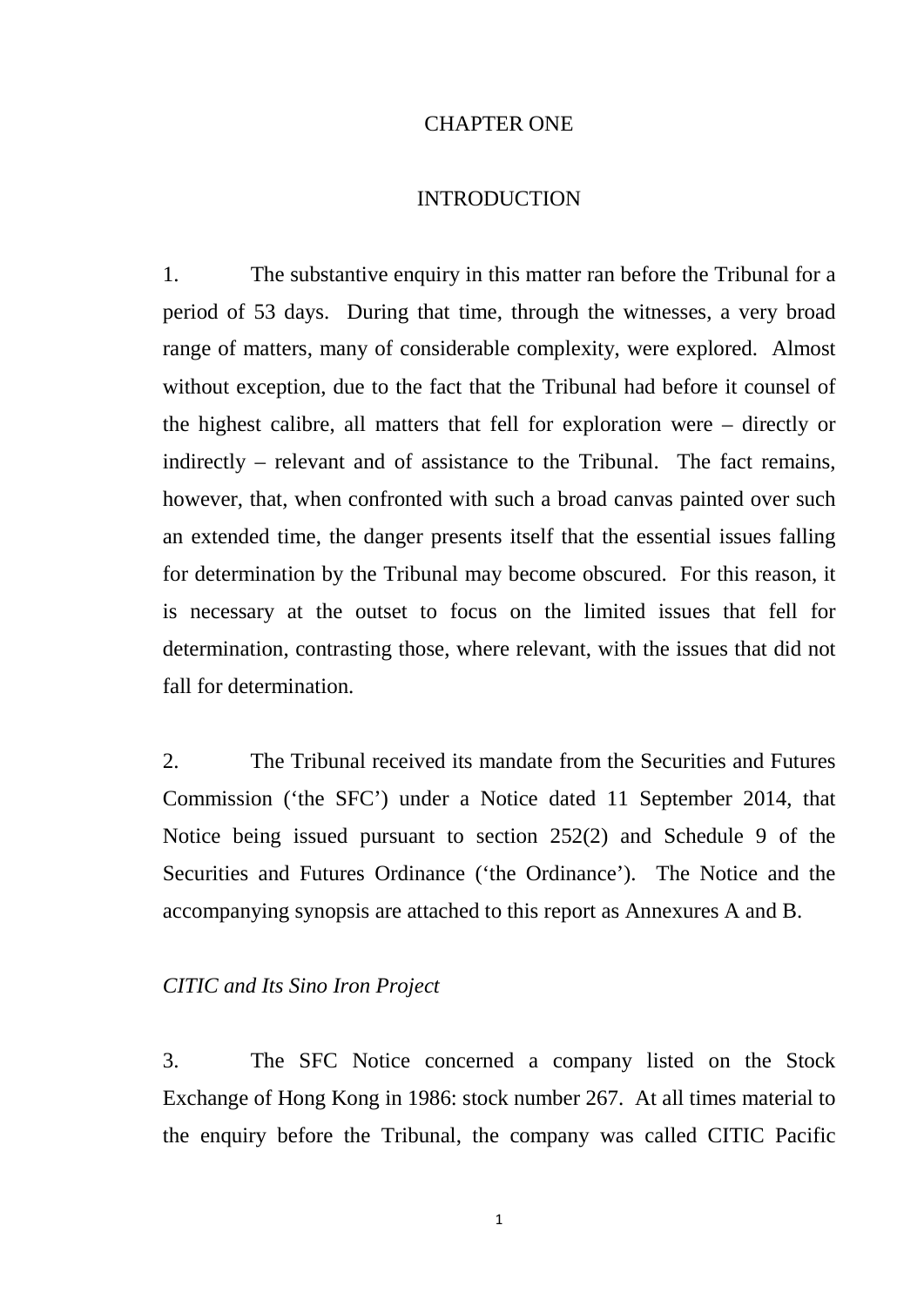# CHAPTER ONE

## INTRODUCTION

1. The substantive enquiry in this matter ran before the Tribunal for a period of 53 days. During that time, through the witnesses, a very broad range of matters, many of considerable complexity, were explored. Almost without exception, due to the fact that the Tribunal had before it counsel of the highest calibre, all matters that fell for exploration were – directly or indirectly – relevant and of assistance to the Tribunal. The fact remains, however, that, when confronted with such a broad canvas painted over such an extended time, the danger presents itself that the essential issues falling for determination by the Tribunal may become obscured. For this reason, it is necessary at the outset to focus on the limited issues that fell for determination, contrasting those, where relevant, with the issues that did not fall for determination.

2. The Tribunal received its mandate from the Securities and Futures Commission ('the SFC') under a Notice dated 11 September 2014, that Notice being issued pursuant to section 252(2) and Schedule 9 of the Securities and Futures Ordinance ('the Ordinance'). The Notice and the accompanying synopsis are attached to this report as Annexures A and B.

*CITIC and Its Sino Iron Project*

3. The SFC Notice concerned a company listed on the Stock Exchange of Hong Kong in 1986: stock number 267. At all times material to the enquiry before the Tribunal, the company was called CITIC Pacific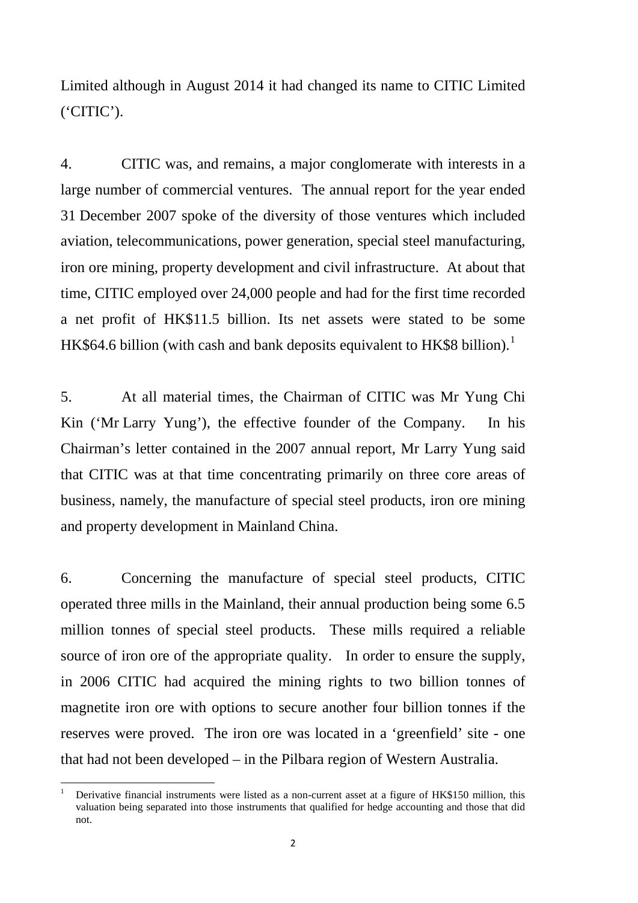Limited although in August 2014 it had changed its name to CITIC Limited ('CITIC').

4. CITIC was, and remains, a major conglomerate with interests in a large number of commercial ventures. The annual report for the year ended 31 December 2007 spoke of the diversity of those ventures which included aviation, telecommunications, power generation, special steel manufacturing, iron ore mining, property development and civil infrastructure. At about that time, CITIC employed over 24,000 people and had for the first time recorded a net profit of HK$11.5 billion. Its net assets were stated to be some HK$64.6 billion (with cash and bank deposits equivalent to HK$8 billion).[1]

5. At all material times, the Chairman of CITIC was Mr Yung Chi Kin ('Mr Larry Yung'), the effective founder of the Company. In his Chairman's letter contained in the 2007 annual report, Mr Larry Yung said that CITIC was at that time concentrating primarily on three core areas of business, namely, the manufacture of special steel products, iron ore mining and property development in Mainland China.

6. Concerning the manufacture of special steel products, CITIC operated three mills in the Mainland, their annual production being some 6.5 million tonnes of special steel products. These mills required a reliable source of iron ore of the appropriate quality. In order to ensure the supply, in 2006 CITIC had acquired the mining rights to two billion tonnes of magnetite iron ore with options to secure another four billion tonnes if the reserves were proved. The iron ore was located in a 'greenfield' site - one that had not been developed – in the Pilbara region of Western Australia.

[1] Derivative financial instruments were listed as a non-current asset at a figure of HK$150 million, this valuation being separated into those instruments that qualified for hedge accounting and those that did not.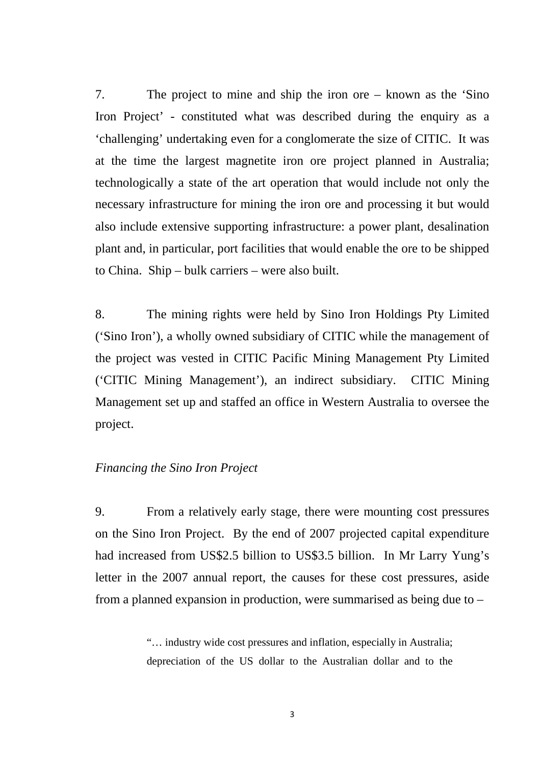7. The project to mine and ship the iron ore – known as the 'Sino Iron Project' - constituted what was described during the enquiry as a 'challenging' undertaking even for a conglomerate the size of CITIC. It was at the time the largest magnetite iron ore project planned in Australia; technologically a state of the art operation that would include not only the necessary infrastructure for mining the iron ore and processing it but would also include extensive supporting infrastructure: a power plant, desalination plant and, in particular, port facilities that would enable the ore to be shipped to China. Ship – bulk carriers – were also built.

8. The mining rights were held by Sino Iron Holdings Pty Limited ('Sino Iron'), a wholly owned subsidiary of CITIC while the management of the project was vested in CITIC Pacific Mining Management Pty Limited ('CITIC Mining Management'), an indirect subsidiary. CITIC Mining Management set up and staffed an office in Western Australia to oversee the project.

*Financing the Sino Iron Project*

9. From a relatively early stage, there were mounting cost pressures on the Sino Iron Project. By the end of 2007 projected capital expenditure had increased from US$2.5 billion to US$3.5 billion. In Mr Larry Yung's letter in the 2007 annual report, the causes for these cost pressures, aside from a planned expansion in production, were summarised as being due to –

> "… industry wide cost pressures and inflation, especially in Australia; depreciation of the US dollar to the Australian dollar and to the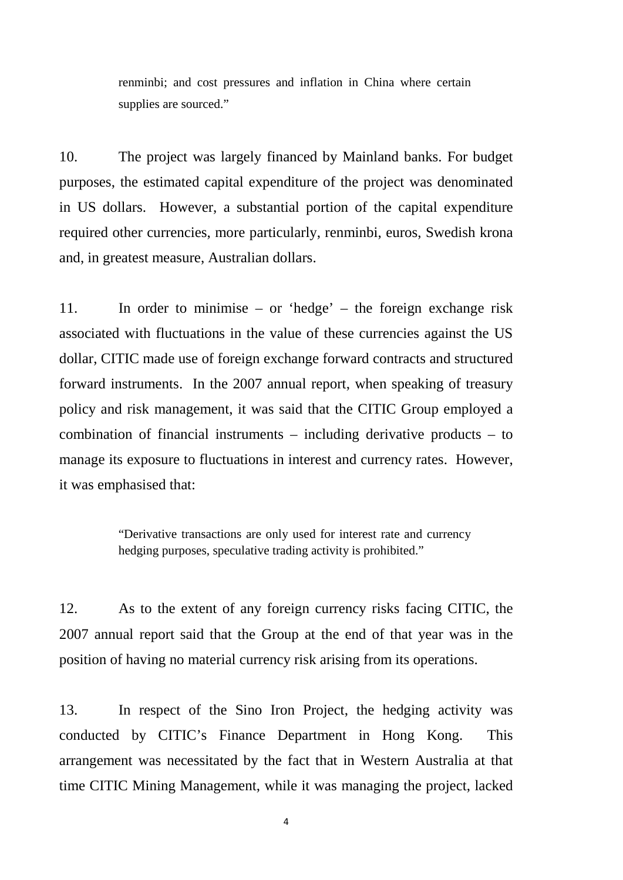> renminbi; and cost pressures and inflation in China where certain supplies are sourced."

10. The project was largely financed by Mainland banks. For budget purposes, the estimated capital expenditure of the project was denominated in US dollars. However, a substantial portion of the capital expenditure required other currencies, more particularly, renminbi, euros, Swedish krona and, in greatest measure, Australian dollars.

11. In order to minimise – or 'hedge' – the foreign exchange risk associated with fluctuations in the value of these currencies against the US dollar, CITIC made use of foreign exchange forward contracts and structured forward instruments. In the 2007 annual report, when speaking of treasury policy and risk management, it was said that the CITIC Group employed a combination of financial instruments – including derivative products – to manage its exposure to fluctuations in interest and currency rates. However, it was emphasised that:

> "Derivative transactions are only used for interest rate and currency hedging purposes, speculative trading activity is prohibited."

12. As to the extent of any foreign currency risks facing CITIC, the 2007 annual report said that the Group at the end of that year was in the position of having no material currency risk arising from its operations.

13. In respect of the Sino Iron Project, the hedging activity was conducted by CITIC's Finance Department in Hong Kong. This arrangement was necessitated by the fact that in Western Australia at that time CITIC Mining Management, while it was managing the project, lacked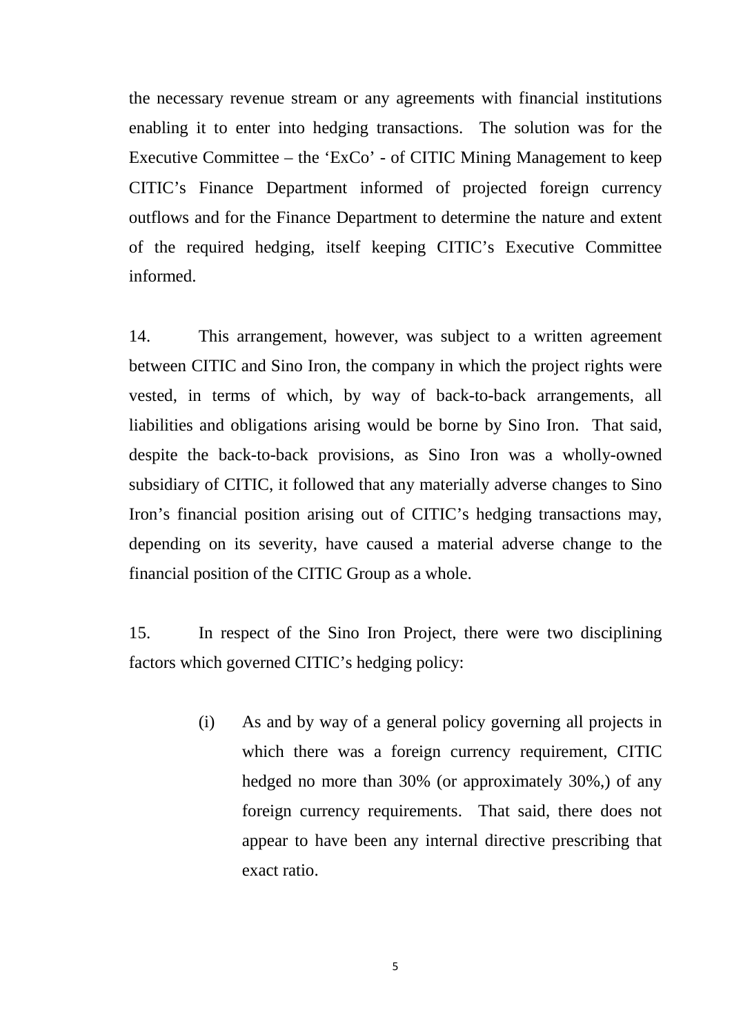the necessary revenue stream or any agreements with financial institutions enabling it to enter into hedging transactions. The solution was for the Executive Committee – the 'ExCo' - of CITIC Mining Management to keep CITIC's Finance Department informed of projected foreign currency outflows and for the Finance Department to determine the nature and extent of the required hedging, itself keeping CITIC's Executive Committee informed.

14. This arrangement, however, was subject to a written agreement between CITIC and Sino Iron, the company in which the project rights were vested, in terms of which, by way of back-to-back arrangements, all liabilities and obligations arising would be borne by Sino Iron. That said, despite the back-to-back provisions, as Sino Iron was a wholly-owned subsidiary of CITIC, it followed that any materially adverse changes to Sino Iron's financial position arising out of CITIC's hedging transactions may, depending on its severity, have caused a material adverse change to the financial position of the CITIC Group as a whole.

15. In respect of the Sino Iron Project, there were two disciplining factors which governed CITIC's hedging policy:

(i) As and by way of a general policy governing all projects in which there was a foreign currency requirement, CITIC hedged no more than 30% (or approximately 30%,) of any foreign currency requirements. That said, there does not appear to have been any internal directive prescribing that exact ratio.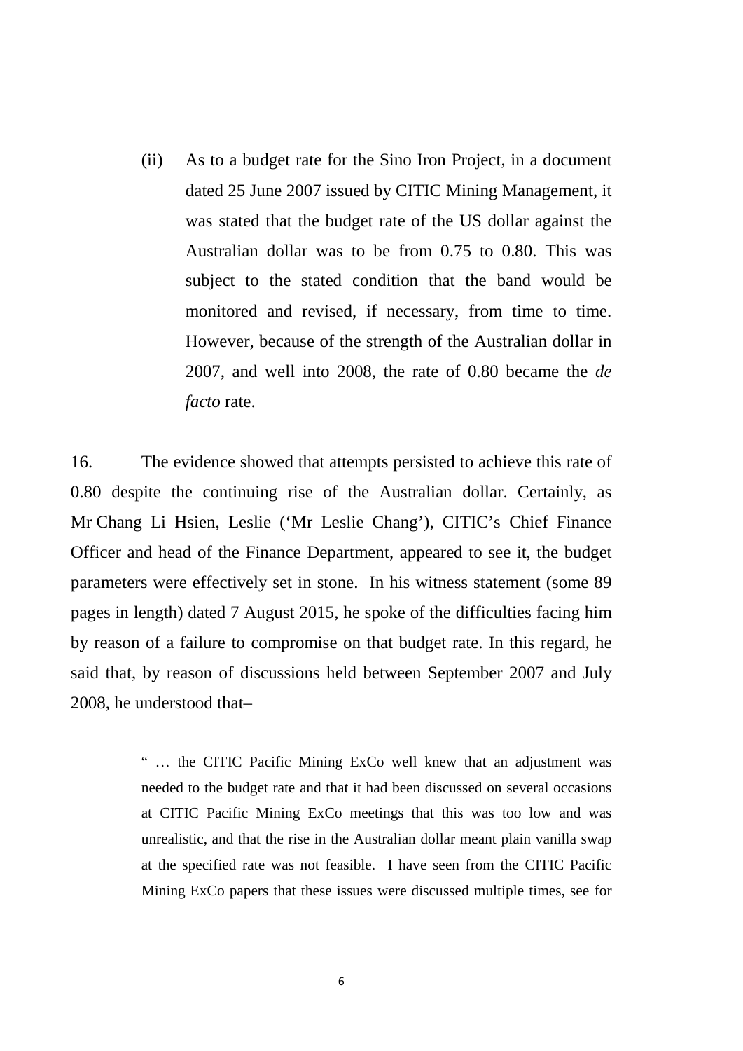(ii) As to a budget rate for the Sino Iron Project, in a document dated 25 June 2007 issued by CITIC Mining Management, it was stated that the budget rate of the US dollar against the Australian dollar was to be from 0.75 to 0.80. This was subject to the stated condition that the band would be monitored and revised, if necessary, from time to time. However, because of the strength of the Australian dollar in 2007, and well into 2008, the rate of 0.80 became the *de facto* rate.

16. The evidence showed that attempts persisted to achieve this rate of 0.80 despite the continuing rise of the Australian dollar. Certainly, as Mr Chang Li Hsien, Leslie ('Mr Leslie Chang'), CITIC's Chief Finance Officer and head of the Finance Department, appeared to see it, the budget parameters were effectively set in stone. In his witness statement (some 89 pages in length) dated 7 August 2015, he spoke of the difficulties facing him by reason of a failure to compromise on that budget rate. In this regard, he said that, by reason of discussions held between September 2007 and July 2008, he understood that–

> " … the CITIC Pacific Mining ExCo well knew that an adjustment was needed to the budget rate and that it had been discussed on several occasions at CITIC Pacific Mining ExCo meetings that this was too low and was unrealistic, and that the rise in the Australian dollar meant plain vanilla swap at the specified rate was not feasible. I have seen from the CITIC Pacific Mining ExCo papers that these issues were discussed multiple times, see for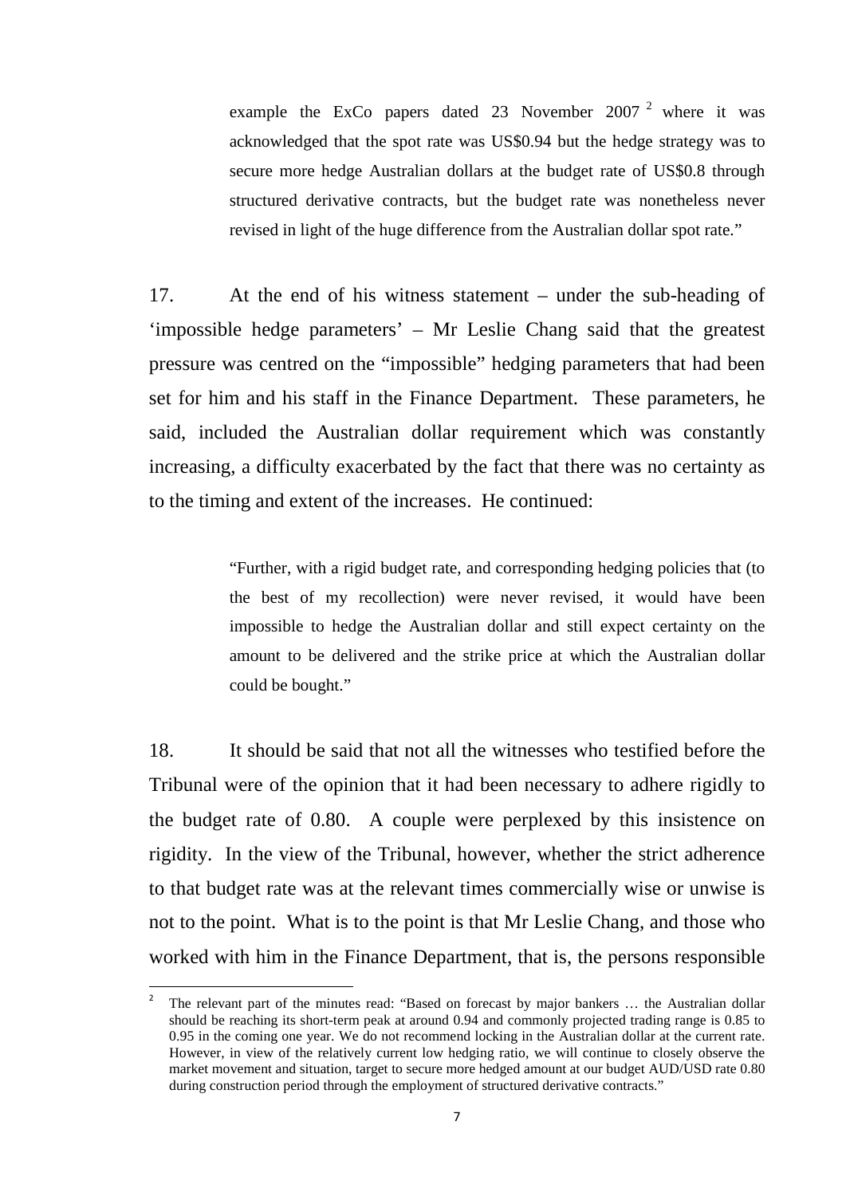> example the ExCo papers dated 23 November 2007 [2] where it was acknowledged that the spot rate was US$0.94 but the hedge strategy was to secure more hedge Australian dollars at the budget rate of US$0.8 through structured derivative contracts, but the budget rate was nonetheless never revised in light of the huge difference from the Australian dollar spot rate."

17. At the end of his witness statement – under the sub-heading of 'impossible hedge parameters' – Mr Leslie Chang said that the greatest pressure was centred on the "impossible" hedging parameters that had been set for him and his staff in the Finance Department. These parameters, he said, included the Australian dollar requirement which was constantly increasing, a difficulty exacerbated by the fact that there was no certainty as to the timing and extent of the increases. He continued:

> "Further, with a rigid budget rate, and corresponding hedging policies that (to the best of my recollection) were never revised, it would have been impossible to hedge the Australian dollar and still expect certainty on the amount to be delivered and the strike price at which the Australian dollar could be bought."

18. It should be said that not all the witnesses who testified before the Tribunal were of the opinion that it had been necessary to adhere rigidly to the budget rate of 0.80. A couple were perplexed by this insistence on rigidity. In the view of the Tribunal, however, whether the strict adherence to that budget rate was at the relevant times commercially wise or unwise is not to the point. What is to the point is that Mr Leslie Chang, and those who worked with him in the Finance Department, that is, the persons responsible

---

[2] The relevant part of the minutes read: "Based on forecast by major bankers … the Australian dollar should be reaching its short-term peak at around 0.94 and commonly projected trading range is 0.85 to 0.95 in the coming one year. We do not recommend locking in the Australian dollar at the current rate. However, in view of the relatively current low hedging ratio, we will continue to closely observe the market movement and situation, target to secure more hedged amount at our budget AUD/USD rate 0.80 during construction period through the employment of structured derivative contracts."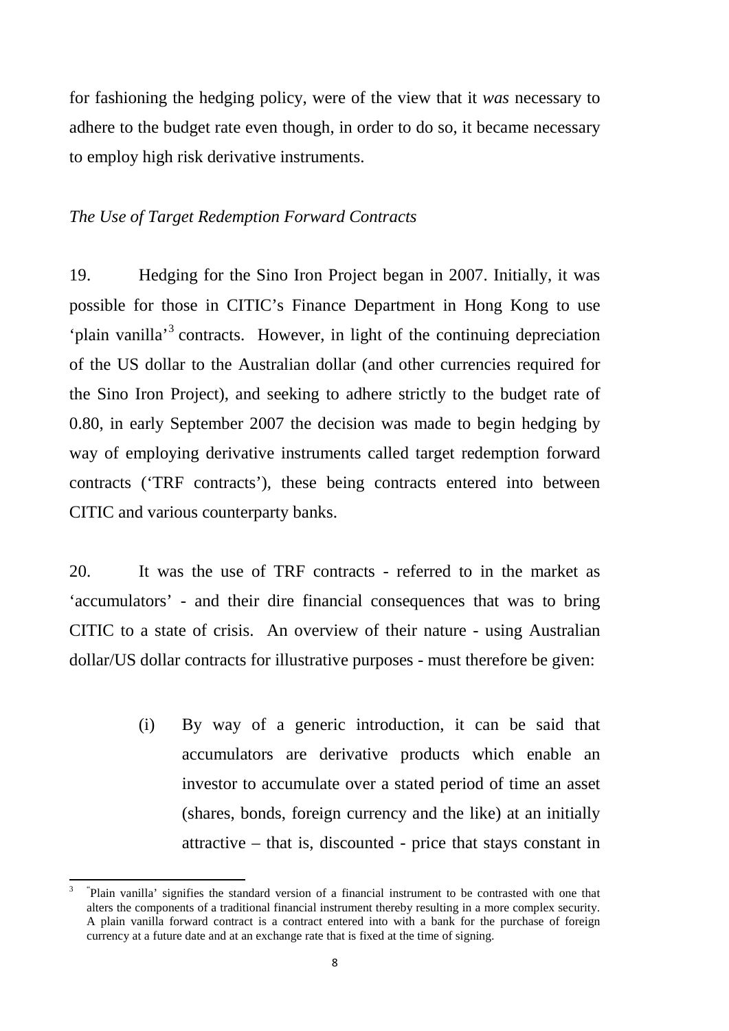for fashioning the hedging policy, were of the view that it *was* necessary to adhere to the budget rate even though, in order to do so, it became necessary to employ high risk derivative instruments.

*The Use of Target Redemption Forward Contracts*

19. Hedging for the Sino Iron Project began in 2007. Initially, it was possible for those in CITIC's Finance Department in Hong Kong to use 'plain vanilla'[3] contracts. However, in light of the continuing depreciation of the US dollar to the Australian dollar (and other currencies required for the Sino Iron Project), and seeking to adhere strictly to the budget rate of 0.80, in early September 2007 the decision was made to begin hedging by way of employing derivative instruments called target redemption forward contracts ('TRF contracts'), these being contracts entered into between CITIC and various counterparty banks.

20. It was the use of TRF contracts - referred to in the market as 'accumulators' - and their dire financial consequences that was to bring CITIC to a state of crisis. An overview of their nature - using Australian dollar/US dollar contracts for illustrative purposes - must therefore be given:

(i) By way of a generic introduction, it can be said that accumulators are derivative products which enable an investor to accumulate over a stated period of time an asset (shares, bonds, foreign currency and the like) at an initially attractive – that is, discounted - price that stays constant in

---

[3] 'Plain vanilla' signifies the standard version of a financial instrument to be contrasted with one that alters the components of a traditional financial instrument thereby resulting in a more complex security. A plain vanilla forward contract is a contract entered into with a bank for the purchase of foreign currency at a future date and at an exchange rate that is fixed at the time of signing.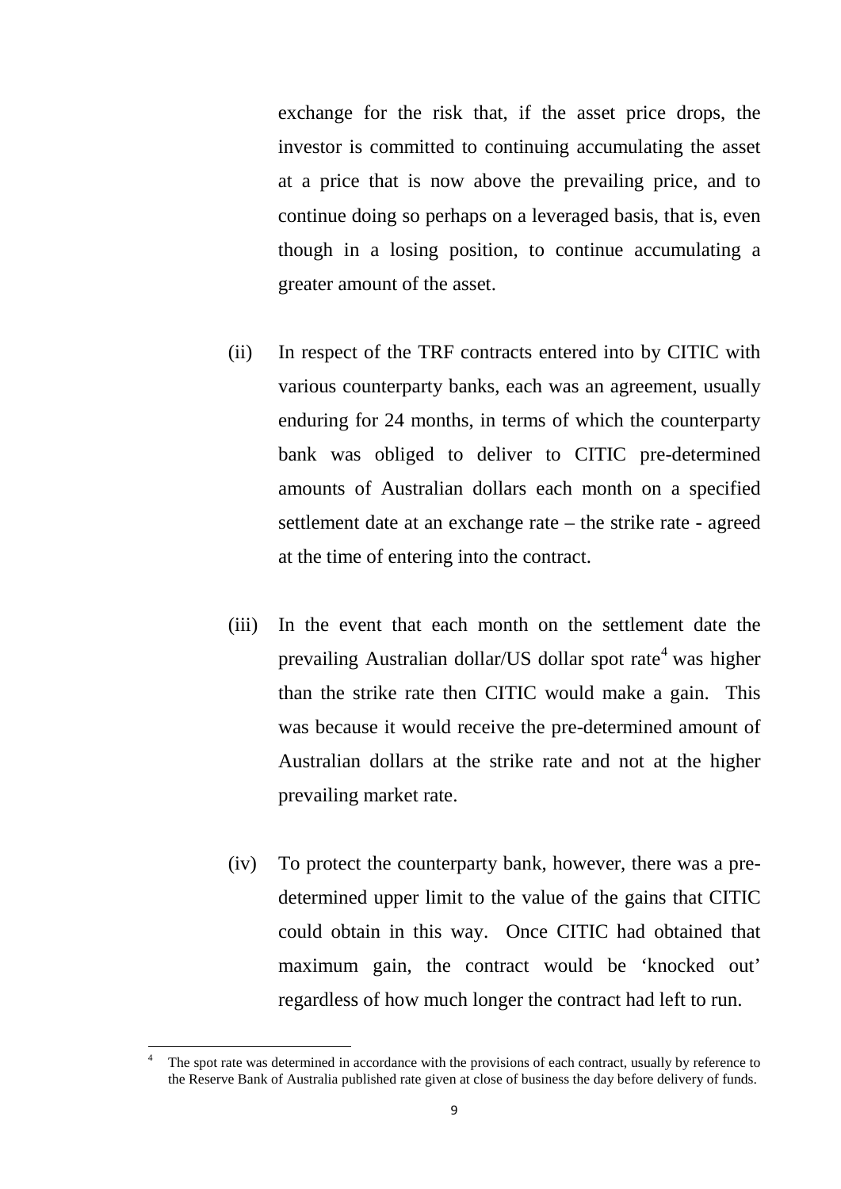exchange for the risk that, if the asset price drops, the investor is committed to continuing accumulating the asset at a price that is now above the prevailing price, and to continue doing so perhaps on a leveraged basis, that is, even though in a losing position, to continue accumulating a greater amount of the asset.

(ii) In respect of the TRF contracts entered into by CITIC with various counterparty banks, each was an agreement, usually enduring for 24 months, in terms of which the counterparty bank was obliged to deliver to CITIC pre-determined amounts of Australian dollars each month on a specified settlement date at an exchange rate – the strike rate - agreed at the time of entering into the contract.

(iii) In the event that each month on the settlement date the prevailing Australian dollar/US dollar spot rate[4] was higher than the strike rate then CITIC would make a gain. This was because it would receive the pre-determined amount of Australian dollars at the strike rate and not at the higher prevailing market rate.

(iv) To protect the counterparty bank, however, there was a pre-determined upper limit to the value of the gains that CITIC could obtain in this way. Once CITIC had obtained that maximum gain, the contract would be 'knocked out' regardless of how much longer the contract had left to run.

---

[4] The spot rate was determined in accordance with the provisions of each contract, usually by reference to the Reserve Bank of Australia published rate given at close of business the day before delivery of funds.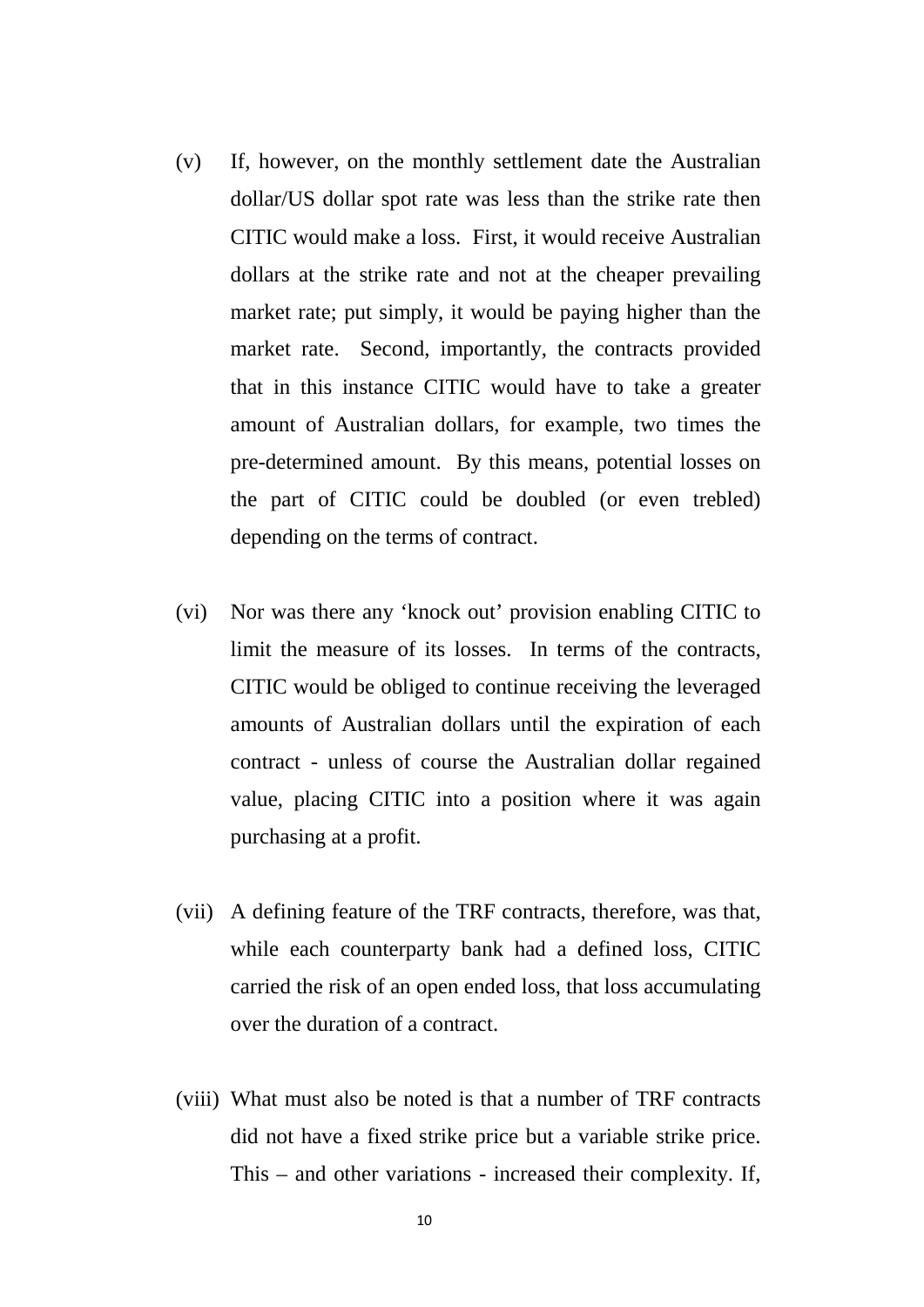(v) If, however, on the monthly settlement date the Australian dollar/US dollar spot rate was less than the strike rate then CITIC would make a loss. First, it would receive Australian dollars at the strike rate and not at the cheaper prevailing market rate; put simply, it would be paying higher than the market rate. Second, importantly, the contracts provided that in this instance CITIC would have to take a greater amount of Australian dollars, for example, two times the pre-determined amount. By this means, potential losses on the part of CITIC could be doubled (or even trebled) depending on the terms of contract.

(vi) Nor was there any 'knock out' provision enabling CITIC to limit the measure of its losses. In terms of the contracts, CITIC would be obliged to continue receiving the leveraged amounts of Australian dollars until the expiration of each contract - unless of course the Australian dollar regained value, placing CITIC into a position where it was again purchasing at a profit.

(vii) A defining feature of the TRF contracts, therefore, was that, while each counterparty bank had a defined loss, CITIC carried the risk of an open ended loss, that loss accumulating over the duration of a contract.

(viii) What must also be noted is that a number of TRF contracts did not have a fixed strike price but a variable strike price. This – and other variations - increased their complexity. If,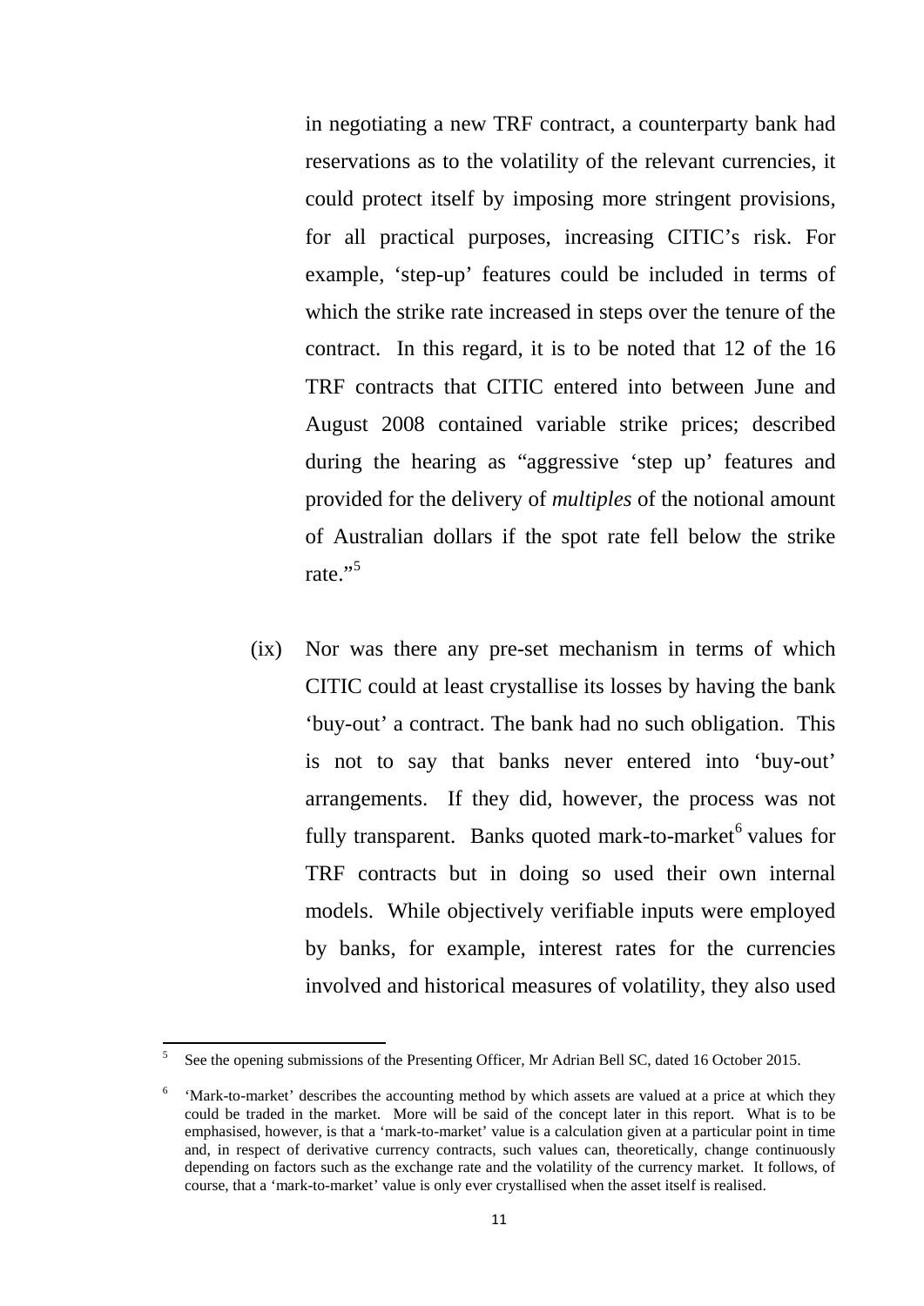in negotiating a new TRF contract, a counterparty bank had reservations as to the volatility of the relevant currencies, it could protect itself by imposing more stringent provisions, for all practical purposes, increasing CITIC's risk. For example, 'step-up' features could be included in terms of which the strike rate increased in steps over the tenure of the contract. In this regard, it is to be noted that 12 of the 16 TRF contracts that CITIC entered into between June and August 2008 contained variable strike prices; described during the hearing as "aggressive 'step up' features and provided for the delivery of *multiples* of the notional amount of Australian dollars if the spot rate fell below the strike rate."[5]

(ix) Nor was there any pre-set mechanism in terms of which CITIC could at least crystallise its losses by having the bank 'buy-out' a contract. The bank had no such obligation. This is not to say that banks never entered into 'buy-out' arrangements. If they did, however, the process was not fully transparent. Banks quoted mark-to-market[6] values for TRF contracts but in doing so used their own internal models. While objectively verifiable inputs were employed by banks, for example, interest rates for the currencies involved and historical measures of volatility, they also used

---

[5] See the opening submissions of the Presenting Officer, Mr Adrian Bell SC, dated 16 October 2015.

[6] 'Mark-to-market' describes the accounting method by which assets are valued at a price at which they could be traded in the market. More will be said of the concept later in this report. What is to be emphasised, however, is that a 'mark-to-market' value is a calculation given at a particular point in time and, in respect of derivative currency contracts, such values can, theoretically, change continuously depending on factors such as the exchange rate and the volatility of the currency market. It follows, of course, that a 'mark-to-market' value is only ever crystallised when the asset itself is realised.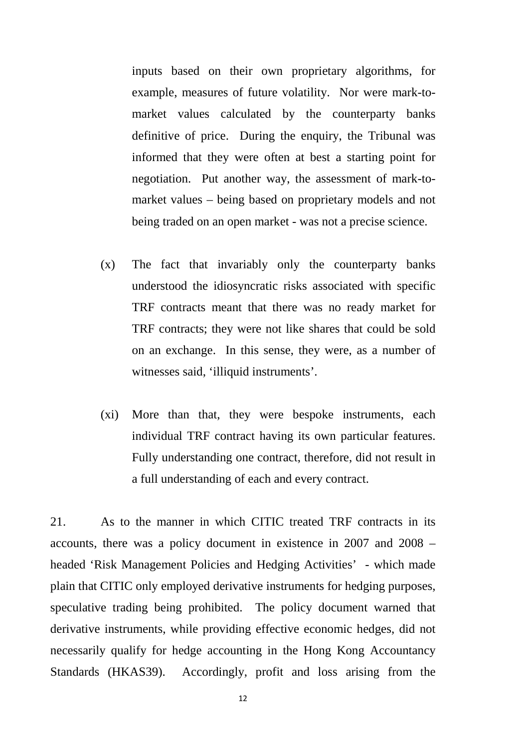inputs based on their own proprietary algorithms, for example, measures of future volatility. Nor were mark-to-market values calculated by the counterparty banks definitive of price. During the enquiry, the Tribunal was informed that they were often at best a starting point for negotiation. Put another way, the assessment of mark-to-market values – being based on proprietary models and not being traded on an open market - was not a precise science.

(x) The fact that invariably only the counterparty banks understood the idiosyncratic risks associated with specific TRF contracts meant that there was no ready market for TRF contracts; they were not like shares that could be sold on an exchange. In this sense, they were, as a number of witnesses said, 'illiquid instruments'.

(xi) More than that, they were bespoke instruments, each individual TRF contract having its own particular features. Fully understanding one contract, therefore, did not result in a full understanding of each and every contract.

21. As to the manner in which CITIC treated TRF contracts in its accounts, there was a policy document in existence in 2007 and 2008 – headed 'Risk Management Policies and Hedging Activities' - which made plain that CITIC only employed derivative instruments for hedging purposes, speculative trading being prohibited. The policy document warned that derivative instruments, while providing effective economic hedges, did not necessarily qualify for hedge accounting in the Hong Kong Accountancy Standards (HKAS39). Accordingly, profit and loss arising from the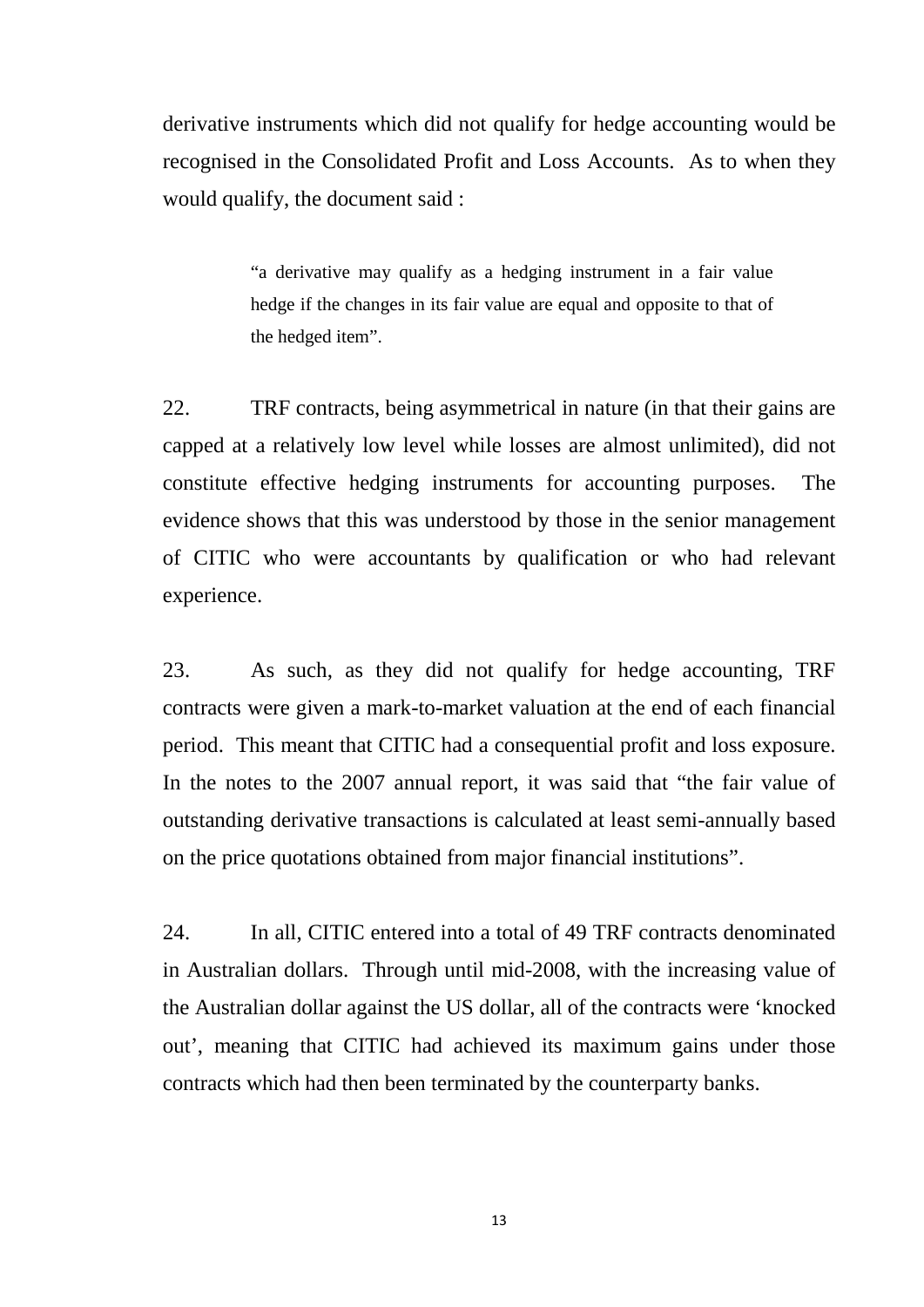derivative instruments which did not qualify for hedge accounting would be recognised in the Consolidated Profit and Loss Accounts. As to when they would qualify, the document said :

> "a derivative may qualify as a hedging instrument in a fair value hedge if the changes in its fair value are equal and opposite to that of the hedged item".

22. TRF contracts, being asymmetrical in nature (in that their gains are capped at a relatively low level while losses are almost unlimited), did not constitute effective hedging instruments for accounting purposes. The evidence shows that this was understood by those in the senior management of CITIC who were accountants by qualification or who had relevant experience.

23. As such, as they did not qualify for hedge accounting, TRF contracts were given a mark-to-market valuation at the end of each financial period. This meant that CITIC had a consequential profit and loss exposure. In the notes to the 2007 annual report, it was said that "the fair value of outstanding derivative transactions is calculated at least semi-annually based on the price quotations obtained from major financial institutions".

24. In all, CITIC entered into a total of 49 TRF contracts denominated in Australian dollars. Through until mid-2008, with the increasing value of the Australian dollar against the US dollar, all of the contracts were 'knocked out', meaning that CITIC had achieved its maximum gains under those contracts which had then been terminated by the counterparty banks.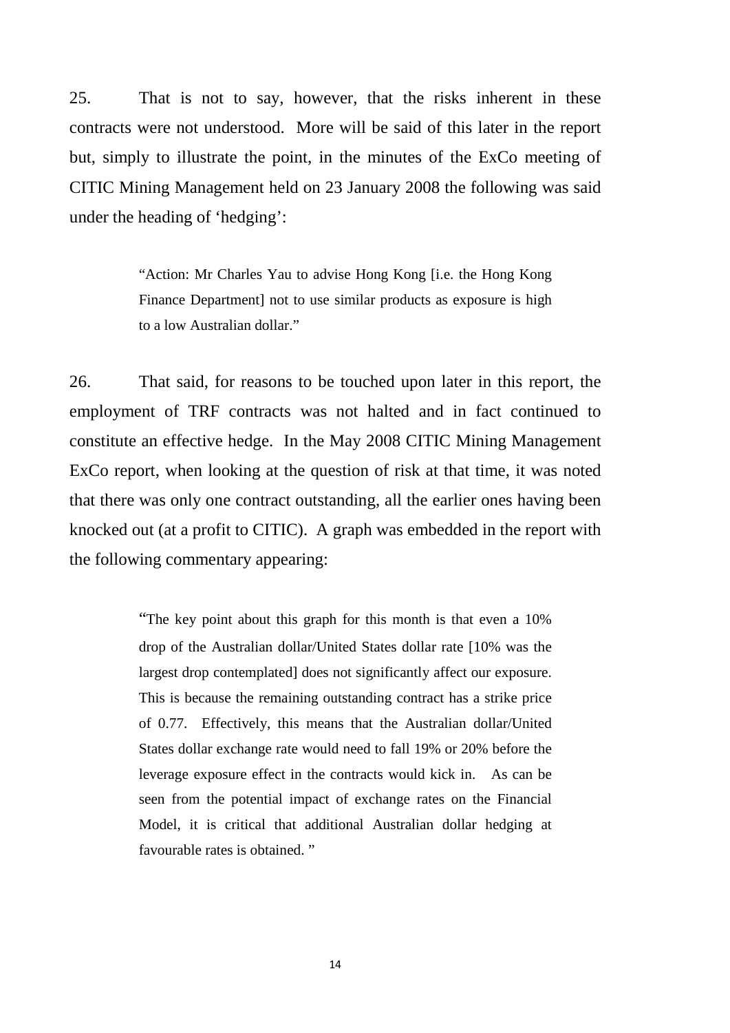25. That is not to say, however, that the risks inherent in these contracts were not understood. More will be said of this later in the report but, simply to illustrate the point, in the minutes of the ExCo meeting of CITIC Mining Management held on 23 January 2008 the following was said under the heading of 'hedging':

> "Action: Mr Charles Yau to advise Hong Kong [i.e. the Hong Kong Finance Department] not to use similar products as exposure is high to a low Australian dollar."

26. That said, for reasons to be touched upon later in this report, the employment of TRF contracts was not halted and in fact continued to constitute an effective hedge. In the May 2008 CITIC Mining Management ExCo report, when looking at the question of risk at that time, it was noted that there was only one contract outstanding, all the earlier ones having been knocked out (at a profit to CITIC). A graph was embedded in the report with the following commentary appearing:

> "The key point about this graph for this month is that even a 10% drop of the Australian dollar/United States dollar rate [10% was the largest drop contemplated] does not significantly affect our exposure. This is because the remaining outstanding contract has a strike price of 0.77. Effectively, this means that the Australian dollar/United States dollar exchange rate would need to fall 19% or 20% before the leverage exposure effect in the contracts would kick in. As can be seen from the potential impact of exchange rates on the Financial Model, it is critical that additional Australian dollar hedging at favourable rates is obtained. "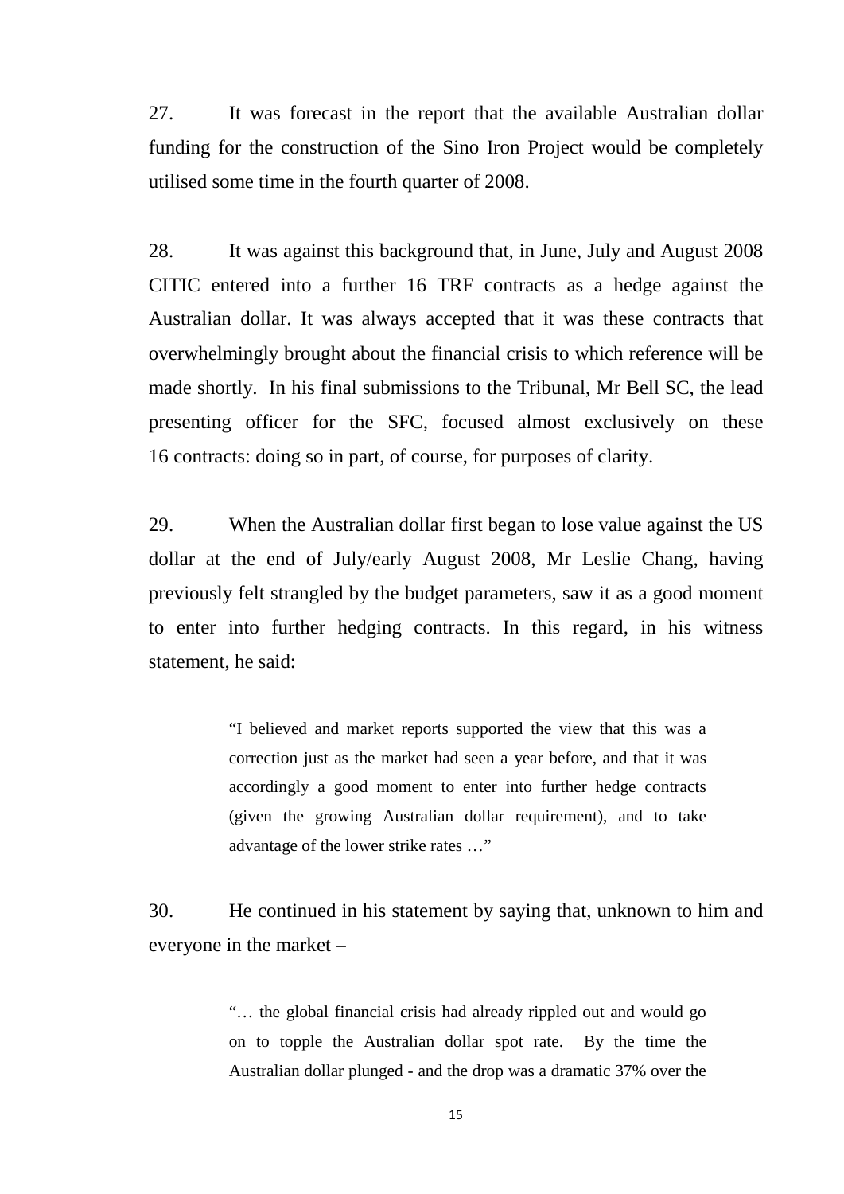27. It was forecast in the report that the available Australian dollar funding for the construction of the Sino Iron Project would be completely utilised some time in the fourth quarter of 2008.

28. It was against this background that, in June, July and August 2008 CITIC entered into a further 16 TRF contracts as a hedge against the Australian dollar. It was always accepted that it was these contracts that overwhelmingly brought about the financial crisis to which reference will be made shortly. In his final submissions to the Tribunal, Mr Bell SC, the lead presenting officer for the SFC, focused almost exclusively on these 16 contracts: doing so in part, of course, for purposes of clarity.

29. When the Australian dollar first began to lose value against the US dollar at the end of July/early August 2008, Mr Leslie Chang, having previously felt strangled by the budget parameters, saw it as a good moment to enter into further hedging contracts. In this regard, in his witness statement, he said:

> "I believed and market reports supported the view that this was a correction just as the market had seen a year before, and that it was accordingly a good moment to enter into further hedge contracts (given the growing Australian dollar requirement), and to take advantage of the lower strike rates …"

30. He continued in his statement by saying that, unknown to him and everyone in the market –

> "… the global financial crisis had already rippled out and would go on to topple the Australian dollar spot rate. By the time the Australian dollar plunged - and the drop was a dramatic 37% over the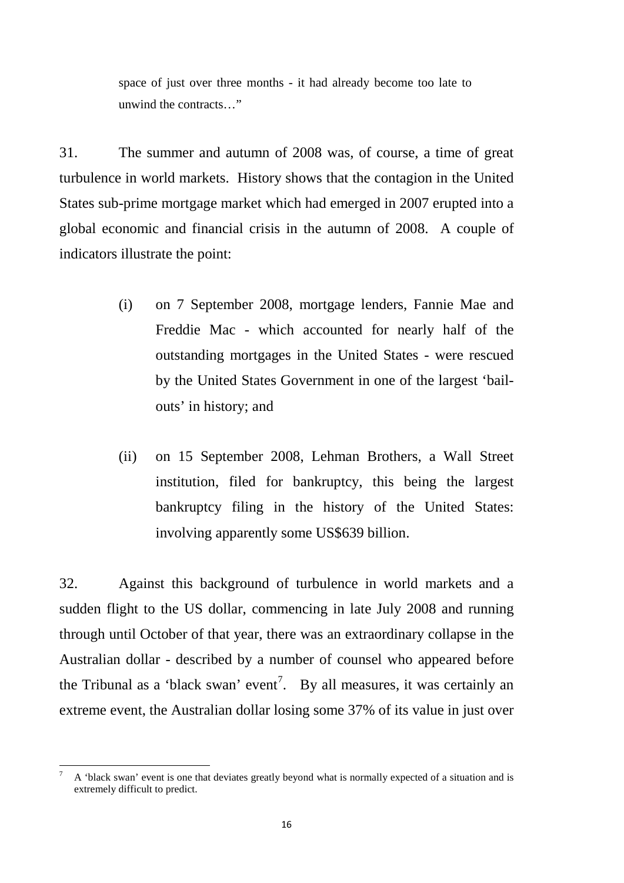space of just over three months - it had already become too late to unwind the contracts…"

31. The summer and autumn of 2008 was, of course, a time of great turbulence in world markets. History shows that the contagion in the United States sub-prime mortgage market which had emerged in 2007 erupted into a global economic and financial crisis in the autumn of 2008. A couple of indicators illustrate the point:

(i) on 7 September 2008, mortgage lenders, Fannie Mae and Freddie Mac - which accounted for nearly half of the outstanding mortgages in the United States - were rescued by the United States Government in one of the largest 'bail-outs' in history; and

(ii) on 15 September 2008, Lehman Brothers, a Wall Street institution, filed for bankruptcy, this being the largest bankruptcy filing in the history of the United States: involving apparently some US$639 billion.

32. Against this background of turbulence in world markets and a sudden flight to the US dollar, commencing in late July 2008 and running through until October of that year, there was an extraordinary collapse in the Australian dollar - described by a number of counsel who appeared before the Tribunal as a 'black swan' event[7]. By all measures, it was certainly an extreme event, the Australian dollar losing some 37% of its value in just over

[7] A 'black swan' event is one that deviates greatly beyond what is normally expected of a situation and is extremely difficult to predict.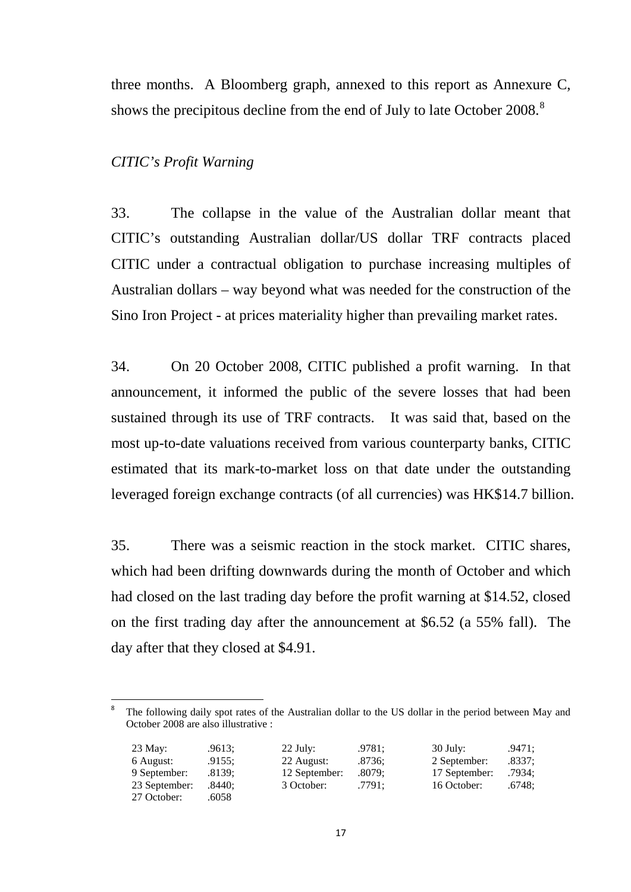three months. A Bloomberg graph, annexed to this report as Annexure C, shows the precipitous decline from the end of July to late October 2008.[8]

*CITIC's Profit Warning*

33. The collapse in the value of the Australian dollar meant that CITIC's outstanding Australian dollar/US dollar TRF contracts placed CITIC under a contractual obligation to purchase increasing multiples of Australian dollars – way beyond what was needed for the construction of the Sino Iron Project - at prices materiality higher than prevailing market rates.

34. On 20 October 2008, CITIC published a profit warning. In that announcement, it informed the public of the severe losses that had been sustained through its use of TRF contracts. It was said that, based on the most up-to-date valuations received from various counterparty banks, CITIC estimated that its mark-to-market loss on that date under the outstanding leveraged foreign exchange contracts (of all currencies) was HK$14.7 billion.

35. There was a seismic reaction in the stock market. CITIC shares, which had been drifting downwards during the month of October and which had closed on the last trading day before the profit warning at $14.52, closed on the first trading day after the announcement at $6.52 (a 55% fall). The day after that they closed at $4.91.

---

[8] The following daily spot rates of the Australian dollar to the US dollar in the period between May and October 2008 are also illustrative :

| | | | | | |
|---|---|---|---|---|---|
| 23 May: | .9613; | 22 July: | .9781; | 30 July: | .9471; |
| 6 August: | .9155; | 22 August: | .8736; | 2 September: | .8337; |
| 9 September: | .8139; | 12 September: | .8079; | 17 September: | .7934; |
| 23 September: | .8440; | 3 October: | .7791; | 16 October: | .6748; |
| 27 October: | .6058 | | | | |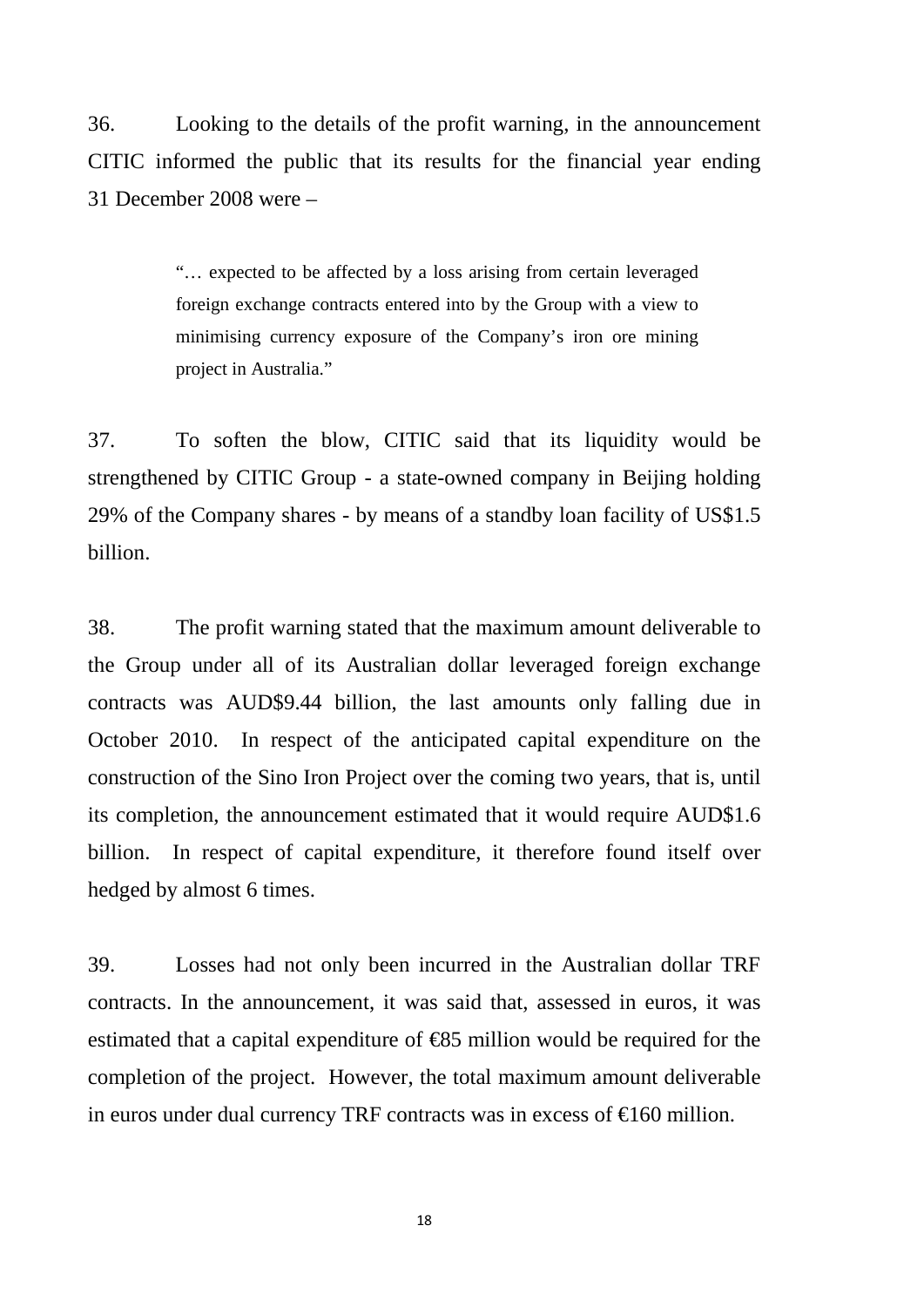36. Looking to the details of the profit warning, in the announcement CITIC informed the public that its results for the financial year ending 31 December 2008 were –

> "… expected to be affected by a loss arising from certain leveraged foreign exchange contracts entered into by the Group with a view to minimising currency exposure of the Company's iron ore mining project in Australia."

37. To soften the blow, CITIC said that its liquidity would be strengthened by CITIC Group - a state-owned company in Beijing holding 29% of the Company shares - by means of a standby loan facility of US$1.5 billion.

38. The profit warning stated that the maximum amount deliverable to the Group under all of its Australian dollar leveraged foreign exchange contracts was AUD$9.44 billion, the last amounts only falling due in October 2010. In respect of the anticipated capital expenditure on the construction of the Sino Iron Project over the coming two years, that is, until its completion, the announcement estimated that it would require AUD$1.6 billion. In respect of capital expenditure, it therefore found itself over hedged by almost 6 times.

39. Losses had not only been incurred in the Australian dollar TRF contracts. In the announcement, it was said that, assessed in euros, it was estimated that a capital expenditure of €85 million would be required for the completion of the project. However, the total maximum amount deliverable in euros under dual currency TRF contracts was in excess of €160 million.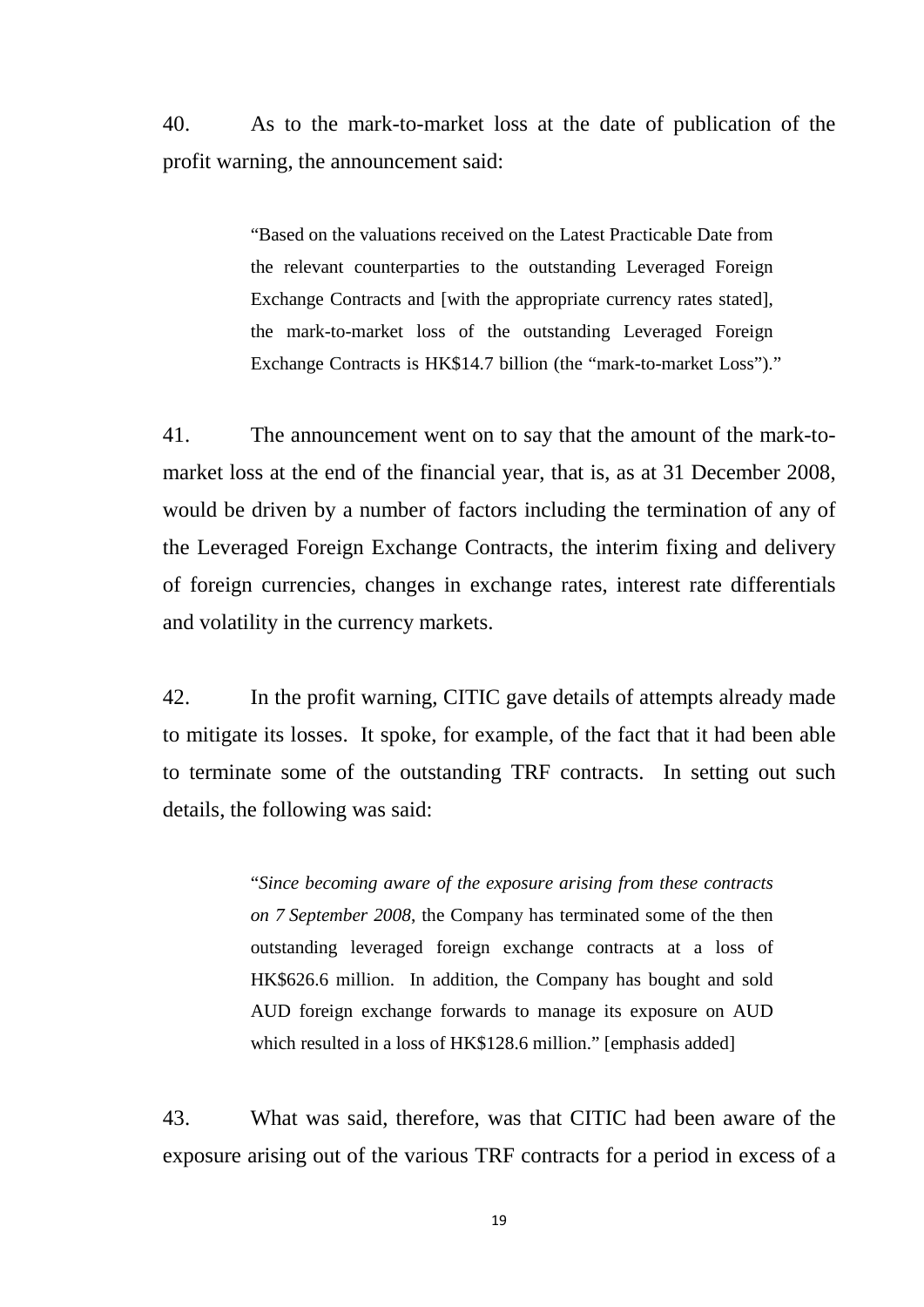40. As to the mark-to-market loss at the date of publication of the profit warning, the announcement said:

> "Based on the valuations received on the Latest Practicable Date from the relevant counterparties to the outstanding Leveraged Foreign Exchange Contracts and [with the appropriate currency rates stated], the mark-to-market loss of the outstanding Leveraged Foreign Exchange Contracts is HK$14.7 billion (the "mark-to-market Loss")."

41. The announcement went on to say that the amount of the mark-to-market loss at the end of the financial year, that is, as at 31 December 2008, would be driven by a number of factors including the termination of any of the Leveraged Foreign Exchange Contracts, the interim fixing and delivery of foreign currencies, changes in exchange rates, interest rate differentials and volatility in the currency markets.

42. In the profit warning, CITIC gave details of attempts already made to mitigate its losses. It spoke, for example, of the fact that it had been able to terminate some of the outstanding TRF contracts. In setting out such details, the following was said:

> "*Since becoming aware of the exposure arising from these contracts on 7 September 2008*, the Company has terminated some of the then outstanding leveraged foreign exchange contracts at a loss of HK$626.6 million. In addition, the Company has bought and sold AUD foreign exchange forwards to manage its exposure on AUD which resulted in a loss of HK$128.6 million." [emphasis added]

43. What was said, therefore, was that CITIC had been aware of the exposure arising out of the various TRF contracts for a period in excess of a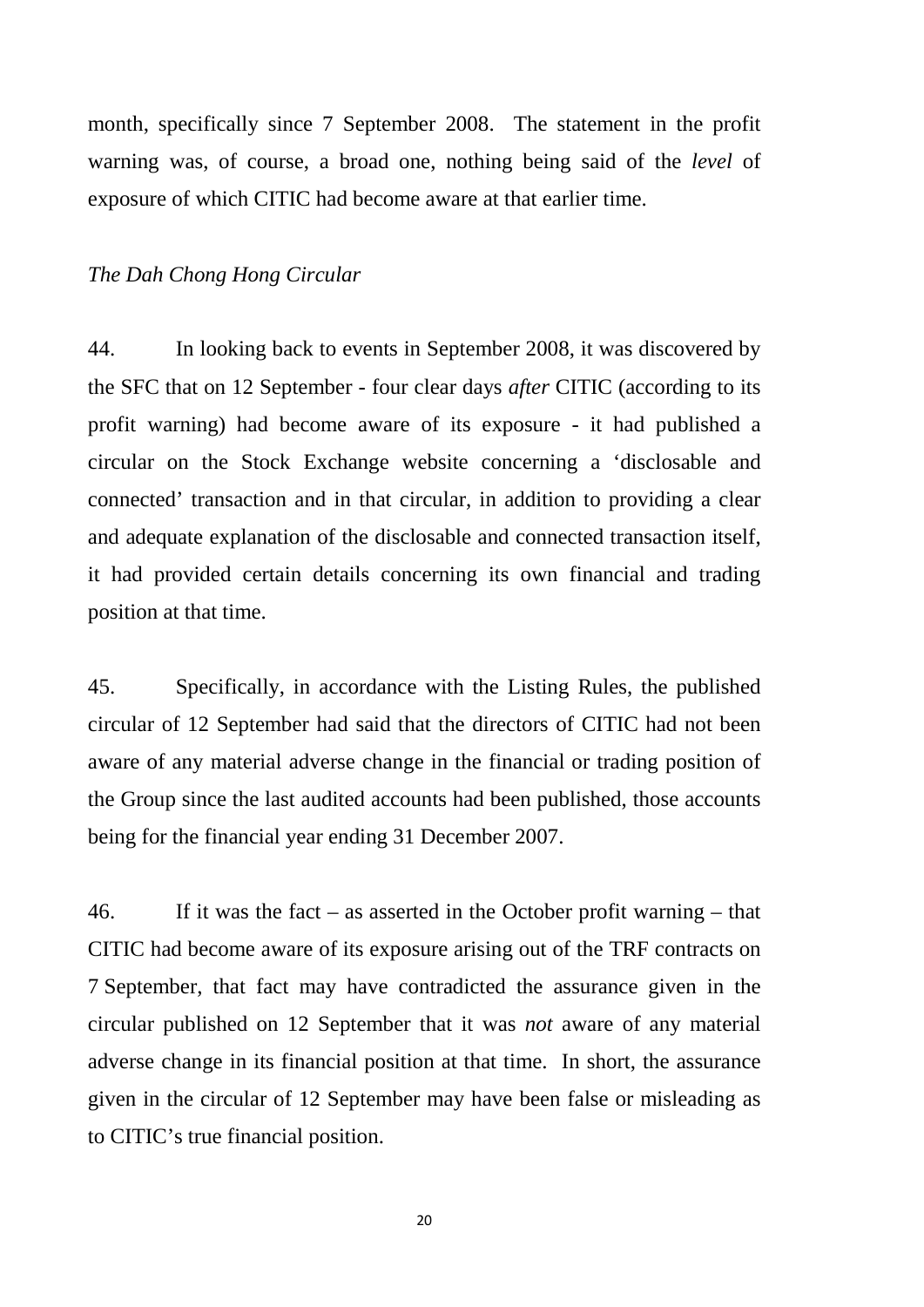month, specifically since 7 September 2008. The statement in the profit warning was, of course, a broad one, nothing being said of the *level* of exposure of which CITIC had become aware at that earlier time.

*The Dah Chong Hong Circular*

44. In looking back to events in September 2008, it was discovered by the SFC that on 12 September - four clear days *after* CITIC (according to its profit warning) had become aware of its exposure - it had published a circular on the Stock Exchange website concerning a 'disclosable and connected' transaction and in that circular, in addition to providing a clear and adequate explanation of the disclosable and connected transaction itself, it had provided certain details concerning its own financial and trading position at that time.

45. Specifically, in accordance with the Listing Rules, the published circular of 12 September had said that the directors of CITIC had not been aware of any material adverse change in the financial or trading position of the Group since the last audited accounts had been published, those accounts being for the financial year ending 31 December 2007.

46. If it was the fact – as asserted in the October profit warning – that CITIC had become aware of its exposure arising out of the TRF contracts on 7 September, that fact may have contradicted the assurance given in the circular published on 12 September that it was *not* aware of any material adverse change in its financial position at that time. In short, the assurance given in the circular of 12 September may have been false or misleading as to CITIC's true financial position.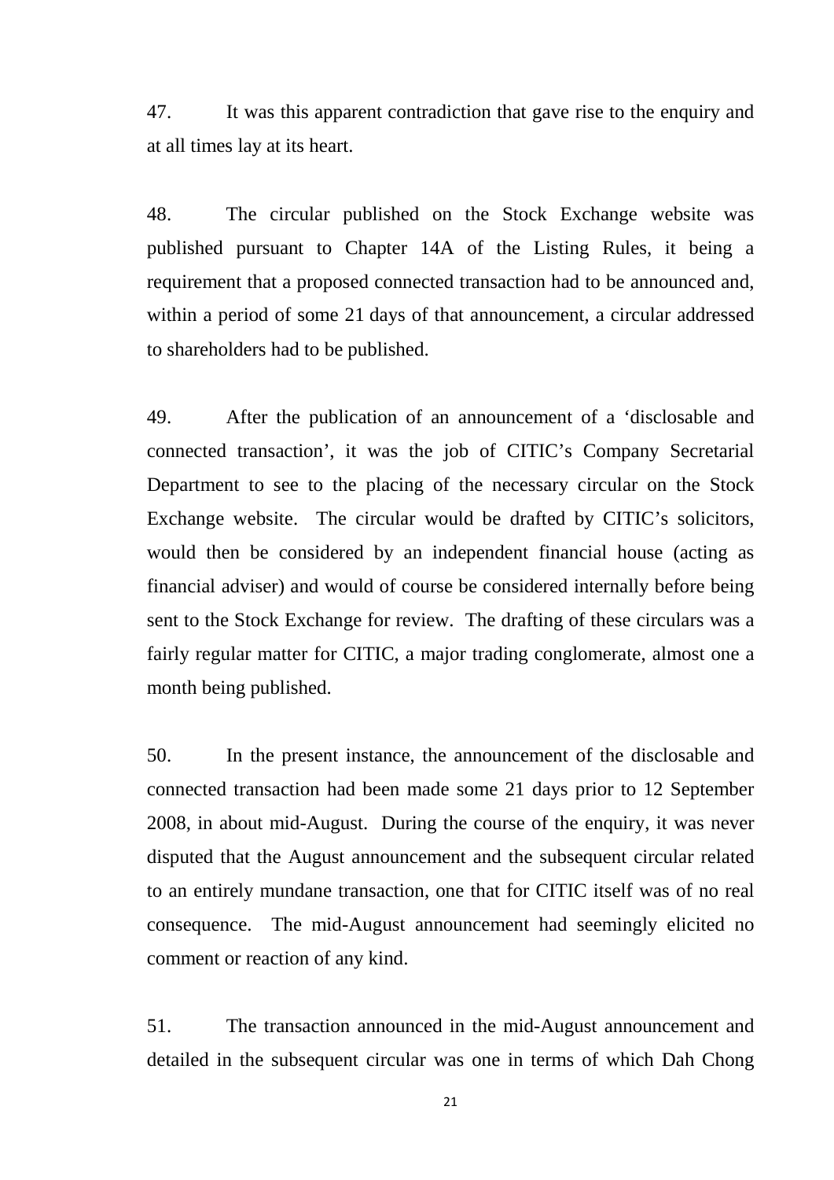47. It was this apparent contradiction that gave rise to the enquiry and at all times lay at its heart.

48. The circular published on the Stock Exchange website was published pursuant to Chapter 14A of the Listing Rules, it being a requirement that a proposed connected transaction had to be announced and, within a period of some 21 days of that announcement, a circular addressed to shareholders had to be published.

49. After the publication of an announcement of a 'disclosable and connected transaction', it was the job of CITIC's Company Secretarial Department to see to the placing of the necessary circular on the Stock Exchange website. The circular would be drafted by CITIC's solicitors, would then be considered by an independent financial house (acting as financial adviser) and would of course be considered internally before being sent to the Stock Exchange for review. The drafting of these circulars was a fairly regular matter for CITIC, a major trading conglomerate, almost one a month being published.

50. In the present instance, the announcement of the disclosable and connected transaction had been made some 21 days prior to 12 September 2008, in about mid-August. During the course of the enquiry, it was never disputed that the August announcement and the subsequent circular related to an entirely mundane transaction, one that for CITIC itself was of no real consequence. The mid-August announcement had seemingly elicited no comment or reaction of any kind.

51. The transaction announced in the mid-August announcement and detailed in the subsequent circular was one in terms of which Dah Chong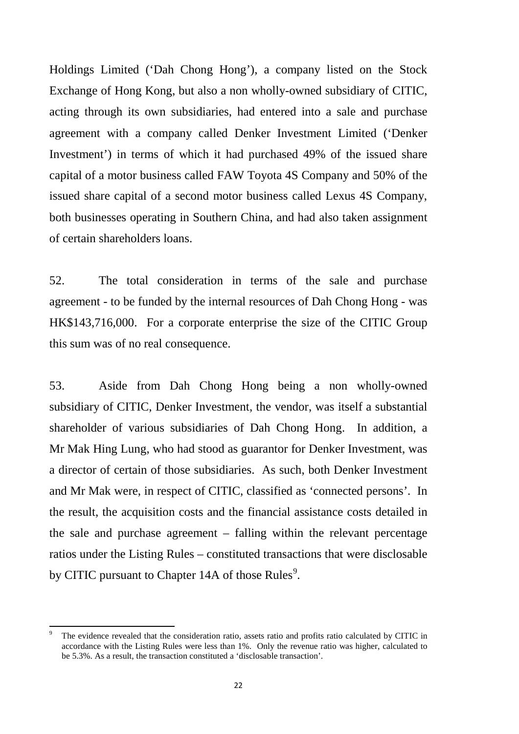Holdings Limited ('Dah Chong Hong'), a company listed on the Stock Exchange of Hong Kong, but also a non wholly-owned subsidiary of CITIC, acting through its own subsidiaries, had entered into a sale and purchase agreement with a company called Denker Investment Limited ('Denker Investment') in terms of which it had purchased 49% of the issued share capital of a motor business called FAW Toyota 4S Company and 50% of the issued share capital of a second motor business called Lexus 4S Company, both businesses operating in Southern China, and had also taken assignment of certain shareholders loans.

52. The total consideration in terms of the sale and purchase agreement - to be funded by the internal resources of Dah Chong Hong - was HK$143,716,000. For a corporate enterprise the size of the CITIC Group this sum was of no real consequence.

53. Aside from Dah Chong Hong being a non wholly-owned subsidiary of CITIC, Denker Investment, the vendor, was itself a substantial shareholder of various subsidiaries of Dah Chong Hong. In addition, a Mr Mak Hing Lung, who had stood as guarantor for Denker Investment, was a director of certain of those subsidiaries. As such, both Denker Investment and Mr Mak were, in respect of CITIC, classified as 'connected persons'. In the result, the acquisition costs and the financial assistance costs detailed in the sale and purchase agreement – falling within the relevant percentage ratios under the Listing Rules – constituted transactions that were disclosable by CITIC pursuant to Chapter 14A of those Rules[9].

[9] The evidence revealed that the consideration ratio, assets ratio and profits ratio calculated by CITIC in accordance with the Listing Rules were less than 1%. Only the revenue ratio was higher, calculated to be 5.3%. As a result, the transaction constituted a 'disclosable transaction'.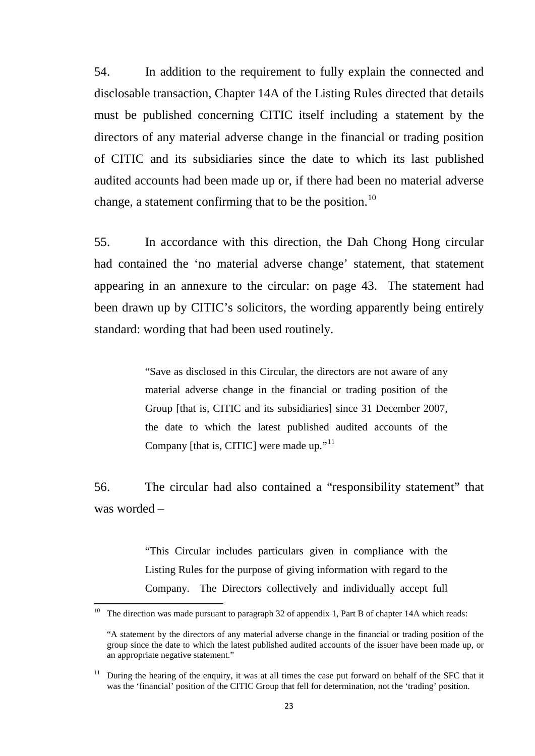54. In addition to the requirement to fully explain the connected and disclosable transaction, Chapter 14A of the Listing Rules directed that details must be published concerning CITIC itself including a statement by the directors of any material adverse change in the financial or trading position of CITIC and its subsidiaries since the date to which its last published audited accounts had been made up or, if there had been no material adverse change, a statement confirming that to be the position.[10]

55. In accordance with this direction, the Dah Chong Hong circular had contained the 'no material adverse change' statement, that statement appearing in an annexure to the circular: on page 43. The statement had been drawn up by CITIC's solicitors, the wording apparently being entirely standard: wording that had been used routinely.

> "Save as disclosed in this Circular, the directors are not aware of any material adverse change in the financial or trading position of the Group [that is, CITIC and its subsidiaries] since 31 December 2007, the date to which the latest published audited accounts of the Company [that is, CITIC] were made up."[11]

56. The circular had also contained a "responsibility statement" that was worded –

> "This Circular includes particulars given in compliance with the Listing Rules for the purpose of giving information with regard to the Company. The Directors collectively and individually accept full

---

[10] The direction was made pursuant to paragraph 32 of appendix 1, Part B of chapter 14A which reads:

"A statement by the directors of any material adverse change in the financial or trading position of the group since the date to which the latest published audited accounts of the issuer have been made up, or an appropriate negative statement."

[11] During the hearing of the enquiry, it was at all times the case put forward on behalf of the SFC that it was the 'financial' position of the CITIC Group that fell for determination, not the 'trading' position.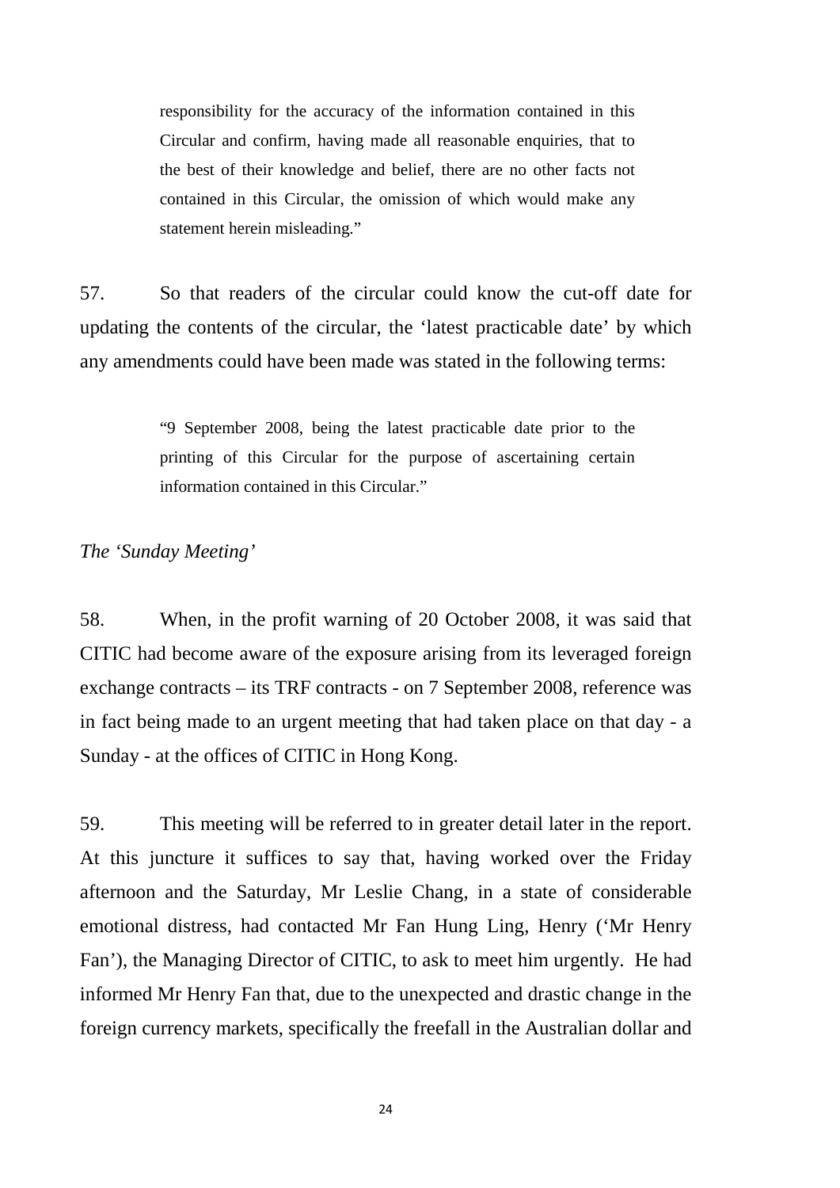> responsibility for the accuracy of the information contained in this Circular and confirm, having made all reasonable enquiries, that to the best of their knowledge and belief, there are no other facts not contained in this Circular, the omission of which would make any statement herein misleading."

57. So that readers of the circular could know the cut-off date for updating the contents of the circular, the 'latest practicable date' by which any amendments could have been made was stated in the following terms:

> "9 September 2008, being the latest practicable date prior to the printing of this Circular for the purpose of ascertaining certain information contained in this Circular."

*The 'Sunday Meeting'*

58. When, in the profit warning of 20 October 2008, it was said that CITIC had become aware of the exposure arising from its leveraged foreign exchange contracts – its TRF contracts - on 7 September 2008, reference was in fact being made to an urgent meeting that had taken place on that day - a Sunday - at the offices of CITIC in Hong Kong.

59. This meeting will be referred to in greater detail later in the report. At this juncture it suffices to say that, having worked over the Friday afternoon and the Saturday, Mr Leslie Chang, in a state of considerable emotional distress, had contacted Mr Fan Hung Ling, Henry ('Mr Henry Fan'), the Managing Director of CITIC, to ask to meet him urgently. He had informed Mr Henry Fan that, due to the unexpected and drastic change in the foreign currency markets, specifically the freefall in the Australian dollar and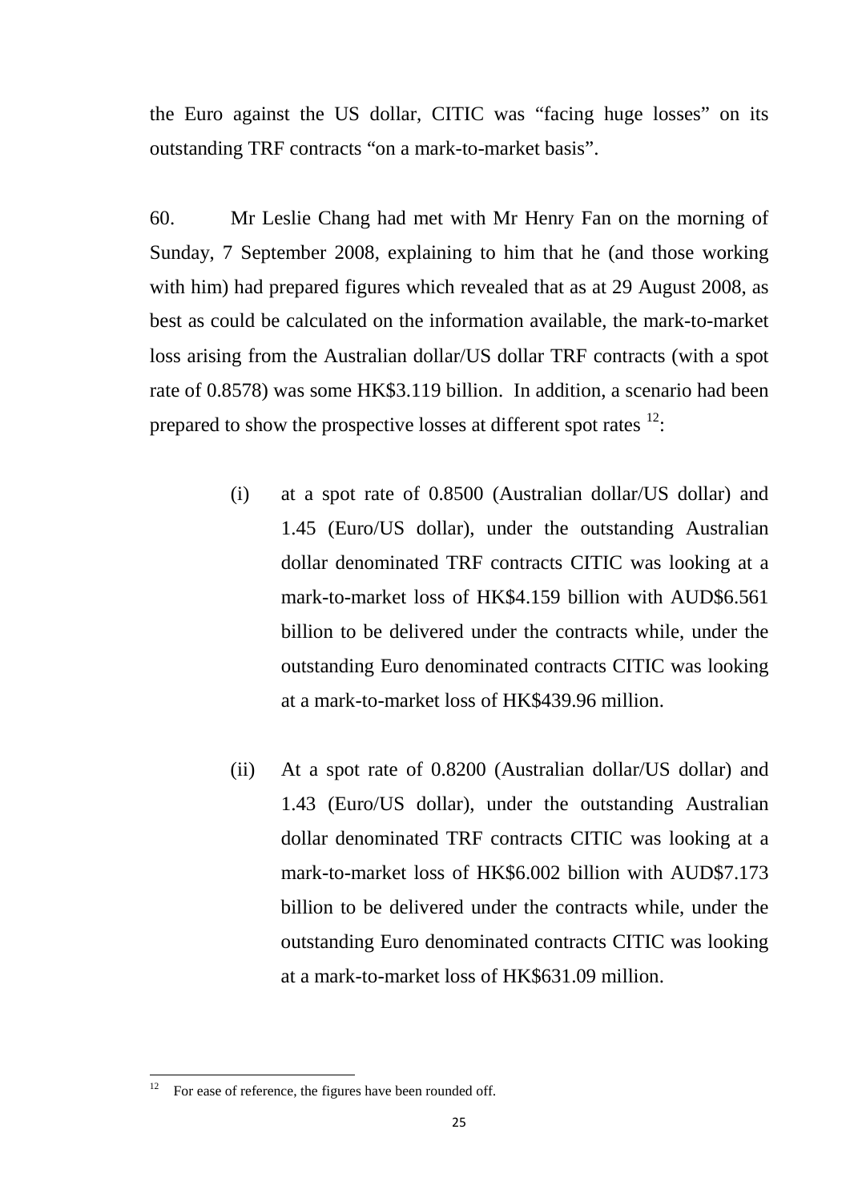the Euro against the US dollar, CITIC was "facing huge losses" on its outstanding TRF contracts "on a mark-to-market basis".

60. Mr Leslie Chang had met with Mr Henry Fan on the morning of Sunday, 7 September 2008, explaining to him that he (and those working with him) had prepared figures which revealed that as at 29 August 2008, as best as could be calculated on the information available, the mark-to-market loss arising from the Australian dollar/US dollar TRF contracts (with a spot rate of 0.8578) was some HK$3.119 billion. In addition, a scenario had been prepared to show the prospective losses at different spot rates [12]:

(i) at a spot rate of 0.8500 (Australian dollar/US dollar) and 1.45 (Euro/US dollar), under the outstanding Australian dollar denominated TRF contracts CITIC was looking at a mark-to-market loss of HK$4.159 billion with AUD$6.561 billion to be delivered under the contracts while, under the outstanding Euro denominated contracts CITIC was looking at a mark-to-market loss of HK$439.96 million.

(ii) At a spot rate of 0.8200 (Australian dollar/US dollar) and 1.43 (Euro/US dollar), under the outstanding Australian dollar denominated TRF contracts CITIC was looking at a mark-to-market loss of HK$6.002 billion with AUD$7.173 billion to be delivered under the contracts while, under the outstanding Euro denominated contracts CITIC was looking at a mark-to-market loss of HK$631.09 million.

[12] For ease of reference, the figures have been rounded off.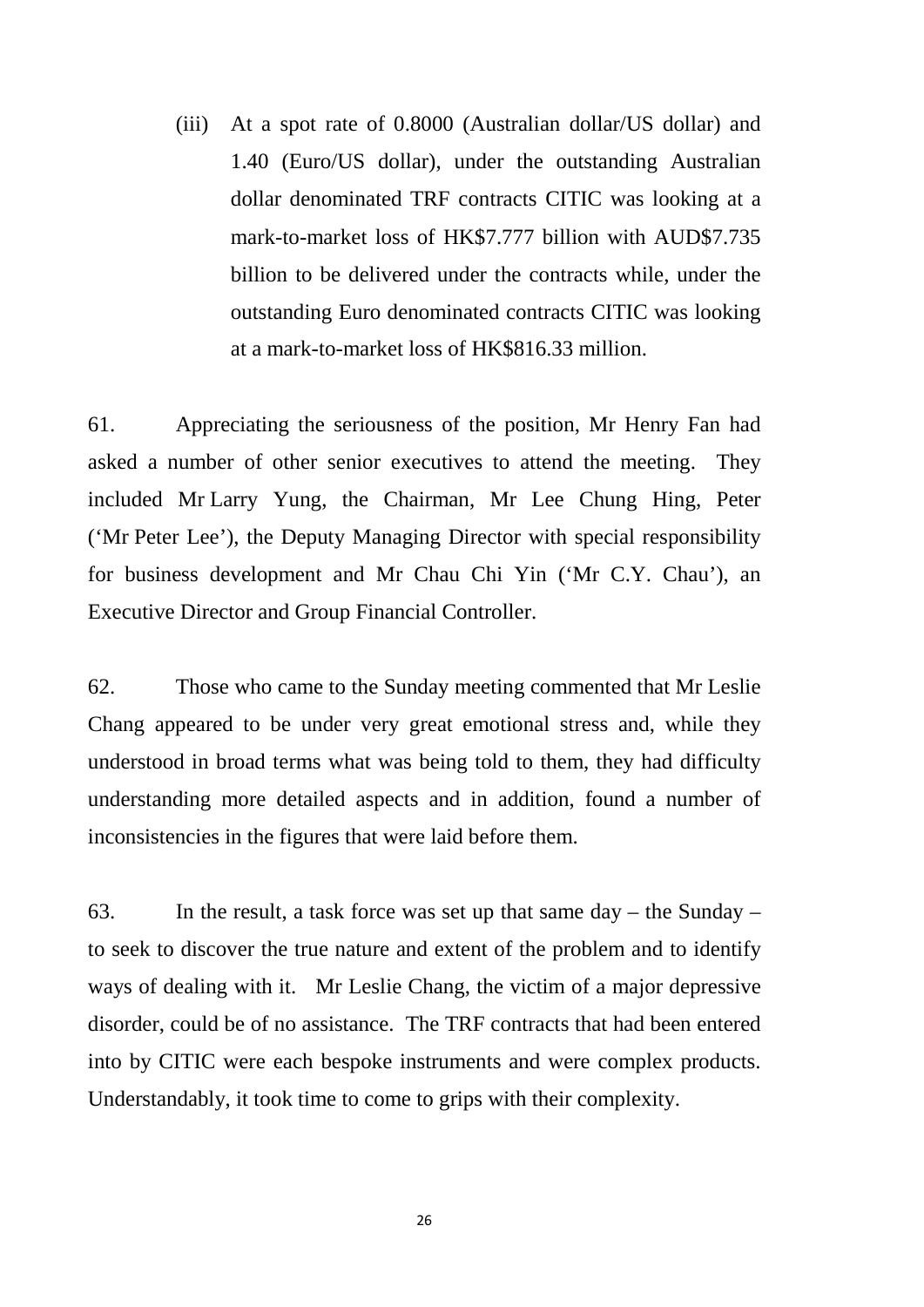(iii) At a spot rate of 0.8000 (Australian dollar/US dollar) and 1.40 (Euro/US dollar), under the outstanding Australian dollar denominated TRF contracts CITIC was looking at a mark-to-market loss of HK$7.777 billion with AUD$7.735 billion to be delivered under the contracts while, under the outstanding Euro denominated contracts CITIC was looking at a mark-to-market loss of HK$816.33 million.

61. Appreciating the seriousness of the position, Mr Henry Fan had asked a number of other senior executives to attend the meeting. They included Mr Larry Yung, the Chairman, Mr Lee Chung Hing, Peter ('Mr Peter Lee'), the Deputy Managing Director with special responsibility for business development and Mr Chau Chi Yin ('Mr C.Y. Chau'), an Executive Director and Group Financial Controller.

62. Those who came to the Sunday meeting commented that Mr Leslie Chang appeared to be under very great emotional stress and, while they understood in broad terms what was being told to them, they had difficulty understanding more detailed aspects and in addition, found a number of inconsistencies in the figures that were laid before them.

63. In the result, a task force was set up that same day – the Sunday – to seek to discover the true nature and extent of the problem and to identify ways of dealing with it. Mr Leslie Chang, the victim of a major depressive disorder, could be of no assistance. The TRF contracts that had been entered into by CITIC were each bespoke instruments and were complex products. Understandably, it took time to come to grips with their complexity.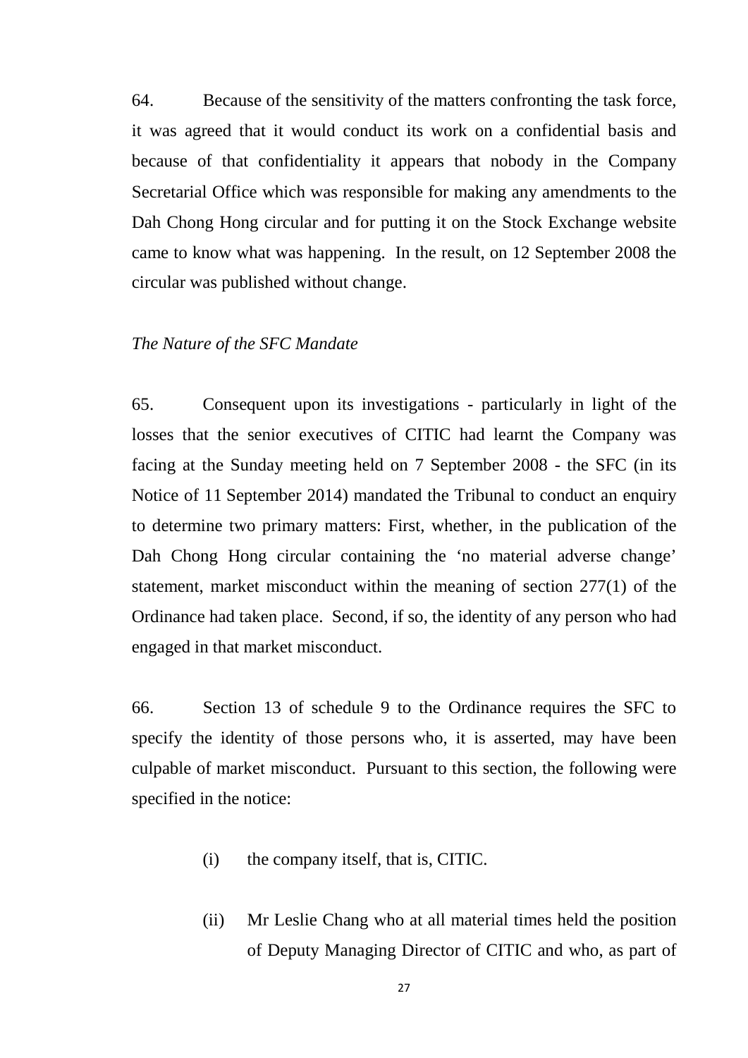64. Because of the sensitivity of the matters confronting the task force, it was agreed that it would conduct its work on a confidential basis and because of that confidentiality it appears that nobody in the Company Secretarial Office which was responsible for making any amendments to the Dah Chong Hong circular and for putting it on the Stock Exchange website came to know what was happening. In the result, on 12 September 2008 the circular was published without change.

*The Nature of the SFC Mandate*

65. Consequent upon its investigations - particularly in light of the losses that the senior executives of CITIC had learnt the Company was facing at the Sunday meeting held on 7 September 2008 - the SFC (in its Notice of 11 September 2014) mandated the Tribunal to conduct an enquiry to determine two primary matters: First, whether, in the publication of the Dah Chong Hong circular containing the 'no material adverse change' statement, market misconduct within the meaning of section 277(1) of the Ordinance had taken place. Second, if so, the identity of any person who had engaged in that market misconduct.

66. Section 13 of schedule 9 to the Ordinance requires the SFC to specify the identity of those persons who, it is asserted, may have been culpable of market misconduct. Pursuant to this section, the following were specified in the notice:

(i) the company itself, that is, CITIC.

(ii) Mr Leslie Chang who at all material times held the position of Deputy Managing Director of CITIC and who, as part of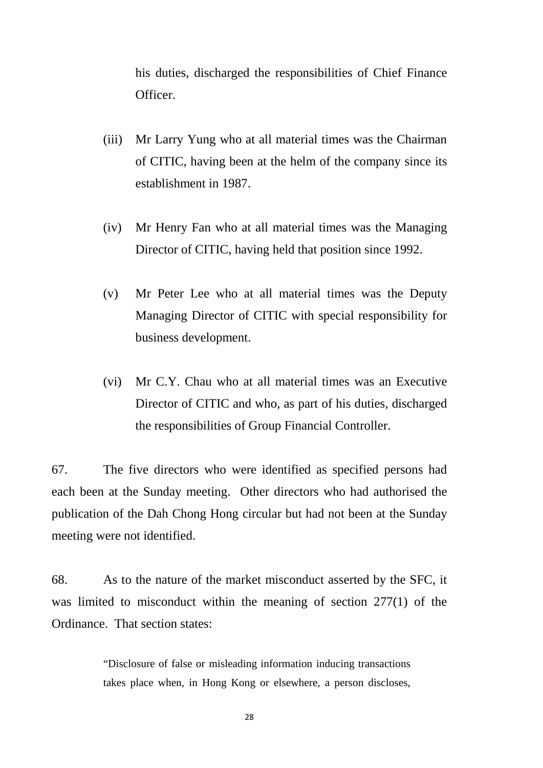his duties, discharged the responsibilities of Chief Finance Officer.

(iii) Mr Larry Yung who at all material times was the Chairman of CITIC, having been at the helm of the company since its establishment in 1987.

(iv) Mr Henry Fan who at all material times was the Managing Director of CITIC, having held that position since 1992.

(v) Mr Peter Lee who at all material times was the Deputy Managing Director of CITIC with special responsibility for business development.

(vi) Mr C.Y. Chau who at all material times was an Executive Director of CITIC and who, as part of his duties, discharged the responsibilities of Group Financial Controller.

67. The five directors who were identified as specified persons had each been at the Sunday meeting. Other directors who had authorised the publication of the Dah Chong Hong circular but had not been at the Sunday meeting were not identified.

68. As to the nature of the market misconduct asserted by the SFC, it was limited to misconduct within the meaning of section 277(1) of the Ordinance. That section states:

> "Disclosure of false or misleading information inducing transactions takes place when, in Hong Kong or elsewhere, a person discloses,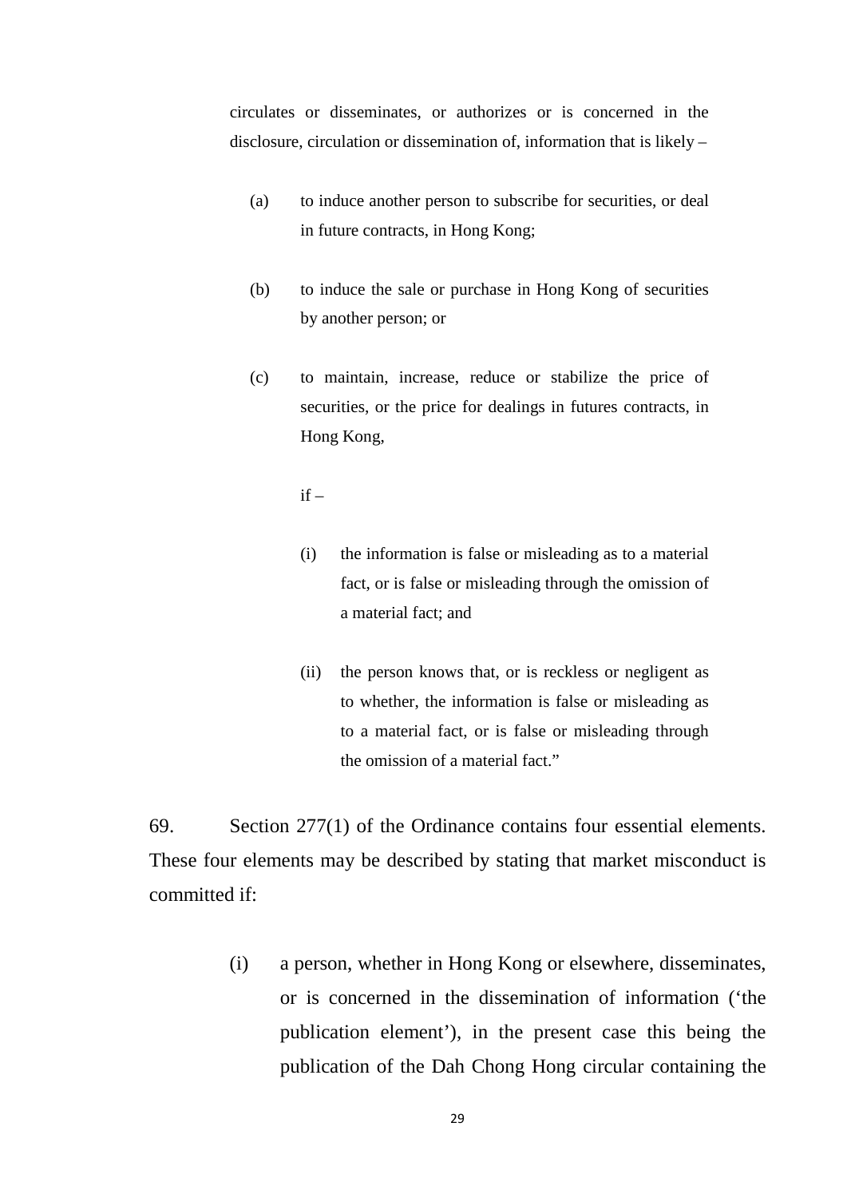circulates or disseminates, or authorizes or is concerned in the disclosure, circulation or dissemination of, information that is likely –

> (a) to induce another person to subscribe for securities, or deal in future contracts, in Hong Kong;
>
> (b) to induce the sale or purchase in Hong Kong of securities by another person; or
>
> (c) to maintain, increase, reduce or stabilize the price of securities, or the price for dealings in futures contracts, in Hong Kong,
>
> if –
>
> > (i) the information is false or misleading as to a material fact, or is false or misleading through the omission of a material fact; and
> >
> > (ii) the person knows that, or is reckless or negligent as to whether, the information is false or misleading as to a material fact, or is false or misleading through the omission of a material fact."

69. Section 277(1) of the Ordinance contains four essential elements. These four elements may be described by stating that market misconduct is committed if:

> (i) a person, whether in Hong Kong or elsewhere, disseminates, or is concerned in the dissemination of information ('the publication element'), in the present case this being the publication of the Dah Chong Hong circular containing the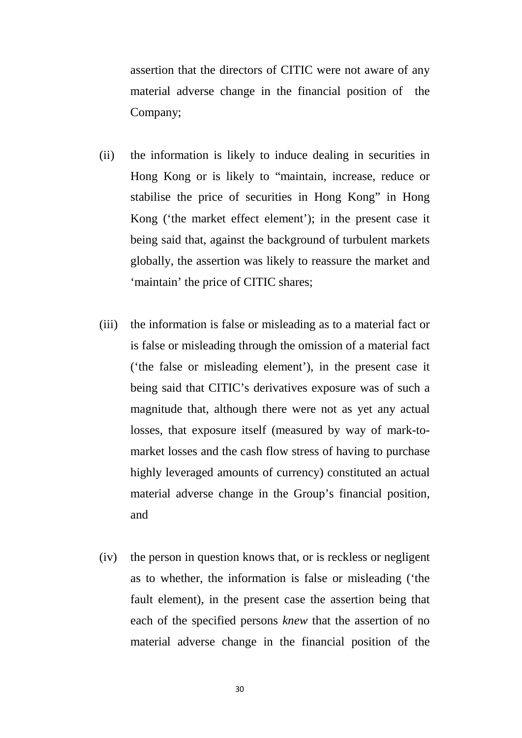assertion that the directors of CITIC were not aware of any material adverse change in the financial position of the Company;

(ii) the information is likely to induce dealing in securities in Hong Kong or is likely to "maintain, increase, reduce or stabilise the price of securities in Hong Kong" in Hong Kong ('the market effect element'); in the present case it being said that, against the background of turbulent markets globally, the assertion was likely to reassure the market and 'maintain' the price of CITIC shares;

(iii) the information is false or misleading as to a material fact or is false or misleading through the omission of a material fact ('the false or misleading element'), in the present case it being said that CITIC's derivatives exposure was of such a magnitude that, although there were not as yet any actual losses, that exposure itself (measured by way of mark-to-market losses and the cash flow stress of having to purchase highly leveraged amounts of currency) constituted an actual material adverse change in the Group's financial position, and

(iv) the person in question knows that, or is reckless or negligent as to whether, the information is false or misleading ('the fault element), in the present case the assertion being that each of the specified persons *knew* that the assertion of no material adverse change in the financial position of the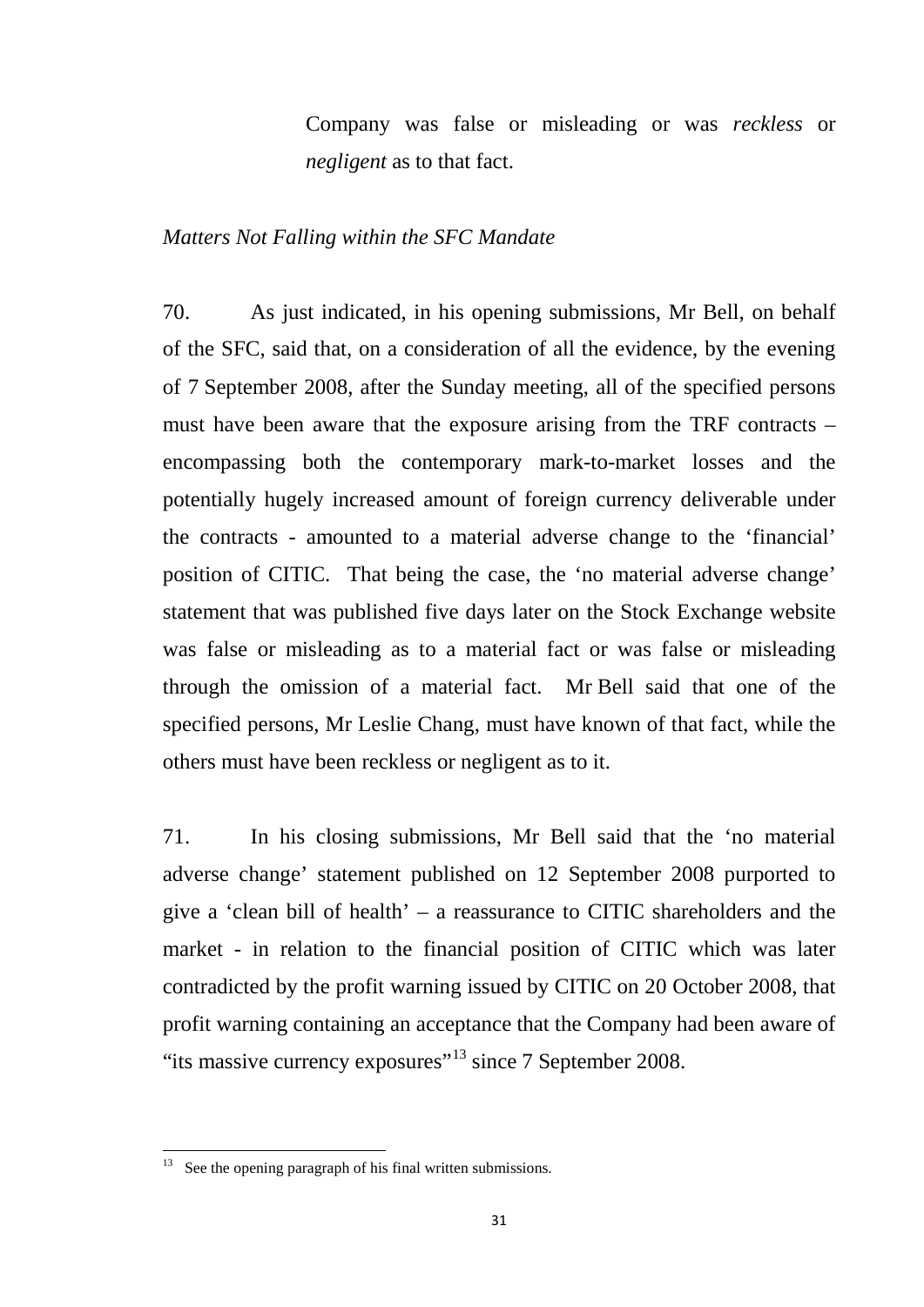Company was false or misleading or was *reckless* or *negligent* as to that fact.

*Matters Not Falling within the SFC Mandate*

70. As just indicated, in his opening submissions, Mr Bell, on behalf of the SFC, said that, on a consideration of all the evidence, by the evening of 7 September 2008, after the Sunday meeting, all of the specified persons must have been aware that the exposure arising from the TRF contracts – encompassing both the contemporary mark-to-market losses and the potentially hugely increased amount of foreign currency deliverable under the contracts - amounted to a material adverse change to the 'financial' position of CITIC. That being the case, the 'no material adverse change' statement that was published five days later on the Stock Exchange website was false or misleading as to a material fact or was false or misleading through the omission of a material fact. Mr Bell said that one of the specified persons, Mr Leslie Chang, must have known of that fact, while the others must have been reckless or negligent as to it.

71. In his closing submissions, Mr Bell said that the 'no material adverse change' statement published on 12 September 2008 purported to give a 'clean bill of health' – a reassurance to CITIC shareholders and the market - in relation to the financial position of CITIC which was later contradicted by the profit warning issued by CITIC on 20 October 2008, that profit warning containing an acceptance that the Company had been aware of "its massive currency exposures"[13] since 7 September 2008.

[13] See the opening paragraph of his final written submissions.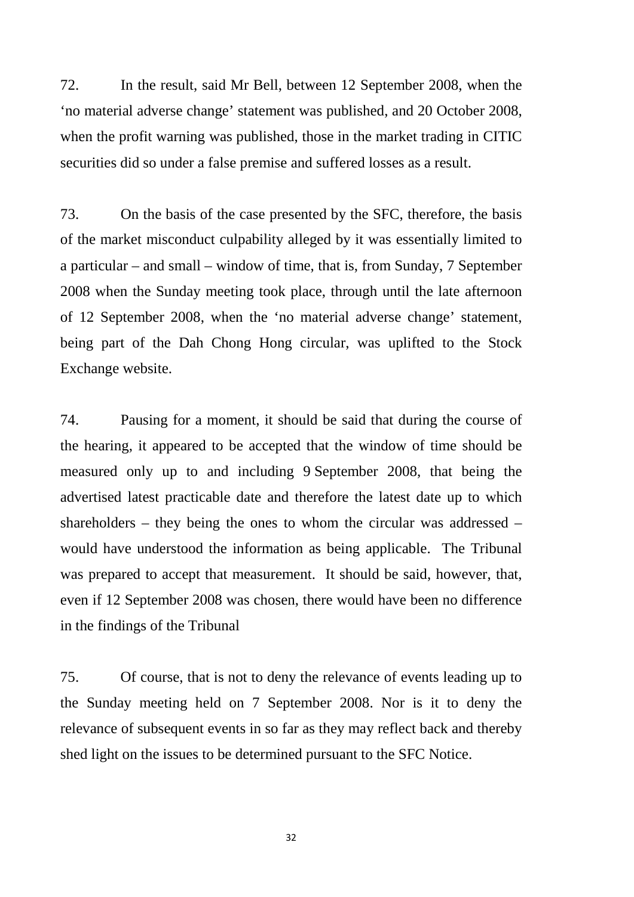72. In the result, said Mr Bell, between 12 September 2008, when the 'no material adverse change' statement was published, and 20 October 2008, when the profit warning was published, those in the market trading in CITIC securities did so under a false premise and suffered losses as a result.

73. On the basis of the case presented by the SFC, therefore, the basis of the market misconduct culpability alleged by it was essentially limited to a particular – and small – window of time, that is, from Sunday, 7 September 2008 when the Sunday meeting took place, through until the late afternoon of 12 September 2008, when the 'no material adverse change' statement, being part of the Dah Chong Hong circular, was uplifted to the Stock Exchange website.

74. Pausing for a moment, it should be said that during the course of the hearing, it appeared to be accepted that the window of time should be measured only up to and including 9 September 2008, that being the advertised latest practicable date and therefore the latest date up to which shareholders – they being the ones to whom the circular was addressed – would have understood the information as being applicable. The Tribunal was prepared to accept that measurement. It should be said, however, that, even if 12 September 2008 was chosen, there would have been no difference in the findings of the Tribunal

75. Of course, that is not to deny the relevance of events leading up to the Sunday meeting held on 7 September 2008. Nor is it to deny the relevance of subsequent events in so far as they may reflect back and thereby shed light on the issues to be determined pursuant to the SFC Notice.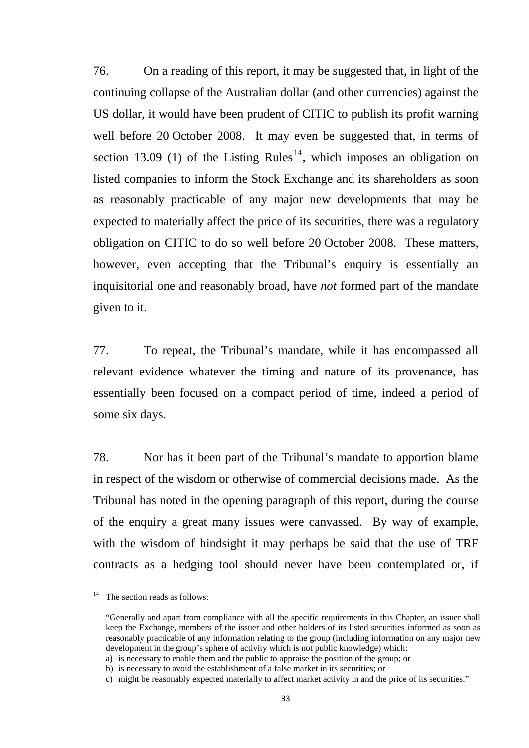76. On a reading of this report, it may be suggested that, in light of the continuing collapse of the Australian dollar (and other currencies) against the US dollar, it would have been prudent of CITIC to publish its profit warning well before 20 October 2008. It may even be suggested that, in terms of section 13.09 (1) of the Listing Rules[14], which imposes an obligation on listed companies to inform the Stock Exchange and its shareholders as soon as reasonably practicable of any major new developments that may be expected to materially affect the price of its securities, there was a regulatory obligation on CITIC to do so well before 20 October 2008. These matters, however, even accepting that the Tribunal's enquiry is essentially an inquisitorial one and reasonably broad, have *not* formed part of the mandate given to it.

77. To repeat, the Tribunal's mandate, while it has encompassed all relevant evidence whatever the timing and nature of its provenance, has essentially been focused on a compact period of time, indeed a period of some six days.

78. Nor has it been part of the Tribunal's mandate to apportion blame in respect of the wisdom or otherwise of commercial decisions made. As the Tribunal has noted in the opening paragraph of this report, during the course of the enquiry a great many issues were canvassed. By way of example, with the wisdom of hindsight it may perhaps be said that the use of TRF contracts as a hedging tool should never have been contemplated or, if

---

[14] The section reads as follows:

"Generally and apart from compliance with all the specific requirements in this Chapter, an issuer shall keep the Exchange, members of the issuer and other holders of its listed securities informed as soon as reasonably practicable of any information relating to the group (including information on any major new development in the group's sphere of activity which is not public knowledge) which:

a) is necessary to enable them and the public to appraise the position of the group; or
b) is necessary to avoid the establishment of a false market in its securities; or
c) might be reasonably expected materially to affect market activity in and the price of its securities."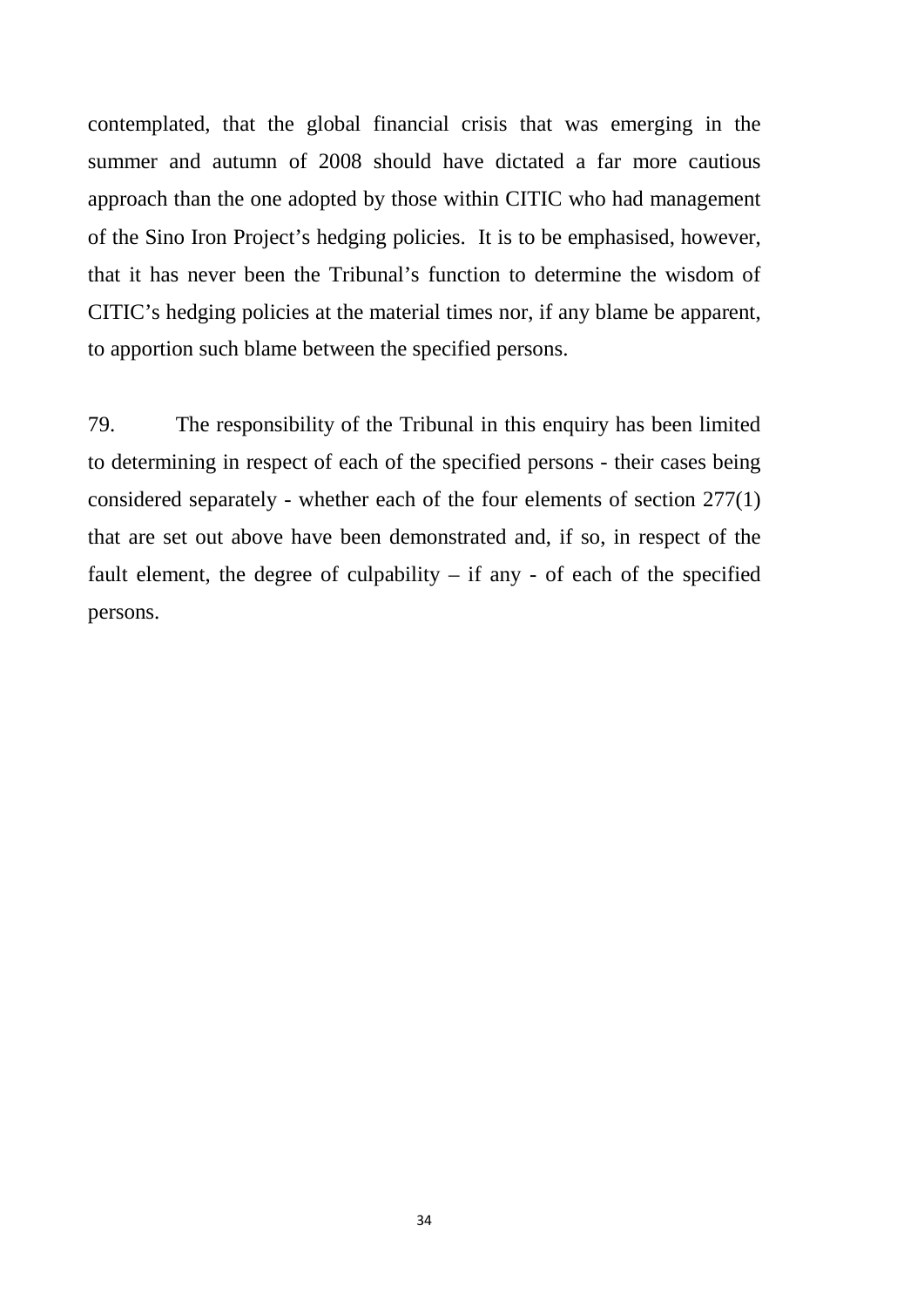contemplated, that the global financial crisis that was emerging in the summer and autumn of 2008 should have dictated a far more cautious approach than the one adopted by those within CITIC who had management of the Sino Iron Project's hedging policies. It is to be emphasised, however, that it has never been the Tribunal's function to determine the wisdom of CITIC's hedging policies at the material times nor, if any blame be apparent, to apportion such blame between the specified persons.

79. The responsibility of the Tribunal in this enquiry has been limited to determining in respect of each of the specified persons - their cases being considered separately - whether each of the four elements of section 277(1) that are set out above have been demonstrated and, if so, in respect of the fault element, the degree of culpability – if any - of each of the specified persons.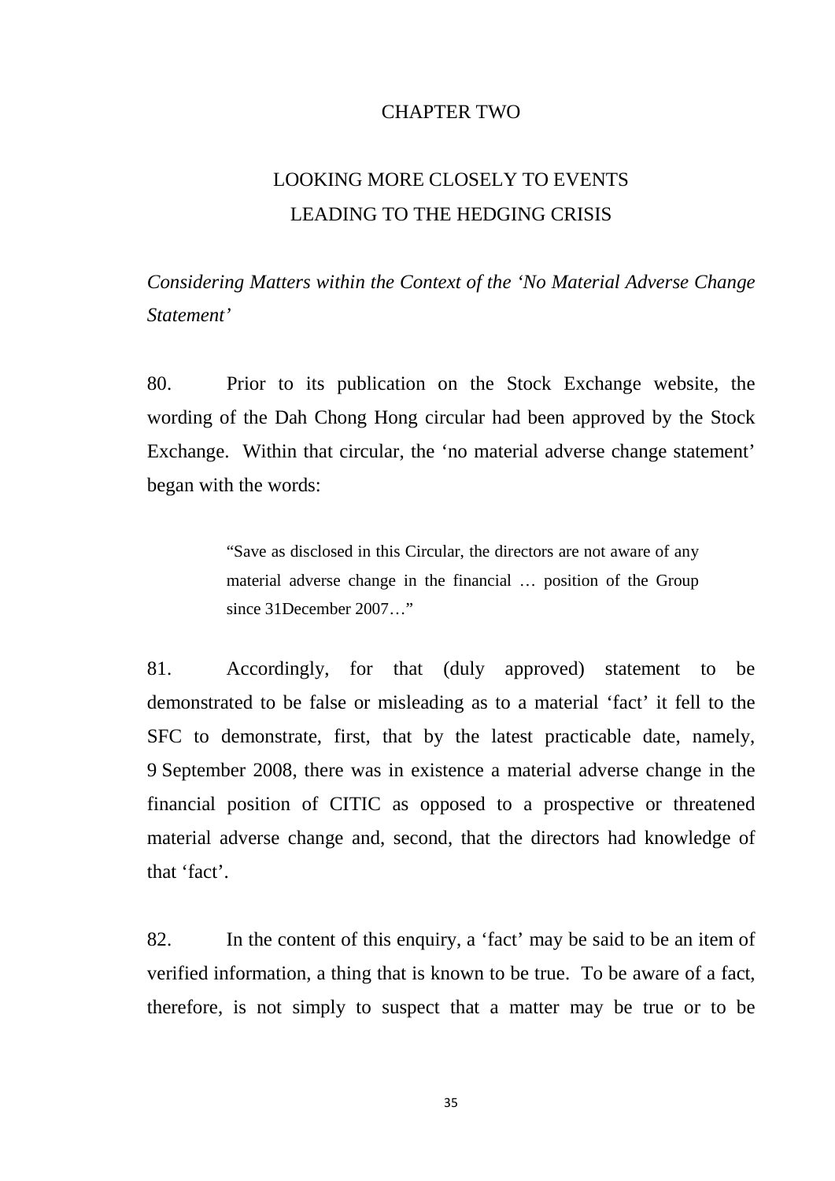# CHAPTER TWO

## LOOKING MORE CLOSELY TO EVENTS LEADING TO THE HEDGING CRISIS

*Considering Matters within the Context of the 'No Material Adverse Change Statement'*

80. Prior to its publication on the Stock Exchange website, the wording of the Dah Chong Hong circular had been approved by the Stock Exchange. Within that circular, the 'no material adverse change statement' began with the words:

> "Save as disclosed in this Circular, the directors are not aware of any material adverse change in the financial … position of the Group since 31December 2007…"

81. Accordingly, for that (duly approved) statement to be demonstrated to be false or misleading as to a material 'fact' it fell to the SFC to demonstrate, first, that by the latest practicable date, namely, 9 September 2008, there was in existence a material adverse change in the financial position of CITIC as opposed to a prospective or threatened material adverse change and, second, that the directors had knowledge of that 'fact'.

82. In the content of this enquiry, a 'fact' may be said to be an item of verified information, a thing that is known to be true. To be aware of a fact, therefore, is not simply to suspect that a matter may be true or to be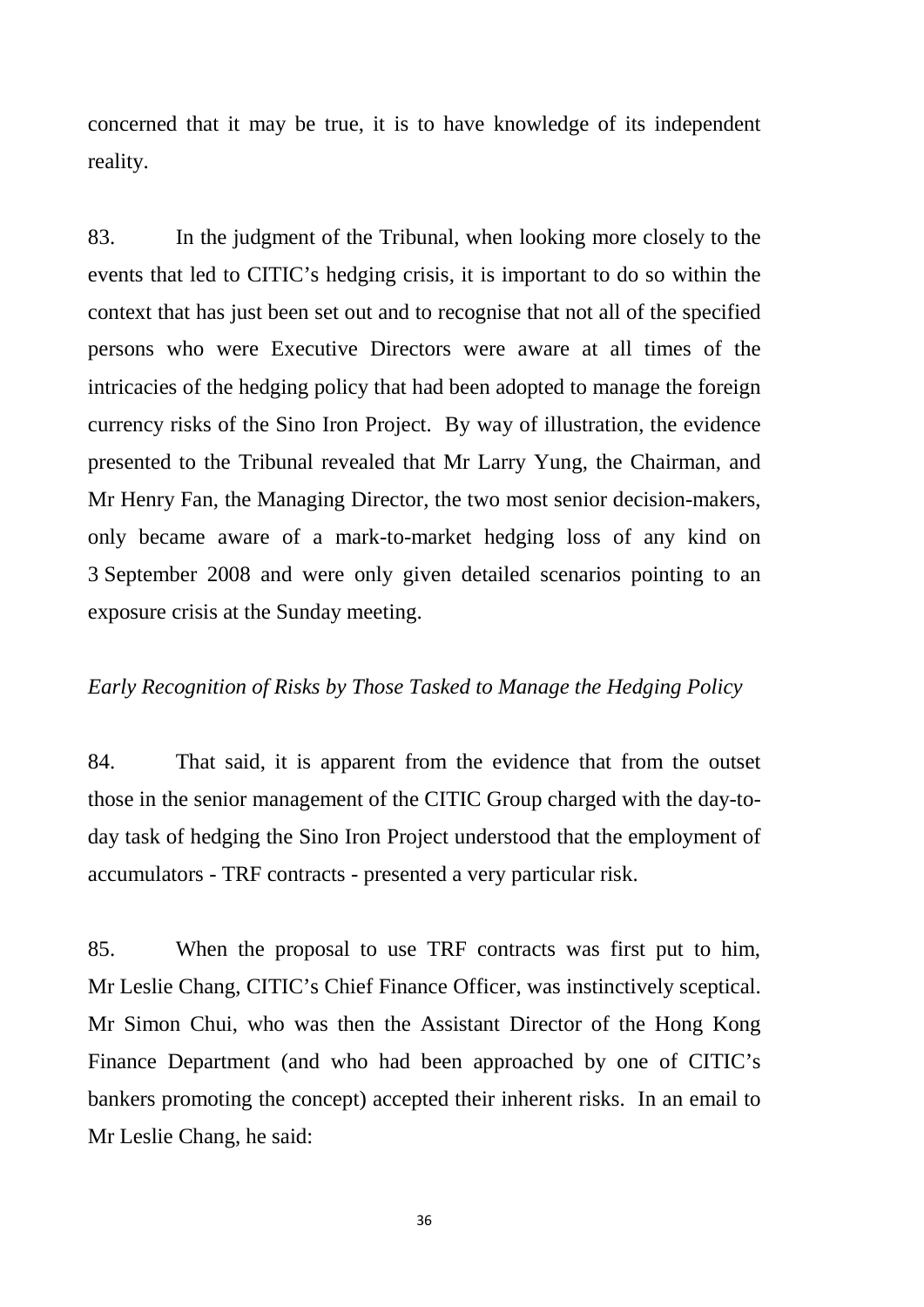concerned that it may be true, it is to have knowledge of its independent reality.

83. In the judgment of the Tribunal, when looking more closely to the events that led to CITIC's hedging crisis, it is important to do so within the context that has just been set out and to recognise that not all of the specified persons who were Executive Directors were aware at all times of the intricacies of the hedging policy that had been adopted to manage the foreign currency risks of the Sino Iron Project. By way of illustration, the evidence presented to the Tribunal revealed that Mr Larry Yung, the Chairman, and Mr Henry Fan, the Managing Director, the two most senior decision-makers, only became aware of a mark-to-market hedging loss of any kind on 3 September 2008 and were only given detailed scenarios pointing to an exposure crisis at the Sunday meeting.

*Early Recognition of Risks by Those Tasked to Manage the Hedging Policy*

84. That said, it is apparent from the evidence that from the outset those in the senior management of the CITIC Group charged with the day-to-day task of hedging the Sino Iron Project understood that the employment of accumulators - TRF contracts - presented a very particular risk.

85. When the proposal to use TRF contracts was first put to him, Mr Leslie Chang, CITIC's Chief Finance Officer, was instinctively sceptical. Mr Simon Chui, who was then the Assistant Director of the Hong Kong Finance Department (and who had been approached by one of CITIC's bankers promoting the concept) accepted their inherent risks. In an email to Mr Leslie Chang, he said: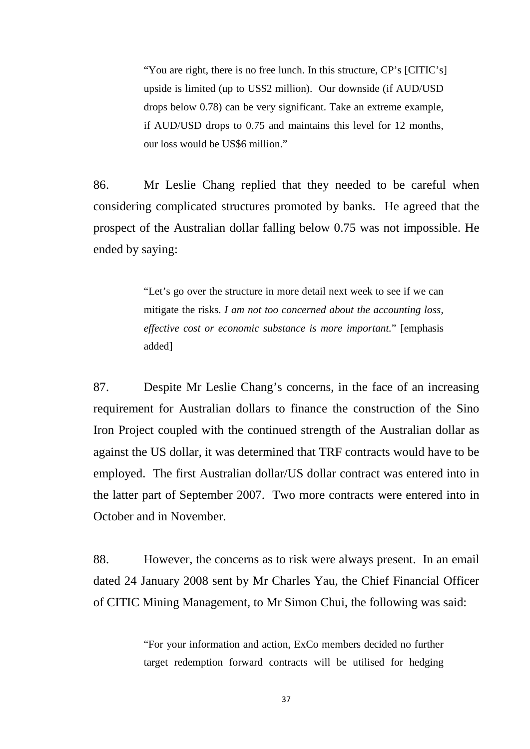> "You are right, there is no free lunch. In this structure, CP's [CITIC's] upside is limited (up to US$2 million). Our downside (if AUD/USD drops below 0.78) can be very significant. Take an extreme example, if AUD/USD drops to 0.75 and maintains this level for 12 months, our loss would be US$6 million."

86. Mr Leslie Chang replied that they needed to be careful when considering complicated structures promoted by banks. He agreed that the prospect of the Australian dollar falling below 0.75 was not impossible. He ended by saying:

> "Let's go over the structure in more detail next week to see if we can mitigate the risks. *I am not too concerned about the accounting loss, effective cost or economic substance is more important.*" [emphasis added]

87. Despite Mr Leslie Chang's concerns, in the face of an increasing requirement for Australian dollars to finance the construction of the Sino Iron Project coupled with the continued strength of the Australian dollar as against the US dollar, it was determined that TRF contracts would have to be employed. The first Australian dollar/US dollar contract was entered into in the latter part of September 2007. Two more contracts were entered into in October and in November.

88. However, the concerns as to risk were always present. In an email dated 24 January 2008 sent by Mr Charles Yau, the Chief Financial Officer of CITIC Mining Management, to Mr Simon Chui, the following was said:

> "For your information and action, ExCo members decided no further target redemption forward contracts will be utilised for hedging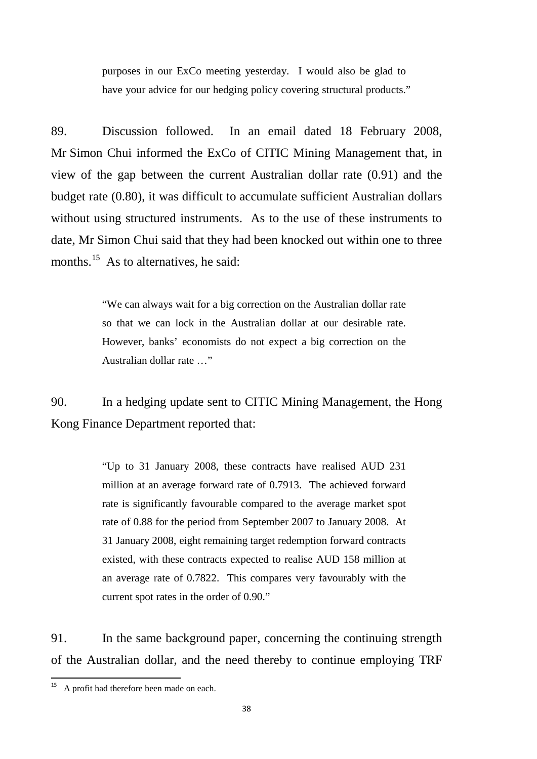> purposes in our ExCo meeting yesterday. I would also be glad to have your advice for our hedging policy covering structural products."

89. Discussion followed. In an email dated 18 February 2008, Mr Simon Chui informed the ExCo of CITIC Mining Management that, in view of the gap between the current Australian dollar rate (0.91) and the budget rate (0.80), it was difficult to accumulate sufficient Australian dollars without using structured instruments. As to the use of these instruments to date, Mr Simon Chui said that they had been knocked out within one to three months.[15] As to alternatives, he said:

> "We can always wait for a big correction on the Australian dollar rate so that we can lock in the Australian dollar at our desirable rate. However, banks' economists do not expect a big correction on the Australian dollar rate …"

90. In a hedging update sent to CITIC Mining Management, the Hong Kong Finance Department reported that:

> "Up to 31 January 2008, these contracts have realised AUD 231 million at an average forward rate of 0.7913. The achieved forward rate is significantly favourable compared to the average market spot rate of 0.88 for the period from September 2007 to January 2008. At 31 January 2008, eight remaining target redemption forward contracts existed, with these contracts expected to realise AUD 158 million at an average rate of 0.7822. This compares very favourably with the current spot rates in the order of 0.90."

91. In the same background paper, concerning the continuing strength of the Australian dollar, and the need thereby to continue employing TRF

[15] A profit had therefore been made on each.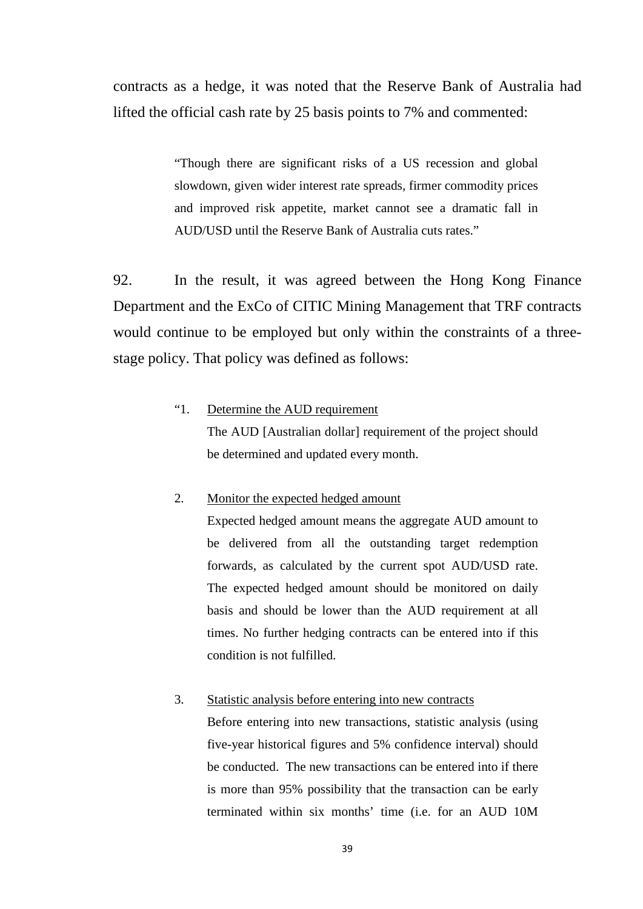contracts as a hedge, it was noted that the Reserve Bank of Australia had lifted the official cash rate by 25 basis points to 7% and commented:

> "Though there are significant risks of a US recession and global slowdown, given wider interest rate spreads, firmer commodity prices and improved risk appetite, market cannot see a dramatic fall in AUD/USD until the Reserve Bank of Australia cuts rates."

92. In the result, it was agreed between the Hong Kong Finance Department and the ExCo of CITIC Mining Management that TRF contracts would continue to be employed but only within the constraints of a three-stage policy. That policy was defined as follows:

> "1. Determine the AUD requirement
>
> The AUD [Australian dollar] requirement of the project should be determined and updated every month.
>
> 2. Monitor the expected hedged amount
>
> Expected hedged amount means the aggregate AUD amount to be delivered from all the outstanding target redemption forwards, as calculated by the current spot AUD/USD rate. The expected hedged amount should be monitored on daily basis and should be lower than the AUD requirement at all times. No further hedging contracts can be entered into if this condition is not fulfilled.
>
> 3. Statistic analysis before entering into new contracts
>
> Before entering into new transactions, statistic analysis (using five-year historical figures and 5% confidence interval) should be conducted. The new transactions can be entered into if there is more than 95% possibility that the transaction can be early terminated within six months' time (i.e. for an AUD 10M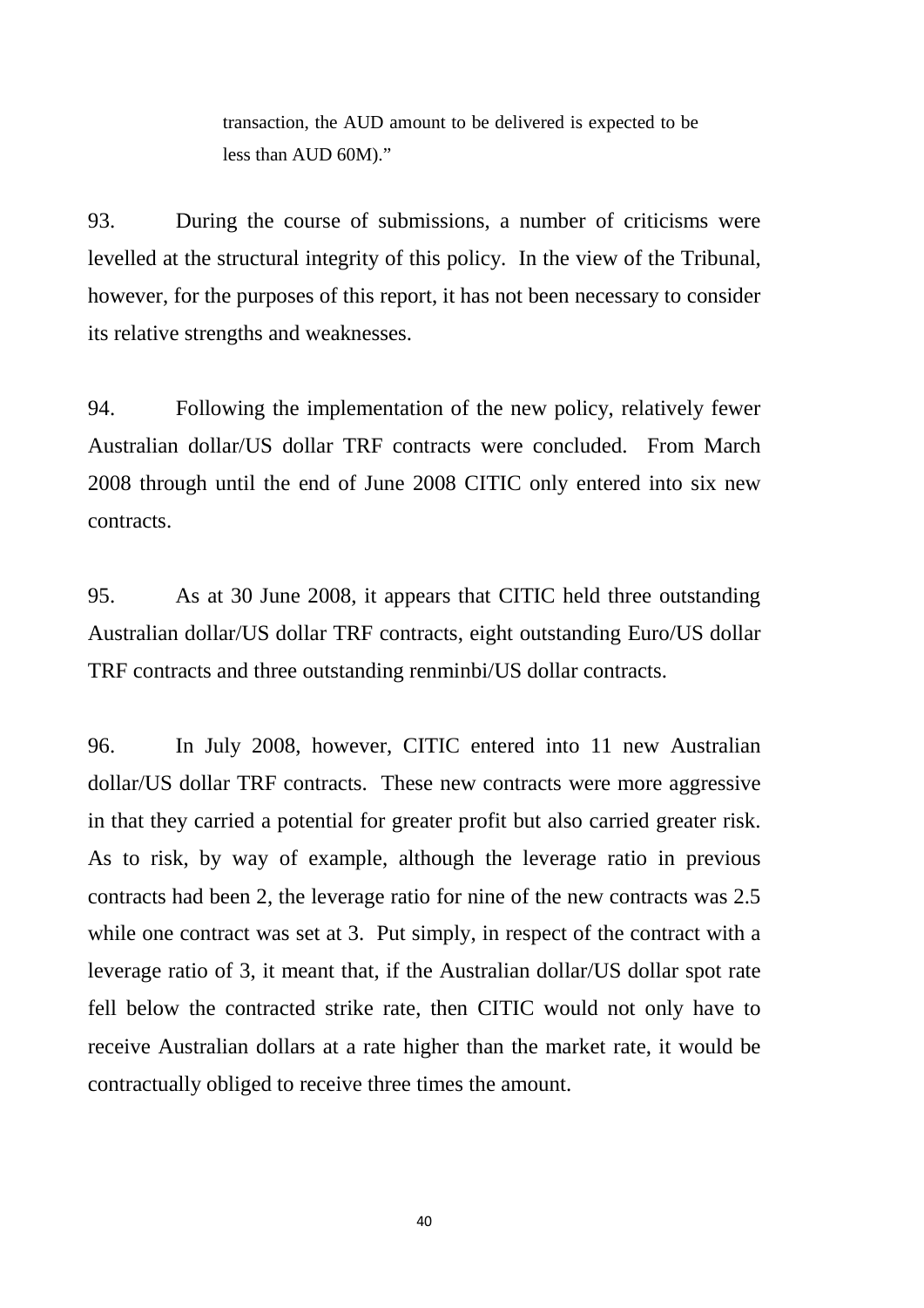> transaction, the AUD amount to be delivered is expected to be less than AUD 60M)."

93. During the course of submissions, a number of criticisms were levelled at the structural integrity of this policy. In the view of the Tribunal, however, for the purposes of this report, it has not been necessary to consider its relative strengths and weaknesses.

94. Following the implementation of the new policy, relatively fewer Australian dollar/US dollar TRF contracts were concluded. From March 2008 through until the end of June 2008 CITIC only entered into six new contracts.

95. As at 30 June 2008, it appears that CITIC held three outstanding Australian dollar/US dollar TRF contracts, eight outstanding Euro/US dollar TRF contracts and three outstanding renminbi/US dollar contracts.

96. In July 2008, however, CITIC entered into 11 new Australian dollar/US dollar TRF contracts. These new contracts were more aggressive in that they carried a potential for greater profit but also carried greater risk. As to risk, by way of example, although the leverage ratio in previous contracts had been 2, the leverage ratio for nine of the new contracts was 2.5 while one contract was set at 3. Put simply, in respect of the contract with a leverage ratio of 3, it meant that, if the Australian dollar/US dollar spot rate fell below the contracted strike rate, then CITIC would not only have to receive Australian dollars at a rate higher than the market rate, it would be contractually obliged to receive three times the amount.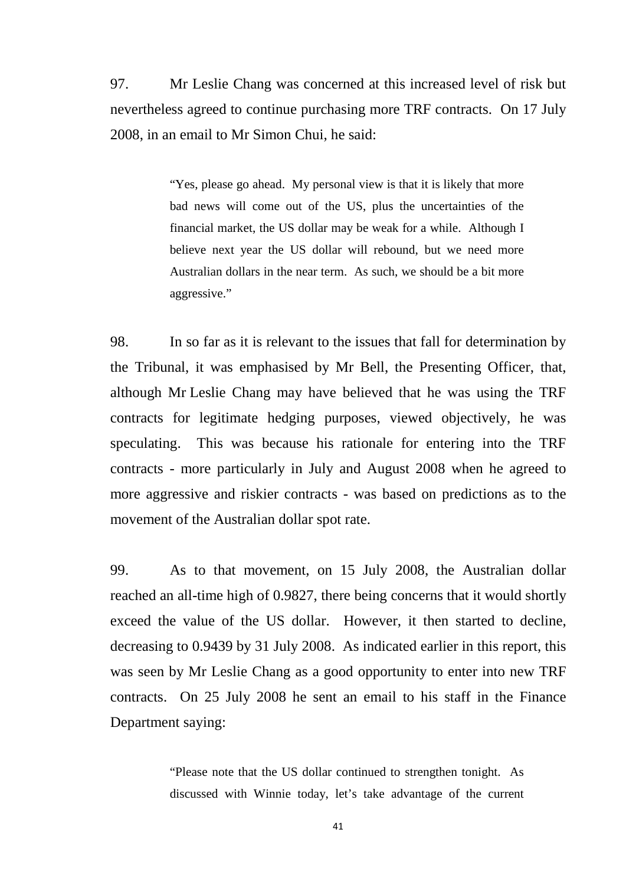97. Mr Leslie Chang was concerned at this increased level of risk but nevertheless agreed to continue purchasing more TRF contracts. On 17 July 2008, in an email to Mr Simon Chui, he said:

> "Yes, please go ahead. My personal view is that it is likely that more bad news will come out of the US, plus the uncertainties of the financial market, the US dollar may be weak for a while. Although I believe next year the US dollar will rebound, but we need more Australian dollars in the near term. As such, we should be a bit more aggressive."

98. In so far as it is relevant to the issues that fall for determination by the Tribunal, it was emphasised by Mr Bell, the Presenting Officer, that, although Mr Leslie Chang may have believed that he was using the TRF contracts for legitimate hedging purposes, viewed objectively, he was speculating. This was because his rationale for entering into the TRF contracts - more particularly in July and August 2008 when he agreed to more aggressive and riskier contracts - was based on predictions as to the movement of the Australian dollar spot rate.

99. As to that movement, on 15 July 2008, the Australian dollar reached an all-time high of 0.9827, there being concerns that it would shortly exceed the value of the US dollar. However, it then started to decline, decreasing to 0.9439 by 31 July 2008. As indicated earlier in this report, this was seen by Mr Leslie Chang as a good opportunity to enter into new TRF contracts. On 25 July 2008 he sent an email to his staff in the Finance Department saying:

> "Please note that the US dollar continued to strengthen tonight. As discussed with Winnie today, let's take advantage of the current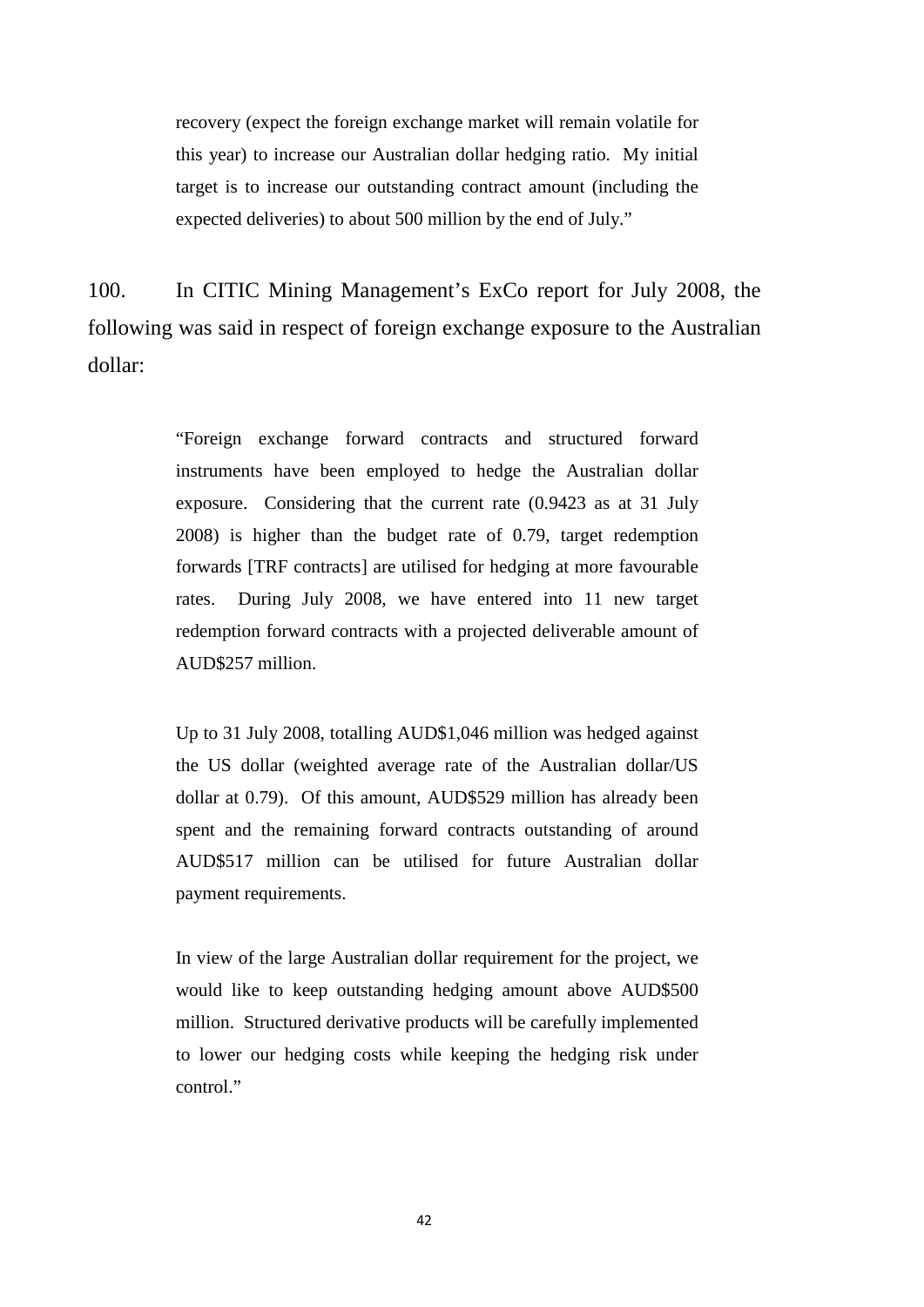> recovery (expect the foreign exchange market will remain volatile for this year) to increase our Australian dollar hedging ratio. My initial target is to increase our outstanding contract amount (including the expected deliveries) to about 500 million by the end of July."

100. In CITIC Mining Management's ExCo report for July 2008, the following was said in respect of foreign exchange exposure to the Australian dollar:

> "Foreign exchange forward contracts and structured forward instruments have been employed to hedge the Australian dollar exposure. Considering that the current rate (0.9423 as at 31 July 2008) is higher than the budget rate of 0.79, target redemption forwards [TRF contracts] are utilised for hedging at more favourable rates. During July 2008, we have entered into 11 new target redemption forward contracts with a projected deliverable amount of AUD$257 million.
>
> Up to 31 July 2008, totalling AUD$1,046 million was hedged against the US dollar (weighted average rate of the Australian dollar/US dollar at 0.79). Of this amount, AUD$529 million has already been spent and the remaining forward contracts outstanding of around AUD$517 million can be utilised for future Australian dollar payment requirements.
>
> In view of the large Australian dollar requirement for the project, we would like to keep outstanding hedging amount above AUD$500 million. Structured derivative products will be carefully implemented to lower our hedging costs while keeping the hedging risk under control."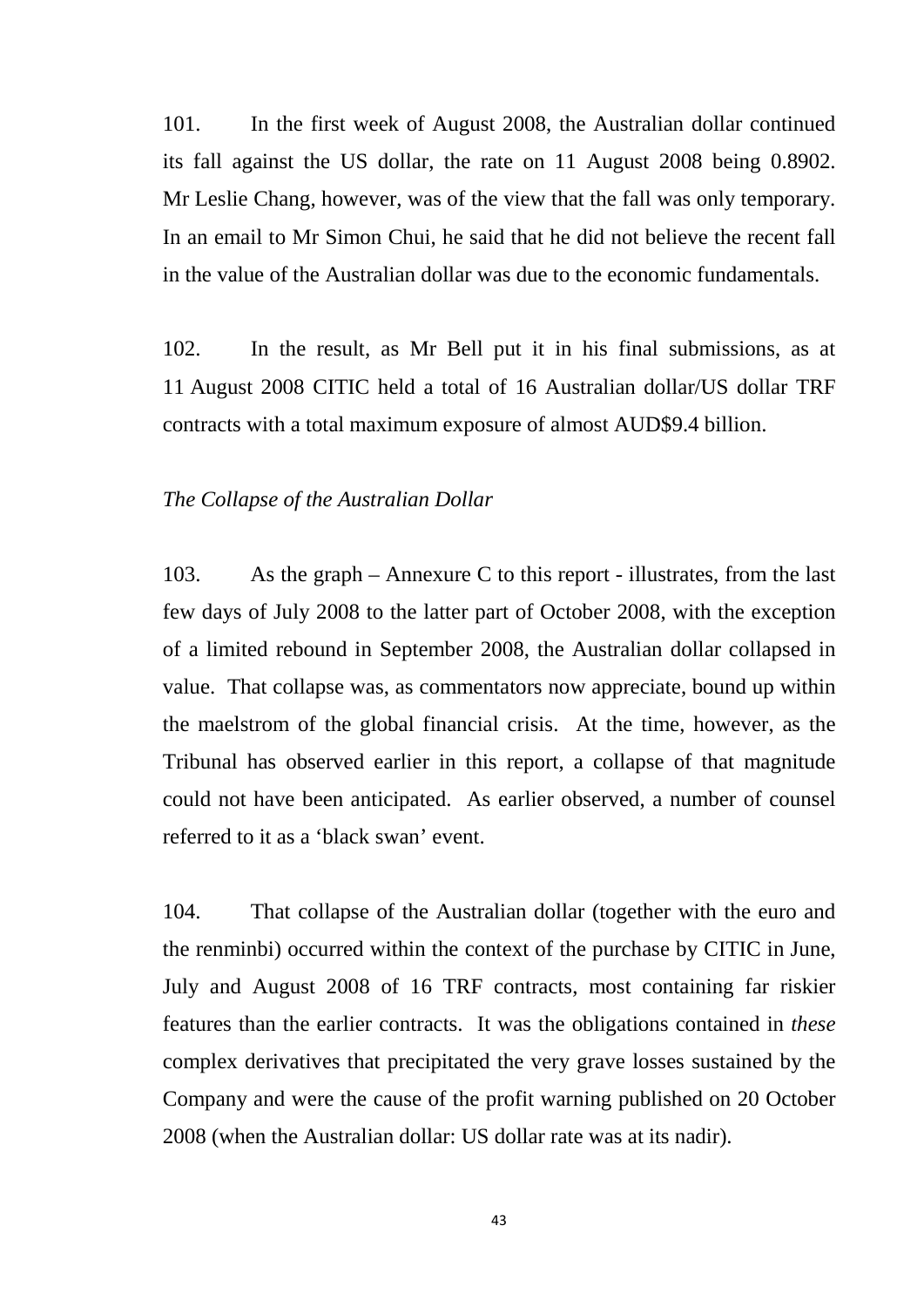101. In the first week of August 2008, the Australian dollar continued its fall against the US dollar, the rate on 11 August 2008 being 0.8902. Mr Leslie Chang, however, was of the view that the fall was only temporary. In an email to Mr Simon Chui, he said that he did not believe the recent fall in the value of the Australian dollar was due to the economic fundamentals.

102. In the result, as Mr Bell put it in his final submissions, as at 11 August 2008 CITIC held a total of 16 Australian dollar/US dollar TRF contracts with a total maximum exposure of almost AUD$9.4 billion.

*The Collapse of the Australian Dollar*

103. As the graph – Annexure C to this report - illustrates, from the last few days of July 2008 to the latter part of October 2008, with the exception of a limited rebound in September 2008, the Australian dollar collapsed in value. That collapse was, as commentators now appreciate, bound up within the maelstrom of the global financial crisis. At the time, however, as the Tribunal has observed earlier in this report, a collapse of that magnitude could not have been anticipated. As earlier observed, a number of counsel referred to it as a 'black swan' event.

104. That collapse of the Australian dollar (together with the euro and the renminbi) occurred within the context of the purchase by CITIC in June, July and August 2008 of 16 TRF contracts, most containing far riskier features than the earlier contracts. It was the obligations contained in *these* complex derivatives that precipitated the very grave losses sustained by the Company and were the cause of the profit warning published on 20 October 2008 (when the Australian dollar: US dollar rate was at its nadir).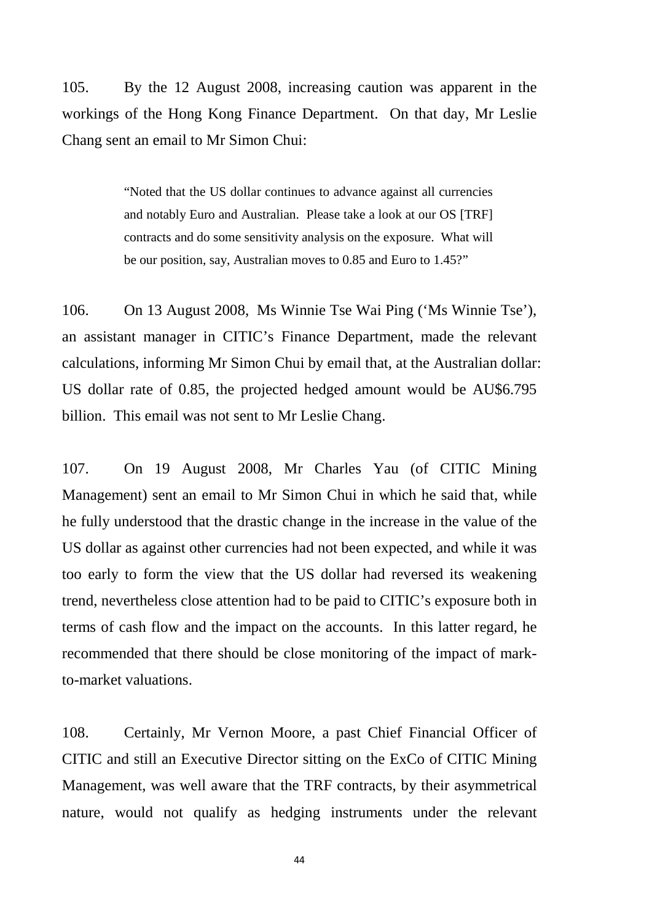105. By the 12 August 2008, increasing caution was apparent in the workings of the Hong Kong Finance Department. On that day, Mr Leslie Chang sent an email to Mr Simon Chui:

> "Noted that the US dollar continues to advance against all currencies and notably Euro and Australian. Please take a look at our OS [TRF] contracts and do some sensitivity analysis on the exposure. What will be our position, say, Australian moves to 0.85 and Euro to 1.45?"

106. On 13 August 2008, Ms Winnie Tse Wai Ping ('Ms Winnie Tse'), an assistant manager in CITIC's Finance Department, made the relevant calculations, informing Mr Simon Chui by email that, at the Australian dollar: US dollar rate of 0.85, the projected hedged amount would be AU$6.795 billion. This email was not sent to Mr Leslie Chang.

107. On 19 August 2008, Mr Charles Yau (of CITIC Mining Management) sent an email to Mr Simon Chui in which he said that, while he fully understood that the drastic change in the increase in the value of the US dollar as against other currencies had not been expected, and while it was too early to form the view that the US dollar had reversed its weakening trend, nevertheless close attention had to be paid to CITIC's exposure both in terms of cash flow and the impact on the accounts. In this latter regard, he recommended that there should be close monitoring of the impact of mark-to-market valuations.

108. Certainly, Mr Vernon Moore, a past Chief Financial Officer of CITIC and still an Executive Director sitting on the ExCo of CITIC Mining Management, was well aware that the TRF contracts, by their asymmetrical nature, would not qualify as hedging instruments under the relevant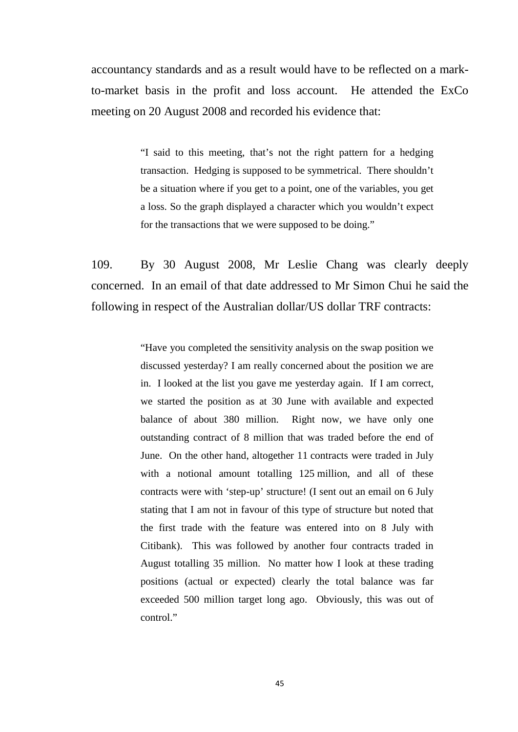accountancy standards and as a result would have to be reflected on a mark-to-market basis in the profit and loss account. He attended the ExCo meeting on 20 August 2008 and recorded his evidence that:

> "I said to this meeting, that's not the right pattern for a hedging transaction. Hedging is supposed to be symmetrical. There shouldn't be a situation where if you get to a point, one of the variables, you get a loss. So the graph displayed a character which you wouldn't expect for the transactions that we were supposed to be doing."

109. By 30 August 2008, Mr Leslie Chang was clearly deeply concerned. In an email of that date addressed to Mr Simon Chui he said the following in respect of the Australian dollar/US dollar TRF contracts:

> "Have you completed the sensitivity analysis on the swap position we discussed yesterday? I am really concerned about the position we are in. I looked at the list you gave me yesterday again. If I am correct, we started the position as at 30 June with available and expected balance of about 380 million. Right now, we have only one outstanding contract of 8 million that was traded before the end of June. On the other hand, altogether 11 contracts were traded in July with a notional amount totalling 125 million, and all of these contracts were with 'step-up' structure! (I sent out an email on 6 July stating that I am not in favour of this type of structure but noted that the first trade with the feature was entered into on 8 July with Citibank). This was followed by another four contracts traded in August totalling 35 million. No matter how I look at these trading positions (actual or expected) clearly the total balance was far exceeded 500 million target long ago. Obviously, this was out of control."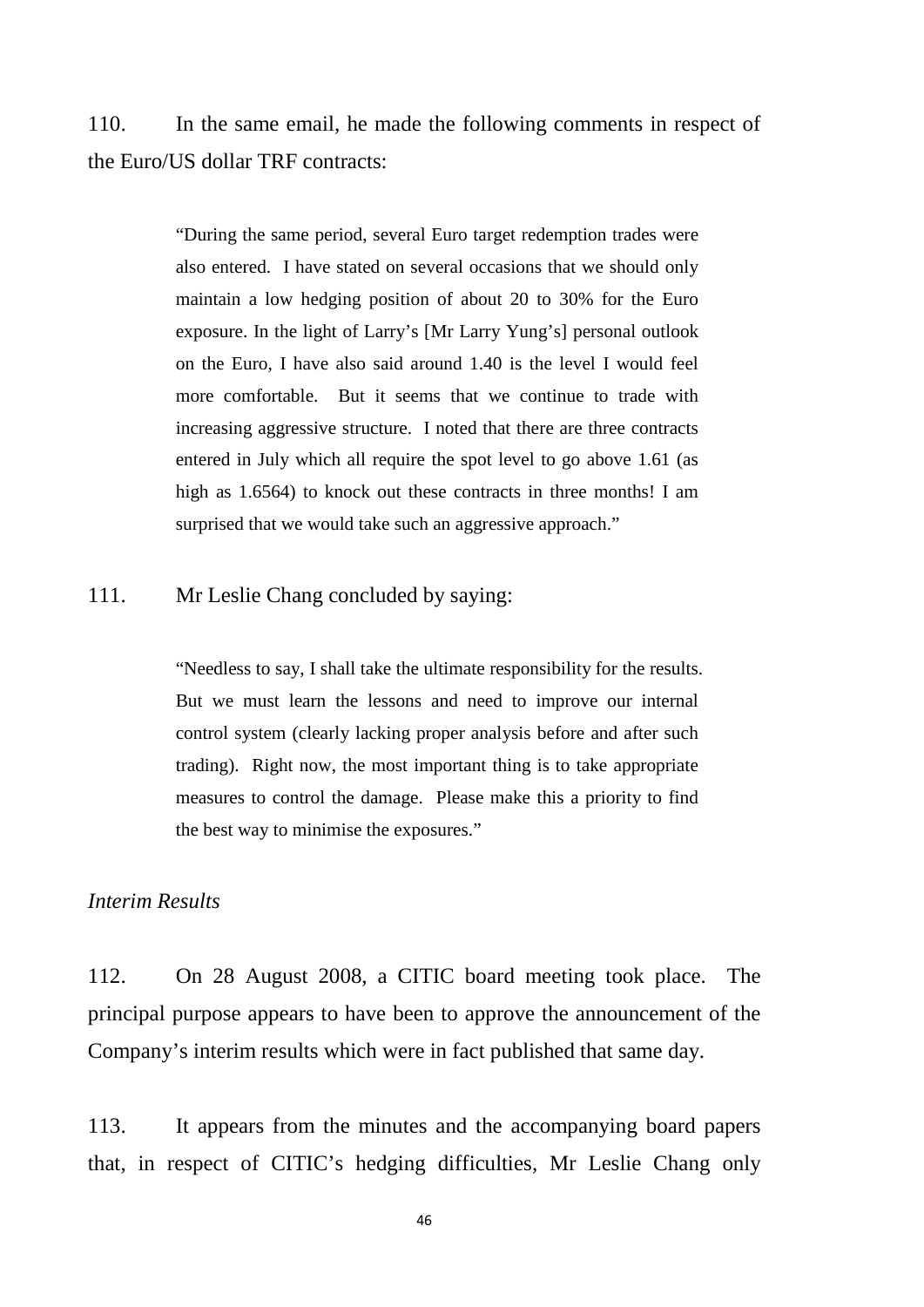110. In the same email, he made the following comments in respect of the Euro/US dollar TRF contracts:

> "During the same period, several Euro target redemption trades were also entered. I have stated on several occasions that we should only maintain a low hedging position of about 20 to 30% for the Euro exposure. In the light of Larry's [Mr Larry Yung's] personal outlook on the Euro, I have also said around 1.40 is the level I would feel more comfortable. But it seems that we continue to trade with increasing aggressive structure. I noted that there are three contracts entered in July which all require the spot level to go above 1.61 (as high as 1.6564) to knock out these contracts in three months! I am surprised that we would take such an aggressive approach."

111. Mr Leslie Chang concluded by saying:

> "Needless to say, I shall take the ultimate responsibility for the results. But we must learn the lessons and need to improve our internal control system (clearly lacking proper analysis before and after such trading). Right now, the most important thing is to take appropriate measures to control the damage. Please make this a priority to find the best way to minimise the exposures."

*Interim Results*

112. On 28 August 2008, a CITIC board meeting took place. The principal purpose appears to have been to approve the announcement of the Company's interim results which were in fact published that same day.

113. It appears from the minutes and the accompanying board papers that, in respect of CITIC's hedging difficulties, Mr Leslie Chang only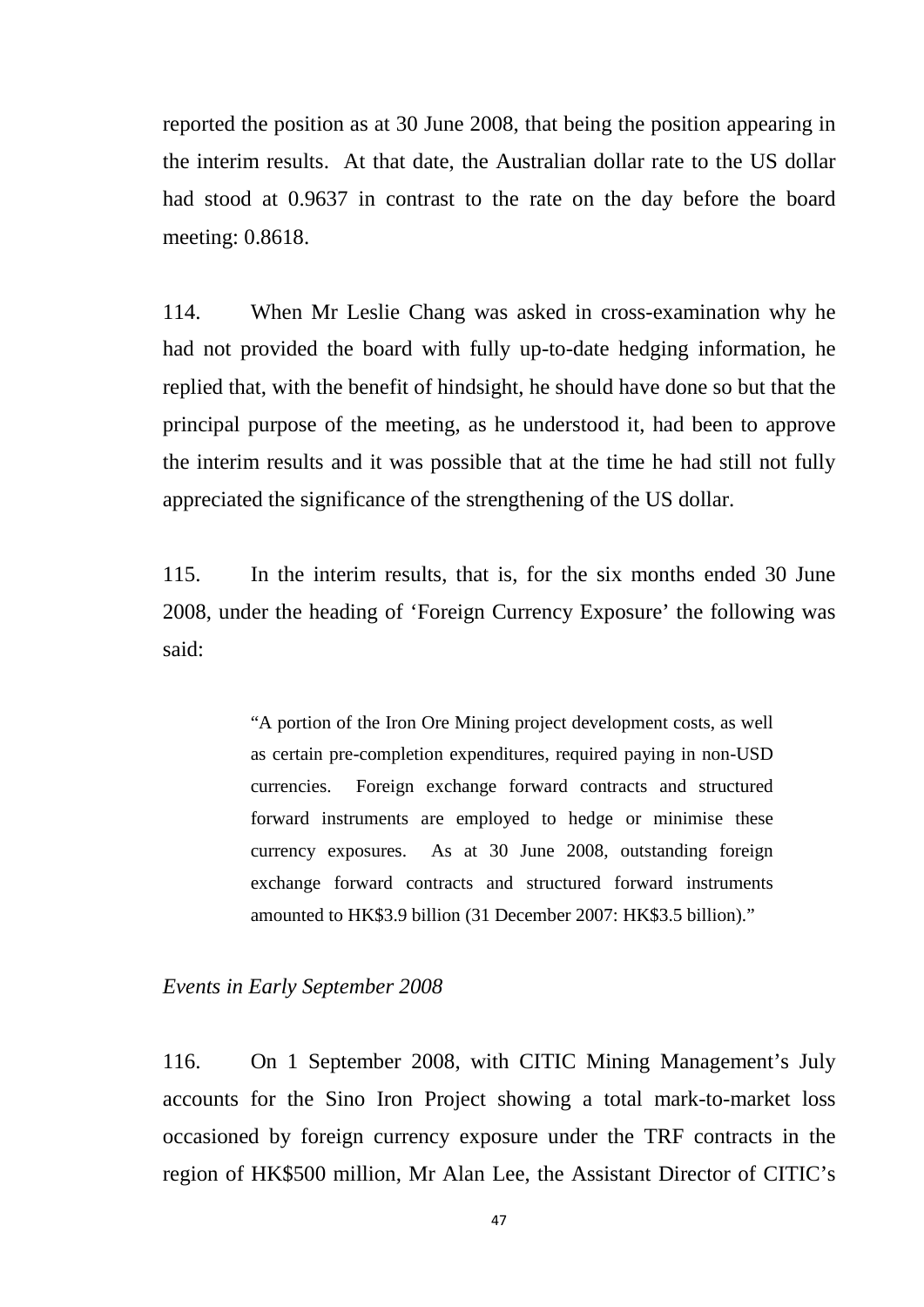reported the position as at 30 June 2008, that being the position appearing in the interim results. At that date, the Australian dollar rate to the US dollar had stood at 0.9637 in contrast to the rate on the day before the board meeting: 0.8618.

114. When Mr Leslie Chang was asked in cross-examination why he had not provided the board with fully up-to-date hedging information, he replied that, with the benefit of hindsight, he should have done so but that the principal purpose of the meeting, as he understood it, had been to approve the interim results and it was possible that at the time he had still not fully appreciated the significance of the strengthening of the US dollar.

115. In the interim results, that is, for the six months ended 30 June 2008, under the heading of 'Foreign Currency Exposure' the following was said:

> "A portion of the Iron Ore Mining project development costs, as well as certain pre-completion expenditures, required paying in non-USD currencies. Foreign exchange forward contracts and structured forward instruments are employed to hedge or minimise these currency exposures. As at 30 June 2008, outstanding foreign exchange forward contracts and structured forward instruments amounted to HK$3.9 billion (31 December 2007: HK$3.5 billion)."

*Events in Early September 2008*

116. On 1 September 2008, with CITIC Mining Management's July accounts for the Sino Iron Project showing a total mark-to-market loss occasioned by foreign currency exposure under the TRF contracts in the region of HK$500 million, Mr Alan Lee, the Assistant Director of CITIC's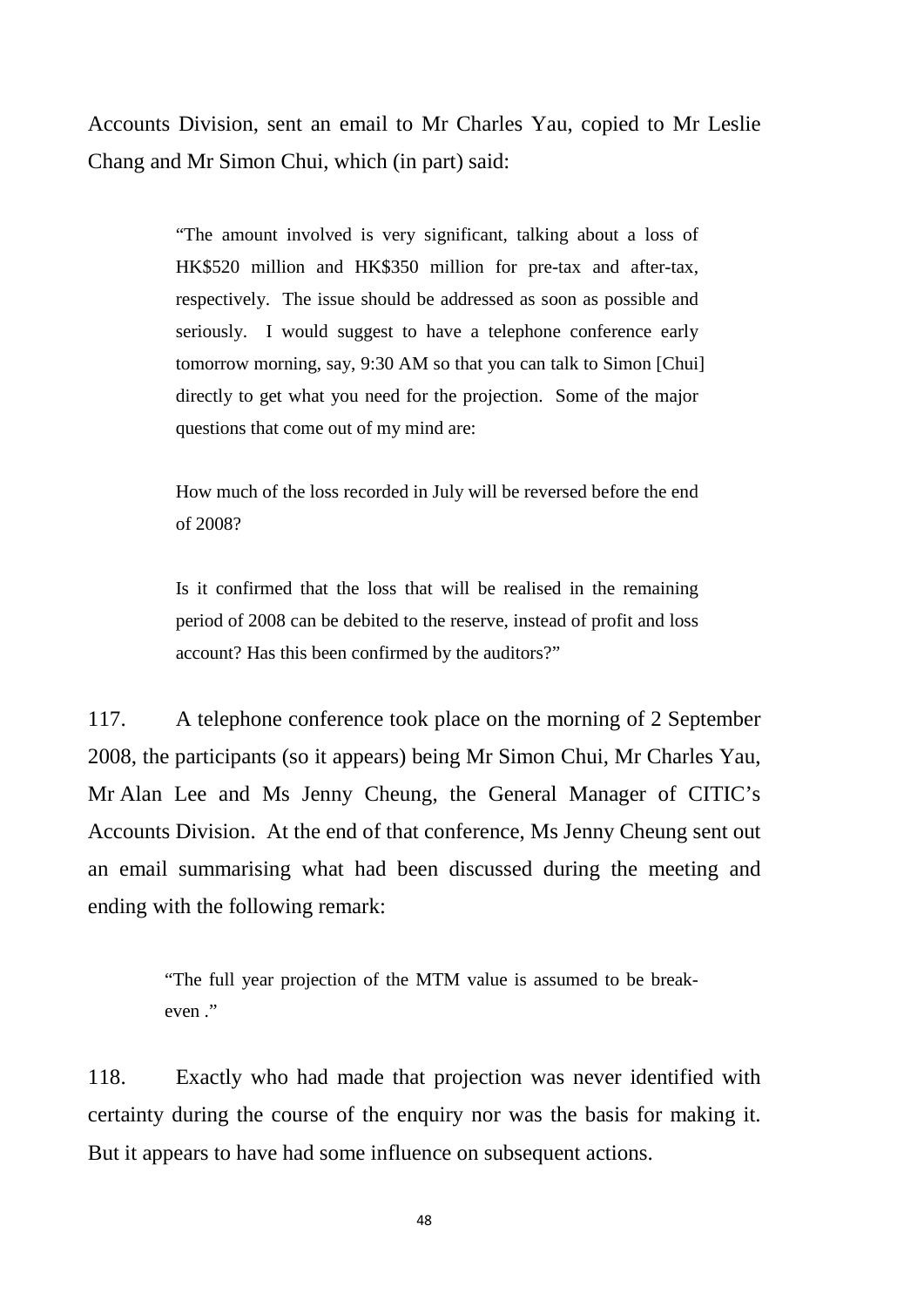Accounts Division, sent an email to Mr Charles Yau, copied to Mr Leslie Chang and Mr Simon Chui, which (in part) said:

> "The amount involved is very significant, talking about a loss of HK$520 million and HK$350 million for pre-tax and after-tax, respectively. The issue should be addressed as soon as possible and seriously. I would suggest to have a telephone conference early tomorrow morning, say, 9:30 AM so that you can talk to Simon [Chui] directly to get what you need for the projection. Some of the major questions that come out of my mind are:
>
> How much of the loss recorded in July will be reversed before the end of 2008?
>
> Is it confirmed that the loss that will be realised in the remaining period of 2008 can be debited to the reserve, instead of profit and loss account? Has this been confirmed by the auditors?"

117. A telephone conference took place on the morning of 2 September 2008, the participants (so it appears) being Mr Simon Chui, Mr Charles Yau, Mr Alan Lee and Ms Jenny Cheung, the General Manager of CITIC's Accounts Division. At the end of that conference, Ms Jenny Cheung sent out an email summarising what had been discussed during the meeting and ending with the following remark:

> "The full year projection of the MTM value is assumed to be break-even ."

118. Exactly who had made that projection was never identified with certainty during the course of the enquiry nor was the basis for making it. But it appears to have had some influence on subsequent actions.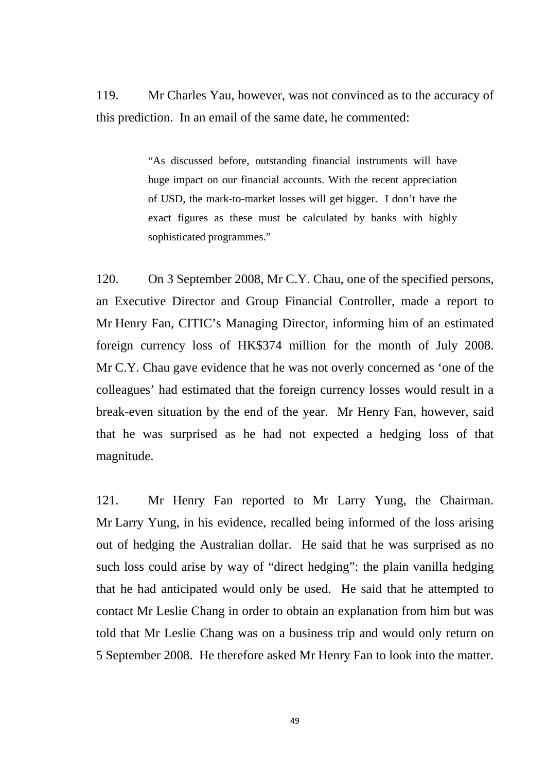119. Mr Charles Yau, however, was not convinced as to the accuracy of this prediction. In an email of the same date, he commented:

> "As discussed before, outstanding financial instruments will have huge impact on our financial accounts. With the recent appreciation of USD, the mark-to-market losses will get bigger. I don't have the exact figures as these must be calculated by banks with highly sophisticated programmes."

120. On 3 September 2008, Mr C.Y. Chau, one of the specified persons, an Executive Director and Group Financial Controller, made a report to Mr Henry Fan, CITIC's Managing Director, informing him of an estimated foreign currency loss of HK$374 million for the month of July 2008. Mr C.Y. Chau gave evidence that he was not overly concerned as 'one of the colleagues' had estimated that the foreign currency losses would result in a break-even situation by the end of the year. Mr Henry Fan, however, said that he was surprised as he had not expected a hedging loss of that magnitude.

121. Mr Henry Fan reported to Mr Larry Yung, the Chairman. Mr Larry Yung, in his evidence, recalled being informed of the loss arising out of hedging the Australian dollar. He said that he was surprised as no such loss could arise by way of "direct hedging": the plain vanilla hedging that he had anticipated would only be used. He said that he attempted to contact Mr Leslie Chang in order to obtain an explanation from him but was told that Mr Leslie Chang was on a business trip and would only return on 5 September 2008. He therefore asked Mr Henry Fan to look into the matter.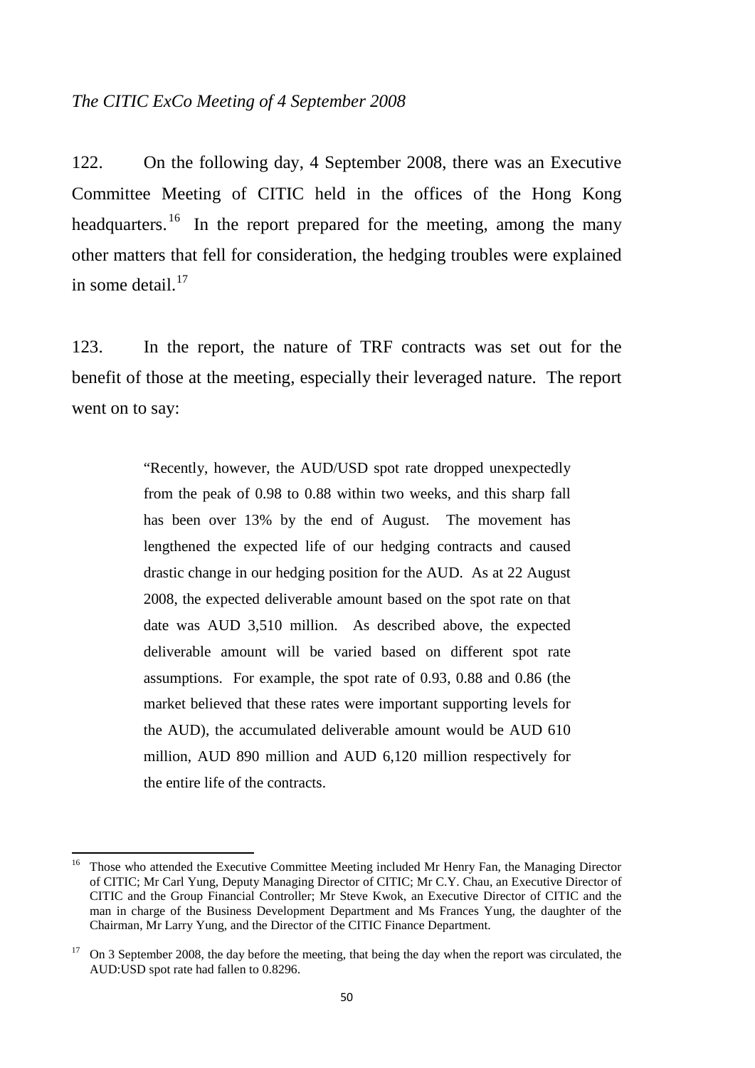*The CITIC ExCo Meeting of 4 September 2008*

122. On the following day, 4 September 2008, there was an Executive Committee Meeting of CITIC held in the offices of the Hong Kong headquarters.[16] In the report prepared for the meeting, among the many other matters that fell for consideration, the hedging troubles were explained in some detail.[17]

123. In the report, the nature of TRF contracts was set out for the benefit of those at the meeting, especially their leveraged nature. The report went on to say:

> "Recently, however, the AUD/USD spot rate dropped unexpectedly from the peak of 0.98 to 0.88 within two weeks, and this sharp fall has been over 13% by the end of August. The movement has lengthened the expected life of our hedging contracts and caused drastic change in our hedging position for the AUD. As at 22 August 2008, the expected deliverable amount based on the spot rate on that date was AUD 3,510 million. As described above, the expected deliverable amount will be varied based on different spot rate assumptions. For example, the spot rate of 0.93, 0.88 and 0.86 (the market believed that these rates were important supporting levels for the AUD), the accumulated deliverable amount would be AUD 610 million, AUD 890 million and AUD 6,120 million respectively for the entire life of the contracts.

---

[16] Those who attended the Executive Committee Meeting included Mr Henry Fan, the Managing Director of CITIC; Mr Carl Yung, Deputy Managing Director of CITIC; Mr C.Y. Chau, an Executive Director of CITIC and the Group Financial Controller; Mr Steve Kwok, an Executive Director of CITIC and the man in charge of the Business Development Department and Ms Frances Yung, the daughter of the Chairman, Mr Larry Yung, and the Director of the CITIC Finance Department.

[17] On 3 September 2008, the day before the meeting, that being the day when the report was circulated, the AUD:USD spot rate had fallen to 0.8296.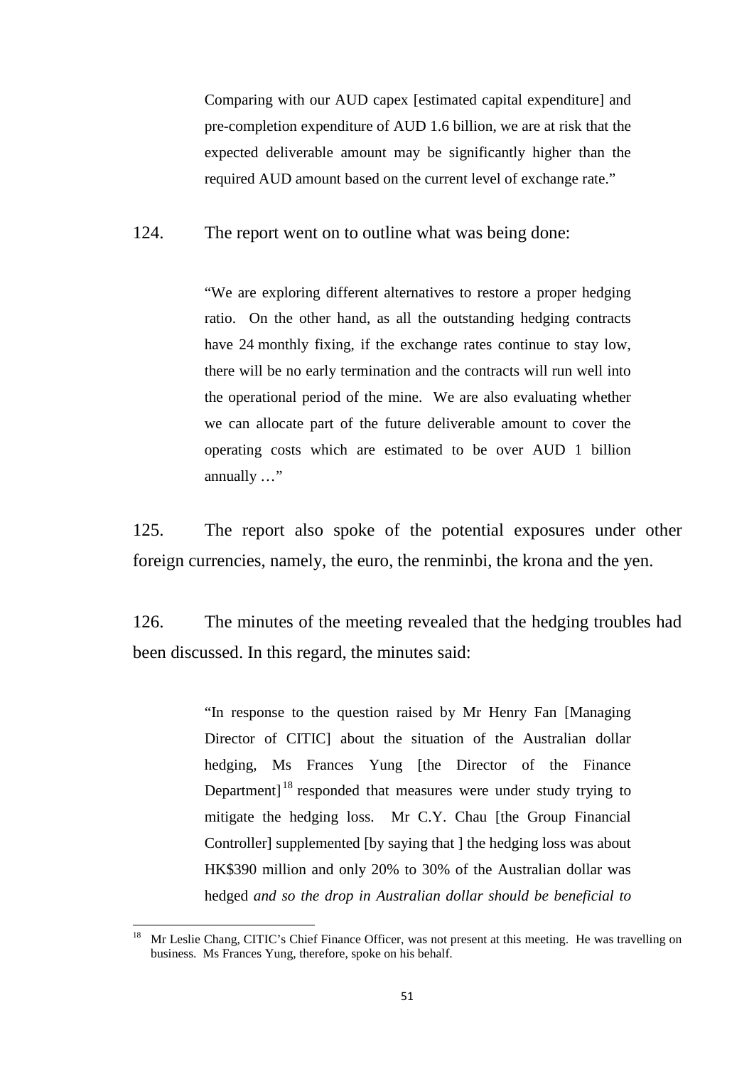> Comparing with our AUD capex [estimated capital expenditure] and pre-completion expenditure of AUD 1.6 billion, we are at risk that the expected deliverable amount may be significantly higher than the required AUD amount based on the current level of exchange rate."

124. The report went on to outline what was being done:

> "We are exploring different alternatives to restore a proper hedging ratio. On the other hand, as all the outstanding hedging contracts have 24 monthly fixing, if the exchange rates continue to stay low, there will be no early termination and the contracts will run well into the operational period of the mine. We are also evaluating whether we can allocate part of the future deliverable amount to cover the operating costs which are estimated to be over AUD 1 billion annually …"

125. The report also spoke of the potential exposures under other foreign currencies, namely, the euro, the renminbi, the krona and the yen.

126. The minutes of the meeting revealed that the hedging troubles had been discussed. In this regard, the minutes said:

> "In response to the question raised by Mr Henry Fan [Managing Director of CITIC] about the situation of the Australian dollar hedging, Ms Frances Yung [the Director of the Finance Department][18] responded that measures were under study trying to mitigate the hedging loss. Mr C.Y. Chau [the Group Financial Controller] supplemented [by saying that ] the hedging loss was about HK$390 million and only 20% to 30% of the Australian dollar was hedged *and so the drop in Australian dollar should be beneficial to*

---

[18] Mr Leslie Chang, CITIC's Chief Finance Officer, was not present at this meeting. He was travelling on business. Ms Frances Yung, therefore, spoke on his behalf.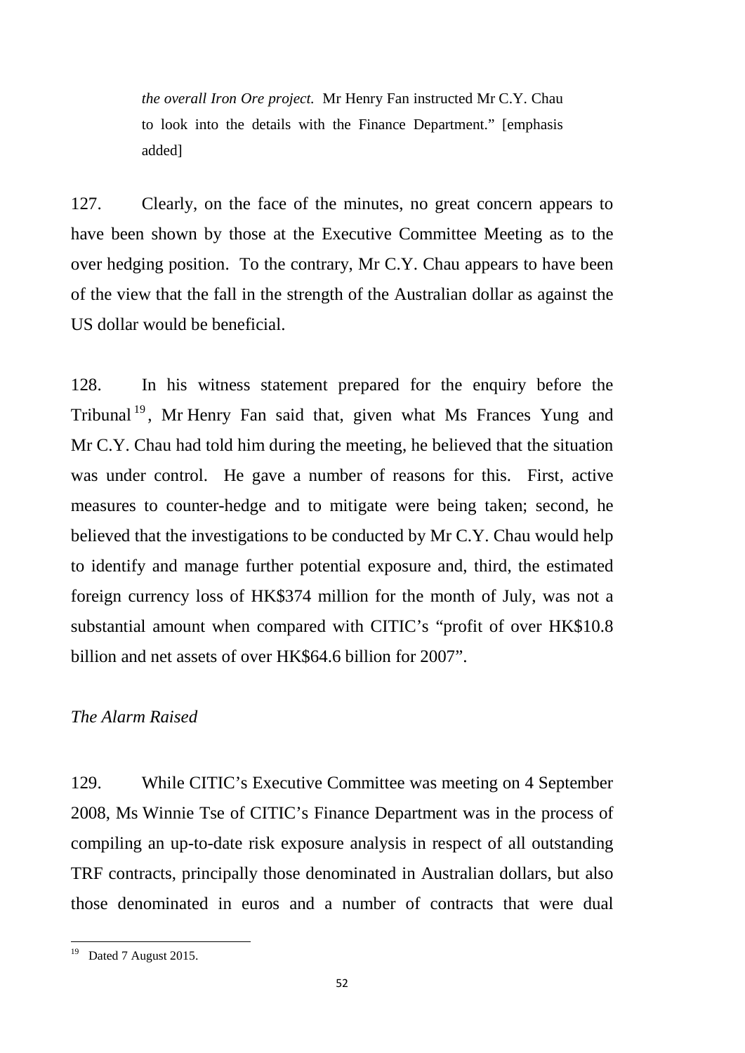> *the overall Iron Ore project.* Mr Henry Fan instructed Mr C.Y. Chau to look into the details with the Finance Department." [emphasis added]

127. Clearly, on the face of the minutes, no great concern appears to have been shown by those at the Executive Committee Meeting as to the over hedging position. To the contrary, Mr C.Y. Chau appears to have been of the view that the fall in the strength of the Australian dollar as against the US dollar would be beneficial.

128. In his witness statement prepared for the enquiry before the Tribunal[19], Mr Henry Fan said that, given what Ms Frances Yung and Mr C.Y. Chau had told him during the meeting, he believed that the situation was under control. He gave a number of reasons for this. First, active measures to counter-hedge and to mitigate were being taken; second, he believed that the investigations to be conducted by Mr C.Y. Chau would help to identify and manage further potential exposure and, third, the estimated foreign currency loss of HK$374 million for the month of July, was not a substantial amount when compared with CITIC's "profit of over HK$10.8 billion and net assets of over HK$64.6 billion for 2007".

*The Alarm Raised*

129. While CITIC's Executive Committee was meeting on 4 September 2008, Ms Winnie Tse of CITIC's Finance Department was in the process of compiling an up-to-date risk exposure analysis in respect of all outstanding TRF contracts, principally those denominated in Australian dollars, but also those denominated in euros and a number of contracts that were dual

[19] Dated 7 August 2015.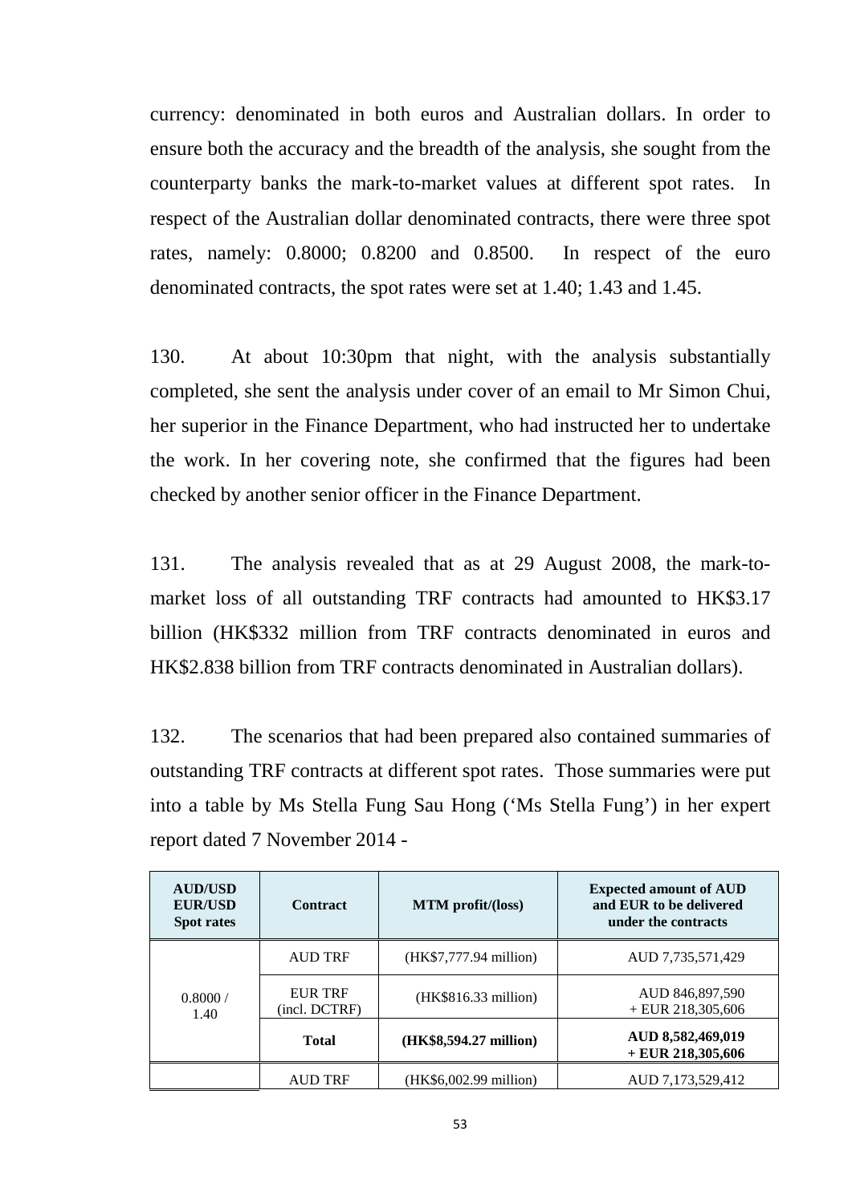currency: denominated in both euros and Australian dollars. In order to ensure both the accuracy and the breadth of the analysis, she sought from the counterparty banks the mark-to-market values at different spot rates. In respect of the Australian dollar denominated contracts, there were three spot rates, namely: 0.8000; 0.8200 and 0.8500. In respect of the euro denominated contracts, the spot rates were set at 1.40; 1.43 and 1.45.

130. At about 10:30pm that night, with the analysis substantially completed, she sent the analysis under cover of an email to Mr Simon Chui, her superior in the Finance Department, who had instructed her to undertake the work. In her covering note, she confirmed that the figures had been checked by another senior officer in the Finance Department.

131. The analysis revealed that as at 29 August 2008, the mark-to-market loss of all outstanding TRF contracts had amounted to HK$3.17 billion (HK$332 million from TRF contracts denominated in euros and HK$2.838 billion from TRF contracts denominated in Australian dollars).

132. The scenarios that had been prepared also contained summaries of outstanding TRF contracts at different spot rates. Those summaries were put into a table by Ms Stella Fung Sau Hong ('Ms Stella Fung') in her expert report dated 7 November 2014 -

| AUD/USD EUR/USD Spot rates | Contract | MTM profit/(loss) | Expected amount of AUD and EUR to be delivered under the contracts |
|---|---|---|---|
| 0.8000 / 1.40 | AUD TRF | (HK$7,777.94 million) | AUD 7,735,571,429 |
| | EUR TRF (incl. DCTRF) | (HK$816.33 million) | AUD 846,897,590 + EUR 218,305,606 |
| | **Total** | **(HK$8,594.27 million)** | **AUD 8,582,469,019 + EUR 218,305,606** |
| | AUD TRF | (HK$6,002.99 million) | AUD 7,173,529,412 |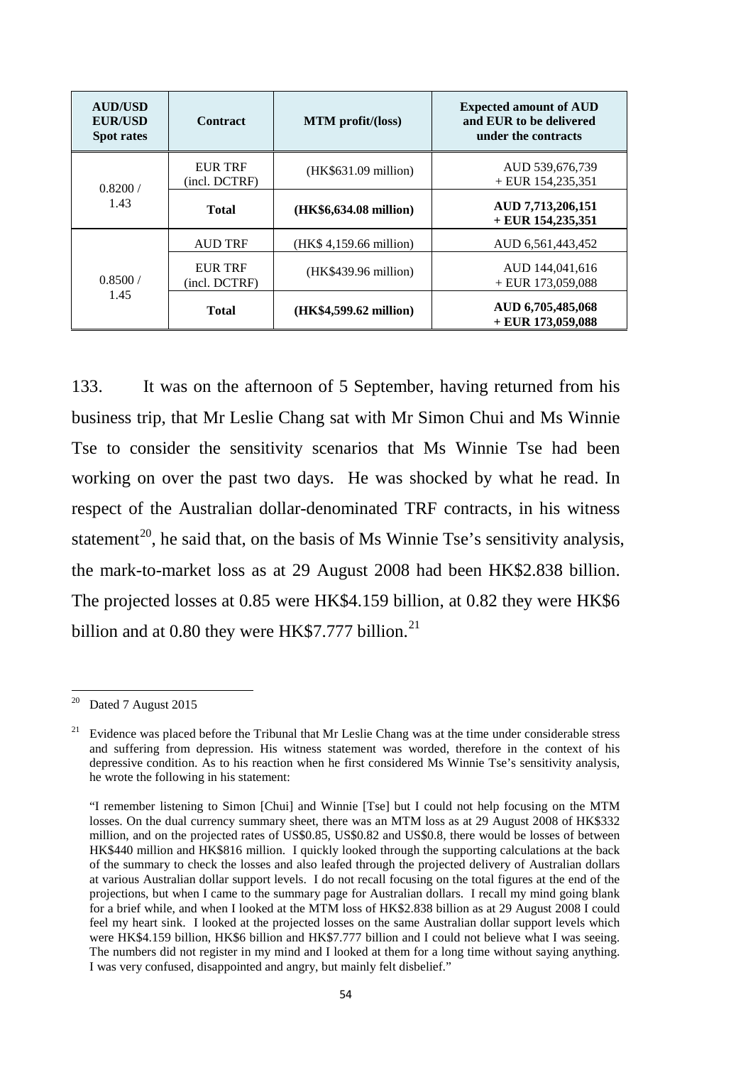| AUD/USD EUR/USD Spot rates | Contract | MTM profit/(loss) | Expected amount of AUD and EUR to be delivered under the contracts |
|---|---|---|---|
| 0.8200 / 1.43 | EUR TRF (incl. DCTRF) | (HK$631.09 million) | AUD 539,676,739 + EUR 154,235,351 |
| | **Total** | **(HK$6,634.08 million)** | **AUD 7,713,206,151 + EUR 154,235,351** |
| 0.8500 / 1.45 | AUD TRF | (HK$ 4,159.66 million) | AUD 6,561,443,452 |
| | EUR TRF (incl. DCTRF) | (HK$439.96 million) | AUD 144,041,616 + EUR 173,059,088 |
| | **Total** | **(HK$4,599.62 million)** | **AUD 6,705,485,068 + EUR 173,059,088** |

133. It was on the afternoon of 5 September, having returned from his business trip, that Mr Leslie Chang sat with Mr Simon Chui and Ms Winnie Tse to consider the sensitivity scenarios that Ms Winnie Tse had been working on over the past two days. He was shocked by what he read. In respect of the Australian dollar-denominated TRF contracts, in his witness statement[20], he said that, on the basis of Ms Winnie Tse's sensitivity analysis, the mark-to-market loss as at 29 August 2008 had been HK$2.838 billion. The projected losses at 0.85 were HK$4.159 billion, at 0.82 they were HK$6 billion and at 0.80 they were HK$7.777 billion.[21]

---

[20] Dated 7 August 2015

[21] Evidence was placed before the Tribunal that Mr Leslie Chang was at the time under considerable stress and suffering from depression. His witness statement was worded, therefore in the context of his depressive condition. As to his reaction when he first considered Ms Winnie Tse's sensitivity analysis, he wrote the following in his statement:

"I remember listening to Simon [Chui] and Winnie [Tse] but I could not help focusing on the MTM losses. On the dual currency summary sheet, there was an MTM loss as at 29 August 2008 of HK$332 million, and on the projected rates of US$0.85, US$0.82 and US$0.8, there would be losses of between HK$440 million and HK$816 million. I quickly looked through the supporting calculations at the back of the summary to check the losses and also leafed through the projected delivery of Australian dollars at various Australian dollar support levels. I do not recall focusing on the total figures at the end of the projections, but when I came to the summary page for Australian dollars. I recall my mind going blank for a brief while, and when I looked at the MTM loss of HK$2.838 billion as at 29 August 2008 I could feel my heart sink. I looked at the projected losses on the same Australian dollar support levels which were HK$4.159 billion, HK$6 billion and HK$7.777 billion and I could not believe what I was seeing. The numbers did not register in my mind and I looked at them for a long time without saying anything. I was very confused, disappointed and angry, but mainly felt disbelief."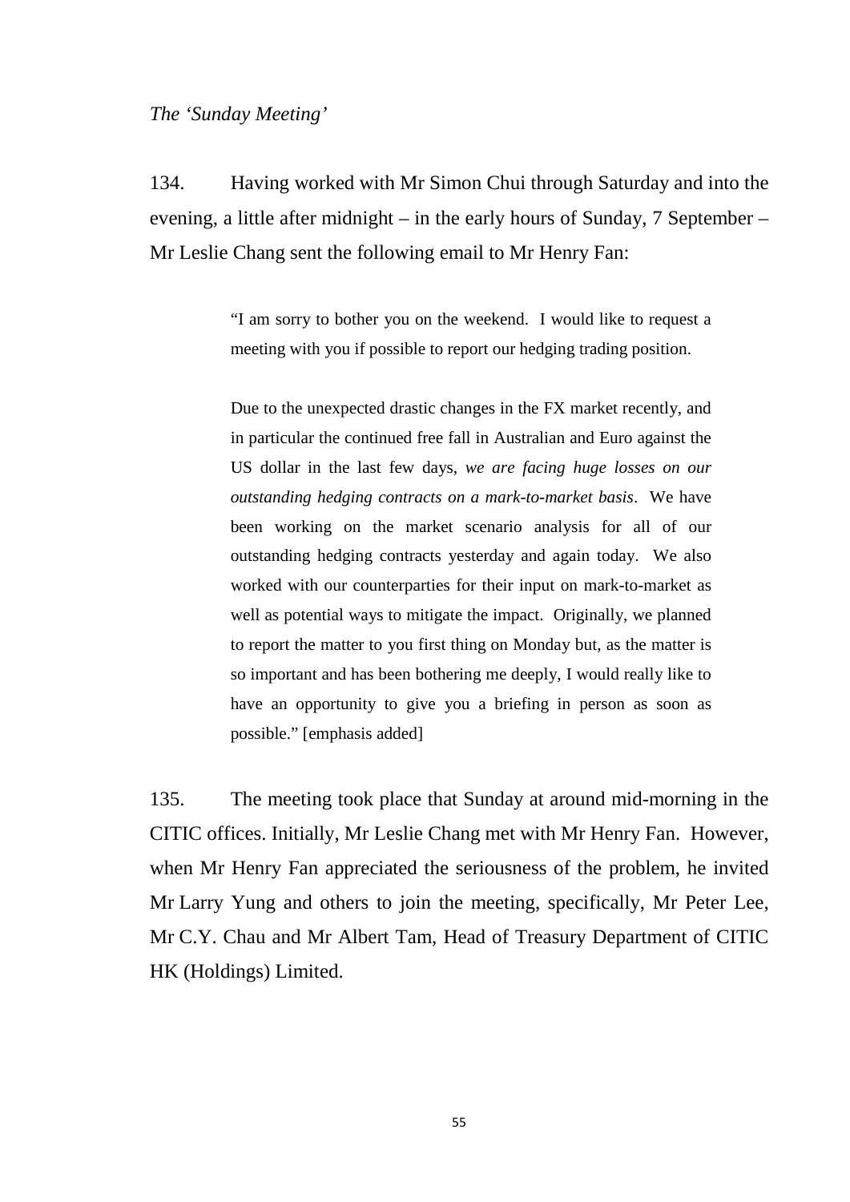*The 'Sunday Meeting'*

134. Having worked with Mr Simon Chui through Saturday and into the evening, a little after midnight – in the early hours of Sunday, 7 September – Mr Leslie Chang sent the following email to Mr Henry Fan:

> "I am sorry to bother you on the weekend. I would like to request a meeting with you if possible to report our hedging trading position.
>
> Due to the unexpected drastic changes in the FX market recently, and in particular the continued free fall in Australian and Euro against the US dollar in the last few days, *we are facing huge losses on our outstanding hedging contracts on a mark-to-market basis*. We have been working on the market scenario analysis for all of our outstanding hedging contracts yesterday and again today. We also worked with our counterparties for their input on mark-to-market as well as potential ways to mitigate the impact. Originally, we planned to report the matter to you first thing on Monday but, as the matter is so important and has been bothering me deeply, I would really like to have an opportunity to give you a briefing in person as soon as possible." [emphasis added]

135. The meeting took place that Sunday at around mid-morning in the CITIC offices. Initially, Mr Leslie Chang met with Mr Henry Fan. However, when Mr Henry Fan appreciated the seriousness of the problem, he invited Mr Larry Yung and others to join the meeting, specifically, Mr Peter Lee, Mr C.Y. Chau and Mr Albert Tam, Head of Treasury Department of CITIC HK (Holdings) Limited.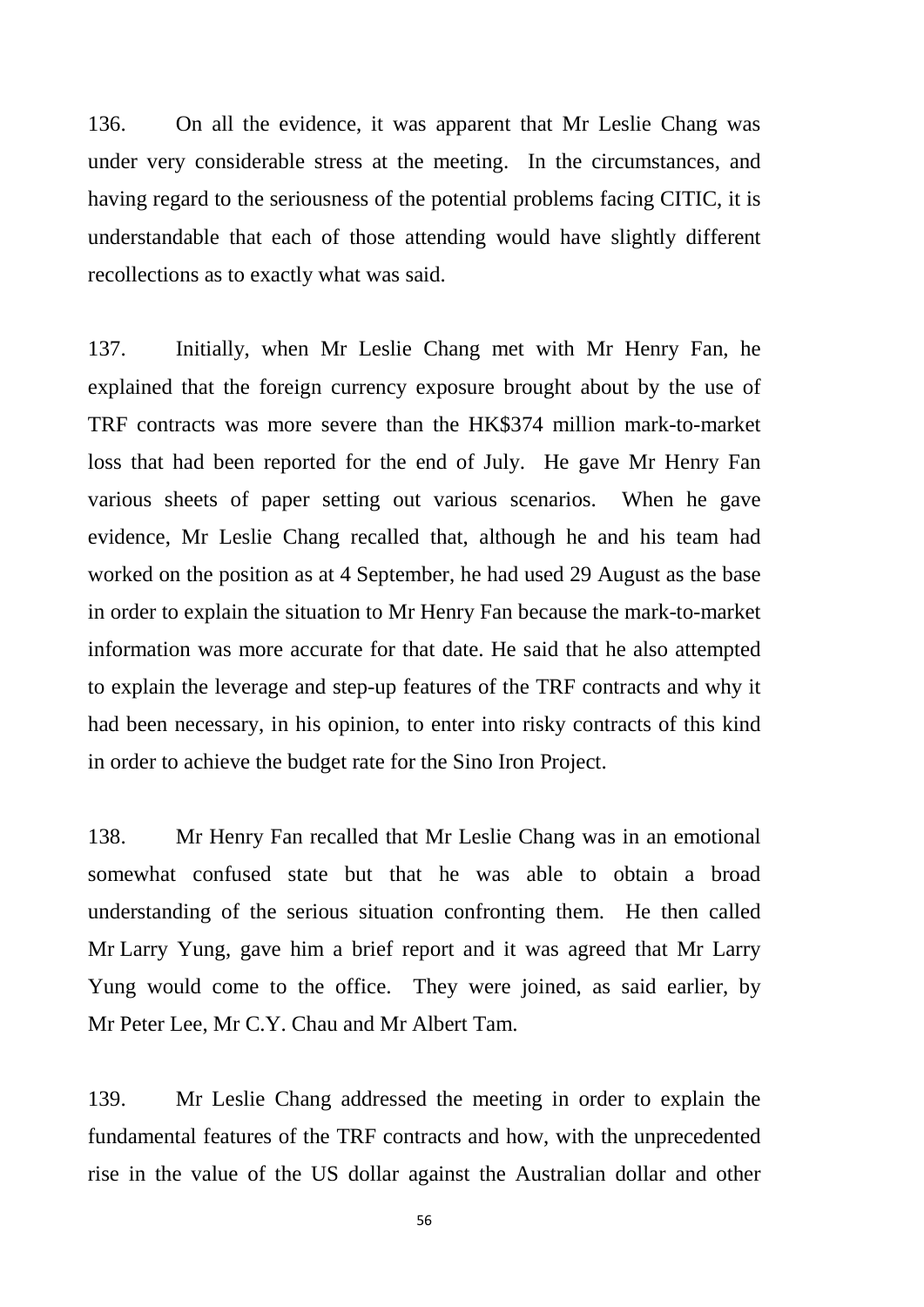136. On all the evidence, it was apparent that Mr Leslie Chang was under very considerable stress at the meeting. In the circumstances, and having regard to the seriousness of the potential problems facing CITIC, it is understandable that each of those attending would have slightly different recollections as to exactly what was said.

137. Initially, when Mr Leslie Chang met with Mr Henry Fan, he explained that the foreign currency exposure brought about by the use of TRF contracts was more severe than the HK$374 million mark-to-market loss that had been reported for the end of July. He gave Mr Henry Fan various sheets of paper setting out various scenarios. When he gave evidence, Mr Leslie Chang recalled that, although he and his team had worked on the position as at 4 September, he had used 29 August as the base in order to explain the situation to Mr Henry Fan because the mark-to-market information was more accurate for that date. He said that he also attempted to explain the leverage and step-up features of the TRF contracts and why it had been necessary, in his opinion, to enter into risky contracts of this kind in order to achieve the budget rate for the Sino Iron Project.

138. Mr Henry Fan recalled that Mr Leslie Chang was in an emotional somewhat confused state but that he was able to obtain a broad understanding of the serious situation confronting them. He then called Mr Larry Yung, gave him a brief report and it was agreed that Mr Larry Yung would come to the office. They were joined, as said earlier, by Mr Peter Lee, Mr C.Y. Chau and Mr Albert Tam.

139. Mr Leslie Chang addressed the meeting in order to explain the fundamental features of the TRF contracts and how, with the unprecedented rise in the value of the US dollar against the Australian dollar and other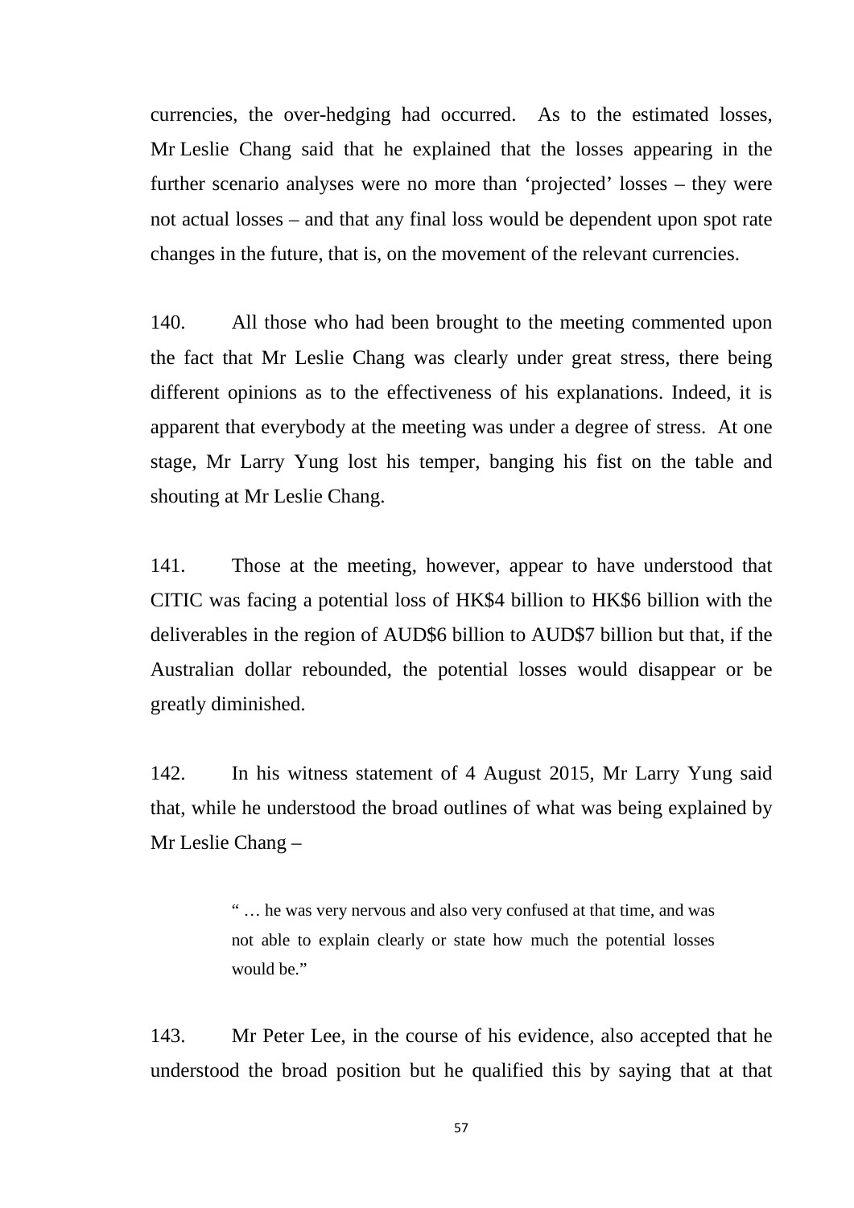currencies, the over-hedging had occurred. As to the estimated losses, Mr Leslie Chang said that he explained that the losses appearing in the further scenario analyses were no more than 'projected' losses – they were not actual losses – and that any final loss would be dependent upon spot rate changes in the future, that is, on the movement of the relevant currencies.

140. All those who had been brought to the meeting commented upon the fact that Mr Leslie Chang was clearly under great stress, there being different opinions as to the effectiveness of his explanations. Indeed, it is apparent that everybody at the meeting was under a degree of stress. At one stage, Mr Larry Yung lost his temper, banging his fist on the table and shouting at Mr Leslie Chang.

141. Those at the meeting, however, appear to have understood that CITIC was facing a potential loss of HK$4 billion to HK$6 billion with the deliverables in the region of AUD$6 billion to AUD$7 billion but that, if the Australian dollar rebounded, the potential losses would disappear or be greatly diminished.

142. In his witness statement of 4 August 2015, Mr Larry Yung said that, while he understood the broad outlines of what was being explained by Mr Leslie Chang –

> " … he was very nervous and also very confused at that time, and was not able to explain clearly or state how much the potential losses would be."

143. Mr Peter Lee, in the course of his evidence, also accepted that he understood the broad position but he qualified this by saying that at that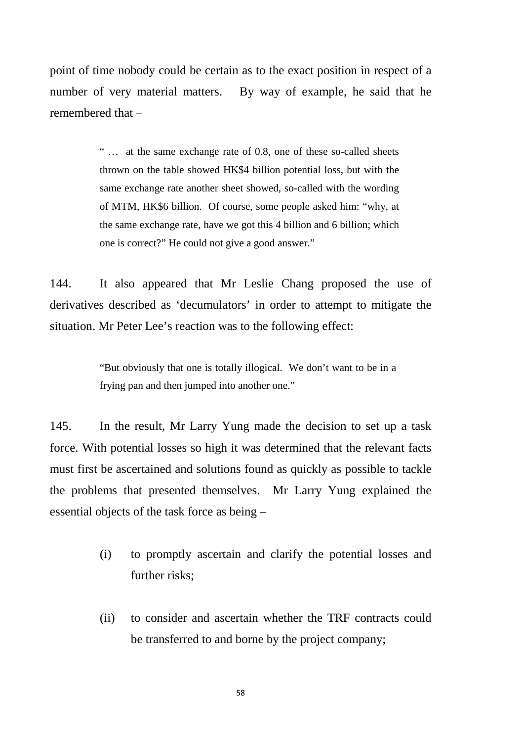point of time nobody could be certain as to the exact position in respect of a number of very material matters. By way of example, he said that he remembered that –

> " … at the same exchange rate of 0.8, one of these so-called sheets thrown on the table showed HK$4 billion potential loss, but with the same exchange rate another sheet showed, so-called with the wording of MTM, HK$6 billion. Of course, some people asked him: "why, at the same exchange rate, have we got this 4 billion and 6 billion; which one is correct?" He could not give a good answer."

144. It also appeared that Mr Leslie Chang proposed the use of derivatives described as 'decumulators' in order to attempt to mitigate the situation. Mr Peter Lee's reaction was to the following effect:

> "But obviously that one is totally illogical. We don't want to be in a frying pan and then jumped into another one."

145. In the result, Mr Larry Yung made the decision to set up a task force. With potential losses so high it was determined that the relevant facts must first be ascertained and solutions found as quickly as possible to tackle the problems that presented themselves. Mr Larry Yung explained the essential objects of the task force as being –

(i) to promptly ascertain and clarify the potential losses and further risks;

(ii) to consider and ascertain whether the TRF contracts could be transferred to and borne by the project company;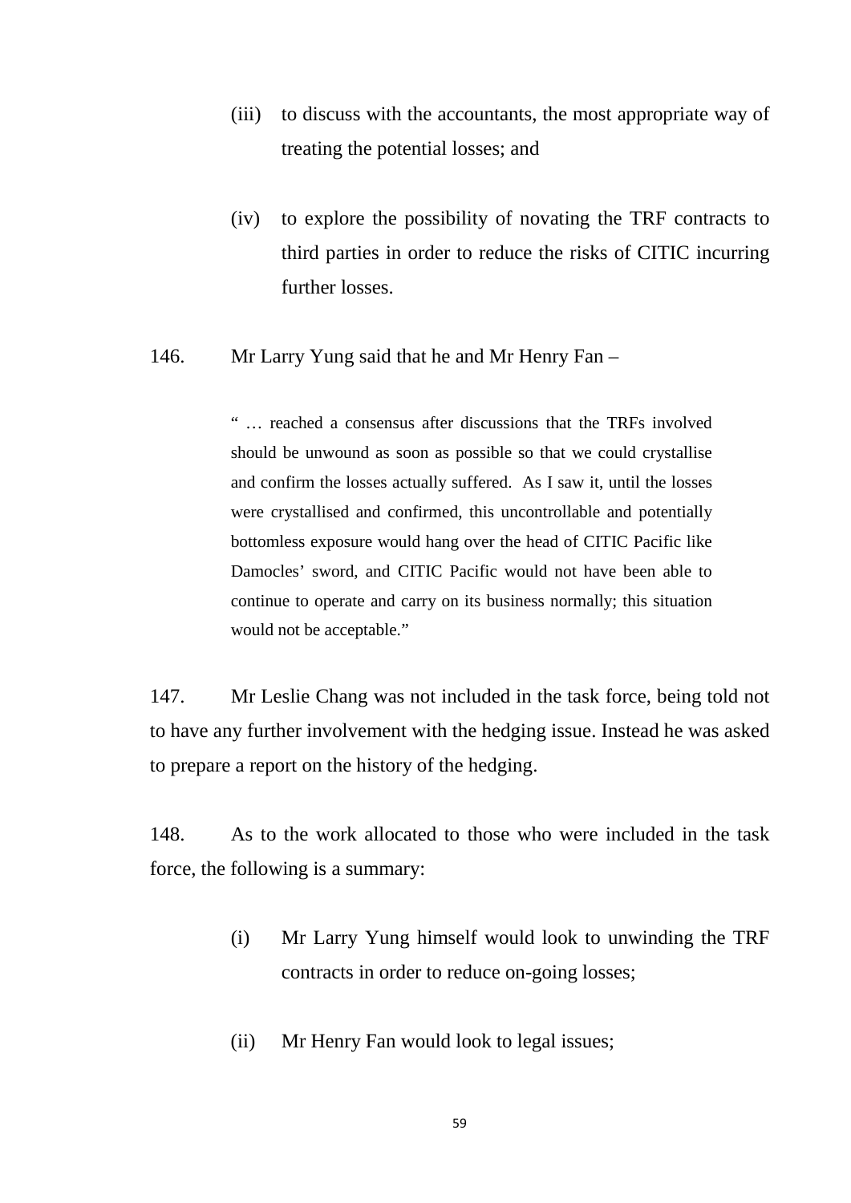(iii) to discuss with the accountants, the most appropriate way of treating the potential losses; and

(iv) to explore the possibility of novating the TRF contracts to third parties in order to reduce the risks of CITIC incurring further losses.

146. Mr Larry Yung said that he and Mr Henry Fan –

> " … reached a consensus after discussions that the TRFs involved should be unwound as soon as possible so that we could crystallise and confirm the losses actually suffered. As I saw it, until the losses were crystallised and confirmed, this uncontrollable and potentially bottomless exposure would hang over the head of CITIC Pacific like Damocles' sword, and CITIC Pacific would not have been able to continue to operate and carry on its business normally; this situation would not be acceptable."

147. Mr Leslie Chang was not included in the task force, being told not to have any further involvement with the hedging issue. Instead he was asked to prepare a report on the history of the hedging.

148. As to the work allocated to those who were included in the task force, the following is a summary:

(i) Mr Larry Yung himself would look to unwinding the TRF contracts in order to reduce on-going losses;

(ii) Mr Henry Fan would look to legal issues;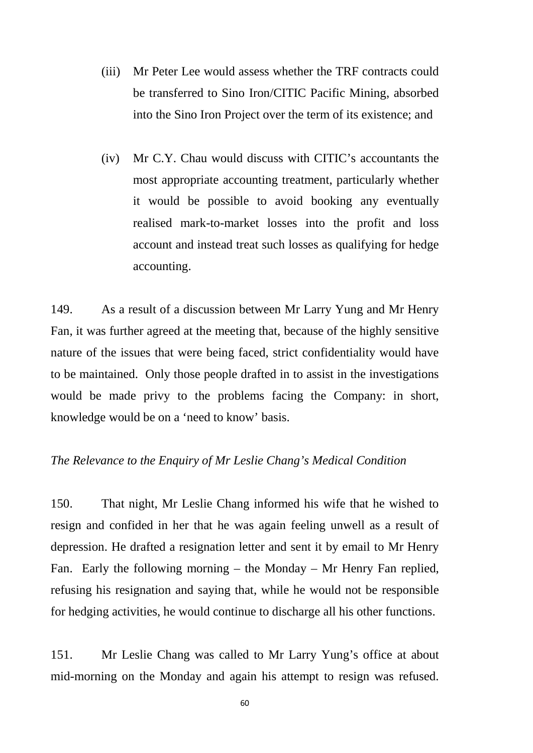(iii) Mr Peter Lee would assess whether the TRF contracts could be transferred to Sino Iron/CITIC Pacific Mining, absorbed into the Sino Iron Project over the term of its existence; and

(iv) Mr C.Y. Chau would discuss with CITIC's accountants the most appropriate accounting treatment, particularly whether it would be possible to avoid booking any eventually realised mark-to-market losses into the profit and loss account and instead treat such losses as qualifying for hedge accounting.

149. As a result of a discussion between Mr Larry Yung and Mr Henry Fan, it was further agreed at the meeting that, because of the highly sensitive nature of the issues that were being faced, strict confidentiality would have to be maintained. Only those people drafted in to assist in the investigations would be made privy to the problems facing the Company: in short, knowledge would be on a 'need to know' basis.

*The Relevance to the Enquiry of Mr Leslie Chang's Medical Condition*

150. That night, Mr Leslie Chang informed his wife that he wished to resign and confided in her that he was again feeling unwell as a result of depression. He drafted a resignation letter and sent it by email to Mr Henry Fan. Early the following morning – the Monday – Mr Henry Fan replied, refusing his resignation and saying that, while he would not be responsible for hedging activities, he would continue to discharge all his other functions.

151. Mr Leslie Chang was called to Mr Larry Yung's office at about mid-morning on the Monday and again his attempt to resign was refused.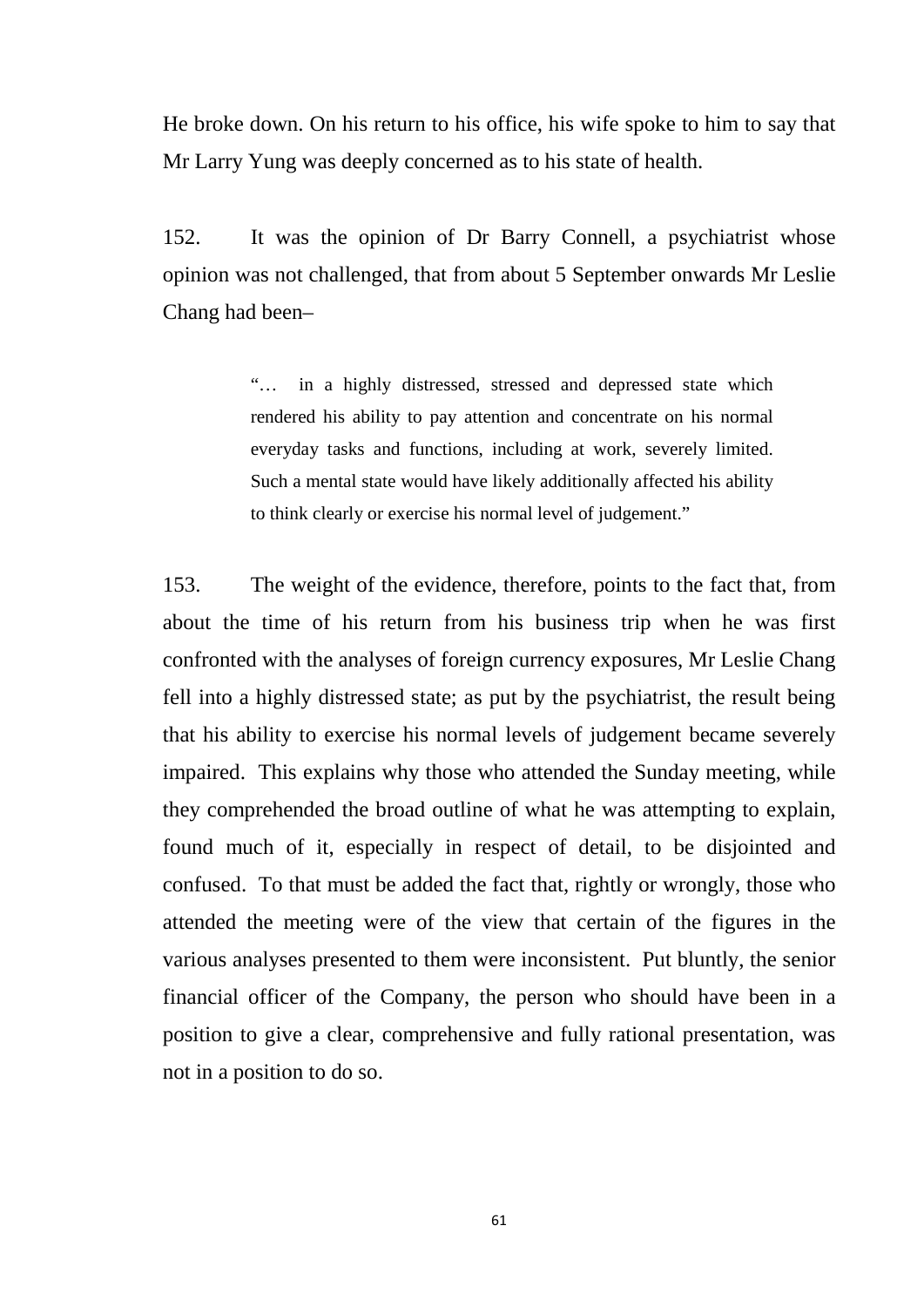He broke down. On his return to his office, his wife spoke to him to say that Mr Larry Yung was deeply concerned as to his state of health.

152. It was the opinion of Dr Barry Connell, a psychiatrist whose opinion was not challenged, that from about 5 September onwards Mr Leslie Chang had been–

> "… in a highly distressed, stressed and depressed state which rendered his ability to pay attention and concentrate on his normal everyday tasks and functions, including at work, severely limited. Such a mental state would have likely additionally affected his ability to think clearly or exercise his normal level of judgement."

153. The weight of the evidence, therefore, points to the fact that, from about the time of his return from his business trip when he was first confronted with the analyses of foreign currency exposures, Mr Leslie Chang fell into a highly distressed state; as put by the psychiatrist, the result being that his ability to exercise his normal levels of judgement became severely impaired. This explains why those who attended the Sunday meeting, while they comprehended the broad outline of what he was attempting to explain, found much of it, especially in respect of detail, to be disjointed and confused. To that must be added the fact that, rightly or wrongly, those who attended the meeting were of the view that certain of the figures in the various analyses presented to them were inconsistent. Put bluntly, the senior financial officer of the Company, the person who should have been in a position to give a clear, comprehensive and fully rational presentation, was not in a position to do so.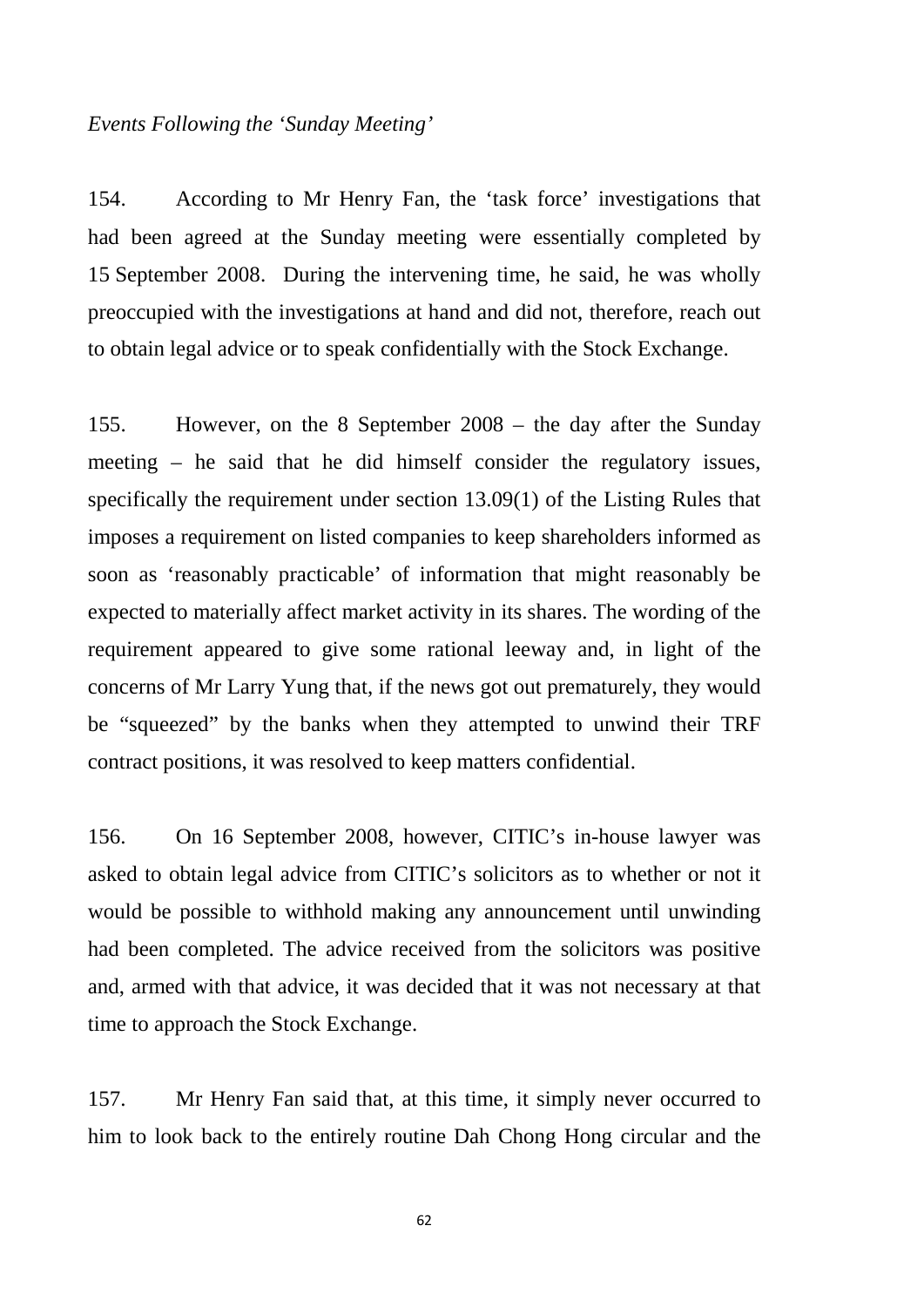*Events Following the 'Sunday Meeting'*

154. According to Mr Henry Fan, the 'task force' investigations that had been agreed at the Sunday meeting were essentially completed by 15 September 2008. During the intervening time, he said, he was wholly preoccupied with the investigations at hand and did not, therefore, reach out to obtain legal advice or to speak confidentially with the Stock Exchange.

155. However, on the 8 September 2008 – the day after the Sunday meeting – he said that he did himself consider the regulatory issues, specifically the requirement under section 13.09(1) of the Listing Rules that imposes a requirement on listed companies to keep shareholders informed as soon as 'reasonably practicable' of information that might reasonably be expected to materially affect market activity in its shares. The wording of the requirement appeared to give some rational leeway and, in light of the concerns of Mr Larry Yung that, if the news got out prematurely, they would be "squeezed" by the banks when they attempted to unwind their TRF contract positions, it was resolved to keep matters confidential.

156. On 16 September 2008, however, CITIC's in-house lawyer was asked to obtain legal advice from CITIC's solicitors as to whether or not it would be possible to withhold making any announcement until unwinding had been completed. The advice received from the solicitors was positive and, armed with that advice, it was decided that it was not necessary at that time to approach the Stock Exchange.

157. Mr Henry Fan said that, at this time, it simply never occurred to him to look back to the entirely routine Dah Chong Hong circular and the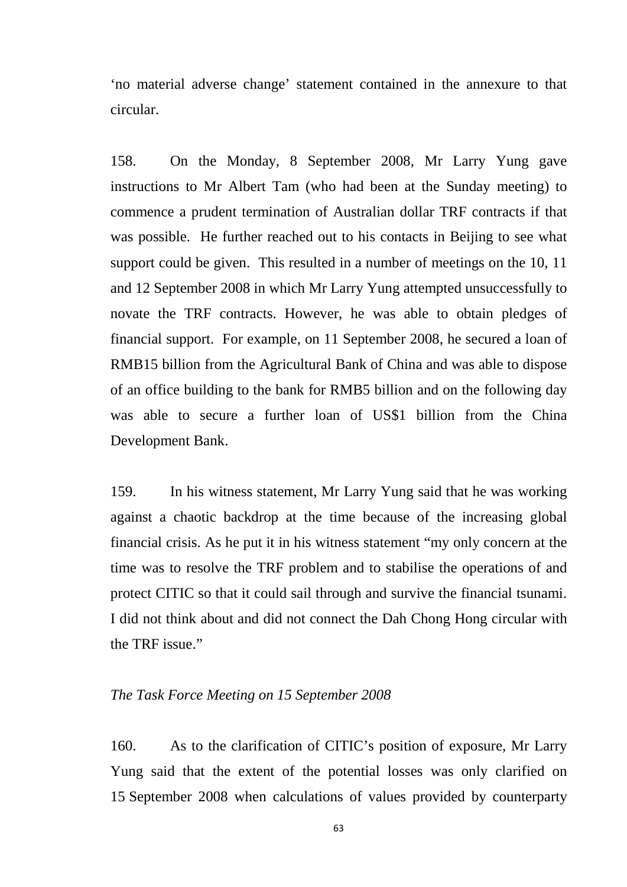'no material adverse change' statement contained in the annexure to that circular.

158. On the Monday, 8 September 2008, Mr Larry Yung gave instructions to Mr Albert Tam (who had been at the Sunday meeting) to commence a prudent termination of Australian dollar TRF contracts if that was possible. He further reached out to his contacts in Beijing to see what support could be given. This resulted in a number of meetings on the 10, 11 and 12 September 2008 in which Mr Larry Yung attempted unsuccessfully to novate the TRF contracts. However, he was able to obtain pledges of financial support. For example, on 11 September 2008, he secured a loan of RMB15 billion from the Agricultural Bank of China and was able to dispose of an office building to the bank for RMB5 billion and on the following day was able to secure a further loan of US$1 billion from the China Development Bank.

159. In his witness statement, Mr Larry Yung said that he was working against a chaotic backdrop at the time because of the increasing global financial crisis. As he put it in his witness statement "my only concern at the time was to resolve the TRF problem and to stabilise the operations of and protect CITIC so that it could sail through and survive the financial tsunami. I did not think about and did not connect the Dah Chong Hong circular with the TRF issue."

*The Task Force Meeting on 15 September 2008*

160. As to the clarification of CITIC's position of exposure, Mr Larry Yung said that the extent of the potential losses was only clarified on 15 September 2008 when calculations of values provided by counterparty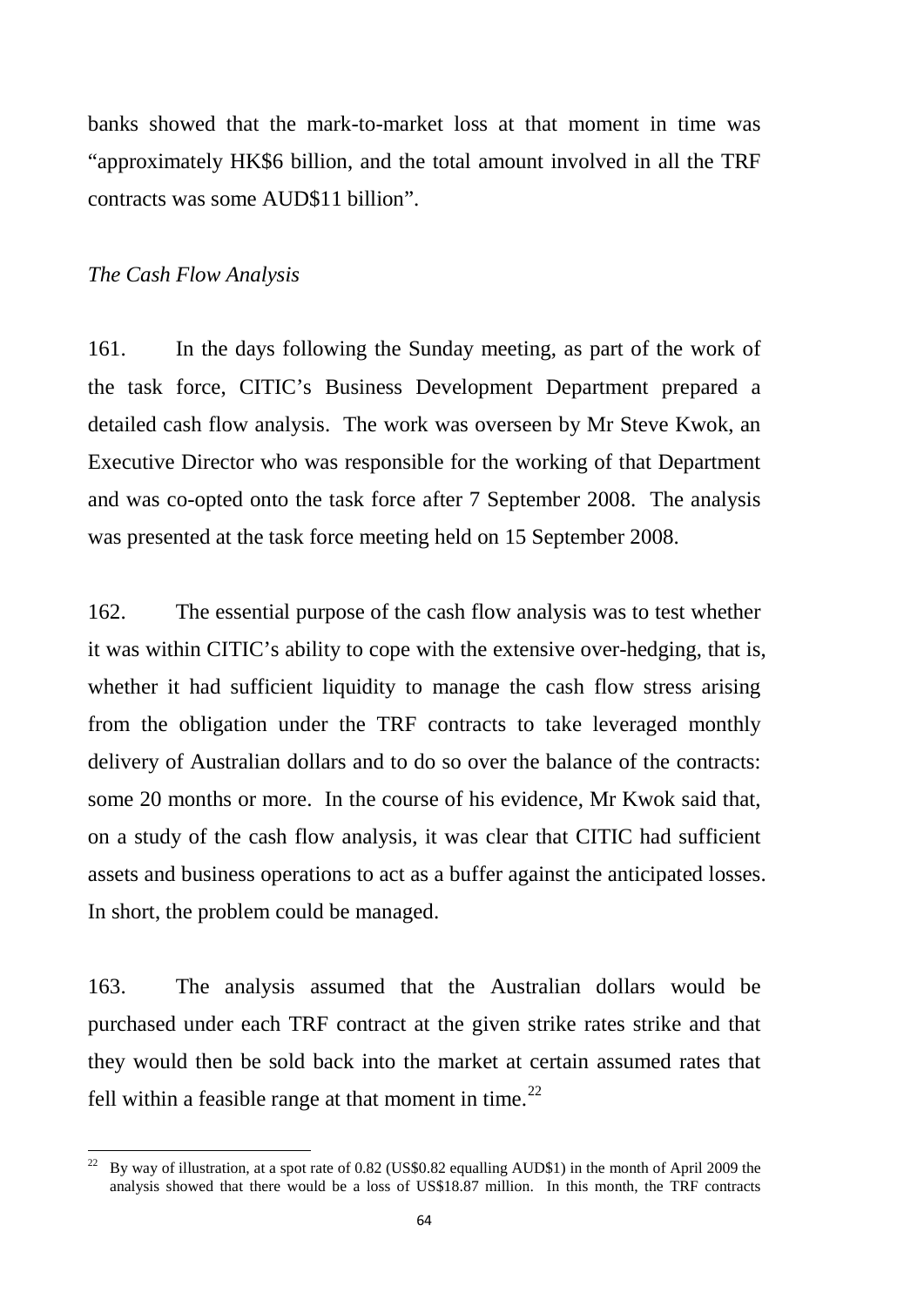banks showed that the mark-to-market loss at that moment in time was "approximately HK$6 billion, and the total amount involved in all the TRF contracts was some AUD$11 billion".

*The Cash Flow Analysis*

161. In the days following the Sunday meeting, as part of the work of the task force, CITIC's Business Development Department prepared a detailed cash flow analysis. The work was overseen by Mr Steve Kwok, an Executive Director who was responsible for the working of that Department and was co-opted onto the task force after 7 September 2008. The analysis was presented at the task force meeting held on 15 September 2008.

162. The essential purpose of the cash flow analysis was to test whether it was within CITIC's ability to cope with the extensive over-hedging, that is, whether it had sufficient liquidity to manage the cash flow stress arising from the obligation under the TRF contracts to take leveraged monthly delivery of Australian dollars and to do so over the balance of the contracts: some 20 months or more. In the course of his evidence, Mr Kwok said that, on a study of the cash flow analysis, it was clear that CITIC had sufficient assets and business operations to act as a buffer against the anticipated losses. In short, the problem could be managed.

163. The analysis assumed that the Australian dollars would be purchased under each TRF contract at the given strike rates strike and that they would then be sold back into the market at certain assumed rates that fell within a feasible range at that moment in time.[22]

---

[22] By way of illustration, at a spot rate of 0.82 (US$0.82 equalling AUD$1) in the month of April 2009 the analysis showed that there would be a loss of US$18.87 million. In this month, the TRF contracts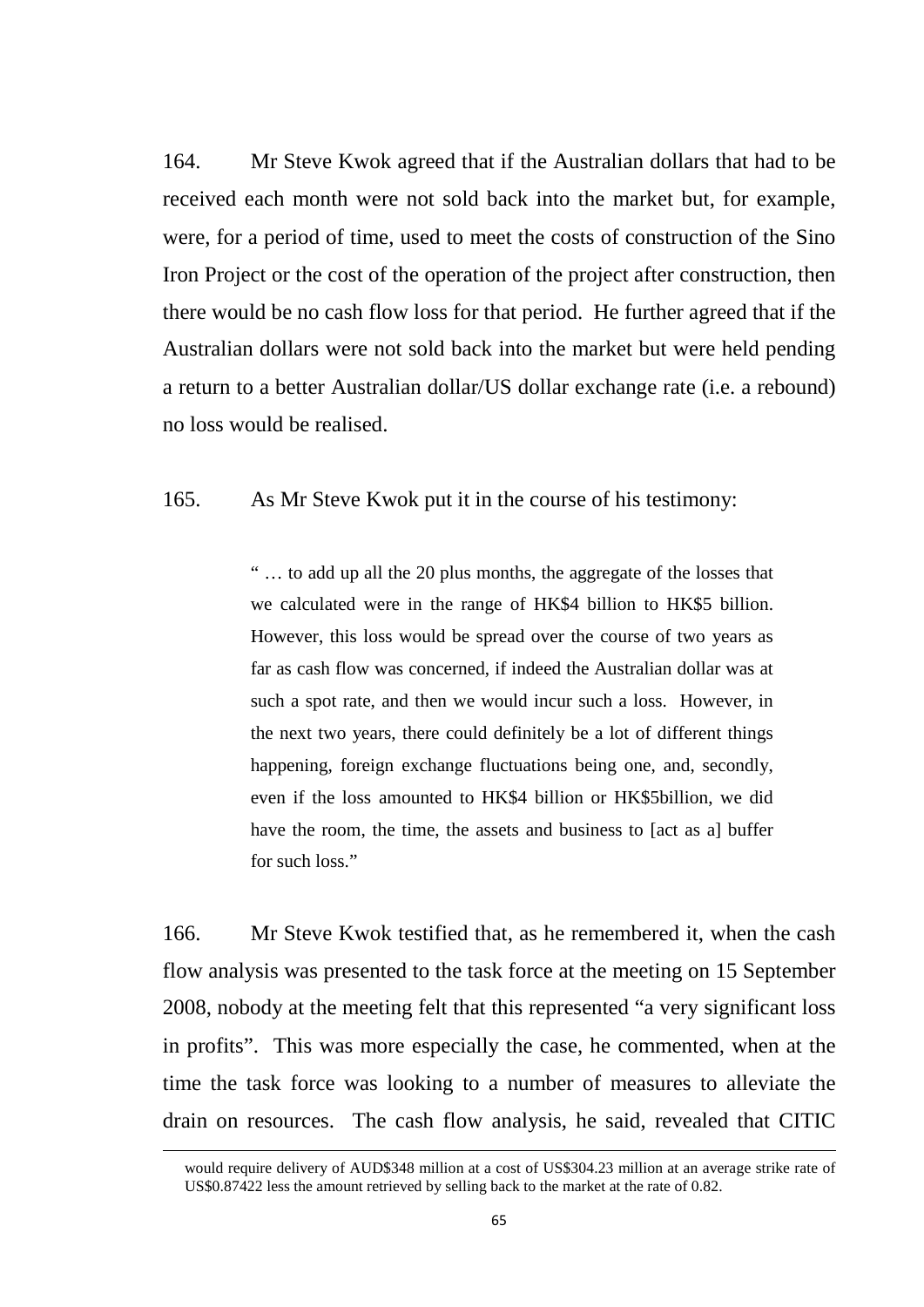164. Mr Steve Kwok agreed that if the Australian dollars that had to be received each month were not sold back into the market but, for example, were, for a period of time, used to meet the costs of construction of the Sino Iron Project or the cost of the operation of the project after construction, then there would be no cash flow loss for that period. He further agreed that if the Australian dollars were not sold back into the market but were held pending a return to a better Australian dollar/US dollar exchange rate (i.e. a rebound) no loss would be realised.

165. As Mr Steve Kwok put it in the course of his testimony:

> " … to add up all the 20 plus months, the aggregate of the losses that we calculated were in the range of HK$4 billion to HK$5 billion. However, this loss would be spread over the course of two years as far as cash flow was concerned, if indeed the Australian dollar was at such a spot rate, and then we would incur such a loss. However, in the next two years, there could definitely be a lot of different things happening, foreign exchange fluctuations being one, and, secondly, even if the loss amounted to HK$4 billion or HK$5billion, we did have the room, the time, the assets and business to [act as a] buffer for such loss."

166. Mr Steve Kwok testified that, as he remembered it, when the cash flow analysis was presented to the task force at the meeting on 15 September 2008, nobody at the meeting felt that this represented "a very significant loss in profits". This was more especially the case, he commented, when at the time the task force was looking to a number of measures to alleviate the drain on resources. The cash flow analysis, he said, revealed that CITIC

---

would require delivery of AUD$348 million at a cost of US$304.23 million at an average strike rate of US$0.87422 less the amount retrieved by selling back to the market at the rate of 0.82.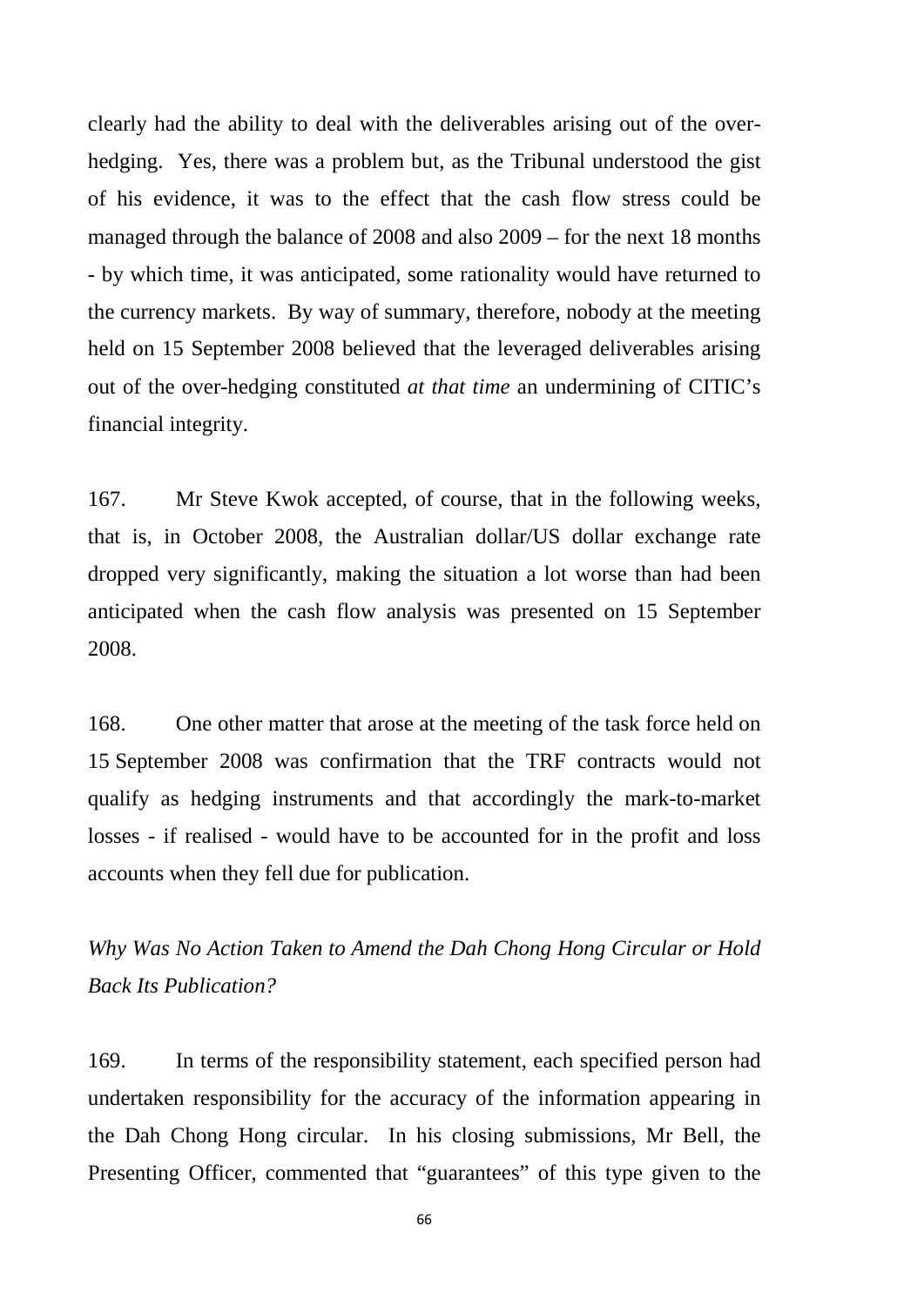clearly had the ability to deal with the deliverables arising out of the over-hedging. Yes, there was a problem but, as the Tribunal understood the gist of his evidence, it was to the effect that the cash flow stress could be managed through the balance of 2008 and also 2009 – for the next 18 months - by which time, it was anticipated, some rationality would have returned to the currency markets. By way of summary, therefore, nobody at the meeting held on 15 September 2008 believed that the leveraged deliverables arising out of the over-hedging constituted *at that time* an undermining of CITIC's financial integrity.

167. Mr Steve Kwok accepted, of course, that in the following weeks, that is, in October 2008, the Australian dollar/US dollar exchange rate dropped very significantly, making the situation a lot worse than had been anticipated when the cash flow analysis was presented on 15 September 2008.

168. One other matter that arose at the meeting of the task force held on 15 September 2008 was confirmation that the TRF contracts would not qualify as hedging instruments and that accordingly the mark-to-market losses - if realised - would have to be accounted for in the profit and loss accounts when they fell due for publication.

*Why Was No Action Taken to Amend the Dah Chong Hong Circular or Hold Back Its Publication?*

169. In terms of the responsibility statement, each specified person had undertaken responsibility for the accuracy of the information appearing in the Dah Chong Hong circular. In his closing submissions, Mr Bell, the Presenting Officer, commented that "guarantees" of this type given to the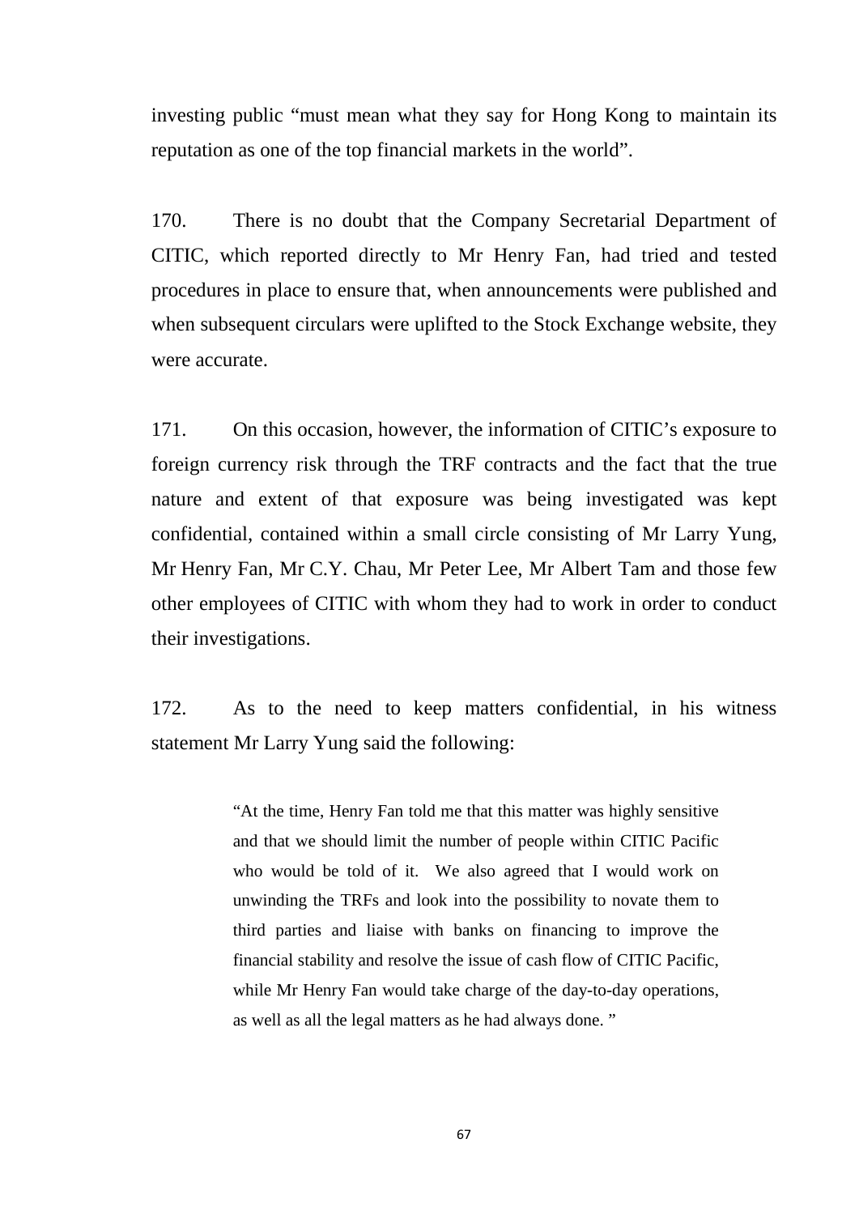investing public "must mean what they say for Hong Kong to maintain its reputation as one of the top financial markets in the world".

170. There is no doubt that the Company Secretarial Department of CITIC, which reported directly to Mr Henry Fan, had tried and tested procedures in place to ensure that, when announcements were published and when subsequent circulars were uplifted to the Stock Exchange website, they were accurate.

171. On this occasion, however, the information of CITIC's exposure to foreign currency risk through the TRF contracts and the fact that the true nature and extent of that exposure was being investigated was kept confidential, contained within a small circle consisting of Mr Larry Yung, Mr Henry Fan, Mr C.Y. Chau, Mr Peter Lee, Mr Albert Tam and those few other employees of CITIC with whom they had to work in order to conduct their investigations.

172. As to the need to keep matters confidential, in his witness statement Mr Larry Yung said the following:

> "At the time, Henry Fan told me that this matter was highly sensitive and that we should limit the number of people within CITIC Pacific who would be told of it. We also agreed that I would work on unwinding the TRFs and look into the possibility to novate them to third parties and liaise with banks on financing to improve the financial stability and resolve the issue of cash flow of CITIC Pacific, while Mr Henry Fan would take charge of the day-to-day operations, as well as all the legal matters as he had always done. "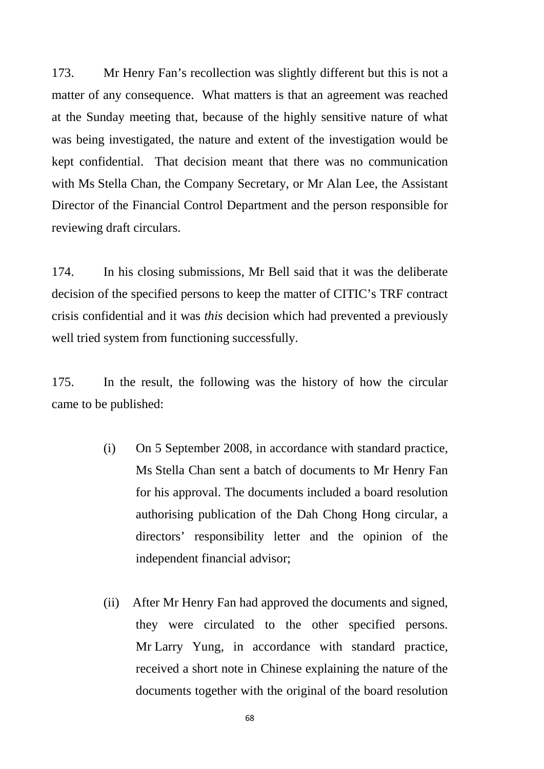173. Mr Henry Fan's recollection was slightly different but this is not a matter of any consequence. What matters is that an agreement was reached at the Sunday meeting that, because of the highly sensitive nature of what was being investigated, the nature and extent of the investigation would be kept confidential. That decision meant that there was no communication with Ms Stella Chan, the Company Secretary, or Mr Alan Lee, the Assistant Director of the Financial Control Department and the person responsible for reviewing draft circulars.

174. In his closing submissions, Mr Bell said that it was the deliberate decision of the specified persons to keep the matter of CITIC's TRF contract crisis confidential and it was *this* decision which had prevented a previously well tried system from functioning successfully.

175. In the result, the following was the history of how the circular came to be published:

(i) On 5 September 2008, in accordance with standard practice, Ms Stella Chan sent a batch of documents to Mr Henry Fan for his approval. The documents included a board resolution authorising publication of the Dah Chong Hong circular, a directors' responsibility letter and the opinion of the independent financial advisor;

(ii) After Mr Henry Fan had approved the documents and signed, they were circulated to the other specified persons. Mr Larry Yung, in accordance with standard practice, received a short note in Chinese explaining the nature of the documents together with the original of the board resolution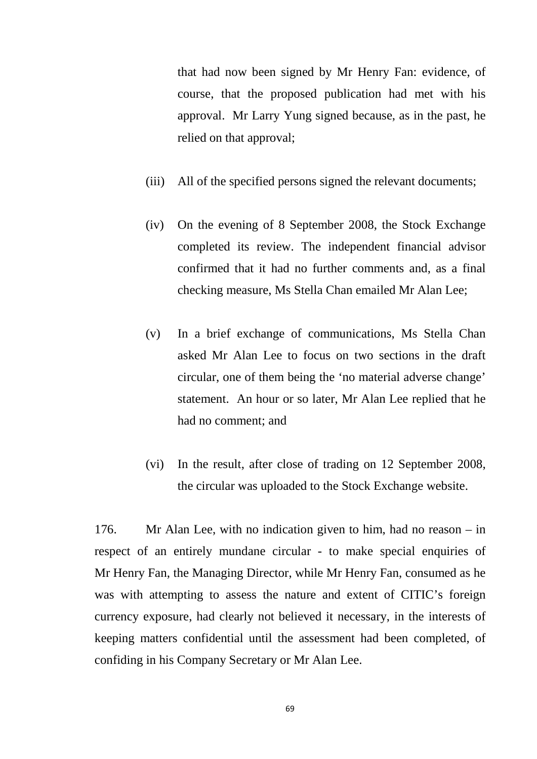that had now been signed by Mr Henry Fan: evidence, of course, that the proposed publication had met with his approval. Mr Larry Yung signed because, as in the past, he relied on that approval;

(iii) All of the specified persons signed the relevant documents;

(iv) On the evening of 8 September 2008, the Stock Exchange completed its review. The independent financial advisor confirmed that it had no further comments and, as a final checking measure, Ms Stella Chan emailed Mr Alan Lee;

(v) In a brief exchange of communications, Ms Stella Chan asked Mr Alan Lee to focus on two sections in the draft circular, one of them being the 'no material adverse change' statement. An hour or so later, Mr Alan Lee replied that he had no comment; and

(vi) In the result, after close of trading on 12 September 2008, the circular was uploaded to the Stock Exchange website.

176. Mr Alan Lee, with no indication given to him, had no reason – in respect of an entirely mundane circular - to make special enquiries of Mr Henry Fan, the Managing Director, while Mr Henry Fan, consumed as he was with attempting to assess the nature and extent of CITIC's foreign currency exposure, had clearly not believed it necessary, in the interests of keeping matters confidential until the assessment had been completed, of confiding in his Company Secretary or Mr Alan Lee.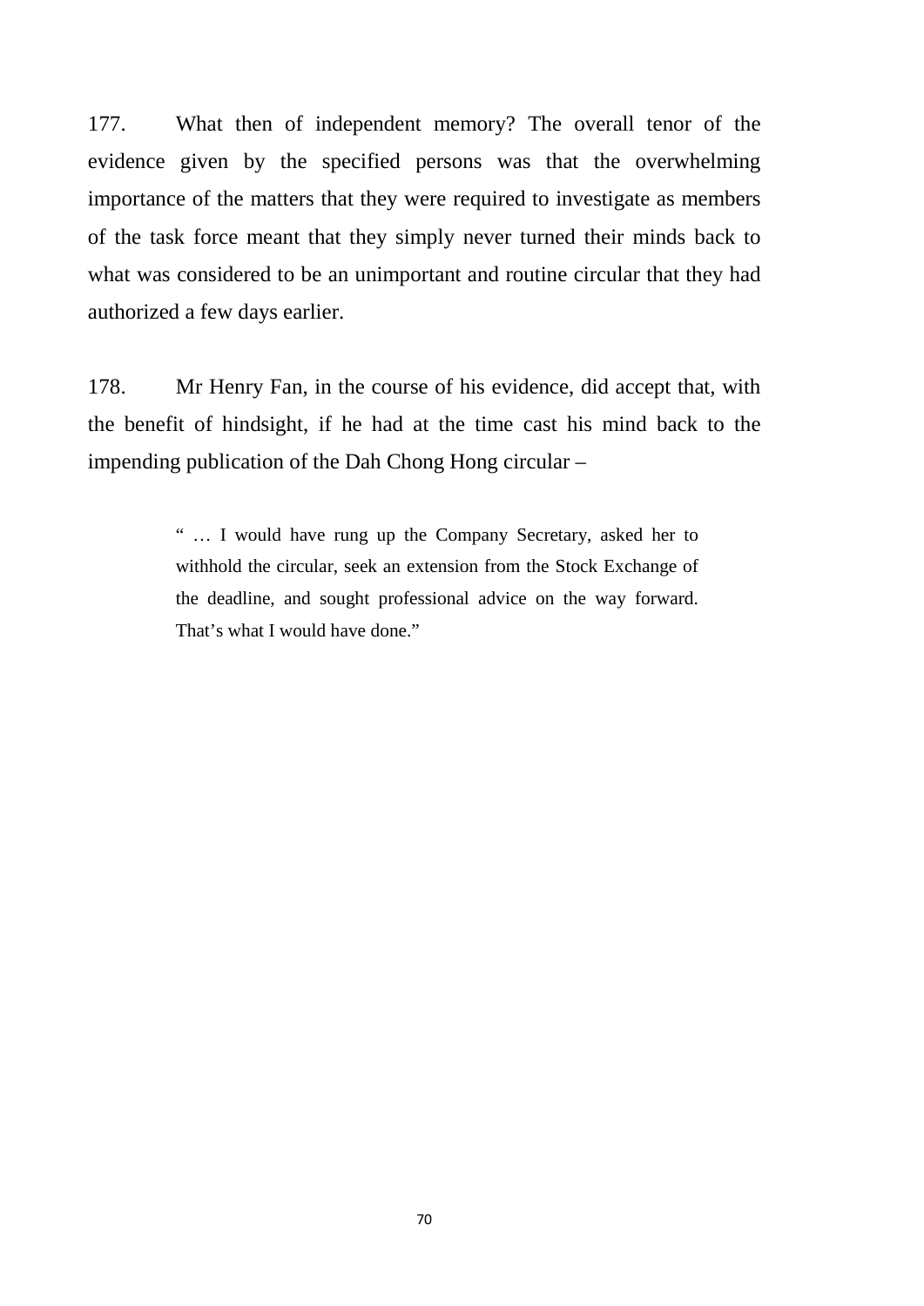177. What then of independent memory? The overall tenor of the evidence given by the specified persons was that the overwhelming importance of the matters that they were required to investigate as members of the task force meant that they simply never turned their minds back to what was considered to be an unimportant and routine circular that they had authorized a few days earlier.

178. Mr Henry Fan, in the course of his evidence, did accept that, with the benefit of hindsight, if he had at the time cast his mind back to the impending publication of the Dah Chong Hong circular –

> " … I would have rung up the Company Secretary, asked her to withhold the circular, seek an extension from the Stock Exchange of the deadline, and sought professional advice on the way forward. That's what I would have done."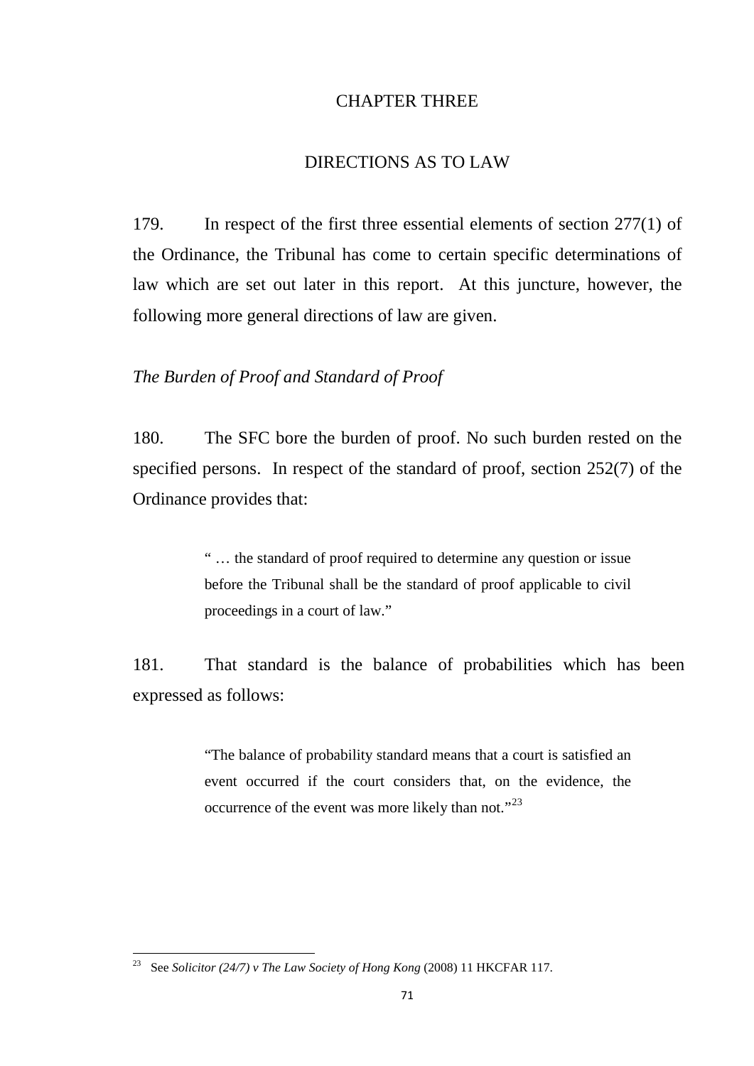# CHAPTER THREE

## DIRECTIONS AS TO LAW

179. In respect of the first three essential elements of section 277(1) of the Ordinance, the Tribunal has come to certain specific determinations of law which are set out later in this report. At this juncture, however, the following more general directions of law are given.

### *The Burden of Proof and Standard of Proof*

180. The SFC bore the burden of proof. No such burden rested on the specified persons. In respect of the standard of proof, section 252(7) of the Ordinance provides that:

> " … the standard of proof required to determine any question or issue before the Tribunal shall be the standard of proof applicable to civil proceedings in a court of law."

181. That standard is the balance of probabilities which has been expressed as follows:

> "The balance of probability standard means that a court is satisfied an event occurred if the court considers that, on the evidence, the occurrence of the event was more likely than not."[23]

---

[23] See *Solicitor (24/7) v The Law Society of Hong Kong* (2008) 11 HKCFAR 117.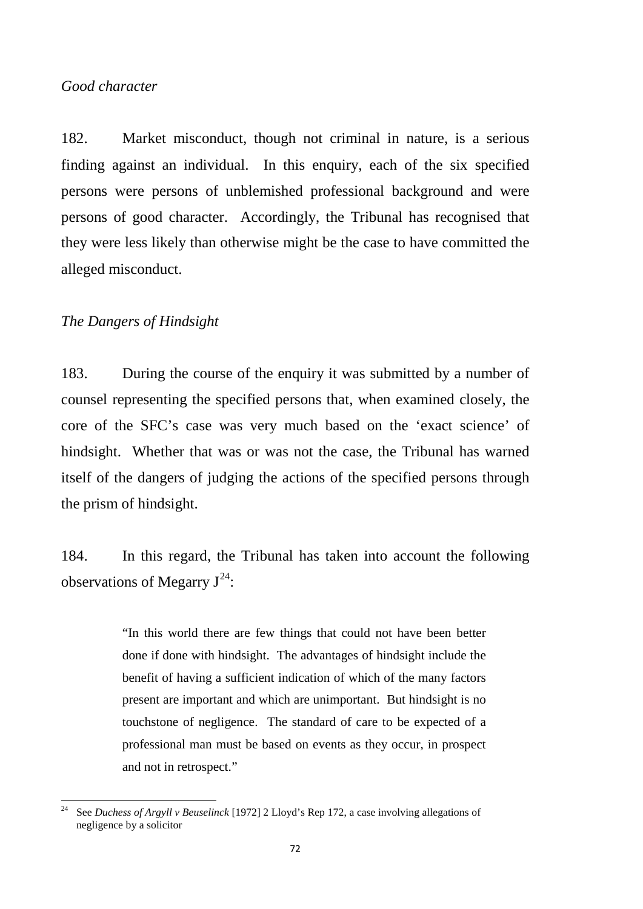*Good character*

182. Market misconduct, though not criminal in nature, is a serious finding against an individual. In this enquiry, each of the six specified persons were persons of unblemished professional background and were persons of good character. Accordingly, the Tribunal has recognised that they were less likely than otherwise might be the case to have committed the alleged misconduct.

*The Dangers of Hindsight*

183. During the course of the enquiry it was submitted by a number of counsel representing the specified persons that, when examined closely, the core of the SFC's case was very much based on the 'exact science' of hindsight. Whether that was or was not the case, the Tribunal has warned itself of the dangers of judging the actions of the specified persons through the prism of hindsight.

184. In this regard, the Tribunal has taken into account the following observations of Megarry J[24]:

> "In this world there are few things that could not have been better done if done with hindsight. The advantages of hindsight include the benefit of having a sufficient indication of which of the many factors present are important and which are unimportant. But hindsight is no touchstone of negligence. The standard of care to be expected of a professional man must be based on events as they occur, in prospect and not in retrospect."

---

[24] See *Duchess of Argyll v Beuselinck* [1972] 2 Lloyd's Rep 172, a case involving allegations of negligence by a solicitor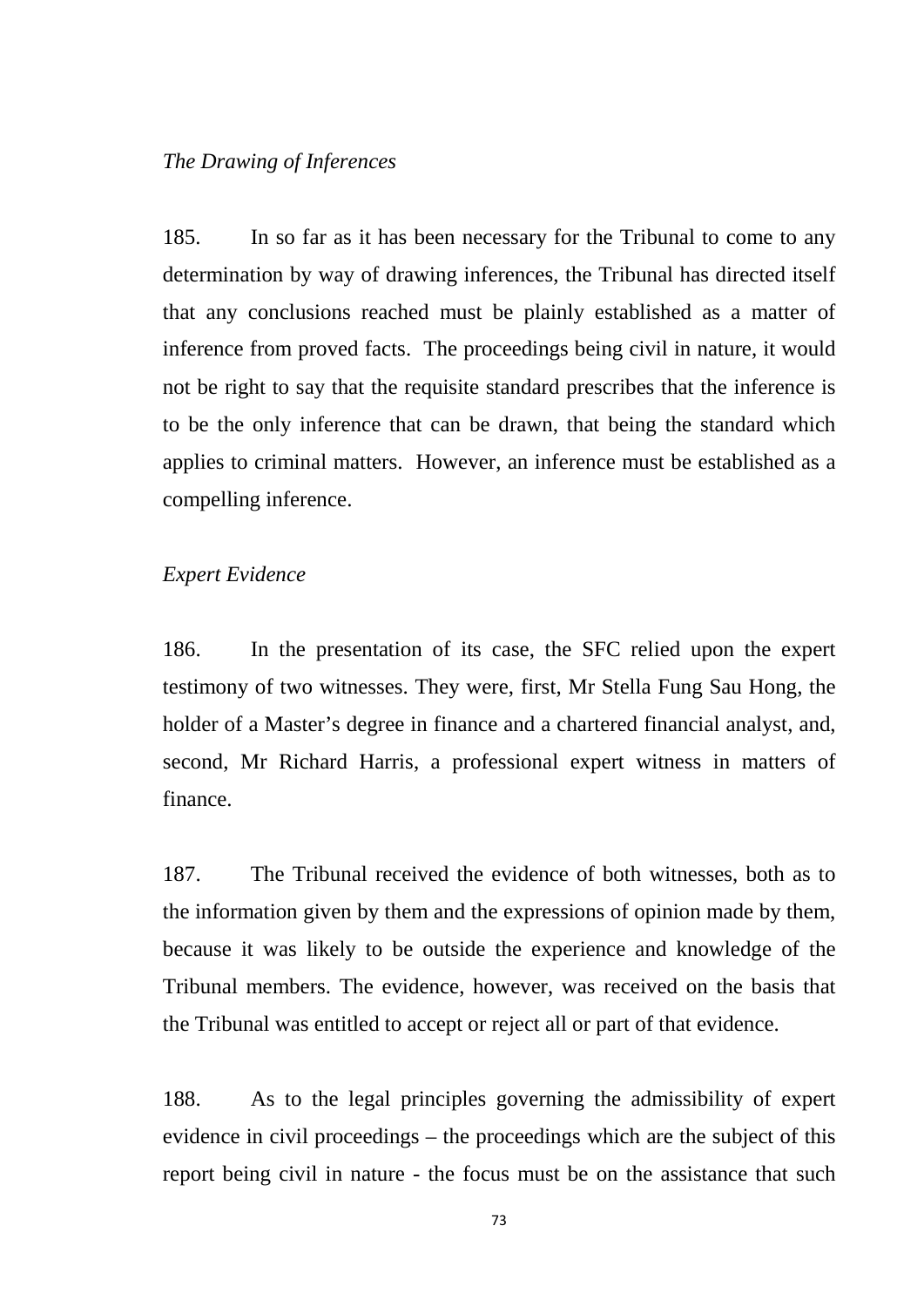*The Drawing of Inferences*

185. In so far as it has been necessary for the Tribunal to come to any determination by way of drawing inferences, the Tribunal has directed itself that any conclusions reached must be plainly established as a matter of inference from proved facts. The proceedings being civil in nature, it would not be right to say that the requisite standard prescribes that the inference is to be the only inference that can be drawn, that being the standard which applies to criminal matters. However, an inference must be established as a compelling inference.

*Expert Evidence*

186. In the presentation of its case, the SFC relied upon the expert testimony of two witnesses. They were, first, Mr Stella Fung Sau Hong, the holder of a Master's degree in finance and a chartered financial analyst, and, second, Mr Richard Harris, a professional expert witness in matters of finance.

187. The Tribunal received the evidence of both witnesses, both as to the information given by them and the expressions of opinion made by them, because it was likely to be outside the experience and knowledge of the Tribunal members. The evidence, however, was received on the basis that the Tribunal was entitled to accept or reject all or part of that evidence.

188. As to the legal principles governing the admissibility of expert evidence in civil proceedings – the proceedings which are the subject of this report being civil in nature - the focus must be on the assistance that such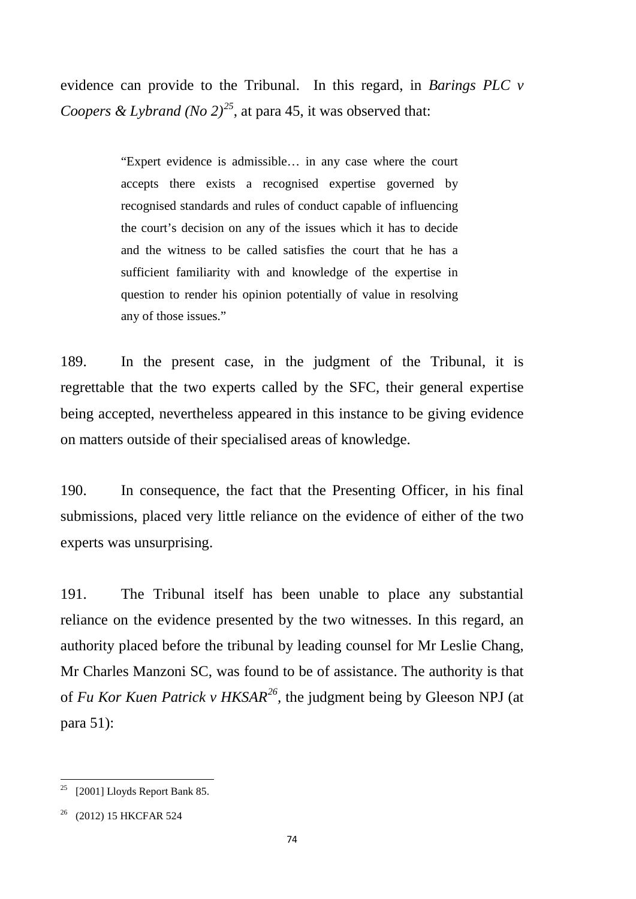evidence can provide to the Tribunal. In this regard, in *Barings PLC v Coopers & Lybrand (No 2)*[25], at para 45, it was observed that:

> "Expert evidence is admissible… in any case where the court accepts there exists a recognised expertise governed by recognised standards and rules of conduct capable of influencing the court's decision on any of the issues which it has to decide and the witness to be called satisfies the court that he has a sufficient familiarity with and knowledge of the expertise in question to render his opinion potentially of value in resolving any of those issues."

189. In the present case, in the judgment of the Tribunal, it is regrettable that the two experts called by the SFC, their general expertise being accepted, nevertheless appeared in this instance to be giving evidence on matters outside of their specialised areas of knowledge.

190. In consequence, the fact that the Presenting Officer, in his final submissions, placed very little reliance on the evidence of either of the two experts was unsurprising.

191. The Tribunal itself has been unable to place any substantial reliance on the evidence presented by the two witnesses. In this regard, an authority placed before the tribunal by leading counsel for Mr Leslie Chang, Mr Charles Manzoni SC, was found to be of assistance. The authority is that of *Fu Kor Kuen Patrick v HKSAR*[26], the judgment being by Gleeson NPJ (at para 51):

---

[25] [2001] Lloyds Report Bank 85.

[26] (2012) 15 HKCFAR 524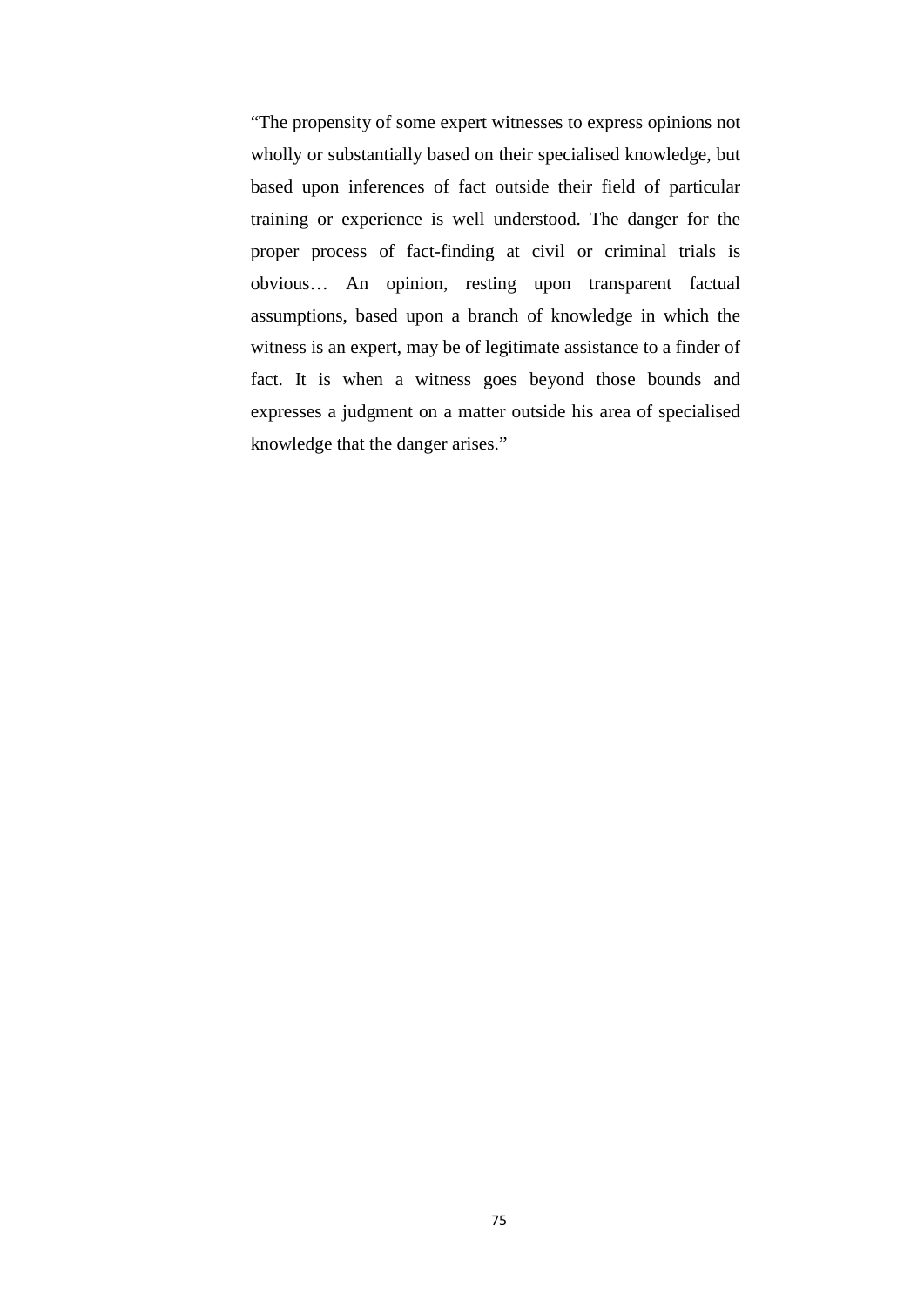> "The propensity of some expert witnesses to express opinions not wholly or substantially based on their specialised knowledge, but based upon inferences of fact outside their field of particular training or experience is well understood. The danger for the proper process of fact-finding at civil or criminal trials is obvious… An opinion, resting upon transparent factual assumptions, based upon a branch of knowledge in which the witness is an expert, may be of legitimate assistance to a finder of fact. It is when a witness goes beyond those bounds and expresses a judgment on a matter outside his area of specialised knowledge that the danger arises."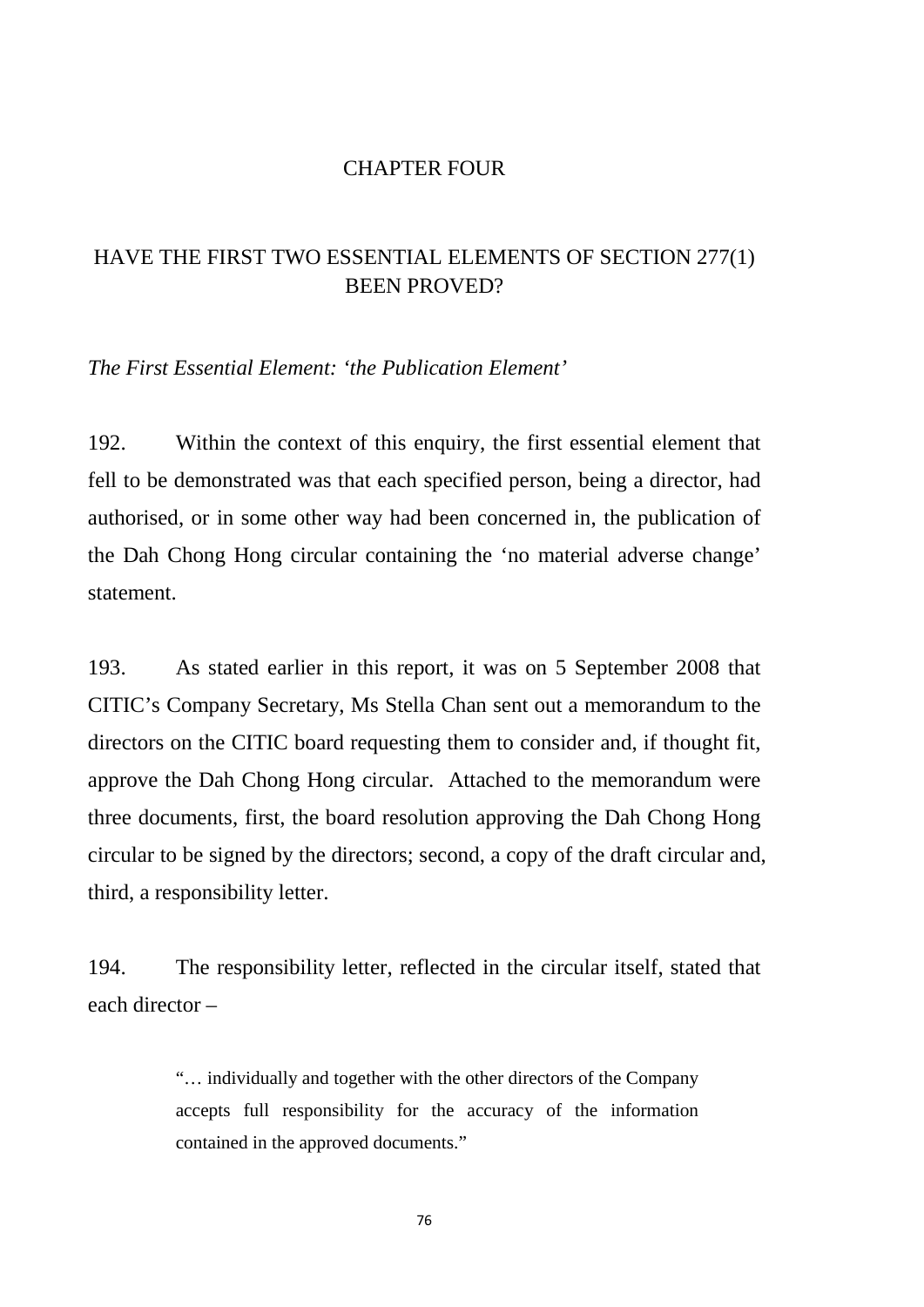# CHAPTER FOUR

## HAVE THE FIRST TWO ESSENTIAL ELEMENTS OF SECTION 277(1) BEEN PROVED?

*The First Essential Element: 'the Publication Element'*

192. Within the context of this enquiry, the first essential element that fell to be demonstrated was that each specified person, being a director, had authorised, or in some other way had been concerned in, the publication of the Dah Chong Hong circular containing the 'no material adverse change' statement.

193. As stated earlier in this report, it was on 5 September 2008 that CITIC's Company Secretary, Ms Stella Chan sent out a memorandum to the directors on the CITIC board requesting them to consider and, if thought fit, approve the Dah Chong Hong circular. Attached to the memorandum were three documents, first, the board resolution approving the Dah Chong Hong circular to be signed by the directors; second, a copy of the draft circular and, third, a responsibility letter.

194. The responsibility letter, reflected in the circular itself, stated that each director –

> "… individually and together with the other directors of the Company accepts full responsibility for the accuracy of the information contained in the approved documents."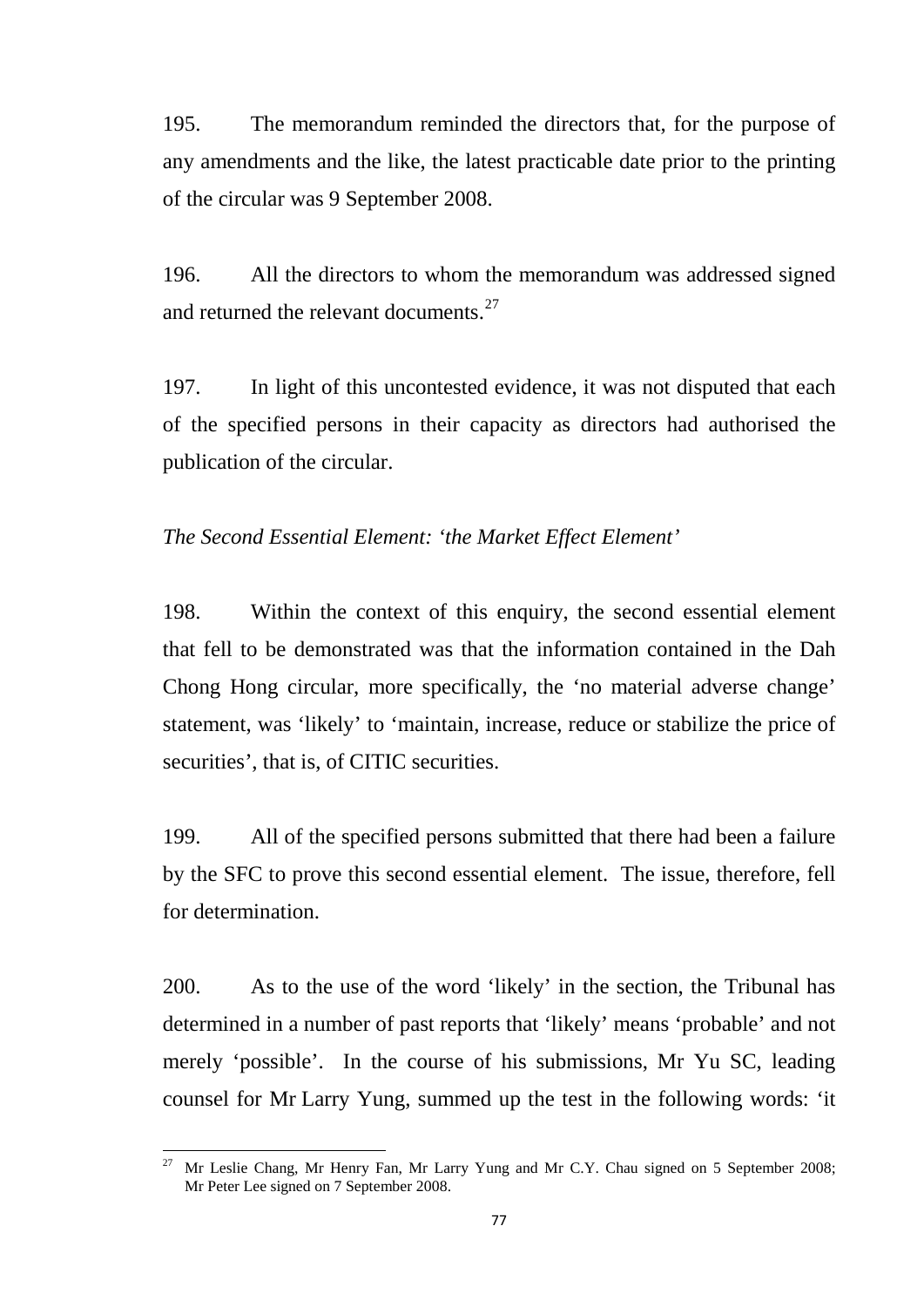195. The memorandum reminded the directors that, for the purpose of any amendments and the like, the latest practicable date prior to the printing of the circular was 9 September 2008.

196. All the directors to whom the memorandum was addressed signed and returned the relevant documents.[27]

197. In light of this uncontested evidence, it was not disputed that each of the specified persons in their capacity as directors had authorised the publication of the circular.

*The Second Essential Element: 'the Market Effect Element'*

198. Within the context of this enquiry, the second essential element that fell to be demonstrated was that the information contained in the Dah Chong Hong circular, more specifically, the 'no material adverse change' statement, was 'likely' to 'maintain, increase, reduce or stabilize the price of securities', that is, of CITIC securities.

199. All of the specified persons submitted that there had been a failure by the SFC to prove this second essential element. The issue, therefore, fell for determination.

200. As to the use of the word 'likely' in the section, the Tribunal has determined in a number of past reports that 'likely' means 'probable' and not merely 'possible'. In the course of his submissions, Mr Yu SC, leading counsel for Mr Larry Yung, summed up the test in the following words: 'it

---

[27] Mr Leslie Chang, Mr Henry Fan, Mr Larry Yung and Mr C.Y. Chau signed on 5 September 2008; Mr Peter Lee signed on 7 September 2008.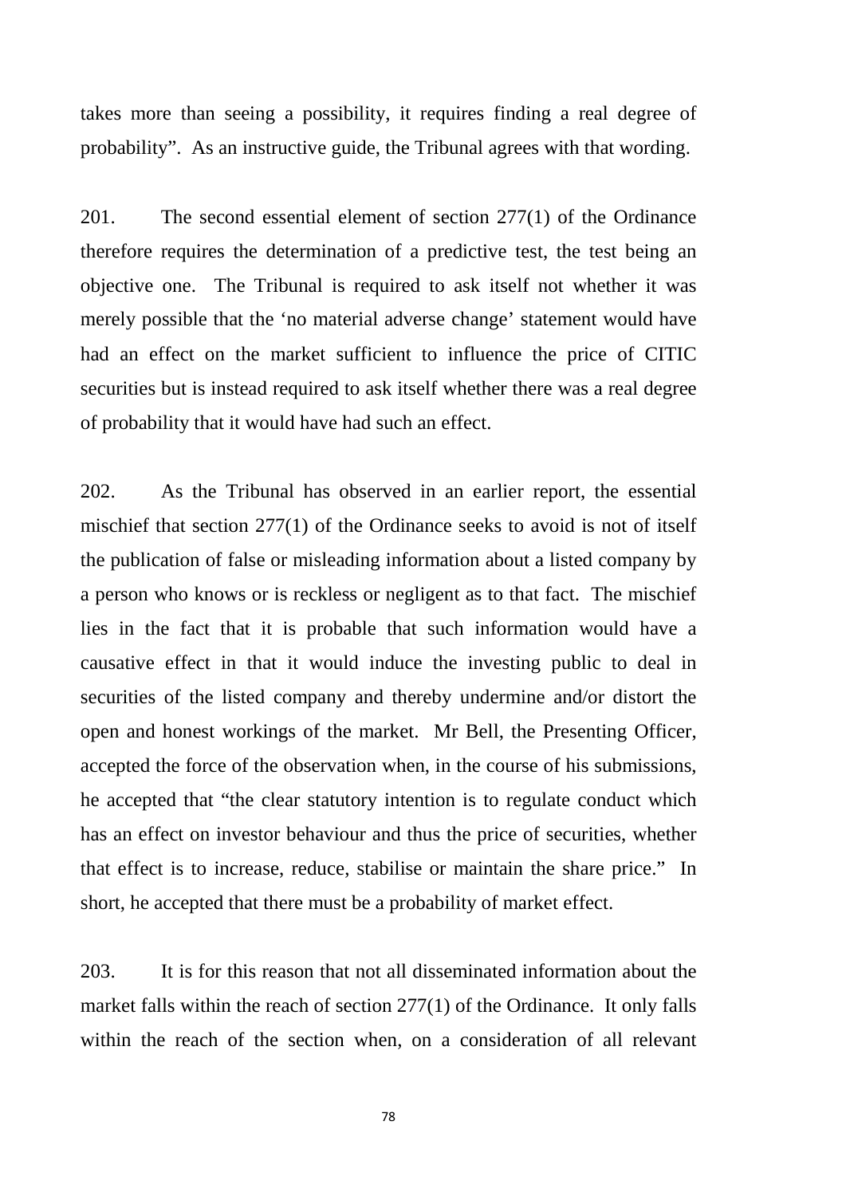takes more than seeing a possibility, it requires finding a real degree of probability". As an instructive guide, the Tribunal agrees with that wording.

201. The second essential element of section 277(1) of the Ordinance therefore requires the determination of a predictive test, the test being an objective one. The Tribunal is required to ask itself not whether it was merely possible that the 'no material adverse change' statement would have had an effect on the market sufficient to influence the price of CITIC securities but is instead required to ask itself whether there was a real degree of probability that it would have had such an effect.

202. As the Tribunal has observed in an earlier report, the essential mischief that section 277(1) of the Ordinance seeks to avoid is not of itself the publication of false or misleading information about a listed company by a person who knows or is reckless or negligent as to that fact. The mischief lies in the fact that it is probable that such information would have a causative effect in that it would induce the investing public to deal in securities of the listed company and thereby undermine and/or distort the open and honest workings of the market. Mr Bell, the Presenting Officer, accepted the force of the observation when, in the course of his submissions, he accepted that "the clear statutory intention is to regulate conduct which has an effect on investor behaviour and thus the price of securities, whether that effect is to increase, reduce, stabilise or maintain the share price." In short, he accepted that there must be a probability of market effect.

203. It is for this reason that not all disseminated information about the market falls within the reach of section 277(1) of the Ordinance. It only falls within the reach of the section when, on a consideration of all relevant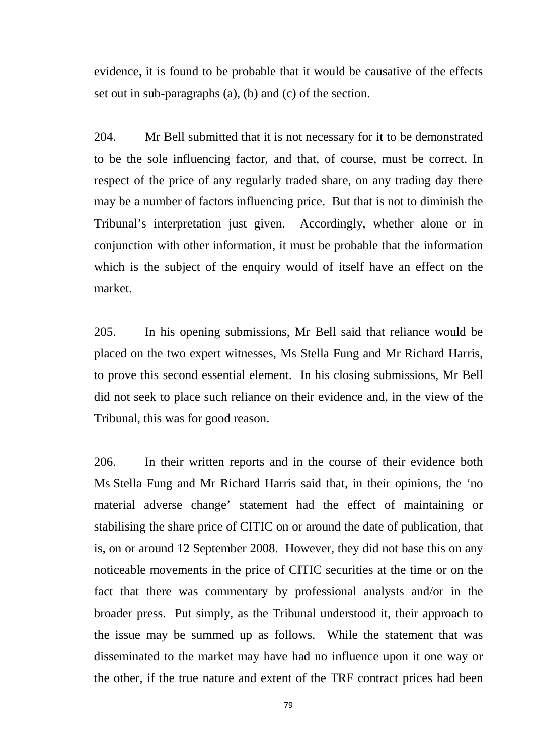evidence, it is found to be probable that it would be causative of the effects set out in sub-paragraphs (a), (b) and (c) of the section.

204. Mr Bell submitted that it is not necessary for it to be demonstrated to be the sole influencing factor, and that, of course, must be correct. In respect of the price of any regularly traded share, on any trading day there may be a number of factors influencing price. But that is not to diminish the Tribunal's interpretation just given. Accordingly, whether alone or in conjunction with other information, it must be probable that the information which is the subject of the enquiry would of itself have an effect on the market.

205. In his opening submissions, Mr Bell said that reliance would be placed on the two expert witnesses, Ms Stella Fung and Mr Richard Harris, to prove this second essential element. In his closing submissions, Mr Bell did not seek to place such reliance on their evidence and, in the view of the Tribunal, this was for good reason.

206. In their written reports and in the course of their evidence both Ms Stella Fung and Mr Richard Harris said that, in their opinions, the 'no material adverse change' statement had the effect of maintaining or stabilising the share price of CITIC on or around the date of publication, that is, on or around 12 September 2008. However, they did not base this on any noticeable movements in the price of CITIC securities at the time or on the fact that there was commentary by professional analysts and/or in the broader press. Put simply, as the Tribunal understood it, their approach to the issue may be summed up as follows. While the statement that was disseminated to the market may have had no influence upon it one way or the other, if the true nature and extent of the TRF contract prices had been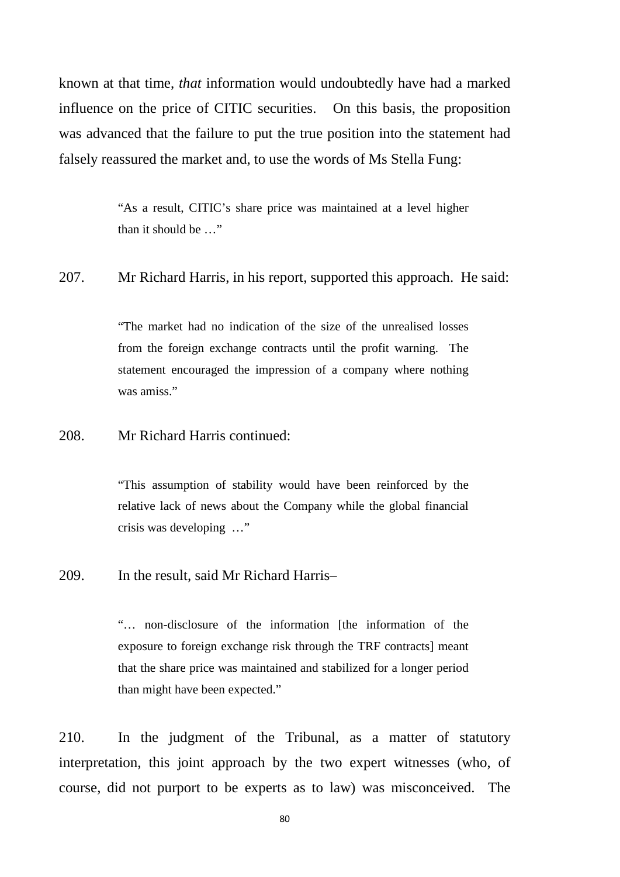known at that time, *that* information would undoubtedly have had a marked influence on the price of CITIC securities. On this basis, the proposition was advanced that the failure to put the true position into the statement had falsely reassured the market and, to use the words of Ms Stella Fung:

> "As a result, CITIC's share price was maintained at a level higher than it should be …"

207. Mr Richard Harris, in his report, supported this approach. He said:

> "The market had no indication of the size of the unrealised losses from the foreign exchange contracts until the profit warning. The statement encouraged the impression of a company where nothing was amiss."

208. Mr Richard Harris continued:

> "This assumption of stability would have been reinforced by the relative lack of news about the Company while the global financial crisis was developing …"

209. In the result, said Mr Richard Harris–

> "… non-disclosure of the information [the information of the exposure to foreign exchange risk through the TRF contracts] meant that the share price was maintained and stabilized for a longer period than might have been expected."

210. In the judgment of the Tribunal, as a matter of statutory interpretation, this joint approach by the two expert witnesses (who, of course, did not purport to be experts as to law) was misconceived. The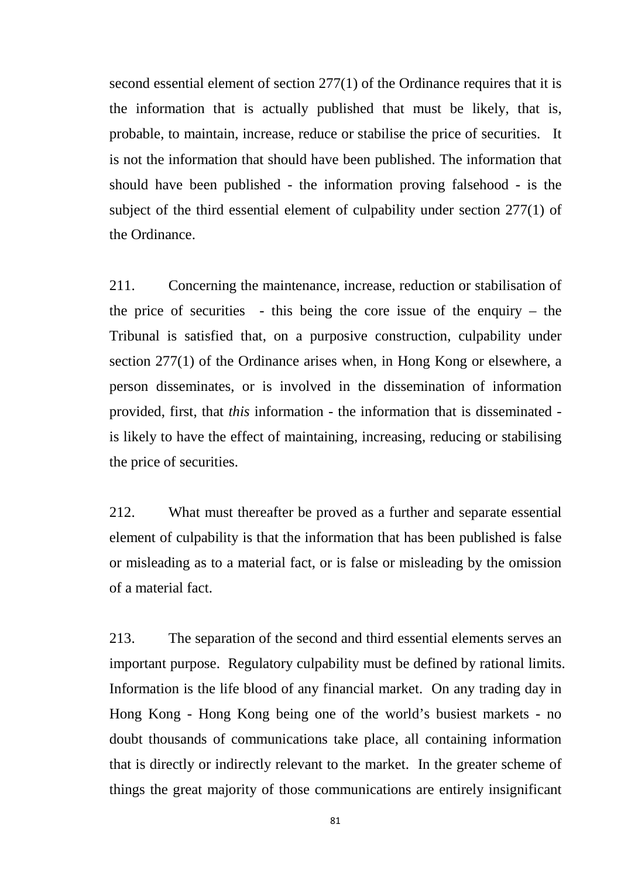second essential element of section 277(1) of the Ordinance requires that it is the information that is actually published that must be likely, that is, probable, to maintain, increase, reduce or stabilise the price of securities. It is not the information that should have been published. The information that should have been published - the information proving falsehood - is the subject of the third essential element of culpability under section 277(1) of the Ordinance.

211. Concerning the maintenance, increase, reduction or stabilisation of the price of securities - this being the core issue of the enquiry – the Tribunal is satisfied that, on a purposive construction, culpability under section 277(1) of the Ordinance arises when, in Hong Kong or elsewhere, a person disseminates, or is involved in the dissemination of information provided, first, that *this* information - the information that is disseminated - is likely to have the effect of maintaining, increasing, reducing or stabilising the price of securities.

212. What must thereafter be proved as a further and separate essential element of culpability is that the information that has been published is false or misleading as to a material fact, or is false or misleading by the omission of a material fact.

213. The separation of the second and third essential elements serves an important purpose. Regulatory culpability must be defined by rational limits. Information is the life blood of any financial market. On any trading day in Hong Kong - Hong Kong being one of the world's busiest markets - no doubt thousands of communications take place, all containing information that is directly or indirectly relevant to the market. In the greater scheme of things the great majority of those communications are entirely insignificant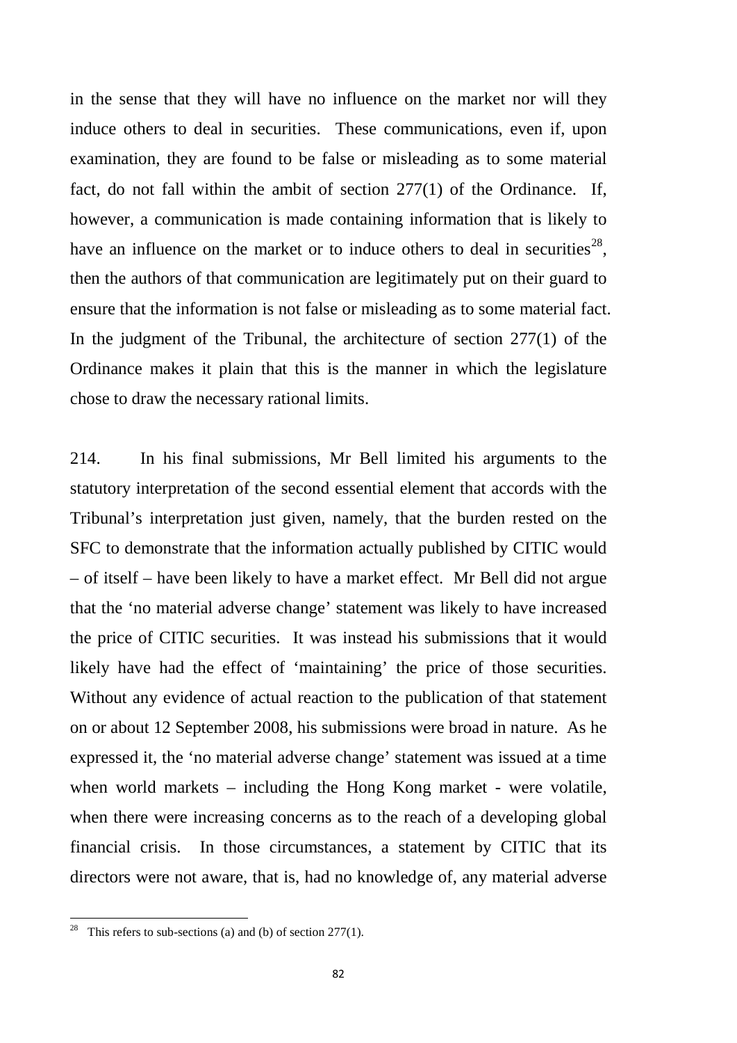in the sense that they will have no influence on the market nor will they induce others to deal in securities. These communications, even if, upon examination, they are found to be false or misleading as to some material fact, do not fall within the ambit of section 277(1) of the Ordinance. If, however, a communication is made containing information that is likely to have an influence on the market or to induce others to deal in securities[28], then the authors of that communication are legitimately put on their guard to ensure that the information is not false or misleading as to some material fact. In the judgment of the Tribunal, the architecture of section 277(1) of the Ordinance makes it plain that this is the manner in which the legislature chose to draw the necessary rational limits.

214. In his final submissions, Mr Bell limited his arguments to the statutory interpretation of the second essential element that accords with the Tribunal's interpretation just given, namely, that the burden rested on the SFC to demonstrate that the information actually published by CITIC would – of itself – have been likely to have a market effect. Mr Bell did not argue that the 'no material adverse change' statement was likely to have increased the price of CITIC securities. It was instead his submissions that it would likely have had the effect of 'maintaining' the price of those securities. Without any evidence of actual reaction to the publication of that statement on or about 12 September 2008, his submissions were broad in nature. As he expressed it, the 'no material adverse change' statement was issued at a time when world markets – including the Hong Kong market - were volatile, when there were increasing concerns as to the reach of a developing global financial crisis. In those circumstances, a statement by CITIC that its directors were not aware, that is, had no knowledge of, any material adverse

[28] This refers to sub-sections (a) and (b) of section 277(1).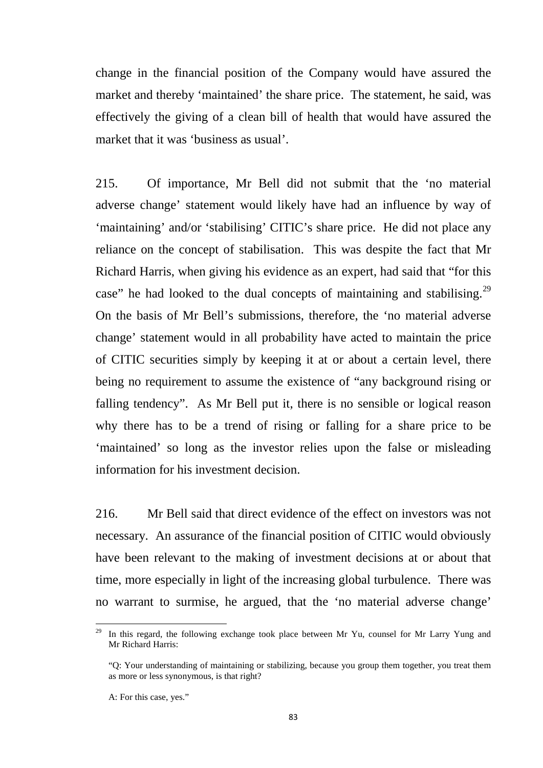change in the financial position of the Company would have assured the market and thereby 'maintained' the share price. The statement, he said, was effectively the giving of a clean bill of health that would have assured the market that it was 'business as usual'.

215. Of importance, Mr Bell did not submit that the 'no material adverse change' statement would likely have had an influence by way of 'maintaining' and/or 'stabilising' CITIC's share price. He did not place any reliance on the concept of stabilisation. This was despite the fact that Mr Richard Harris, when giving his evidence as an expert, had said that "for this case" he had looked to the dual concepts of maintaining and stabilising.[29] On the basis of Mr Bell's submissions, therefore, the 'no material adverse change' statement would in all probability have acted to maintain the price of CITIC securities simply by keeping it at or about a certain level, there being no requirement to assume the existence of "any background rising or falling tendency". As Mr Bell put it, there is no sensible or logical reason why there has to be a trend of rising or falling for a share price to be 'maintained' so long as the investor relies upon the false or misleading information for his investment decision.

216. Mr Bell said that direct evidence of the effect on investors was not necessary. An assurance of the financial position of CITIC would obviously have been relevant to the making of investment decisions at or about that time, more especially in light of the increasing global turbulence. There was no warrant to surmise, he argued, that the 'no material adverse change'

---

[29] In this regard, the following exchange took place between Mr Yu, counsel for Mr Larry Yung and Mr Richard Harris:

"Q: Your understanding of maintaining or stabilizing, because you group them together, you treat them as more or less synonymous, is that right?

A: For this case, yes."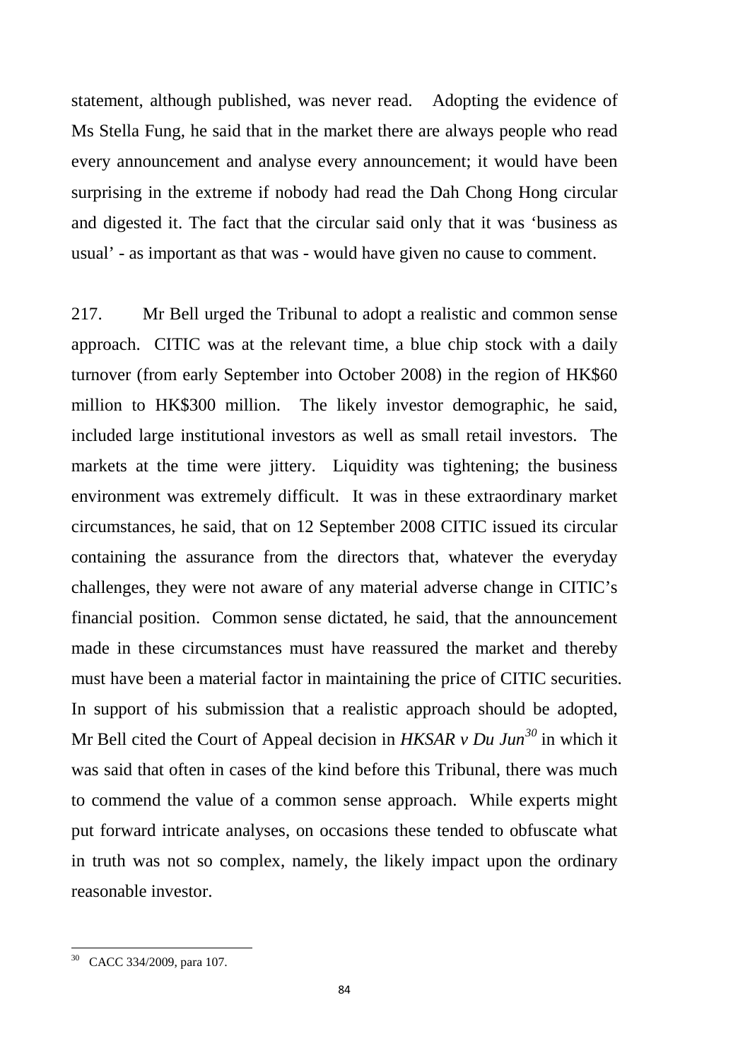statement, although published, was never read. Adopting the evidence of Ms Stella Fung, he said that in the market there are always people who read every announcement and analyse every announcement; it would have been surprising in the extreme if nobody had read the Dah Chong Hong circular and digested it. The fact that the circular said only that it was 'business as usual' - as important as that was - would have given no cause to comment.

217. Mr Bell urged the Tribunal to adopt a realistic and common sense approach. CITIC was at the relevant time, a blue chip stock with a daily turnover (from early September into October 2008) in the region of HK$60 million to HK$300 million. The likely investor demographic, he said, included large institutional investors as well as small retail investors. The markets at the time were jittery. Liquidity was tightening; the business environment was extremely difficult. It was in these extraordinary market circumstances, he said, that on 12 September 2008 CITIC issued its circular containing the assurance from the directors that, whatever the everyday challenges, they were not aware of any material adverse change in CITIC's financial position. Common sense dictated, he said, that the announcement made in these circumstances must have reassured the market and thereby must have been a material factor in maintaining the price of CITIC securities. In support of his submission that a realistic approach should be adopted, Mr Bell cited the Court of Appeal decision in *HKSAR v Du Jun*[30] in which it was said that often in cases of the kind before this Tribunal, there was much to commend the value of a common sense approach. While experts might put forward intricate analyses, on occasions these tended to obfuscate what in truth was not so complex, namely, the likely impact upon the ordinary reasonable investor.

[30] CACC 334/2009, para 107.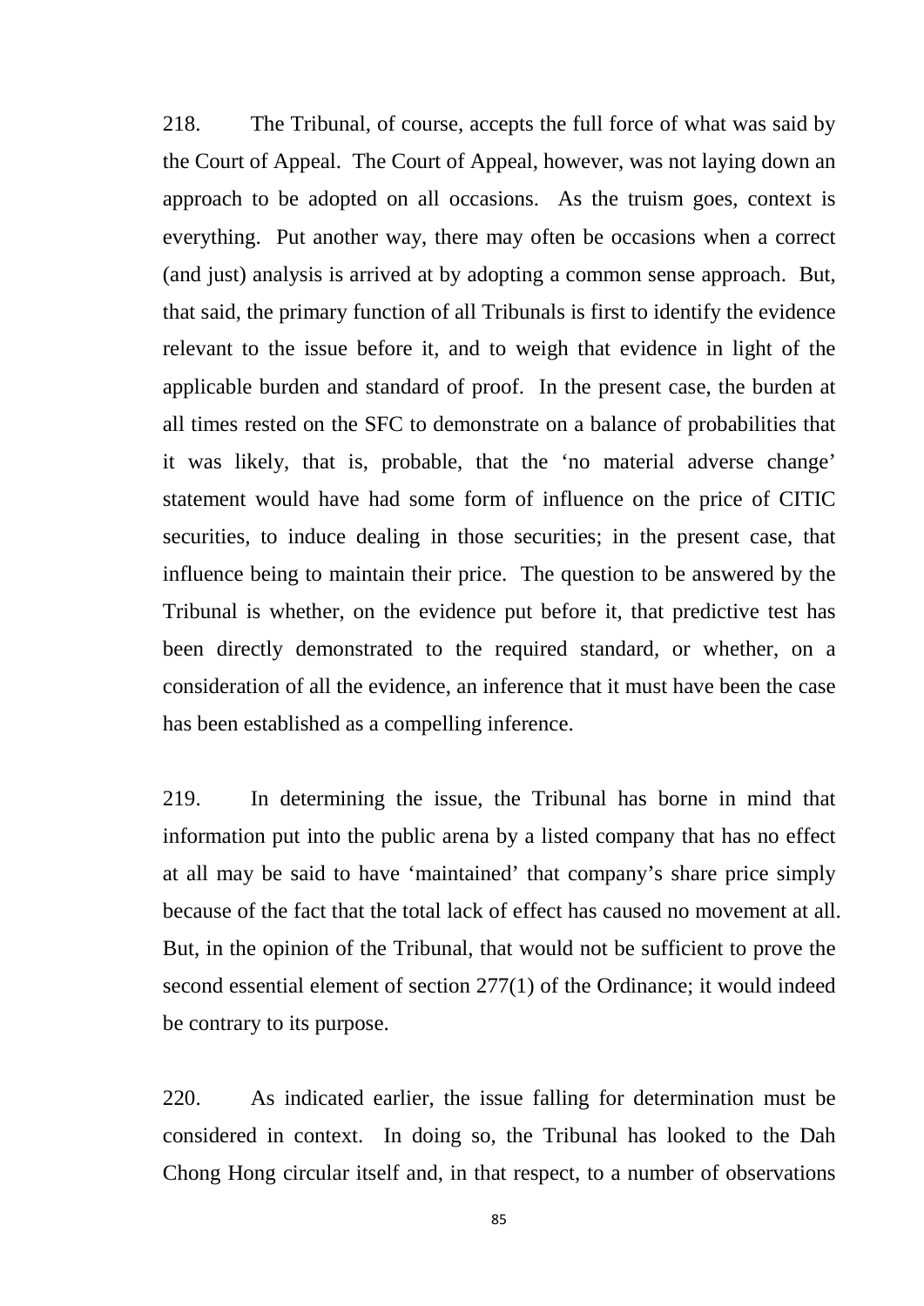218. The Tribunal, of course, accepts the full force of what was said by the Court of Appeal. The Court of Appeal, however, was not laying down an approach to be adopted on all occasions. As the truism goes, context is everything. Put another way, there may often be occasions when a correct (and just) analysis is arrived at by adopting a common sense approach. But, that said, the primary function of all Tribunals is first to identify the evidence relevant to the issue before it, and to weigh that evidence in light of the applicable burden and standard of proof. In the present case, the burden at all times rested on the SFC to demonstrate on a balance of probabilities that it was likely, that is, probable, that the 'no material adverse change' statement would have had some form of influence on the price of CITIC securities, to induce dealing in those securities; in the present case, that influence being to maintain their price. The question to be answered by the Tribunal is whether, on the evidence put before it, that predictive test has been directly demonstrated to the required standard, or whether, on a consideration of all the evidence, an inference that it must have been the case has been established as a compelling inference.

219. In determining the issue, the Tribunal has borne in mind that information put into the public arena by a listed company that has no effect at all may be said to have 'maintained' that company's share price simply because of the fact that the total lack of effect has caused no movement at all. But, in the opinion of the Tribunal, that would not be sufficient to prove the second essential element of section 277(1) of the Ordinance; it would indeed be contrary to its purpose.

220. As indicated earlier, the issue falling for determination must be considered in context. In doing so, the Tribunal has looked to the Dah Chong Hong circular itself and, in that respect, to a number of observations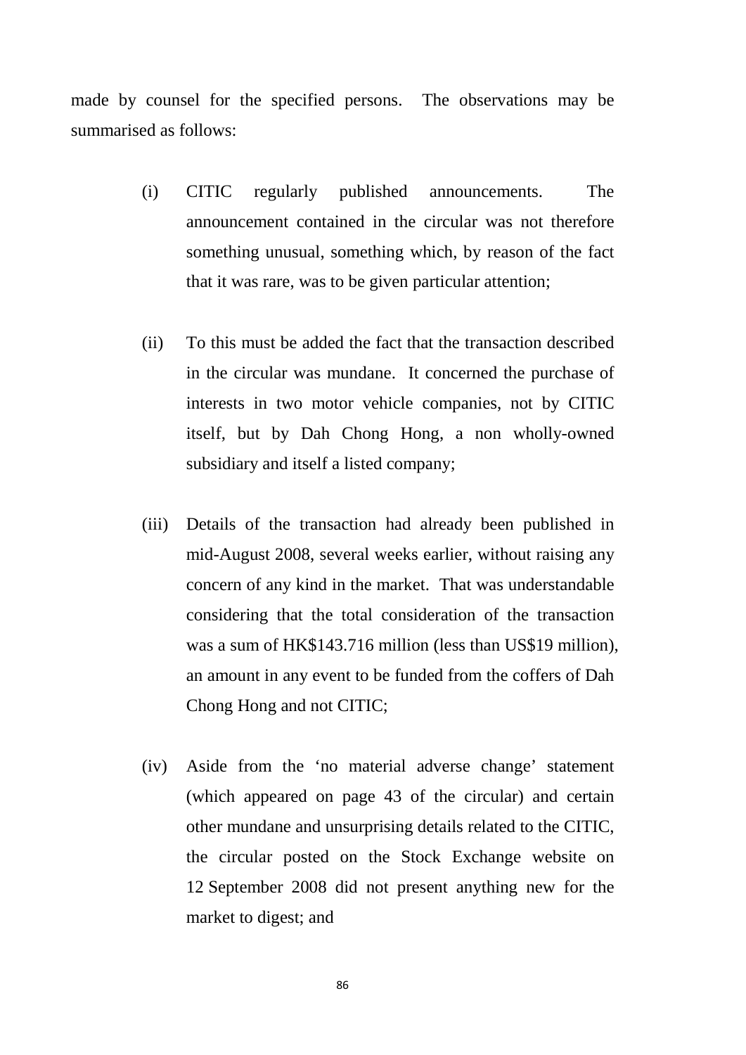made by counsel for the specified persons. The observations may be summarised as follows:

(i) CITIC regularly published announcements. The announcement contained in the circular was not therefore something unusual, something which, by reason of the fact that it was rare, was to be given particular attention;

(ii) To this must be added the fact that the transaction described in the circular was mundane. It concerned the purchase of interests in two motor vehicle companies, not by CITIC itself, but by Dah Chong Hong, a non wholly-owned subsidiary and itself a listed company;

(iii) Details of the transaction had already been published in mid-August 2008, several weeks earlier, without raising any concern of any kind in the market. That was understandable considering that the total consideration of the transaction was a sum of HK$143.716 million (less than US$19 million), an amount in any event to be funded from the coffers of Dah Chong Hong and not CITIC;

(iv) Aside from the 'no material adverse change' statement (which appeared on page 43 of the circular) and certain other mundane and unsurprising details related to the CITIC, the circular posted on the Stock Exchange website on 12 September 2008 did not present anything new for the market to digest; and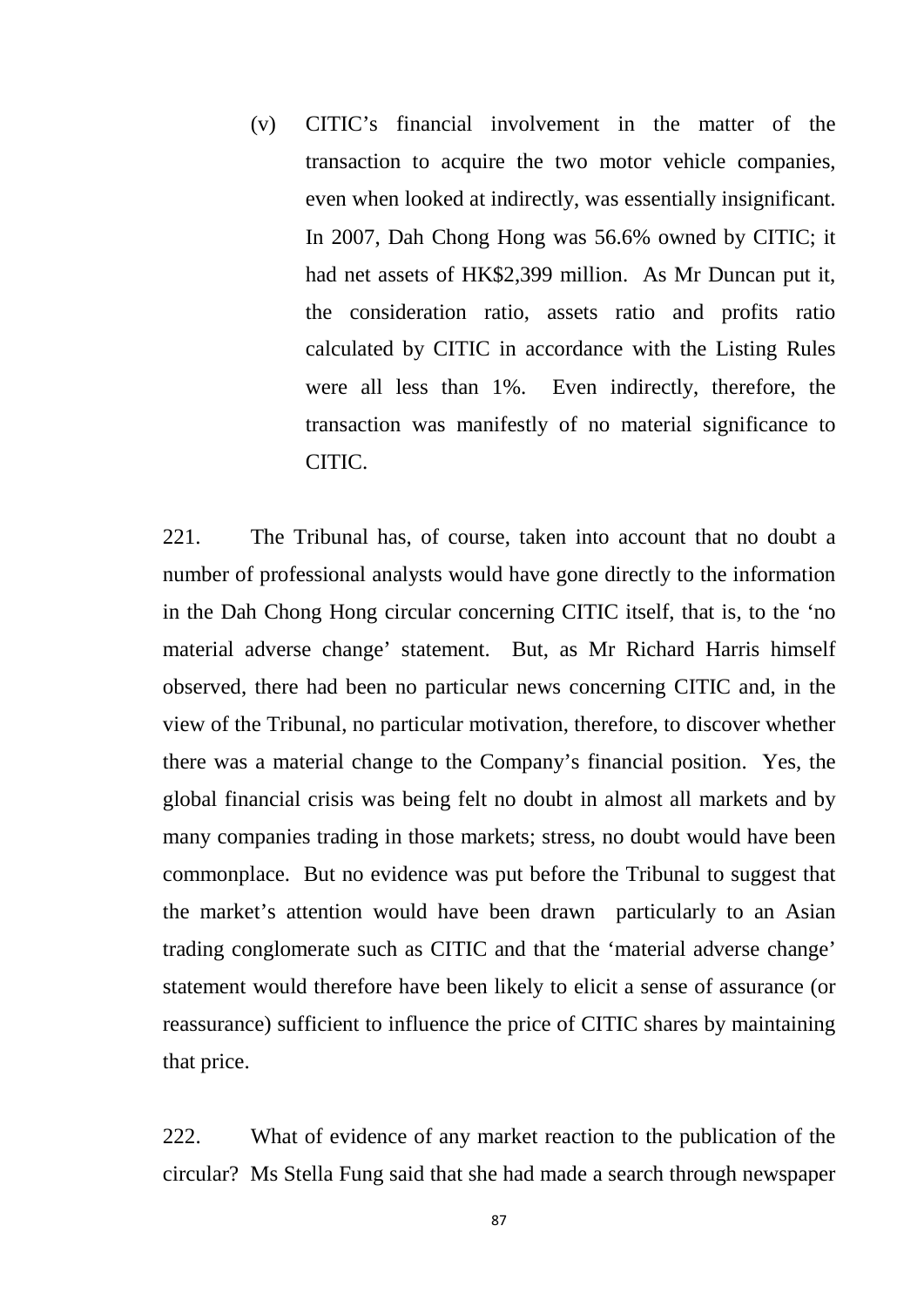(v) CITIC's financial involvement in the matter of the transaction to acquire the two motor vehicle companies, even when looked at indirectly, was essentially insignificant. In 2007, Dah Chong Hong was 56.6% owned by CITIC; it had net assets of HK$2,399 million. As Mr Duncan put it, the consideration ratio, assets ratio and profits ratio calculated by CITIC in accordance with the Listing Rules were all less than 1%. Even indirectly, therefore, the transaction was manifestly of no material significance to CITIC.

221. The Tribunal has, of course, taken into account that no doubt a number of professional analysts would have gone directly to the information in the Dah Chong Hong circular concerning CITIC itself, that is, to the 'no material adverse change' statement. But, as Mr Richard Harris himself observed, there had been no particular news concerning CITIC and, in the view of the Tribunal, no particular motivation, therefore, to discover whether there was a material change to the Company's financial position. Yes, the global financial crisis was being felt no doubt in almost all markets and by many companies trading in those markets; stress, no doubt would have been commonplace. But no evidence was put before the Tribunal to suggest that the market's attention would have been drawn particularly to an Asian trading conglomerate such as CITIC and that the 'material adverse change' statement would therefore have been likely to elicit a sense of assurance (or reassurance) sufficient to influence the price of CITIC shares by maintaining that price.

222. What of evidence of any market reaction to the publication of the circular? Ms Stella Fung said that she had made a search through newspaper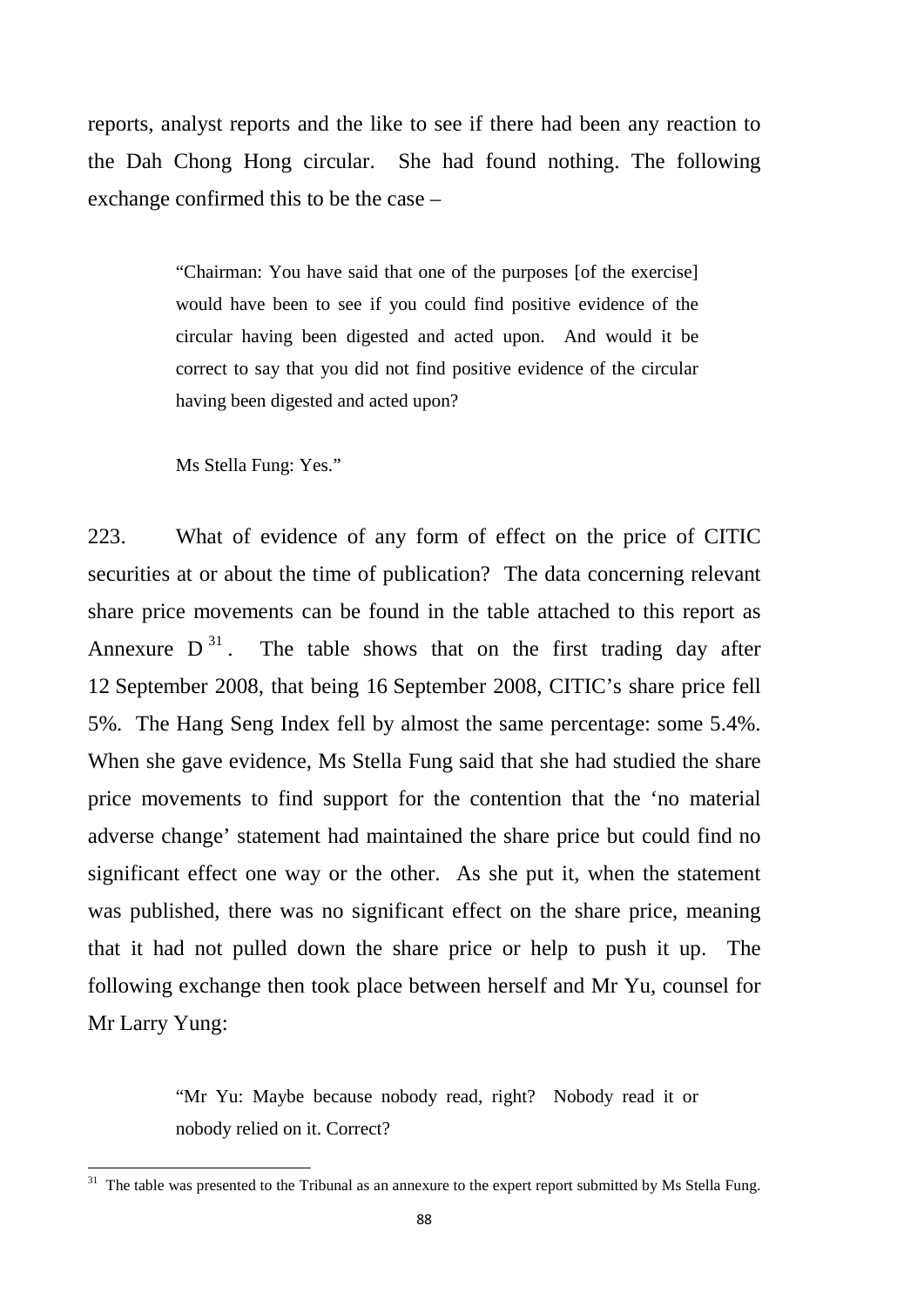reports, analyst reports and the like to see if there had been any reaction to the Dah Chong Hong circular. She had found nothing. The following exchange confirmed this to be the case –

> "Chairman: You have said that one of the purposes [of the exercise] would have been to see if you could find positive evidence of the circular having been digested and acted upon. And would it be correct to say that you did not find positive evidence of the circular having been digested and acted upon?
>
> Ms Stella Fung: Yes."

223. What of evidence of any form of effect on the price of CITIC securities at or about the time of publication? The data concerning relevant share price movements can be found in the table attached to this report as Annexure D[31]. The table shows that on the first trading day after 12 September 2008, that being 16 September 2008, CITIC's share price fell 5%. The Hang Seng Index fell by almost the same percentage: some 5.4%. When she gave evidence, Ms Stella Fung said that she had studied the share price movements to find support for the contention that the 'no material adverse change' statement had maintained the share price but could find no significant effect one way or the other. As she put it, when the statement was published, there was no significant effect on the share price, meaning that it had not pulled down the share price or help to push it up. The following exchange then took place between herself and Mr Yu, counsel for Mr Larry Yung:

> "Mr Yu: Maybe because nobody read, right? Nobody read it or nobody relied on it. Correct?

[31] The table was presented to the Tribunal as an annexure to the expert report submitted by Ms Stella Fung.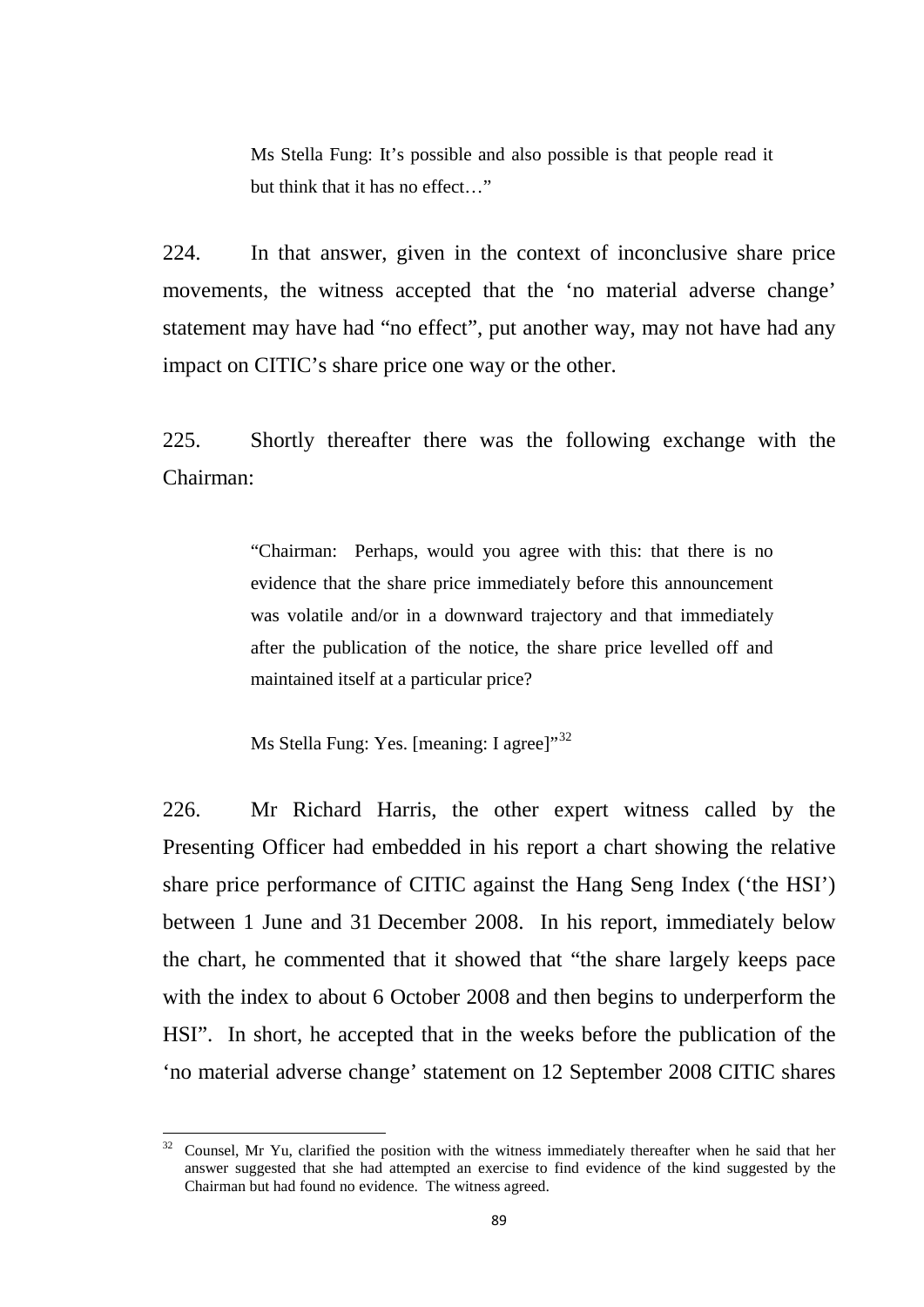> Ms Stella Fung: It's possible and also possible is that people read it but think that it has no effect…"

224. In that answer, given in the context of inconclusive share price movements, the witness accepted that the 'no material adverse change' statement may have had "no effect", put another way, may not have had any impact on CITIC's share price one way or the other.

225. Shortly thereafter there was the following exchange with the Chairman:

> "Chairman: Perhaps, would you agree with this: that there is no evidence that the share price immediately before this announcement was volatile and/or in a downward trajectory and that immediately after the publication of the notice, the share price levelled off and maintained itself at a particular price?
>
> Ms Stella Fung: Yes. [meaning: I agree]"[32]

226. Mr Richard Harris, the other expert witness called by the Presenting Officer had embedded in his report a chart showing the relative share price performance of CITIC against the Hang Seng Index ('the HSI') between 1 June and 31 December 2008. In his report, immediately below the chart, he commented that it showed that "the share largely keeps pace with the index to about 6 October 2008 and then begins to underperform the HSI". In short, he accepted that in the weeks before the publication of the 'no material adverse change' statement on 12 September 2008 CITIC shares

---

[32] Counsel, Mr Yu, clarified the position with the witness immediately thereafter when he said that her answer suggested that she had attempted an exercise to find evidence of the kind suggested by the Chairman but had found no evidence. The witness agreed.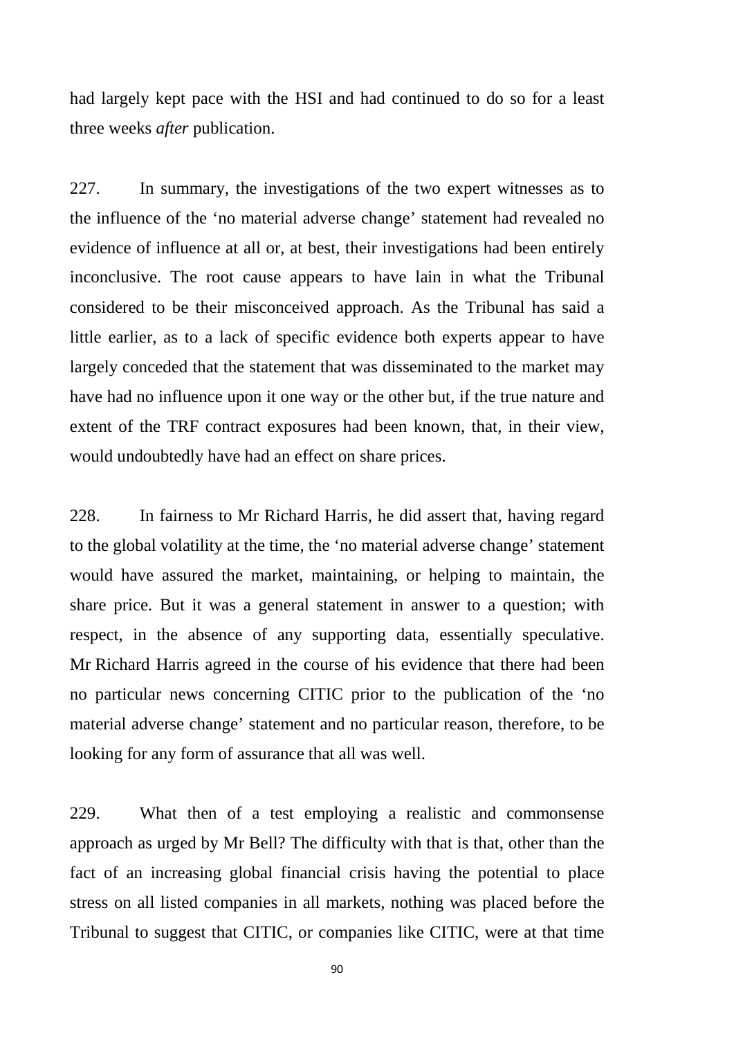had largely kept pace with the HSI and had continued to do so for a least three weeks *after* publication.

227. In summary, the investigations of the two expert witnesses as to the influence of the 'no material adverse change' statement had revealed no evidence of influence at all or, at best, their investigations had been entirely inconclusive. The root cause appears to have lain in what the Tribunal considered to be their misconceived approach. As the Tribunal has said a little earlier, as to a lack of specific evidence both experts appear to have largely conceded that the statement that was disseminated to the market may have had no influence upon it one way or the other but, if the true nature and extent of the TRF contract exposures had been known, that, in their view, would undoubtedly have had an effect on share prices.

228. In fairness to Mr Richard Harris, he did assert that, having regard to the global volatility at the time, the 'no material adverse change' statement would have assured the market, maintaining, or helping to maintain, the share price. But it was a general statement in answer to a question; with respect, in the absence of any supporting data, essentially speculative. Mr Richard Harris agreed in the course of his evidence that there had been no particular news concerning CITIC prior to the publication of the 'no material adverse change' statement and no particular reason, therefore, to be looking for any form of assurance that all was well.

229. What then of a test employing a realistic and commonsense approach as urged by Mr Bell? The difficulty with that is that, other than the fact of an increasing global financial crisis having the potential to place stress on all listed companies in all markets, nothing was placed before the Tribunal to suggest that CITIC, or companies like CITIC, were at that time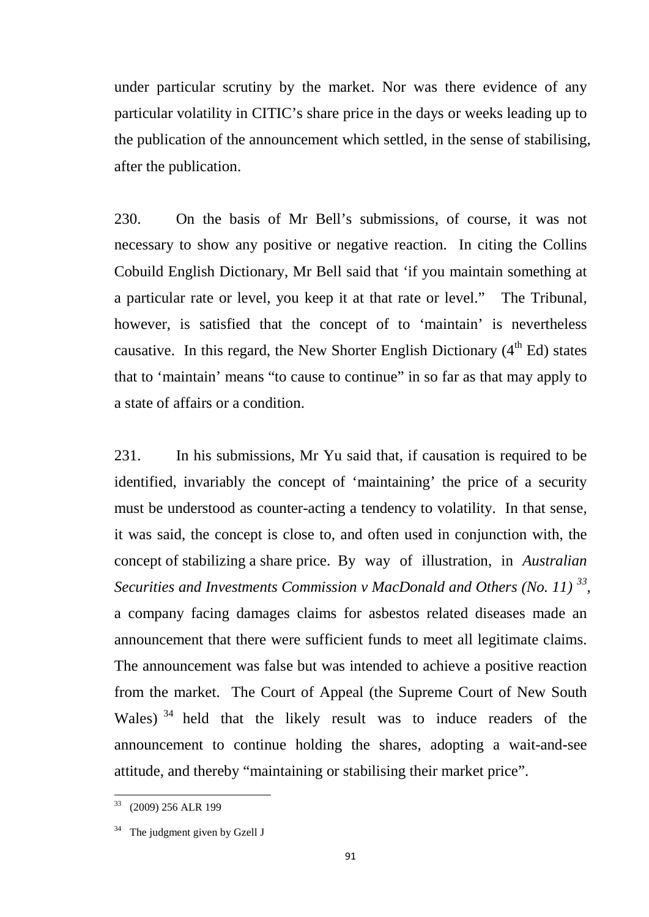under particular scrutiny by the market. Nor was there evidence of any particular volatility in CITIC's share price in the days or weeks leading up to the publication of the announcement which settled, in the sense of stabilising, after the publication.

230. On the basis of Mr Bell's submissions, of course, it was not necessary to show any positive or negative reaction. In citing the Collins Cobuild English Dictionary, Mr Bell said that 'if you maintain something at a particular rate or level, you keep it at that rate or level." The Tribunal, however, is satisfied that the concept of to 'maintain' is nevertheless causative. In this regard, the New Shorter English Dictionary (4th Ed) states that to 'maintain' means "to cause to continue" in so far as that may apply to a state of affairs or a condition.

231. In his submissions, Mr Yu said that, if causation is required to be identified, invariably the concept of 'maintaining' the price of a security must be understood as counter-acting a tendency to volatility. In that sense, it was said, the concept is close to, and often used in conjunction with, the concept of stabilizing a share price. By way of illustration, in *Australian Securities and Investments Commission v MacDonald and Others (No. 11)* [33], a company facing damages claims for asbestos related diseases made an announcement that there were sufficient funds to meet all legitimate claims. The announcement was false but was intended to achieve a positive reaction from the market. The Court of Appeal (the Supreme Court of New South Wales) [34] held that the likely result was to induce readers of the announcement to continue holding the shares, adopting a wait-and-see attitude, and thereby "maintaining or stabilising their market price".

---

[33] (2009) 256 ALR 199

[34] The judgment given by Gzell J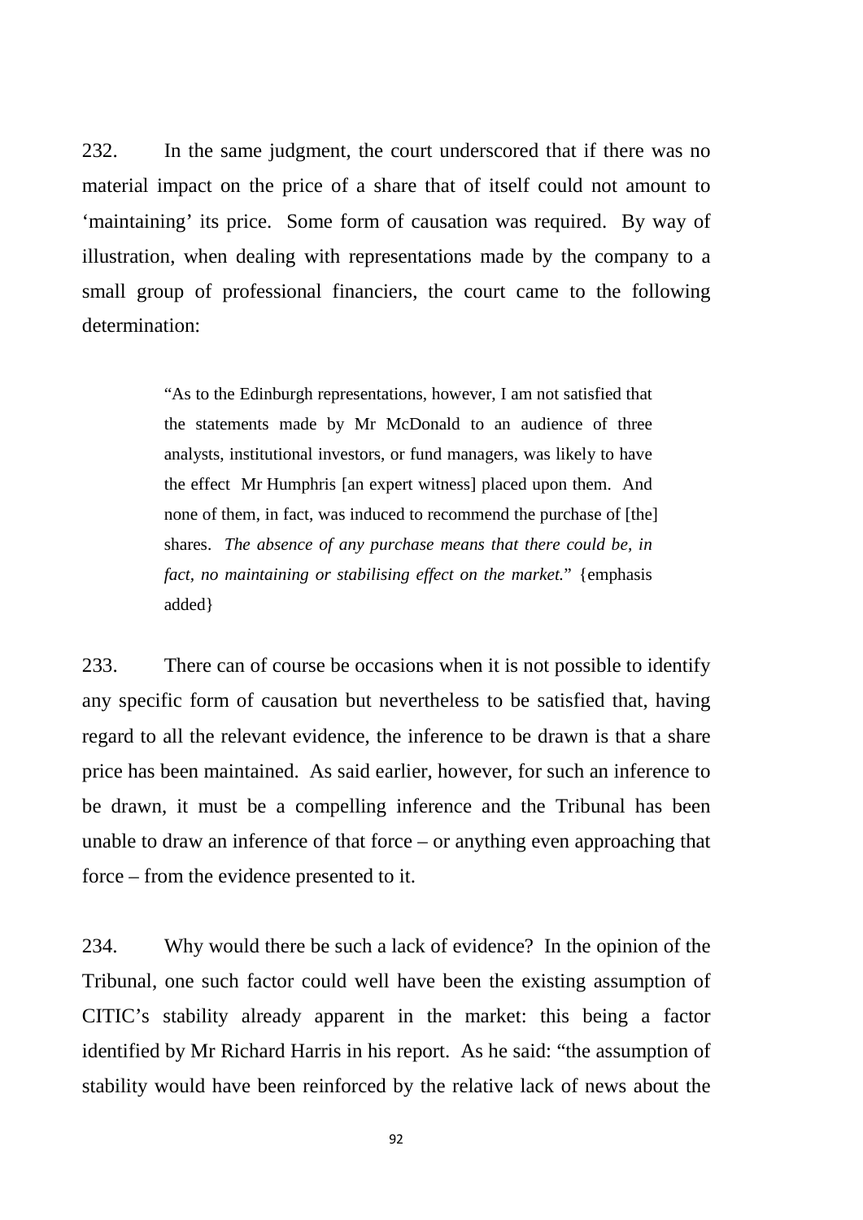232. In the same judgment, the court underscored that if there was no material impact on the price of a share that of itself could not amount to 'maintaining' its price. Some form of causation was required. By way of illustration, when dealing with representations made by the company to a small group of professional financiers, the court came to the following determination:

> "As to the Edinburgh representations, however, I am not satisfied that the statements made by Mr McDonald to an audience of three analysts, institutional investors, or fund managers, was likely to have the effect Mr Humphris [an expert witness] placed upon them. And none of them, in fact, was induced to recommend the purchase of [the] shares. *The absence of any purchase means that there could be, in fact, no maintaining or stabilising effect on the market.*" {emphasis added}

233. There can of course be occasions when it is not possible to identify any specific form of causation but nevertheless to be satisfied that, having regard to all the relevant evidence, the inference to be drawn is that a share price has been maintained. As said earlier, however, for such an inference to be drawn, it must be a compelling inference and the Tribunal has been unable to draw an inference of that force – or anything even approaching that force – from the evidence presented to it.

234. Why would there be such a lack of evidence? In the opinion of the Tribunal, one such factor could well have been the existing assumption of CITIC's stability already apparent in the market: this being a factor identified by Mr Richard Harris in his report. As he said: "the assumption of stability would have been reinforced by the relative lack of news about the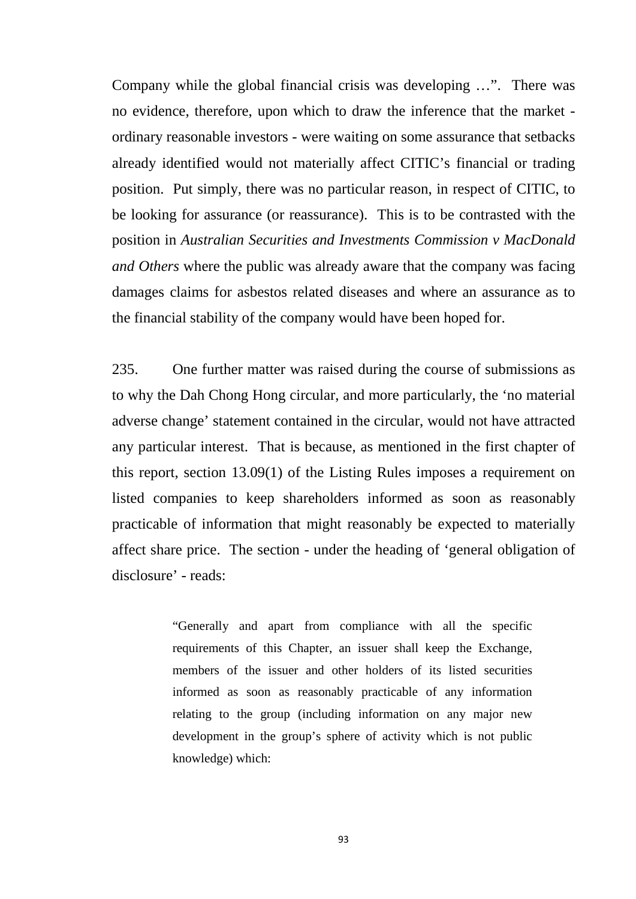Company while the global financial crisis was developing …". There was no evidence, therefore, upon which to draw the inference that the market - ordinary reasonable investors - were waiting on some assurance that setbacks already identified would not materially affect CITIC's financial or trading position. Put simply, there was no particular reason, in respect of CITIC, to be looking for assurance (or reassurance). This is to be contrasted with the position in *Australian Securities and Investments Commission v MacDonald and Others* where the public was already aware that the company was facing damages claims for asbestos related diseases and where an assurance as to the financial stability of the company would have been hoped for.

235. One further matter was raised during the course of submissions as to why the Dah Chong Hong circular, and more particularly, the 'no material adverse change' statement contained in the circular, would not have attracted any particular interest. That is because, as mentioned in the first chapter of this report, section 13.09(1) of the Listing Rules imposes a requirement on listed companies to keep shareholders informed as soon as reasonably practicable of information that might reasonably be expected to materially affect share price. The section - under the heading of 'general obligation of disclosure' - reads:

> "Generally and apart from compliance with all the specific requirements of this Chapter, an issuer shall keep the Exchange, members of the issuer and other holders of its listed securities informed as soon as reasonably practicable of any information relating to the group (including information on any major new development in the group's sphere of activity which is not public knowledge) which: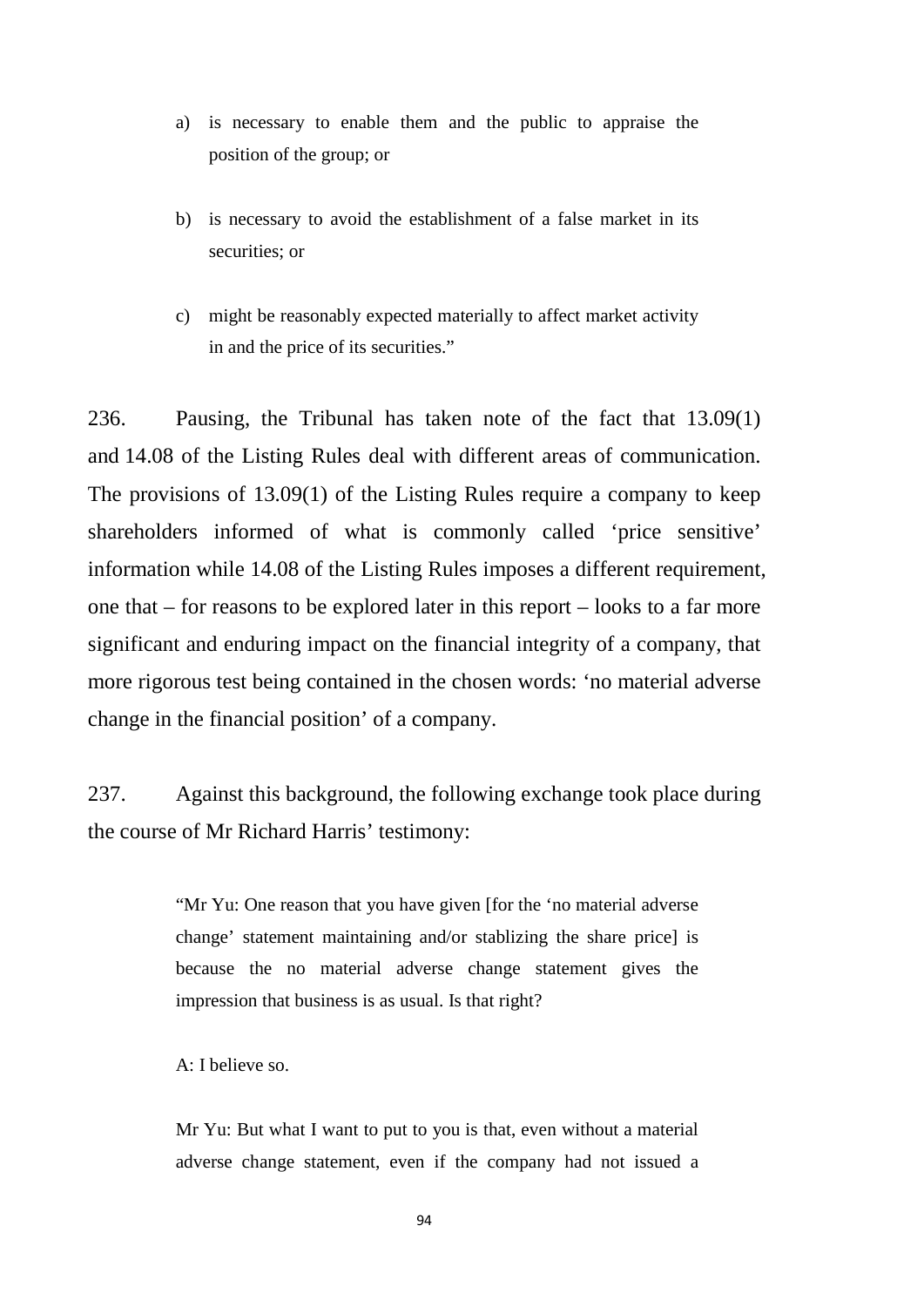> a) is necessary to enable them and the public to appraise the position of the group; or
>
> b) is necessary to avoid the establishment of a false market in its securities; or
>
> c) might be reasonably expected materially to affect market activity in and the price of its securities."

236. Pausing, the Tribunal has taken note of the fact that 13.09(1) and 14.08 of the Listing Rules deal with different areas of communication. The provisions of 13.09(1) of the Listing Rules require a company to keep shareholders informed of what is commonly called 'price sensitive' information while 14.08 of the Listing Rules imposes a different requirement, one that – for reasons to be explored later in this report – looks to a far more significant and enduring impact on the financial integrity of a company, that more rigorous test being contained in the chosen words: 'no material adverse change in the financial position' of a company.

237. Against this background, the following exchange took place during the course of Mr Richard Harris' testimony:

> "Mr Yu: One reason that you have given [for the 'no material adverse change' statement maintaining and/or stablizing the share price] is because the no material adverse change statement gives the impression that business is as usual. Is that right?
>
> A: I believe so.
>
> Mr Yu: But what I want to put to you is that, even without a material adverse change statement, even if the company had not issued a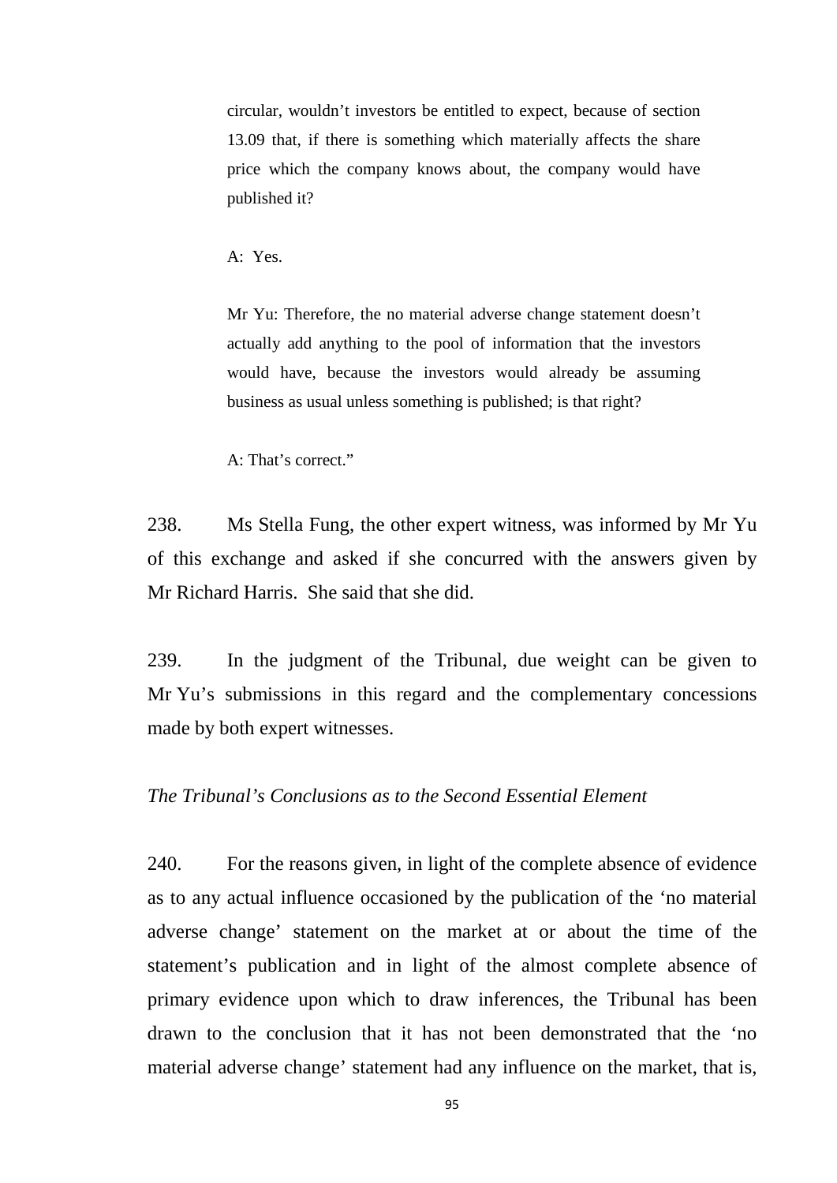> circular, wouldn't investors be entitled to expect, because of section 13.09 that, if there is something which materially affects the share price which the company knows about, the company would have published it?
>
> A: Yes.
>
> Mr Yu: Therefore, the no material adverse change statement doesn't actually add anything to the pool of information that the investors would have, because the investors would already be assuming business as usual unless something is published; is that right?
>
> A: That's correct."

238. Ms Stella Fung, the other expert witness, was informed by Mr Yu of this exchange and asked if she concurred with the answers given by Mr Richard Harris. She said that she did.

239. In the judgment of the Tribunal, due weight can be given to Mr Yu's submissions in this regard and the complementary concessions made by both expert witnesses.

*The Tribunal's Conclusions as to the Second Essential Element*

240. For the reasons given, in light of the complete absence of evidence as to any actual influence occasioned by the publication of the 'no material adverse change' statement on the market at or about the time of the statement's publication and in light of the almost complete absence of primary evidence upon which to draw inferences, the Tribunal has been drawn to the conclusion that it has not been demonstrated that the 'no material adverse change' statement had any influence on the market, that is,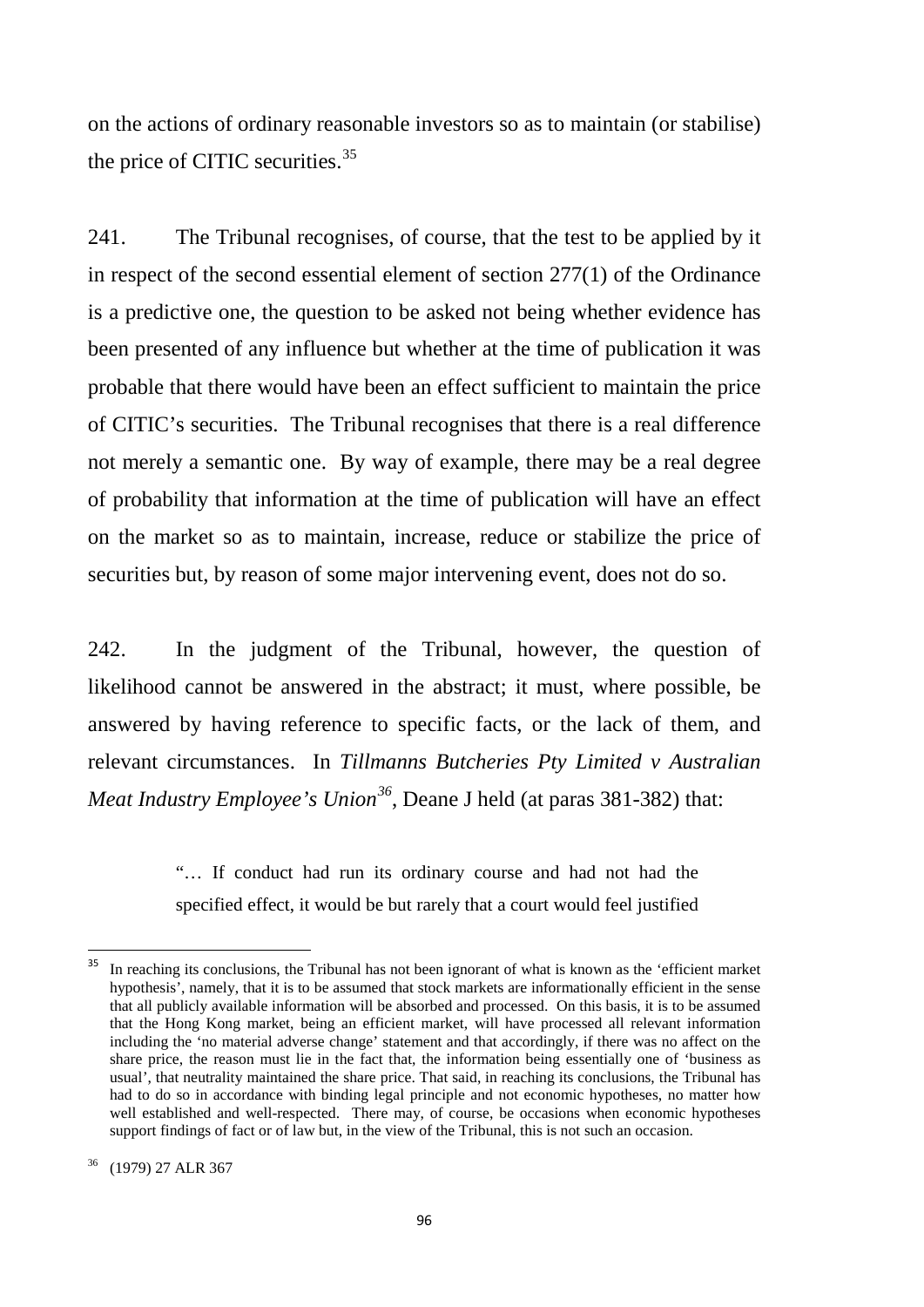on the actions of ordinary reasonable investors so as to maintain (or stabilise) the price of CITIC securities.[35]

241. The Tribunal recognises, of course, that the test to be applied by it in respect of the second essential element of section 277(1) of the Ordinance is a predictive one, the question to be asked not being whether evidence has been presented of any influence but whether at the time of publication it was probable that there would have been an effect sufficient to maintain the price of CITIC's securities. The Tribunal recognises that there is a real difference not merely a semantic one. By way of example, there may be a real degree of probability that information at the time of publication will have an effect on the market so as to maintain, increase, reduce or stabilize the price of securities but, by reason of some major intervening event, does not do so.

242. In the judgment of the Tribunal, however, the question of likelihood cannot be answered in the abstract; it must, where possible, be answered by having reference to specific facts, or the lack of them, and relevant circumstances. In *Tillmanns Butcheries Pty Limited v Australian Meat Industry Employee's Union*[36], Deane J held (at paras 381-382) that:

> "… If conduct had run its ordinary course and had not had the specified effect, it would be but rarely that a court would feel justified

---

[35] In reaching its conclusions, the Tribunal has not been ignorant of what is known as the 'efficient market hypothesis', namely, that it is to be assumed that stock markets are informationally efficient in the sense that all publicly available information will be absorbed and processed. On this basis, it is to be assumed that the Hong Kong market, being an efficient market, will have processed all relevant information including the 'no material adverse change' statement and that accordingly, if there was no affect on the share price, the reason must lie in the fact that, the information being essentially one of 'business as usual', that neutrality maintained the share price. That said, in reaching its conclusions, the Tribunal has had to do so in accordance with binding legal principle and not economic hypotheses, no matter how well established and well-respected. There may, of course, be occasions when economic hypotheses support findings of fact or of law but, in the view of the Tribunal, this is not such an occasion.

[36] (1979) 27 ALR 367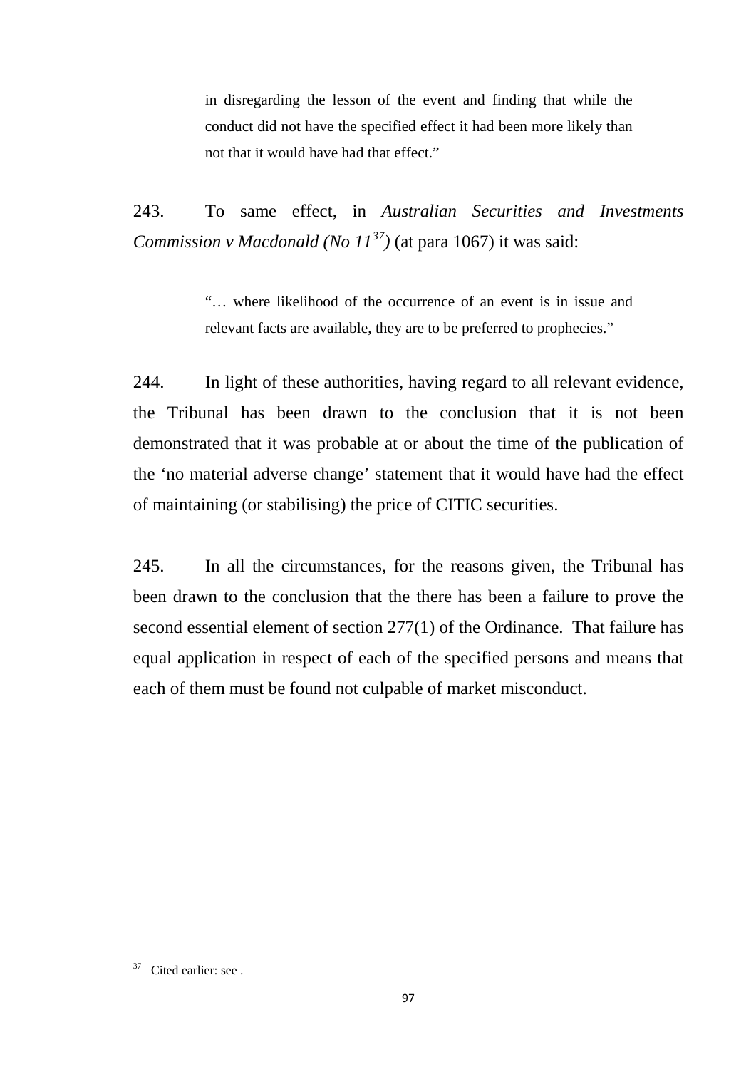> in disregarding the lesson of the event and finding that while the conduct did not have the specified effect it had been more likely than not that it would have had that effect."

243. To same effect, in *Australian Securities and Investments Commission v Macdonald (No 11*[37]*)* (at para 1067) it was said:

> "… where likelihood of the occurrence of an event is in issue and relevant facts are available, they are to be preferred to prophecies."

244. In light of these authorities, having regard to all relevant evidence, the Tribunal has been drawn to the conclusion that it is not been demonstrated that it was probable at or about the time of the publication of the 'no material adverse change' statement that it would have had the effect of maintaining (or stabilising) the price of CITIC securities.

245. In all the circumstances, for the reasons given, the Tribunal has been drawn to the conclusion that the there has been a failure to prove the second essential element of section 277(1) of the Ordinance. That failure has equal application in respect of each of the specified persons and means that each of them must be found not culpable of market misconduct.

---

[37] Cited earlier: see .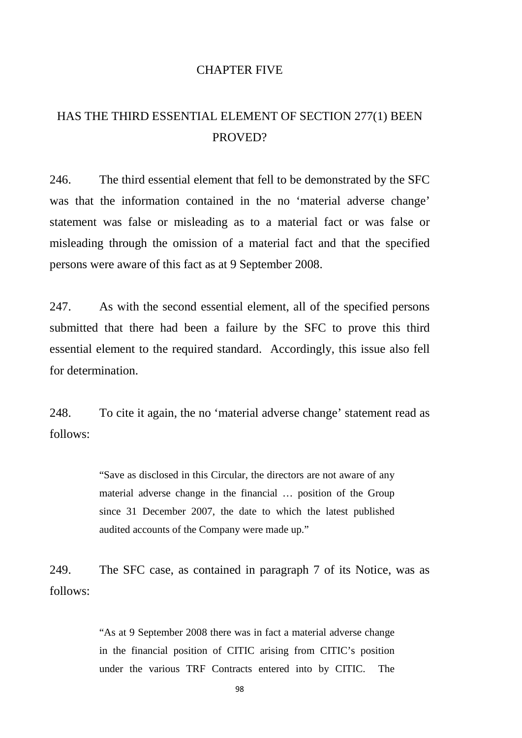# CHAPTER FIVE

## HAS THE THIRD ESSENTIAL ELEMENT OF SECTION 277(1) BEEN PROVED?

246. The third essential element that fell to be demonstrated by the SFC was that the information contained in the no 'material adverse change' statement was false or misleading as to a material fact or was false or misleading through the omission of a material fact and that the specified persons were aware of this fact as at 9 September 2008.

247. As with the second essential element, all of the specified persons submitted that there had been a failure by the SFC to prove this third essential element to the required standard. Accordingly, this issue also fell for determination.

248. To cite it again, the no 'material adverse change' statement read as follows:

> "Save as disclosed in this Circular, the directors are not aware of any material adverse change in the financial … position of the Group since 31 December 2007, the date to which the latest published audited accounts of the Company were made up."

249. The SFC case, as contained in paragraph 7 of its Notice, was as follows:

> "As at 9 September 2008 there was in fact a material adverse change in the financial position of CITIC arising from CITIC's position under the various TRF Contracts entered into by CITIC. The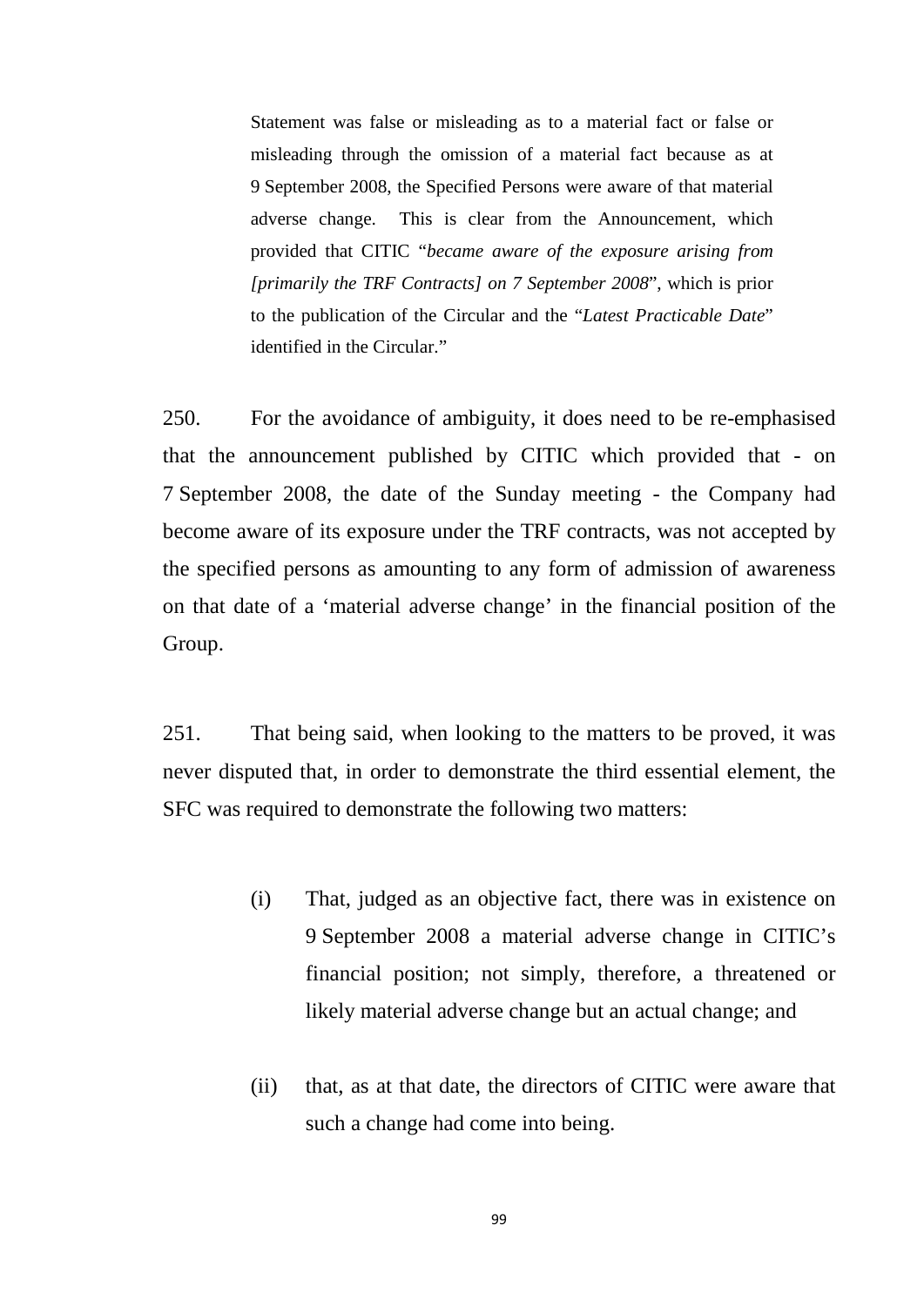> Statement was false or misleading as to a material fact or false or misleading through the omission of a material fact because as at 9 September 2008, the Specified Persons were aware of that material adverse change. This is clear from the Announcement, which provided that CITIC "*became aware of the exposure arising from [primarily the TRF Contracts] on 7 September 2008*", which is prior to the publication of the Circular and the "*Latest Practicable Date*" identified in the Circular."

250. For the avoidance of ambiguity, it does need to be re-emphasised that the announcement published by CITIC which provided that - on 7 September 2008, the date of the Sunday meeting - the Company had become aware of its exposure under the TRF contracts, was not accepted by the specified persons as amounting to any form of admission of awareness on that date of a 'material adverse change' in the financial position of the Group.

251. That being said, when looking to the matters to be proved, it was never disputed that, in order to demonstrate the third essential element, the SFC was required to demonstrate the following two matters:

(i) That, judged as an objective fact, there was in existence on 9 September 2008 a material adverse change in CITIC's financial position; not simply, therefore, a threatened or likely material adverse change but an actual change; and

(ii) that, as at that date, the directors of CITIC were aware that such a change had come into being.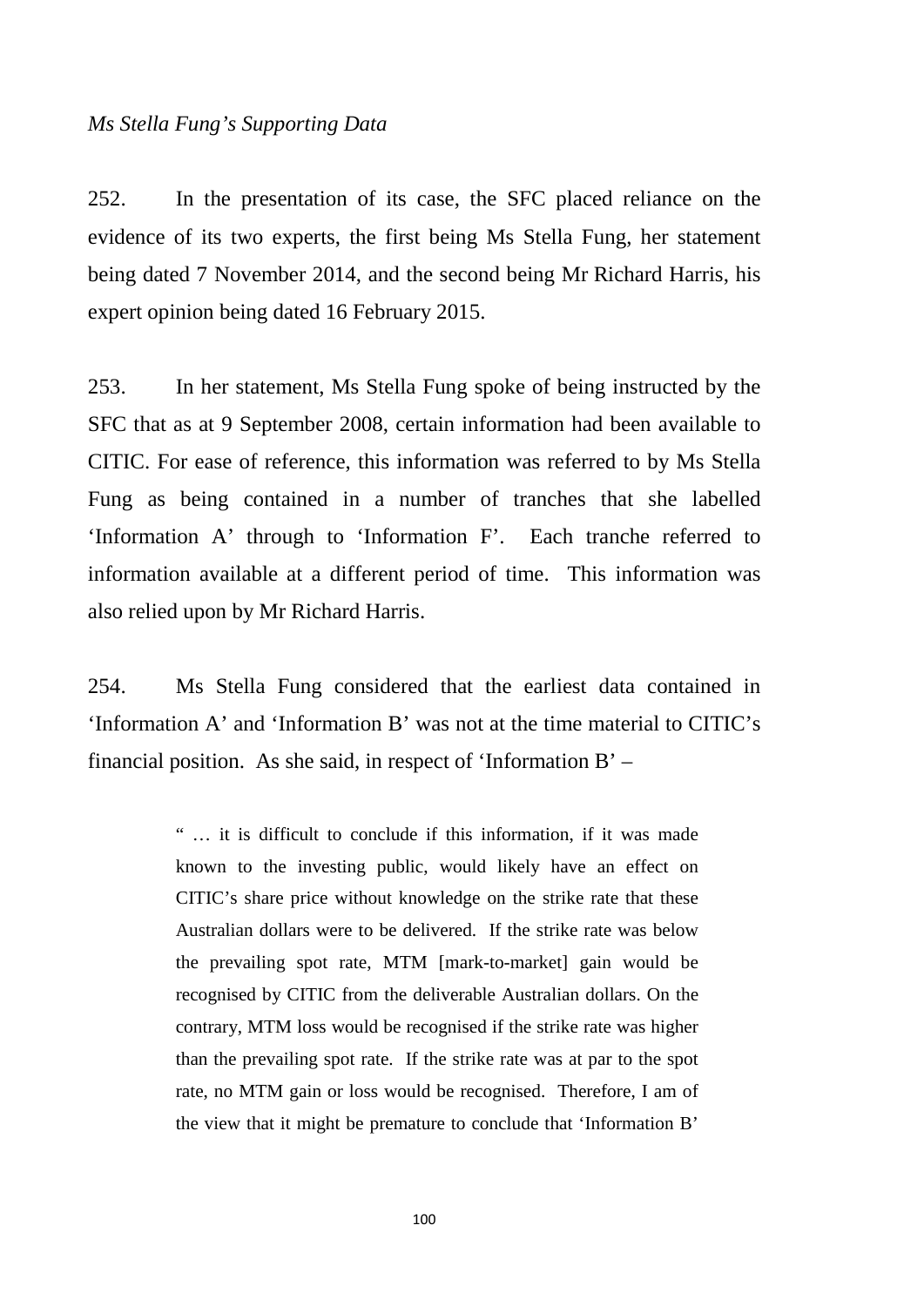*Ms Stella Fung's Supporting Data*

252. In the presentation of its case, the SFC placed reliance on the evidence of its two experts, the first being Ms Stella Fung, her statement being dated 7 November 2014, and the second being Mr Richard Harris, his expert opinion being dated 16 February 2015.

253. In her statement, Ms Stella Fung spoke of being instructed by the SFC that as at 9 September 2008, certain information had been available to CITIC. For ease of reference, this information was referred to by Ms Stella Fung as being contained in a number of tranches that she labelled 'Information A' through to 'Information F'. Each tranche referred to information available at a different period of time. This information was also relied upon by Mr Richard Harris.

254. Ms Stella Fung considered that the earliest data contained in 'Information A' and 'Information B' was not at the time material to CITIC's financial position. As she said, in respect of 'Information B' –

> " … it is difficult to conclude if this information, if it was made known to the investing public, would likely have an effect on CITIC's share price without knowledge on the strike rate that these Australian dollars were to be delivered. If the strike rate was below the prevailing spot rate, MTM [mark-to-market] gain would be recognised by CITIC from the deliverable Australian dollars. On the contrary, MTM loss would be recognised if the strike rate was higher than the prevailing spot rate. If the strike rate was at par to the spot rate, no MTM gain or loss would be recognised. Therefore, I am of the view that it might be premature to conclude that 'Information B'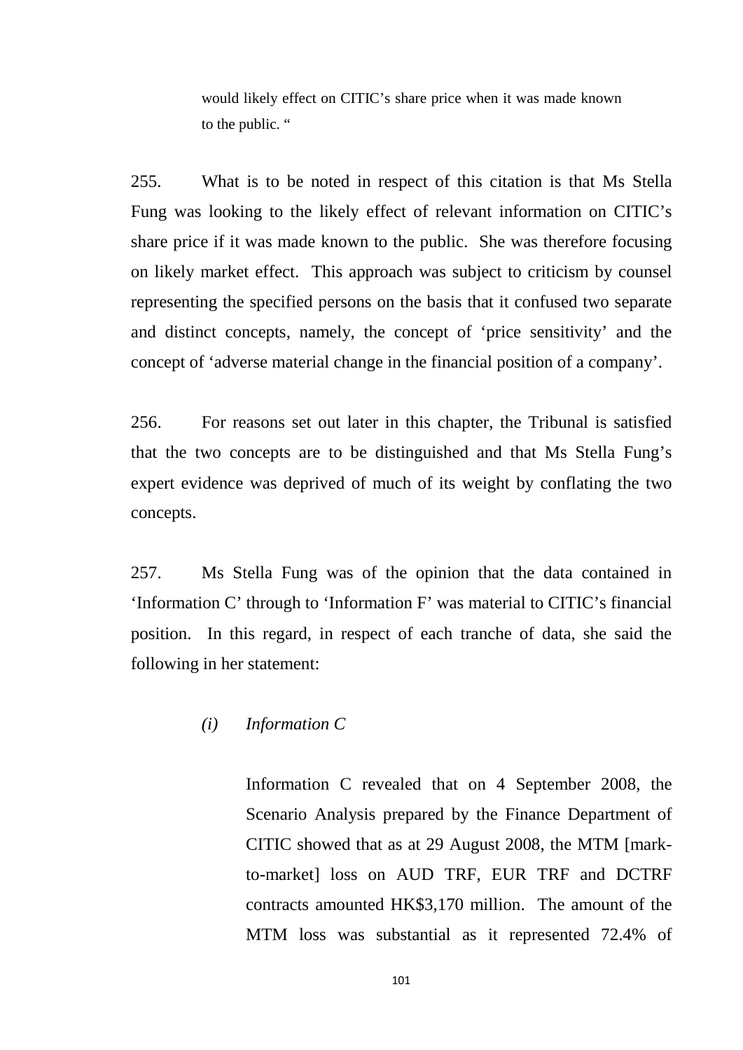would likely effect on CITIC's share price when it was made known to the public. "

255. What is to be noted in respect of this citation is that Ms Stella Fung was looking to the likely effect of relevant information on CITIC's share price if it was made known to the public. She was therefore focusing on likely market effect. This approach was subject to criticism by counsel representing the specified persons on the basis that it confused two separate and distinct concepts, namely, the concept of 'price sensitivity' and the concept of 'adverse material change in the financial position of a company'.

256. For reasons set out later in this chapter, the Tribunal is satisfied that the two concepts are to be distinguished and that Ms Stella Fung's expert evidence was deprived of much of its weight by conflating the two concepts.

257. Ms Stella Fung was of the opinion that the data contained in 'Information C' through to 'Information F' was material to CITIC's financial position. In this regard, in respect of each tranche of data, she said the following in her statement:

*(i) Information C*

Information C revealed that on 4 September 2008, the Scenario Analysis prepared by the Finance Department of CITIC showed that as at 29 August 2008, the MTM [mark-to-market] loss on AUD TRF, EUR TRF and DCTRF contracts amounted HK$3,170 million. The amount of the MTM loss was substantial as it represented 72.4% of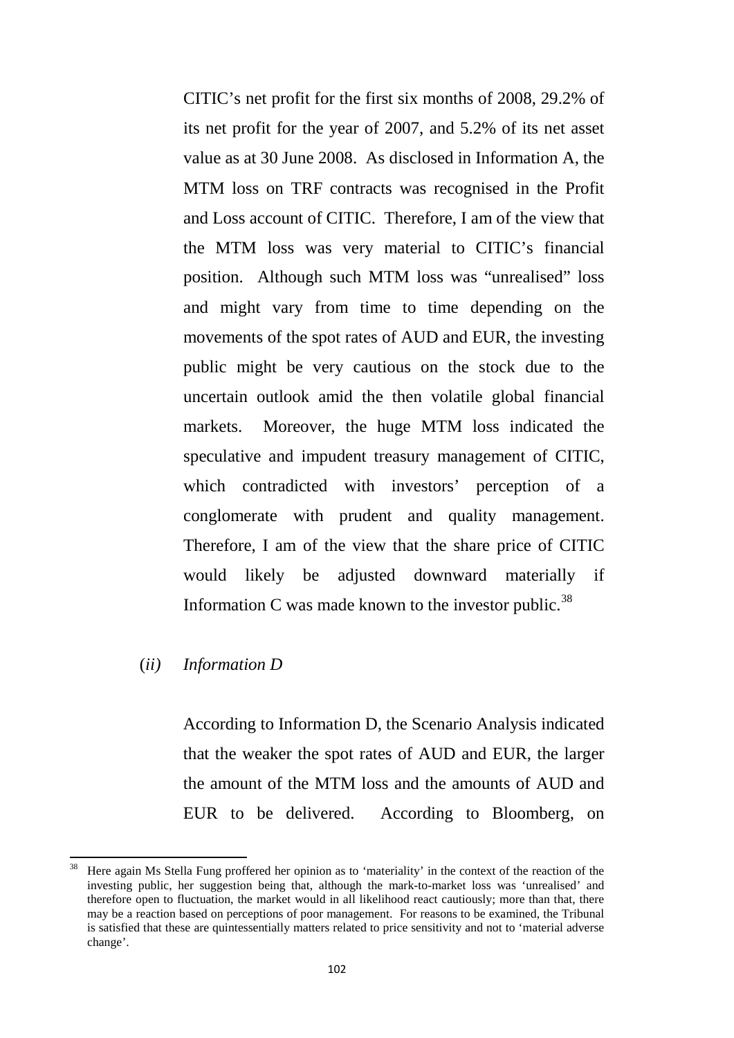CITIC's net profit for the first six months of 2008, 29.2% of its net profit for the year of 2007, and 5.2% of its net asset value as at 30 June 2008. As disclosed in Information A, the MTM loss on TRF contracts was recognised in the Profit and Loss account of CITIC. Therefore, I am of the view that the MTM loss was very material to CITIC's financial position. Although such MTM loss was "unrealised" loss and might vary from time to time depending on the movements of the spot rates of AUD and EUR, the investing public might be very cautious on the stock due to the uncertain outlook amid the then volatile global financial markets. Moreover, the huge MTM loss indicated the speculative and impudent treasury management of CITIC, which contradicted with investors' perception of a conglomerate with prudent and quality management. Therefore, I am of the view that the share price of CITIC would likely be adjusted downward materially if Information C was made known to the investor public.[38]

(*ii*) *Information D*

According to Information D, the Scenario Analysis indicated that the weaker the spot rates of AUD and EUR, the larger the amount of the MTM loss and the amounts of AUD and EUR to be delivered. According to Bloomberg, on

---

[38] Here again Ms Stella Fung proffered her opinion as to 'materiality' in the context of the reaction of the investing public, her suggestion being that, although the mark-to-market loss was 'unrealised' and therefore open to fluctuation, the market would in all likelihood react cautiously; more than that, there may be a reaction based on perceptions of poor management. For reasons to be examined, the Tribunal is satisfied that these are quintessentially matters related to price sensitivity and not to 'material adverse change'.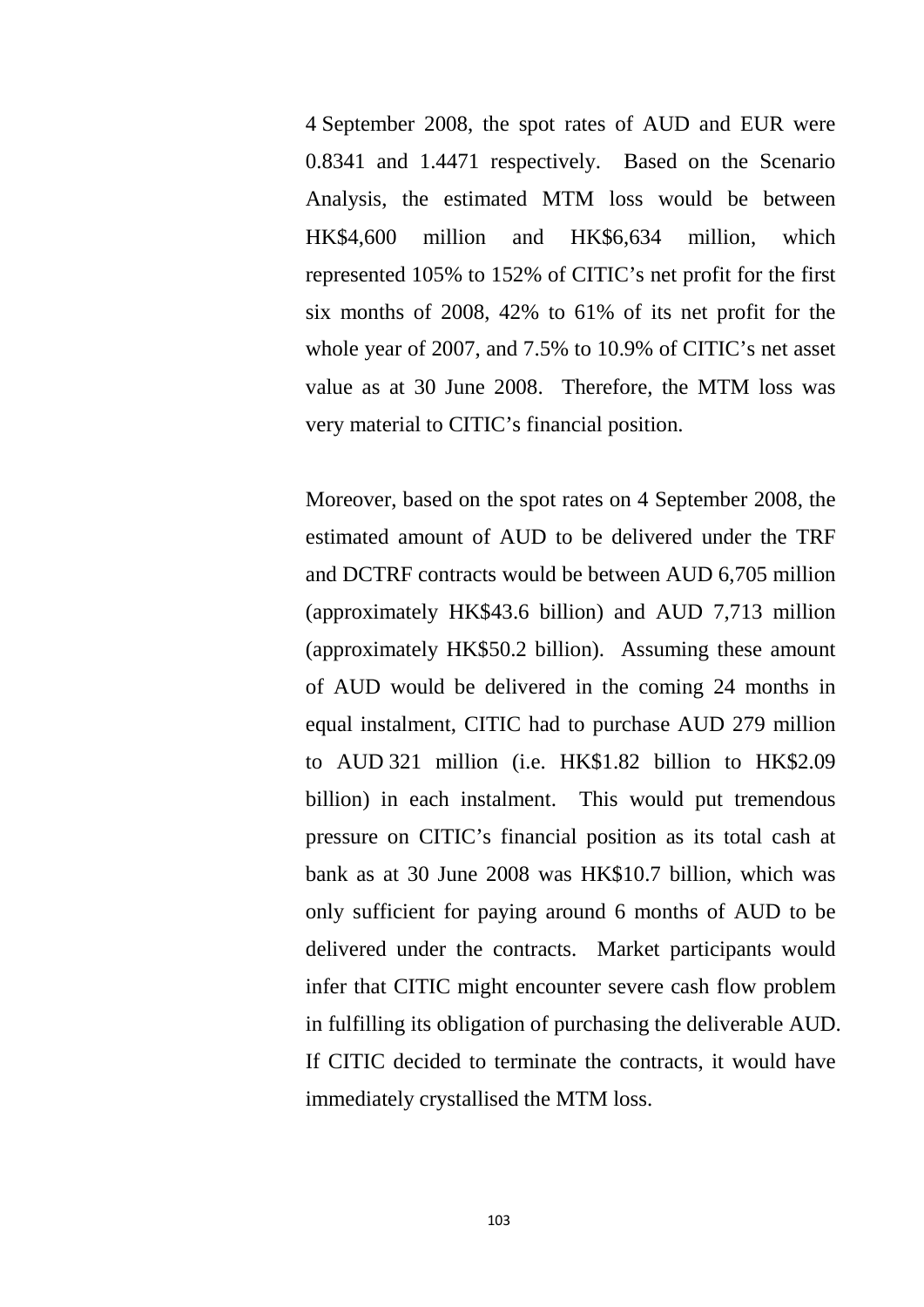4 September 2008, the spot rates of AUD and EUR were 0.8341 and 1.4471 respectively. Based on the Scenario Analysis, the estimated MTM loss would be between HK$4,600 million and HK$6,634 million, which represented 105% to 152% of CITIC's net profit for the first six months of 2008, 42% to 61% of its net profit for the whole year of 2007, and 7.5% to 10.9% of CITIC's net asset value as at 30 June 2008. Therefore, the MTM loss was very material to CITIC's financial position.

Moreover, based on the spot rates on 4 September 2008, the estimated amount of AUD to be delivered under the TRF and DCTRF contracts would be between AUD 6,705 million (approximately HK$43.6 billion) and AUD 7,713 million (approximately HK$50.2 billion). Assuming these amount of AUD would be delivered in the coming 24 months in equal instalment, CITIC had to purchase AUD 279 million to AUD 321 million (i.e. HK$1.82 billion to HK$2.09 billion) in each instalment. This would put tremendous pressure on CITIC's financial position as its total cash at bank as at 30 June 2008 was HK$10.7 billion, which was only sufficient for paying around 6 months of AUD to be delivered under the contracts. Market participants would infer that CITIC might encounter severe cash flow problem in fulfilling its obligation of purchasing the deliverable AUD. If CITIC decided to terminate the contracts, it would have immediately crystallised the MTM loss.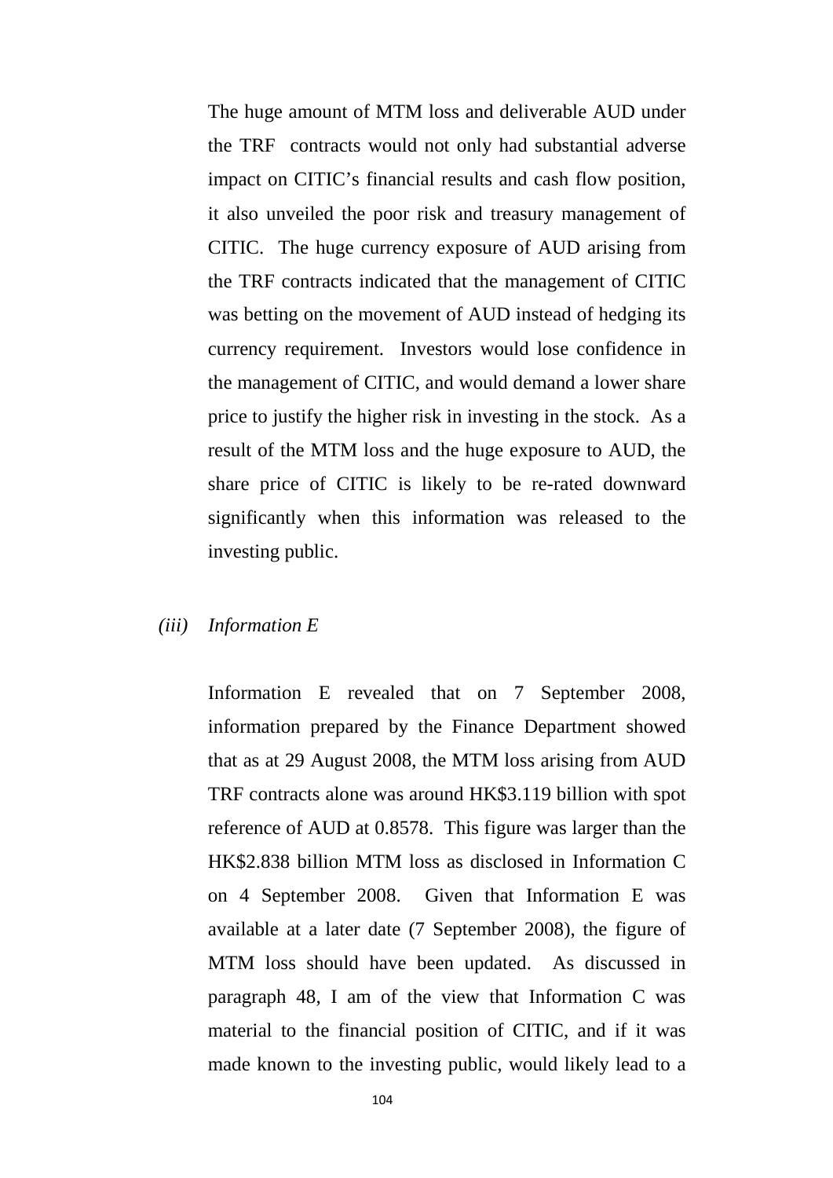The huge amount of MTM loss and deliverable AUD under the TRF contracts would not only had substantial adverse impact on CITIC's financial results and cash flow position, it also unveiled the poor risk and treasury management of CITIC. The huge currency exposure of AUD arising from the TRF contracts indicated that the management of CITIC was betting on the movement of AUD instead of hedging its currency requirement. Investors would lose confidence in the management of CITIC, and would demand a lower share price to justify the higher risk in investing in the stock. As a result of the MTM loss and the huge exposure to AUD, the share price of CITIC is likely to be re-rated downward significantly when this information was released to the investing public.

*(iii)* *Information E*

Information E revealed that on 7 September 2008, information prepared by the Finance Department showed that as at 29 August 2008, the MTM loss arising from AUD TRF contracts alone was around HK$3.119 billion with spot reference of AUD at 0.8578. This figure was larger than the HK$2.838 billion MTM loss as disclosed in Information C on 4 September 2008. Given that Information E was available at a later date (7 September 2008), the figure of MTM loss should have been updated. As discussed in paragraph 48, I am of the view that Information C was material to the financial position of CITIC, and if it was made known to the investing public, would likely lead to a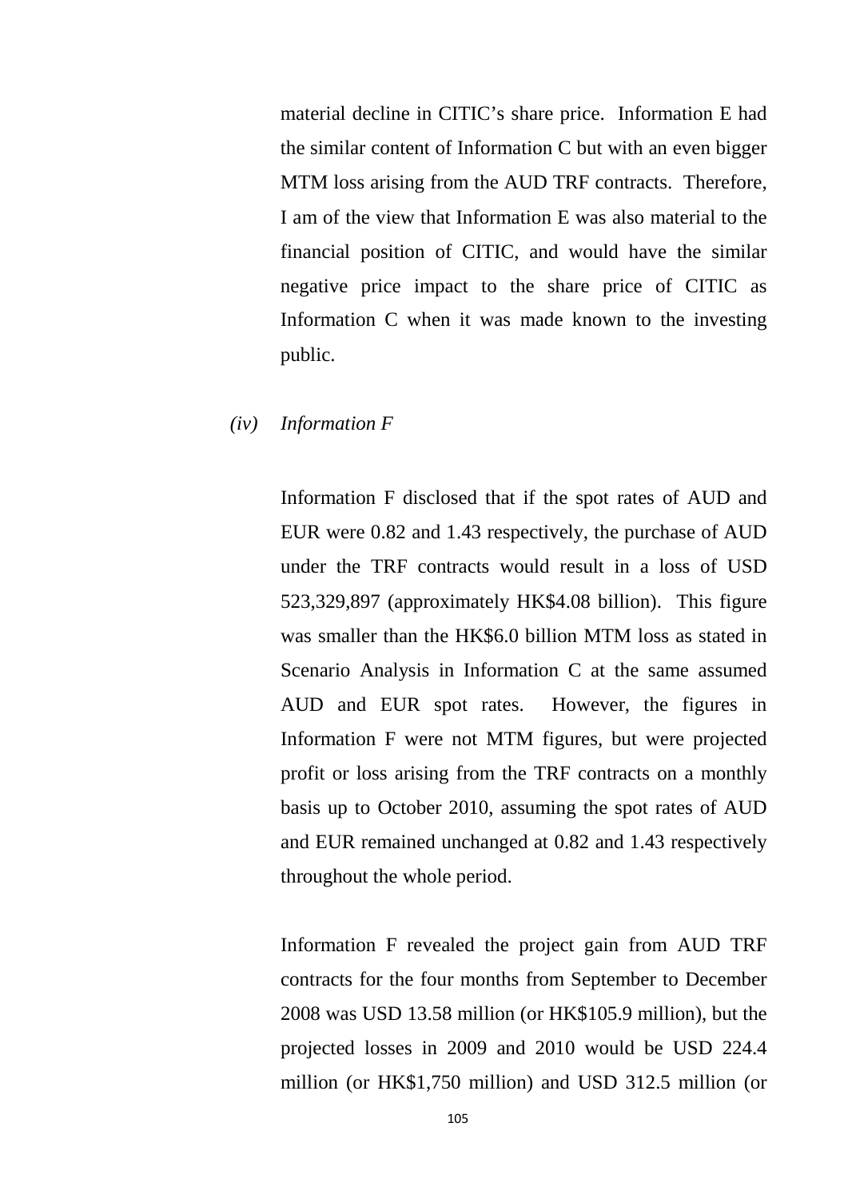material decline in CITIC's share price. Information E had the similar content of Information C but with an even bigger MTM loss arising from the AUD TRF contracts. Therefore, I am of the view that Information E was also material to the financial position of CITIC, and would have the similar negative price impact to the share price of CITIC as Information C when it was made known to the investing public.

*(iv) Information F*

Information F disclosed that if the spot rates of AUD and EUR were 0.82 and 1.43 respectively, the purchase of AUD under the TRF contracts would result in a loss of USD 523,329,897 (approximately HK$4.08 billion). This figure was smaller than the HK$6.0 billion MTM loss as stated in Scenario Analysis in Information C at the same assumed AUD and EUR spot rates. However, the figures in Information F were not MTM figures, but were projected profit or loss arising from the TRF contracts on a monthly basis up to October 2010, assuming the spot rates of AUD and EUR remained unchanged at 0.82 and 1.43 respectively throughout the whole period.

Information F revealed the project gain from AUD TRF contracts for the four months from September to December 2008 was USD 13.58 million (or HK$105.9 million), but the projected losses in 2009 and 2010 would be USD 224.4 million (or HK$1,750 million) and USD 312.5 million (or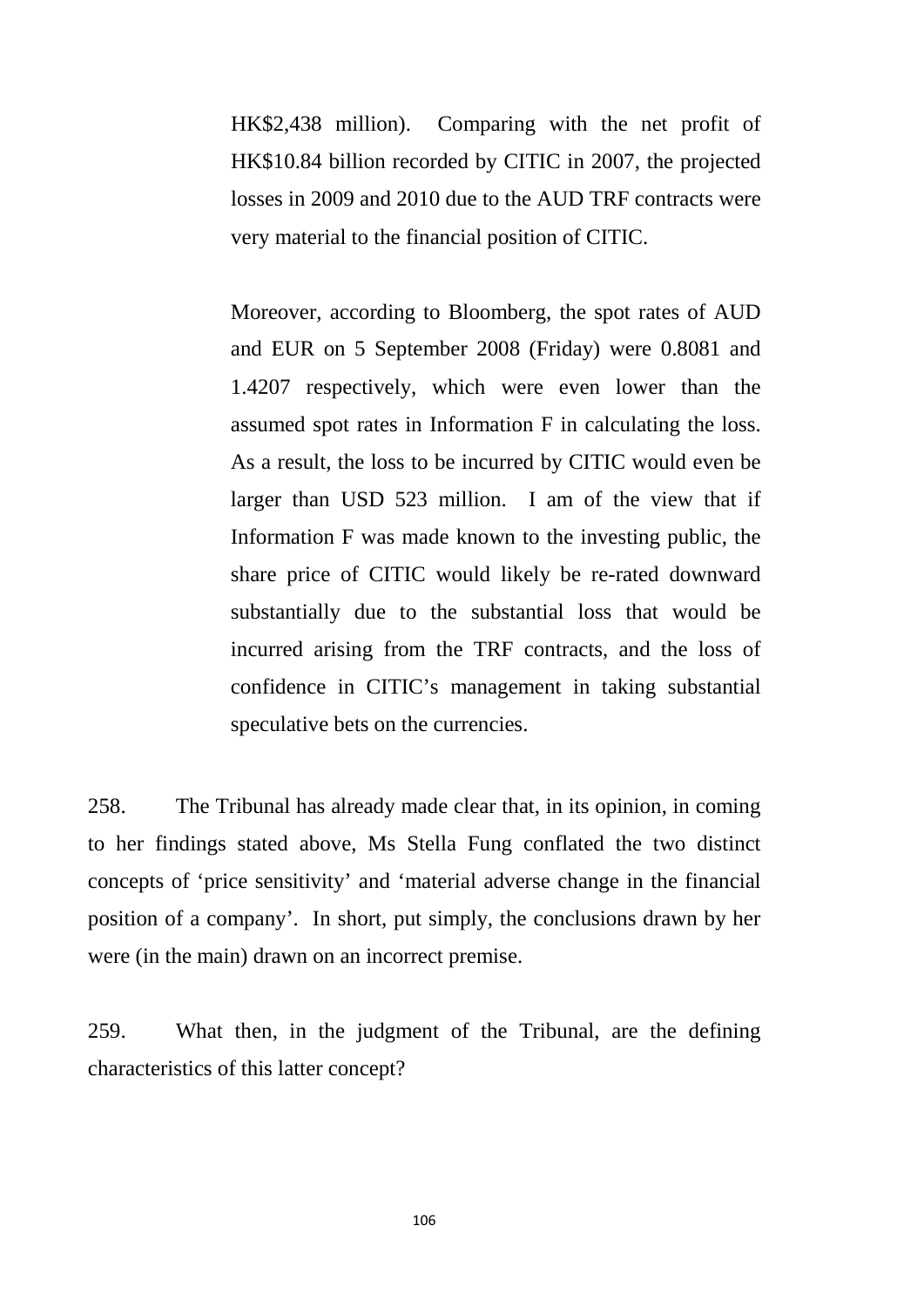HK$2,438 million). Comparing with the net profit of HK$10.84 billion recorded by CITIC in 2007, the projected losses in 2009 and 2010 due to the AUD TRF contracts were very material to the financial position of CITIC.

Moreover, according to Bloomberg, the spot rates of AUD and EUR on 5 September 2008 (Friday) were 0.8081 and 1.4207 respectively, which were even lower than the assumed spot rates in Information F in calculating the loss. As a result, the loss to be incurred by CITIC would even be larger than USD 523 million. I am of the view that if Information F was made known to the investing public, the share price of CITIC would likely be re-rated downward substantially due to the substantial loss that would be incurred arising from the TRF contracts, and the loss of confidence in CITIC's management in taking substantial speculative bets on the currencies.

258. The Tribunal has already made clear that, in its opinion, in coming to her findings stated above, Ms Stella Fung conflated the two distinct concepts of 'price sensitivity' and 'material adverse change in the financial position of a company'. In short, put simply, the conclusions drawn by her were (in the main) drawn on an incorrect premise.

259. What then, in the judgment of the Tribunal, are the defining characteristics of this latter concept?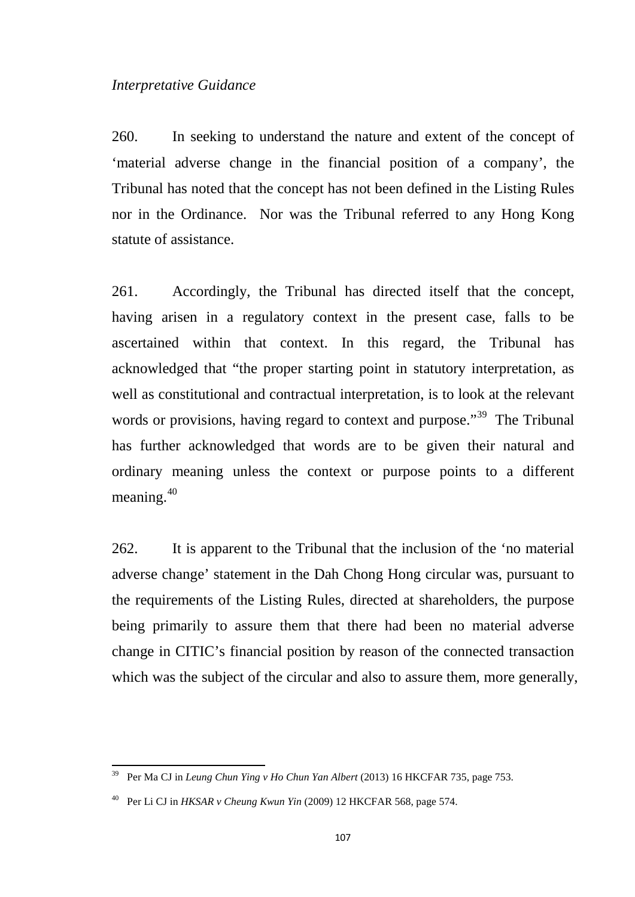*Interpretative Guidance*

260. In seeking to understand the nature and extent of the concept of 'material adverse change in the financial position of a company', the Tribunal has noted that the concept has not been defined in the Listing Rules nor in the Ordinance. Nor was the Tribunal referred to any Hong Kong statute of assistance.

261. Accordingly, the Tribunal has directed itself that the concept, having arisen in a regulatory context in the present case, falls to be ascertained within that context. In this regard, the Tribunal has acknowledged that "the proper starting point in statutory interpretation, as well as constitutional and contractual interpretation, is to look at the relevant words or provisions, having regard to context and purpose."[39] The Tribunal has further acknowledged that words are to be given their natural and ordinary meaning unless the context or purpose points to a different meaning.[40]

262. It is apparent to the Tribunal that the inclusion of the 'no material adverse change' statement in the Dah Chong Hong circular was, pursuant to the requirements of the Listing Rules, directed at shareholders, the purpose being primarily to assure them that there had been no material adverse change in CITIC's financial position by reason of the connected transaction which was the subject of the circular and also to assure them, more generally,

---

[39] Per Ma CJ in *Leung Chun Ying v Ho Chun Yan Albert* (2013) 16 HKCFAR 735, page 753.

[40] Per Li CJ in *HKSAR v Cheung Kwun Yin* (2009) 12 HKCFAR 568, page 574.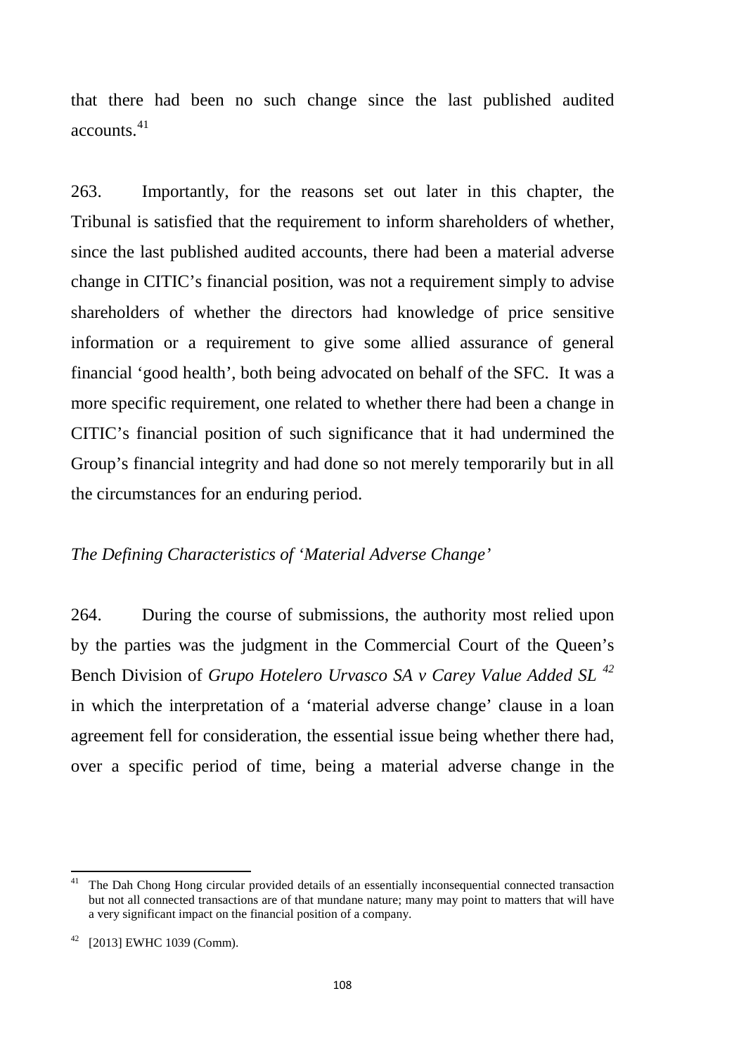that there had been no such change since the last published audited accounts.[41]

263. Importantly, for the reasons set out later in this chapter, the Tribunal is satisfied that the requirement to inform shareholders of whether, since the last published audited accounts, there had been a material adverse change in CITIC's financial position, was not a requirement simply to advise shareholders of whether the directors had knowledge of price sensitive information or a requirement to give some allied assurance of general financial 'good health', both being advocated on behalf of the SFC. It was a more specific requirement, one related to whether there had been a change in CITIC's financial position of such significance that it had undermined the Group's financial integrity and had done so not merely temporarily but in all the circumstances for an enduring period.

*The Defining Characteristics of 'Material Adverse Change'*

264. During the course of submissions, the authority most relied upon by the parties was the judgment in the Commercial Court of the Queen's Bench Division of *Grupo Hotelero Urvasco SA v Carey Value Added SL* [42] in which the interpretation of a 'material adverse change' clause in a loan agreement fell for consideration, the essential issue being whether there had, over a specific period of time, being a material adverse change in the

---

[41] The Dah Chong Hong circular provided details of an essentially inconsequential connected transaction but not all connected transactions are of that mundane nature; many may point to matters that will have a very significant impact on the financial position of a company.

[42] [2013] EWHC 1039 (Comm).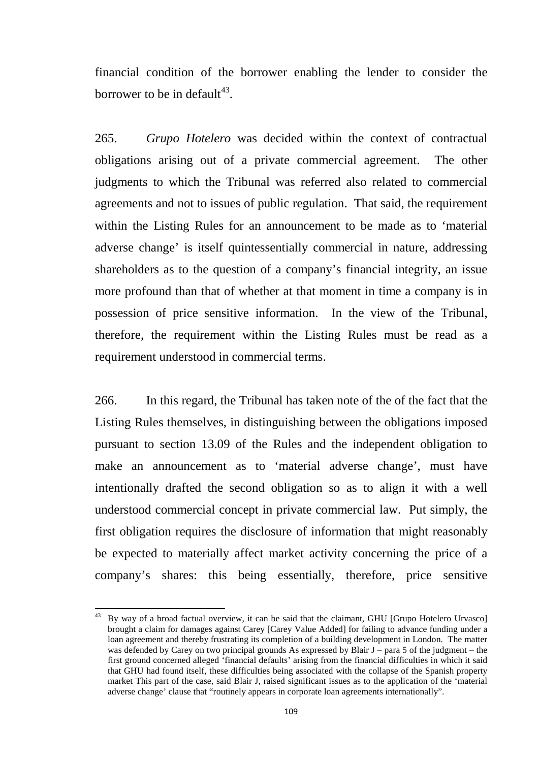financial condition of the borrower enabling the lender to consider the borrower to be in default[43].

265. *Grupo Hotelero* was decided within the context of contractual obligations arising out of a private commercial agreement. The other judgments to which the Tribunal was referred also related to commercial agreements and not to issues of public regulation. That said, the requirement within the Listing Rules for an announcement to be made as to 'material adverse change' is itself quintessentially commercial in nature, addressing shareholders as to the question of a company's financial integrity, an issue more profound than that of whether at that moment in time a company is in possession of price sensitive information. In the view of the Tribunal, therefore, the requirement within the Listing Rules must be read as a requirement understood in commercial terms.

266. In this regard, the Tribunal has taken note of the of the fact that the Listing Rules themselves, in distinguishing between the obligations imposed pursuant to section 13.09 of the Rules and the independent obligation to make an announcement as to 'material adverse change', must have intentionally drafted the second obligation so as to align it with a well understood commercial concept in private commercial law. Put simply, the first obligation requires the disclosure of information that might reasonably be expected to materially affect market activity concerning the price of a company's shares: this being essentially, therefore, price sensitive

---

[43] By way of a broad factual overview, it can be said that the claimant, GHU [Grupo Hotelero Urvasco] brought a claim for damages against Carey [Carey Value Added] for failing to advance funding under a loan agreement and thereby frustrating its completion of a building development in London. The matter was defended by Carey on two principal grounds As expressed by Blair J – para 5 of the judgment – the first ground concerned alleged 'financial defaults' arising from the financial difficulties in which it said that GHU had found itself, these difficulties being associated with the collapse of the Spanish property market This part of the case, said Blair J, raised significant issues as to the application of the 'material adverse change' clause that "routinely appears in corporate loan agreements internationally".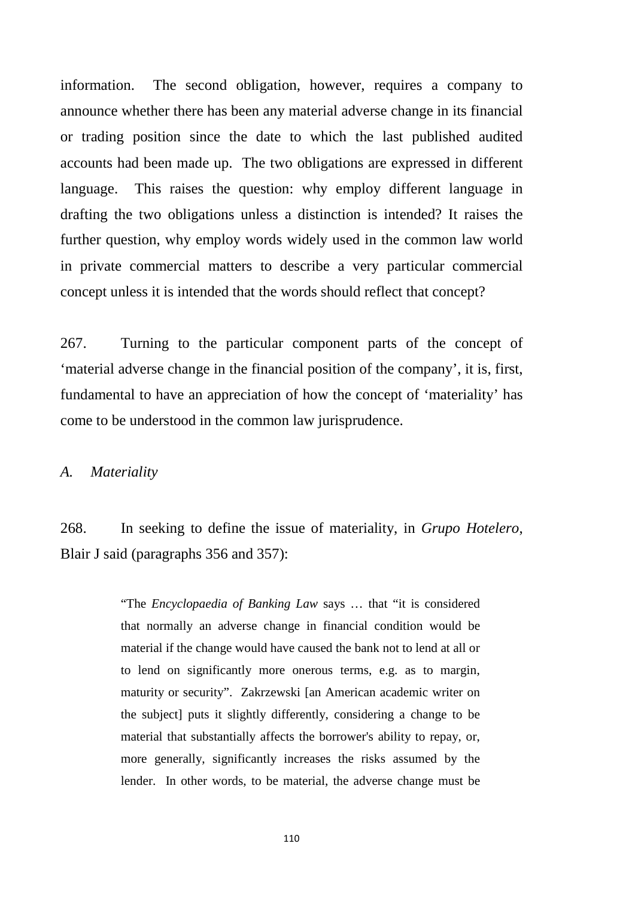information. The second obligation, however, requires a company to announce whether there has been any material adverse change in its financial or trading position since the date to which the last published audited accounts had been made up. The two obligations are expressed in different language. This raises the question: why employ different language in drafting the two obligations unless a distinction is intended? It raises the further question, why employ words widely used in the common law world in private commercial matters to describe a very particular commercial concept unless it is intended that the words should reflect that concept?

267. Turning to the particular component parts of the concept of 'material adverse change in the financial position of the company', it is, first, fundamental to have an appreciation of how the concept of 'materiality' has come to be understood in the common law jurisprudence.

*A. Materiality*

268. In seeking to define the issue of materiality, in *Grupo Hotelero*, Blair J said (paragraphs 356 and 357):

> "The *Encyclopaedia of Banking Law* says … that "it is considered that normally an adverse change in financial condition would be material if the change would have caused the bank not to lend at all or to lend on significantly more onerous terms, e.g. as to margin, maturity or security". Zakrzewski [an American academic writer on the subject] puts it slightly differently, considering a change to be material that substantially affects the borrower's ability to repay, or, more generally, significantly increases the risks assumed by the lender. In other words, to be material, the adverse change must be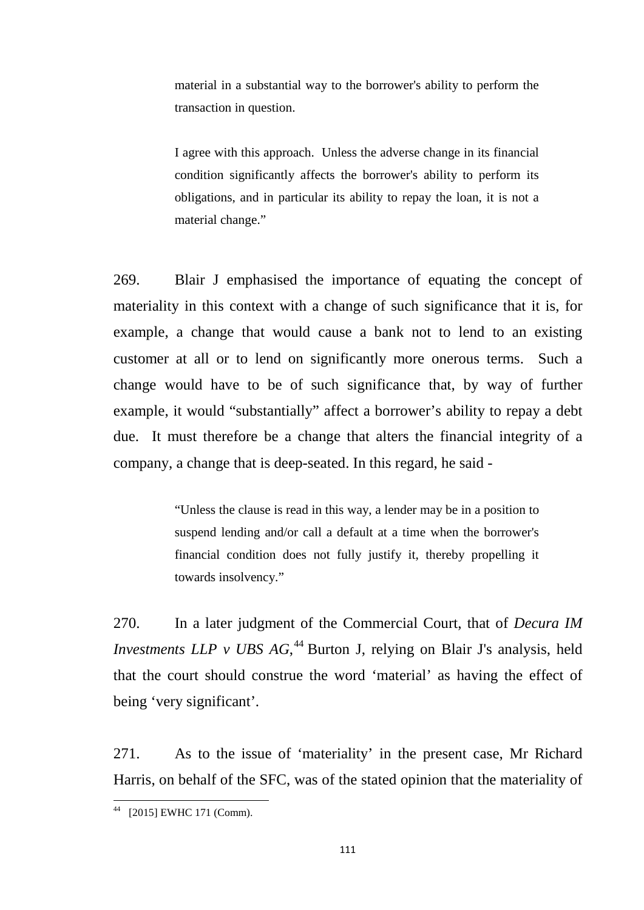> material in a substantial way to the borrower's ability to perform the transaction in question.
>
> I agree with this approach. Unless the adverse change in its financial condition significantly affects the borrower's ability to perform its obligations, and in particular its ability to repay the loan, it is not a material change."

269. Blair J emphasised the importance of equating the concept of materiality in this context with a change of such significance that it is, for example, a change that would cause a bank not to lend to an existing customer at all or to lend on significantly more onerous terms. Such a change would have to be of such significance that, by way of further example, it would "substantially" affect a borrower's ability to repay a debt due. It must therefore be a change that alters the financial integrity of a company, a change that is deep-seated. In this regard, he said -

> "Unless the clause is read in this way, a lender may be in a position to suspend lending and/or call a default at a time when the borrower's financial condition does not fully justify it, thereby propelling it towards insolvency."

270. In a later judgment of the Commercial Court, that of *Decura IM Investments LLP v UBS AG*,[44] Burton J, relying on Blair J's analysis, held that the court should construe the word 'material' as having the effect of being 'very significant'.

271. As to the issue of 'materiality' in the present case, Mr Richard Harris, on behalf of the SFC, was of the stated opinion that the materiality of

---

[44] [2015] EWHC 171 (Comm).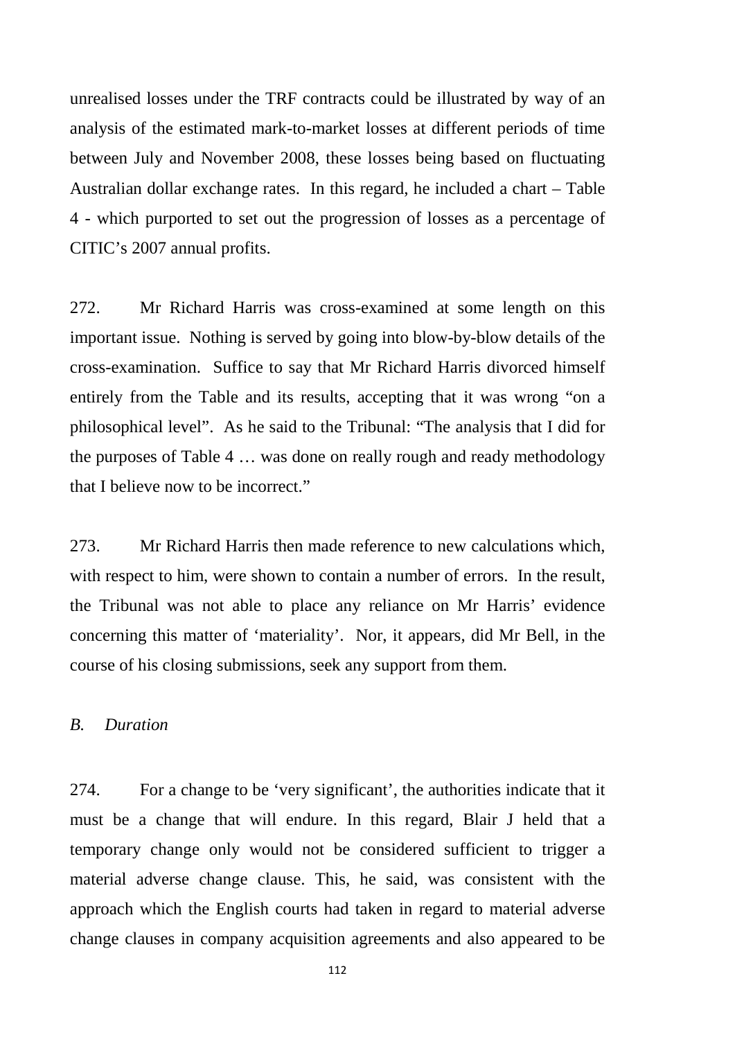unrealised losses under the TRF contracts could be illustrated by way of an analysis of the estimated mark-to-market losses at different periods of time between July and November 2008, these losses being based on fluctuating Australian dollar exchange rates. In this regard, he included a chart – Table 4 - which purported to set out the progression of losses as a percentage of CITIC's 2007 annual profits.

272. Mr Richard Harris was cross-examined at some length on this important issue. Nothing is served by going into blow-by-blow details of the cross-examination. Suffice to say that Mr Richard Harris divorced himself entirely from the Table and its results, accepting that it was wrong "on a philosophical level". As he said to the Tribunal: "The analysis that I did for the purposes of Table 4 … was done on really rough and ready methodology that I believe now to be incorrect."

273. Mr Richard Harris then made reference to new calculations which, with respect to him, were shown to contain a number of errors. In the result, the Tribunal was not able to place any reliance on Mr Harris' evidence concerning this matter of 'materiality'. Nor, it appears, did Mr Bell, in the course of his closing submissions, seek any support from them.

*B. Duration*

274. For a change to be 'very significant', the authorities indicate that it must be a change that will endure. In this regard, Blair J held that a temporary change only would not be considered sufficient to trigger a material adverse change clause. This, he said, was consistent with the approach which the English courts had taken in regard to material adverse change clauses in company acquisition agreements and also appeared to be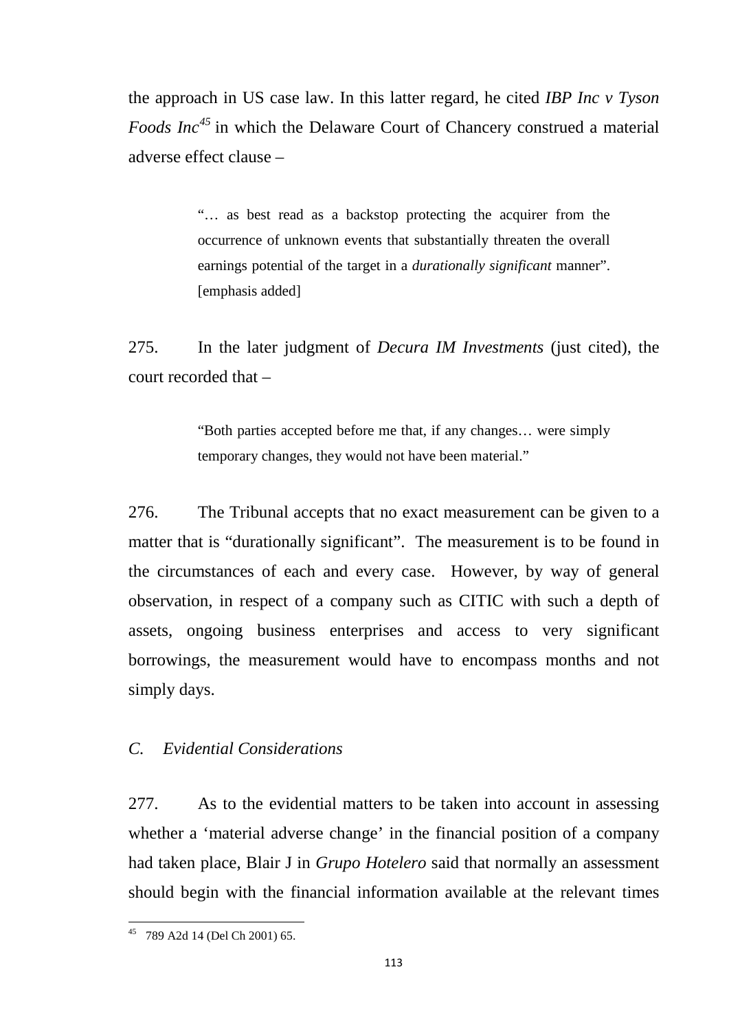the approach in US case law. In this latter regard, he cited *IBP Inc v Tyson Foods Inc*[45] in which the Delaware Court of Chancery construed a material adverse effect clause –

> "… as best read as a backstop protecting the acquirer from the occurrence of unknown events that substantially threaten the overall earnings potential of the target in a *durationally significant* manner". [emphasis added]

275. In the later judgment of *Decura IM Investments* (just cited), the court recorded that –

> "Both parties accepted before me that, if any changes… were simply temporary changes, they would not have been material."

276. The Tribunal accepts that no exact measurement can be given to a matter that is "durationally significant". The measurement is to be found in the circumstances of each and every case. However, by way of general observation, in respect of a company such as CITIC with such a depth of assets, ongoing business enterprises and access to very significant borrowings, the measurement would have to encompass months and not simply days.

### *C. Evidential Considerations*

277. As to the evidential matters to be taken into account in assessing whether a 'material adverse change' in the financial position of a company had taken place, Blair J in *Grupo Hotelero* said that normally an assessment should begin with the financial information available at the relevant times

---

[45] 789 A2d 14 (Del Ch 2001) 65.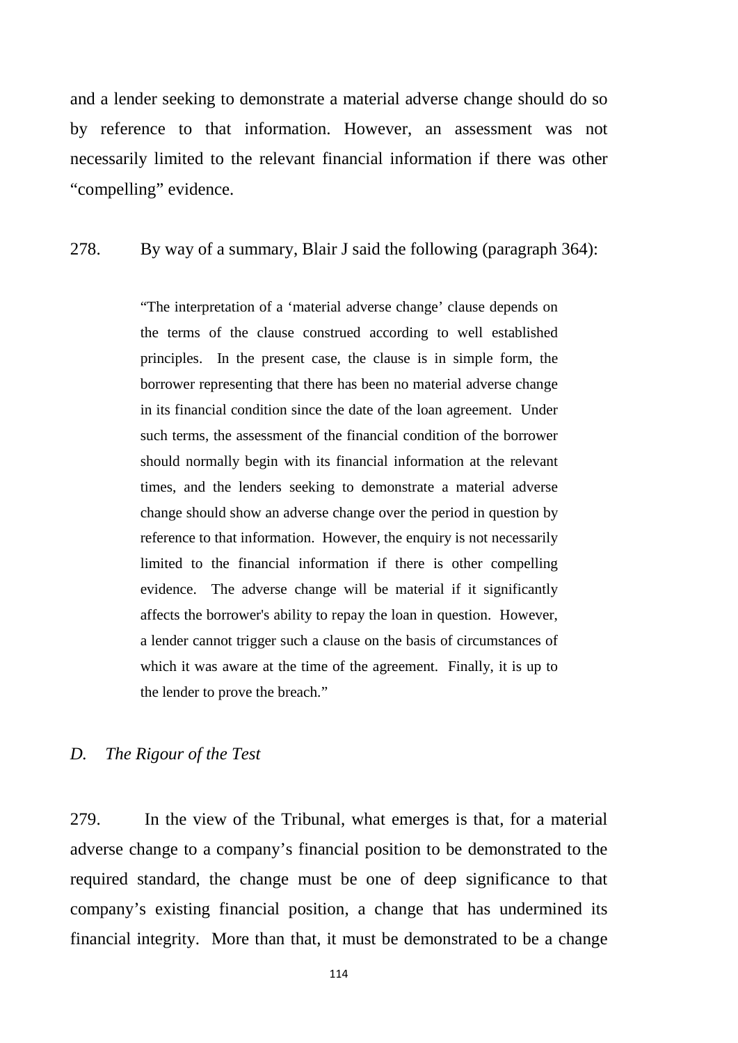and a lender seeking to demonstrate a material adverse change should do so by reference to that information. However, an assessment was not necessarily limited to the relevant financial information if there was other "compelling" evidence.

278. By way of a summary, Blair J said the following (paragraph 364):

> "The interpretation of a 'material adverse change' clause depends on the terms of the clause construed according to well established principles. In the present case, the clause is in simple form, the borrower representing that there has been no material adverse change in its financial condition since the date of the loan agreement. Under such terms, the assessment of the financial condition of the borrower should normally begin with its financial information at the relevant times, and the lenders seeking to demonstrate a material adverse change should show an adverse change over the period in question by reference to that information. However, the enquiry is not necessarily limited to the financial information if there is other compelling evidence. The adverse change will be material if it significantly affects the borrower's ability to repay the loan in question. However, a lender cannot trigger such a clause on the basis of circumstances of which it was aware at the time of the agreement. Finally, it is up to the lender to prove the breach."

### *D. The Rigour of the Test*

279. In the view of the Tribunal, what emerges is that, for a material adverse change to a company's financial position to be demonstrated to the required standard, the change must be one of deep significance to that company's existing financial position, a change that has undermined its financial integrity. More than that, it must be demonstrated to be a change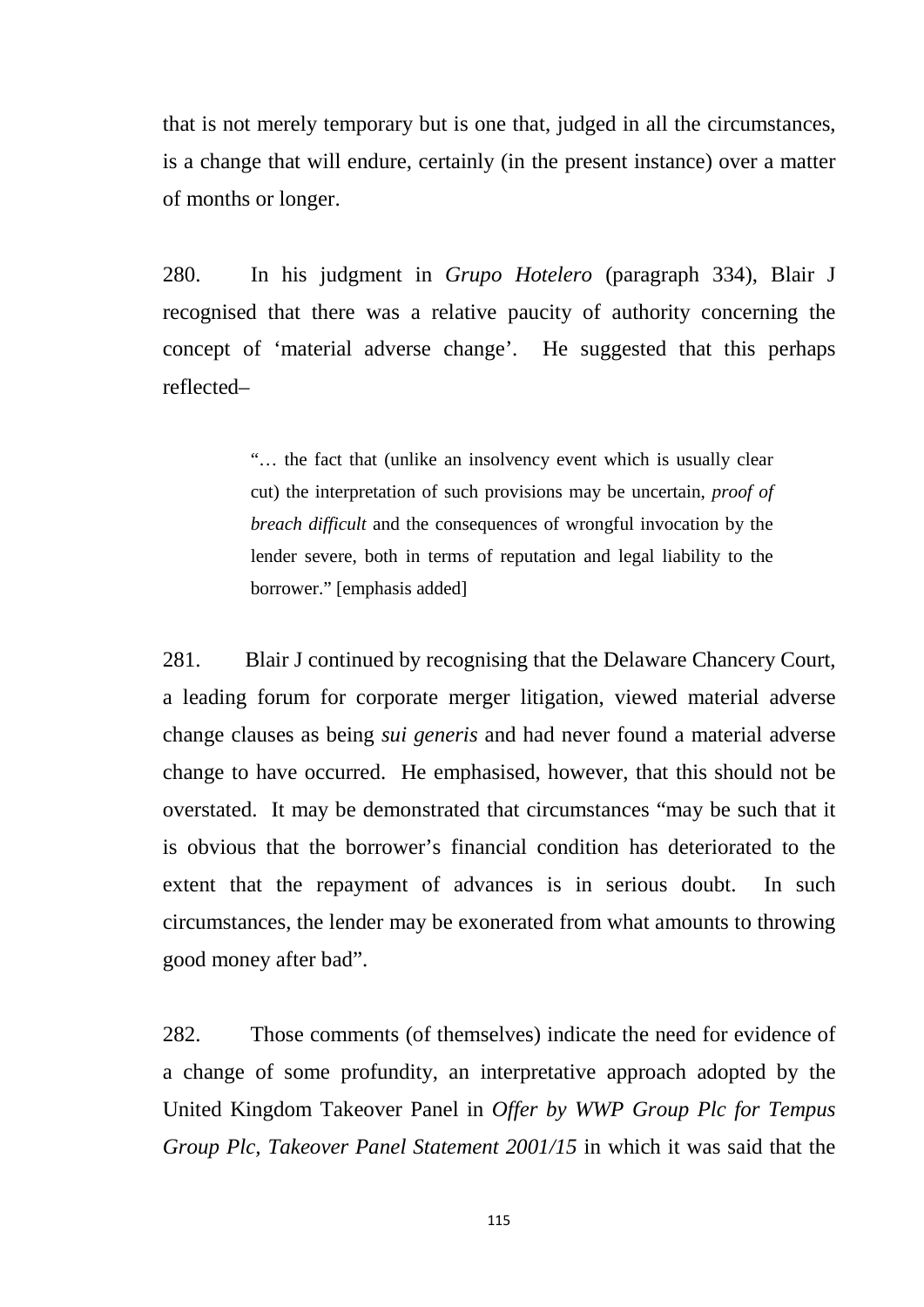that is not merely temporary but is one that, judged in all the circumstances, is a change that will endure, certainly (in the present instance) over a matter of months or longer.

280. In his judgment in *Grupo Hotelero* (paragraph 334), Blair J recognised that there was a relative paucity of authority concerning the concept of 'material adverse change'. He suggested that this perhaps reflected–

> "… the fact that (unlike an insolvency event which is usually clear cut) the interpretation of such provisions may be uncertain, *proof of breach difficult* and the consequences of wrongful invocation by the lender severe, both in terms of reputation and legal liability to the borrower." [emphasis added]

281. Blair J continued by recognising that the Delaware Chancery Court, a leading forum for corporate merger litigation, viewed material adverse change clauses as being *sui generis* and had never found a material adverse change to have occurred. He emphasised, however, that this should not be overstated. It may be demonstrated that circumstances "may be such that it is obvious that the borrower's financial condition has deteriorated to the extent that the repayment of advances is in serious doubt. In such circumstances, the lender may be exonerated from what amounts to throwing good money after bad".

282. Those comments (of themselves) indicate the need for evidence of a change of some profundity, an interpretative approach adopted by the United Kingdom Takeover Panel in *Offer by WWP Group Plc for Tempus Group Plc, Takeover Panel Statement 2001/15* in which it was said that the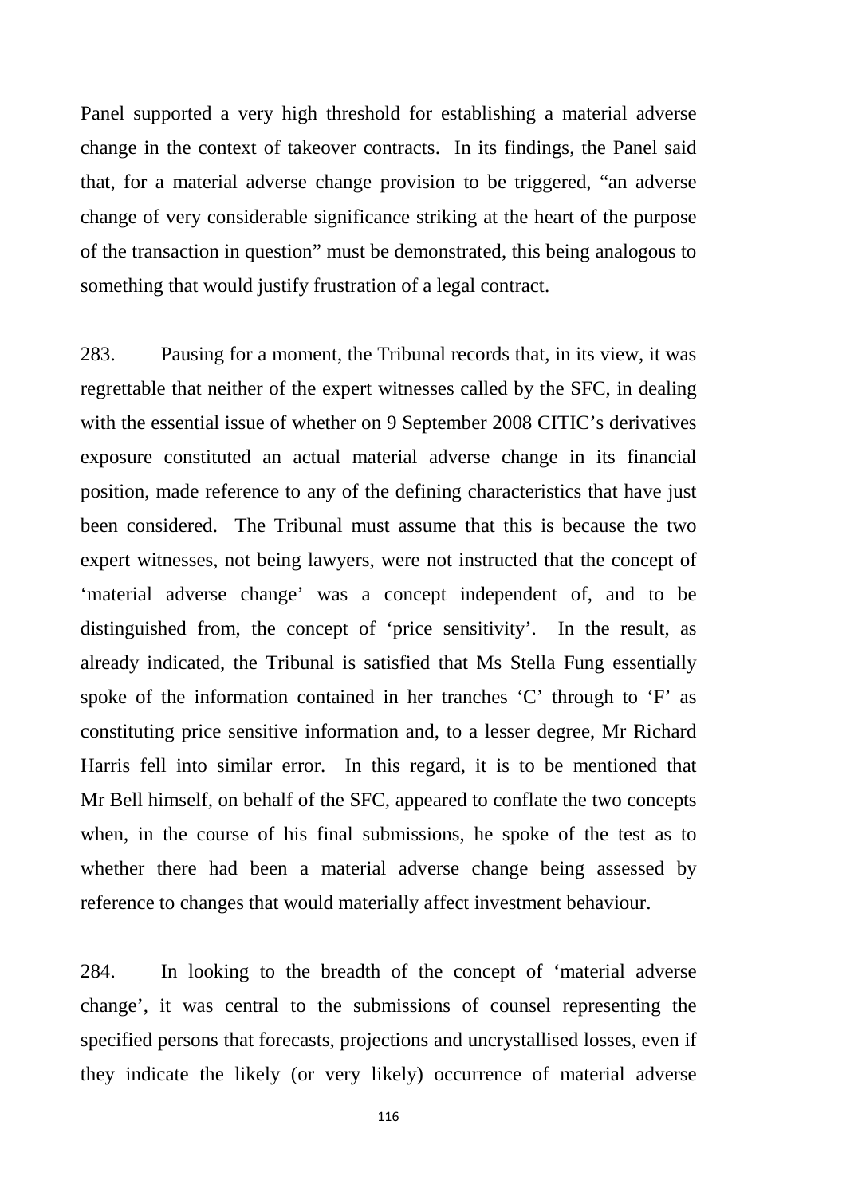Panel supported a very high threshold for establishing a material adverse change in the context of takeover contracts. In its findings, the Panel said that, for a material adverse change provision to be triggered, "an adverse change of very considerable significance striking at the heart of the purpose of the transaction in question" must be demonstrated, this being analogous to something that would justify frustration of a legal contract.

283. Pausing for a moment, the Tribunal records that, in its view, it was regrettable that neither of the expert witnesses called by the SFC, in dealing with the essential issue of whether on 9 September 2008 CITIC's derivatives exposure constituted an actual material adverse change in its financial position, made reference to any of the defining characteristics that have just been considered. The Tribunal must assume that this is because the two expert witnesses, not being lawyers, were not instructed that the concept of 'material adverse change' was a concept independent of, and to be distinguished from, the concept of 'price sensitivity'. In the result, as already indicated, the Tribunal is satisfied that Ms Stella Fung essentially spoke of the information contained in her tranches 'C' through to 'F' as constituting price sensitive information and, to a lesser degree, Mr Richard Harris fell into similar error. In this regard, it is to be mentioned that Mr Bell himself, on behalf of the SFC, appeared to conflate the two concepts when, in the course of his final submissions, he spoke of the test as to whether there had been a material adverse change being assessed by reference to changes that would materially affect investment behaviour.

284. In looking to the breadth of the concept of 'material adverse change', it was central to the submissions of counsel representing the specified persons that forecasts, projections and uncrystallised losses, even if they indicate the likely (or very likely) occurrence of material adverse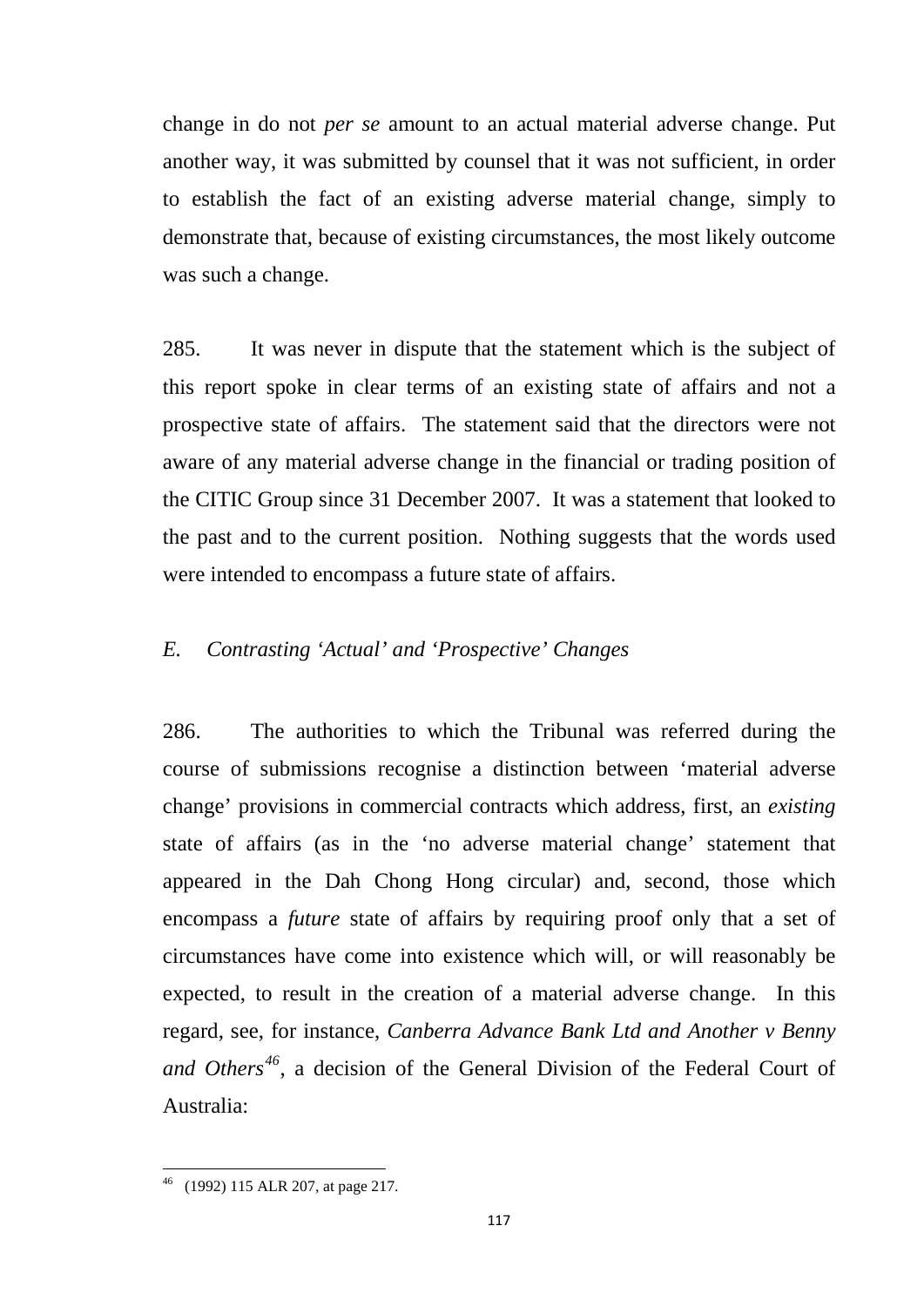change in do not *per se* amount to an actual material adverse change. Put another way, it was submitted by counsel that it was not sufficient, in order to establish the fact of an existing adverse material change, simply to demonstrate that, because of existing circumstances, the most likely outcome was such a change.

285. It was never in dispute that the statement which is the subject of this report spoke in clear terms of an existing state of affairs and not a prospective state of affairs. The statement said that the directors were not aware of any material adverse change in the financial or trading position of the CITIC Group since 31 December 2007. It was a statement that looked to the past and to the current position. Nothing suggests that the words used were intended to encompass a future state of affairs.

### *E. Contrasting 'Actual' and 'Prospective' Changes*

286. The authorities to which the Tribunal was referred during the course of submissions recognise a distinction between 'material adverse change' provisions in commercial contracts which address, first, an *existing* state of affairs (as in the 'no adverse material change' statement that appeared in the Dah Chong Hong circular) and, second, those which encompass a *future* state of affairs by requiring proof only that a set of circumstances have come into existence which will, or will reasonably be expected, to result in the creation of a material adverse change. In this regard, see, for instance, *Canberra Advance Bank Ltd and Another v Benny and Others*[46], a decision of the General Division of the Federal Court of Australia:

---

[46] (1992) 115 ALR 207, at page 217.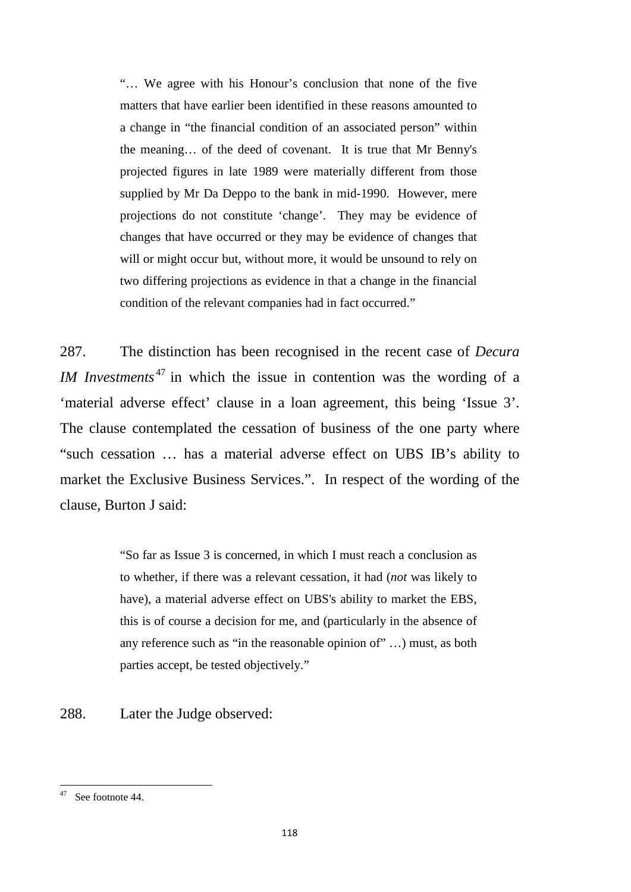> "… We agree with his Honour's conclusion that none of the five matters that have earlier been identified in these reasons amounted to a change in "the financial condition of an associated person" within the meaning… of the deed of covenant. It is true that Mr Benny's projected figures in late 1989 were materially different from those supplied by Mr Da Deppo to the bank in mid-1990. However, mere projections do not constitute 'change'. They may be evidence of changes that have occurred or they may be evidence of changes that will or might occur but, without more, it would be unsound to rely on two differing projections as evidence in that a change in the financial condition of the relevant companies had in fact occurred."

287. The distinction has been recognised in the recent case of *Decura IM Investments*[47] in which the issue in contention was the wording of a 'material adverse effect' clause in a loan agreement, this being 'Issue 3'. The clause contemplated the cessation of business of the one party where "such cessation … has a material adverse effect on UBS IB's ability to market the Exclusive Business Services.". In respect of the wording of the clause, Burton J said:

> "So far as Issue 3 is concerned, in which I must reach a conclusion as to whether, if there was a relevant cessation, it had (*not* was likely to have), a material adverse effect on UBS's ability to market the EBS, this is of course a decision for me, and (particularly in the absence of any reference such as "in the reasonable opinion of" …) must, as both parties accept, be tested objectively."

288. Later the Judge observed:

---

[47] See footnote 44.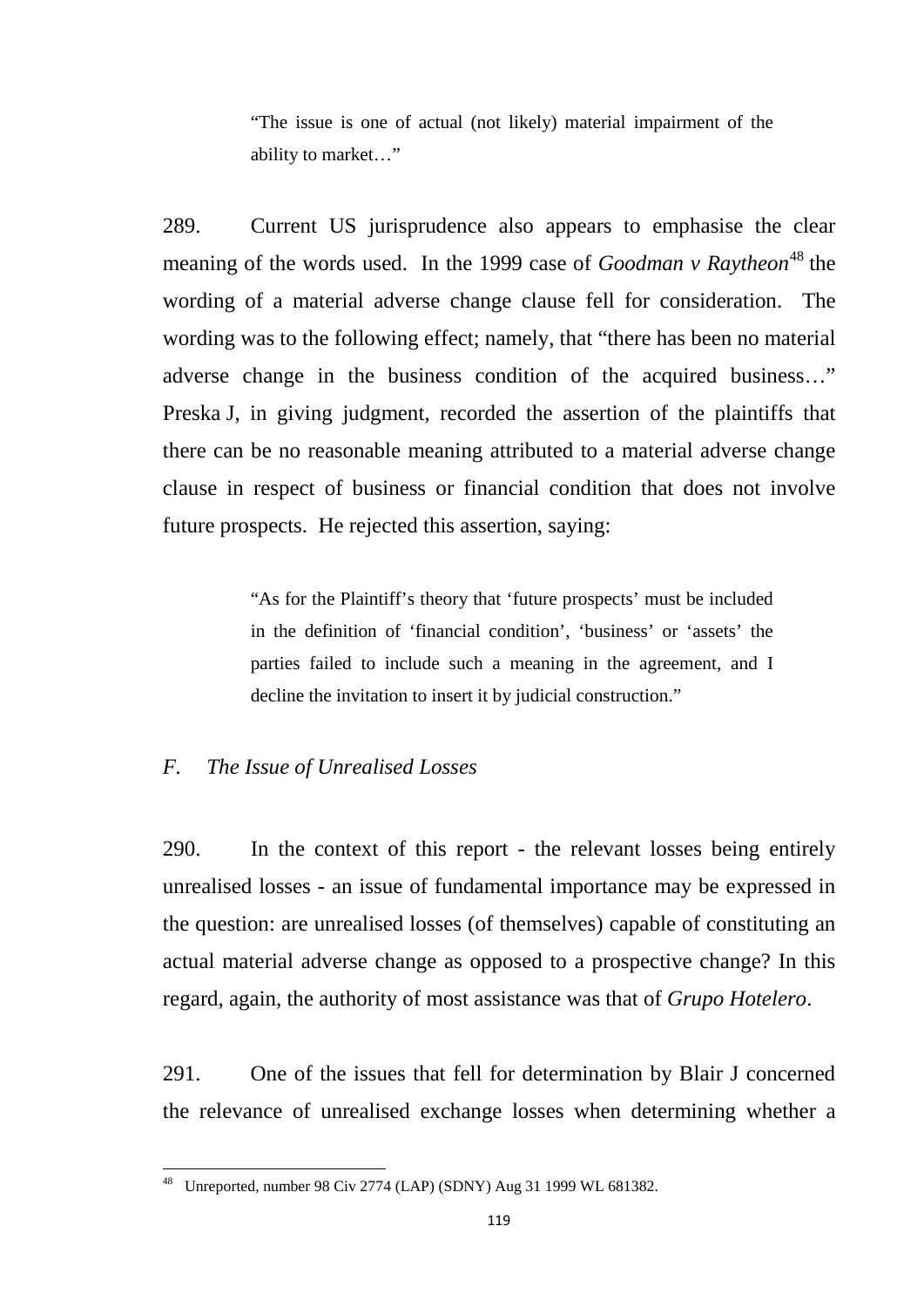> "The issue is one of actual (not likely) material impairment of the ability to market…"

289. Current US jurisprudence also appears to emphasise the clear meaning of the words used. In the 1999 case of *Goodman v Raytheon*[48] the wording of a material adverse change clause fell for consideration. The wording was to the following effect; namely, that "there has been no material adverse change in the business condition of the acquired business…" Preska J, in giving judgment, recorded the assertion of the plaintiffs that there can be no reasonable meaning attributed to a material adverse change clause in respect of business or financial condition that does not involve future prospects. He rejected this assertion, saying:

> "As for the Plaintiff's theory that 'future prospects' must be included in the definition of 'financial condition', 'business' or 'assets' the parties failed to include such a meaning in the agreement, and I decline the invitation to insert it by judicial construction."

### *F. The Issue of Unrealised Losses*

290. In the context of this report - the relevant losses being entirely unrealised losses - an issue of fundamental importance may be expressed in the question: are unrealised losses (of themselves) capable of constituting an actual material adverse change as opposed to a prospective change? In this regard, again, the authority of most assistance was that of *Grupo Hotelero*.

291. One of the issues that fell for determination by Blair J concerned the relevance of unrealised exchange losses when determining whether a

---

[48] Unreported, number 98 Civ 2774 (LAP) (SDNY) Aug 31 1999 WL 681382.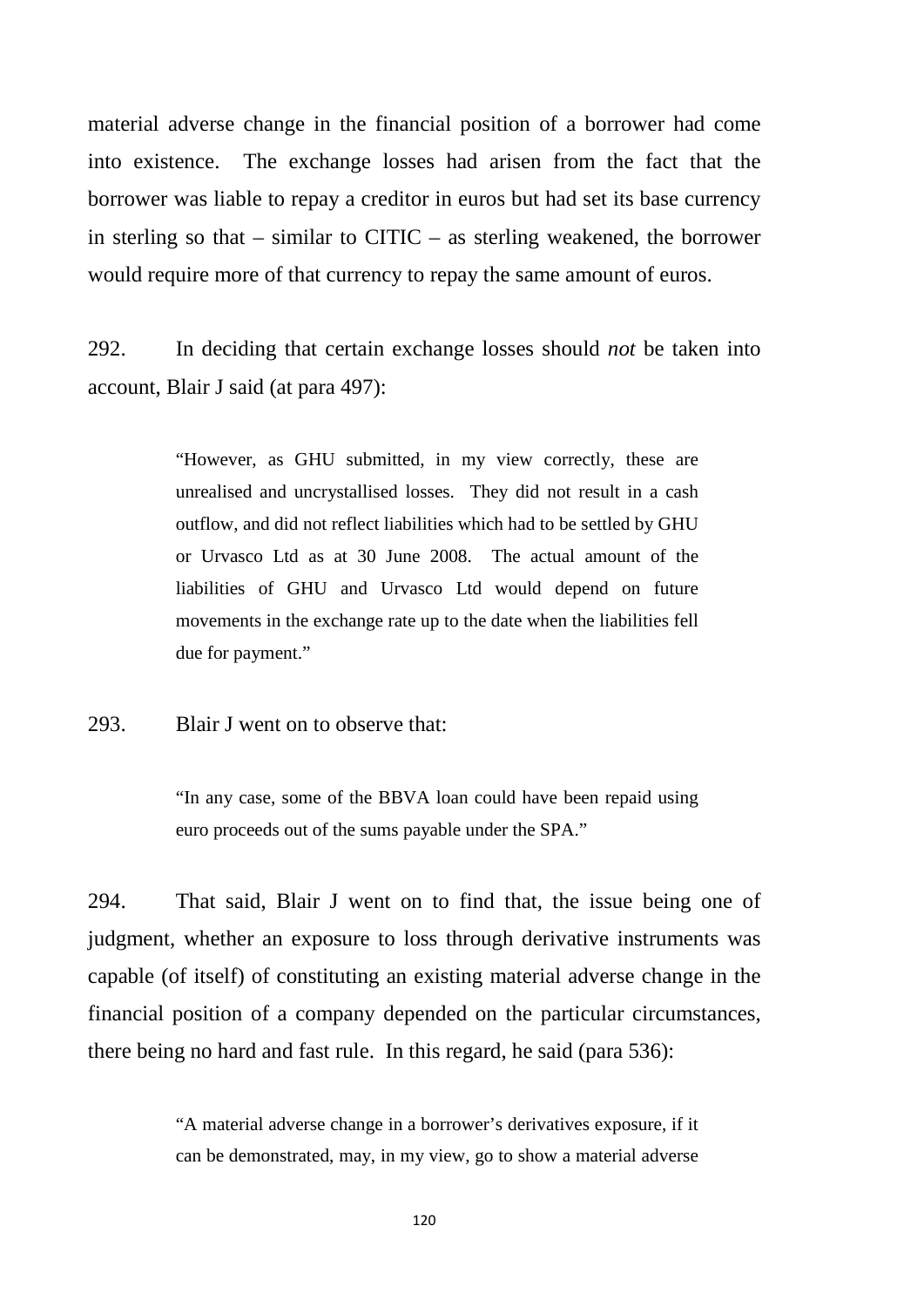material adverse change in the financial position of a borrower had come into existence. The exchange losses had arisen from the fact that the borrower was liable to repay a creditor in euros but had set its base currency in sterling so that – similar to CITIC – as sterling weakened, the borrower would require more of that currency to repay the same amount of euros.

292. In deciding that certain exchange losses should *not* be taken into account, Blair J said (at para 497):

> "However, as GHU submitted, in my view correctly, these are unrealised and uncrystallised losses. They did not result in a cash outflow, and did not reflect liabilities which had to be settled by GHU or Urvasco Ltd as at 30 June 2008. The actual amount of the liabilities of GHU and Urvasco Ltd would depend on future movements in the exchange rate up to the date when the liabilities fell due for payment."

293. Blair J went on to observe that:

> "In any case, some of the BBVA loan could have been repaid using euro proceeds out of the sums payable under the SPA."

294. That said, Blair J went on to find that, the issue being one of judgment, whether an exposure to loss through derivative instruments was capable (of itself) of constituting an existing material adverse change in the financial position of a company depended on the particular circumstances, there being no hard and fast rule. In this regard, he said (para 536):

> "A material adverse change in a borrower's derivatives exposure, if it can be demonstrated, may, in my view, go to show a material adverse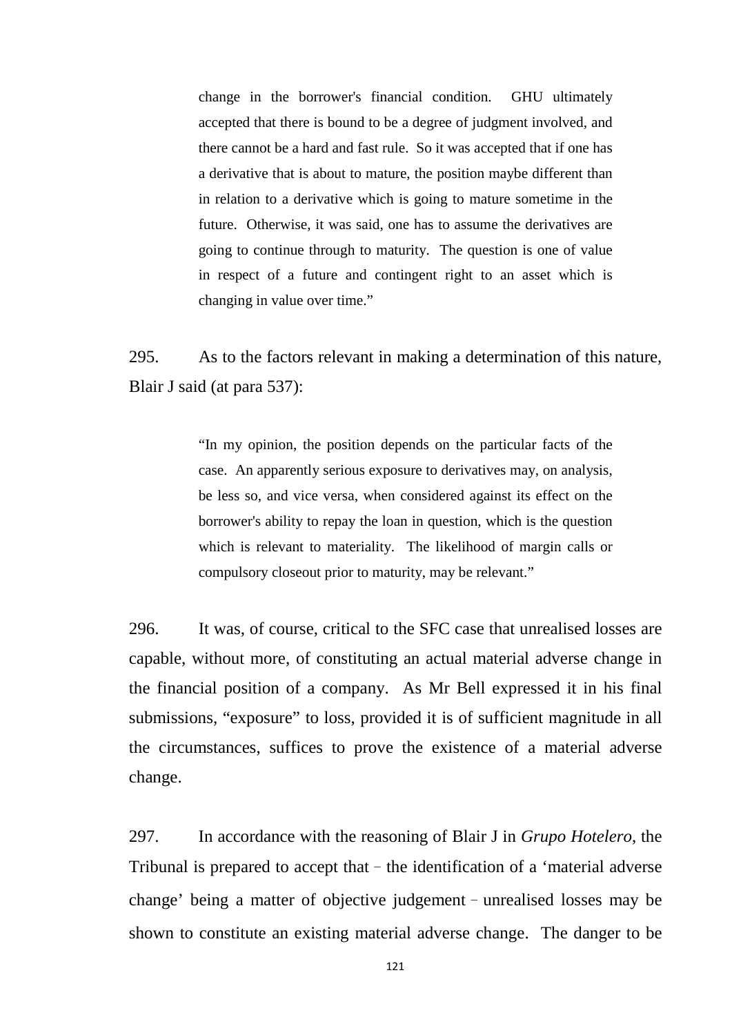> change in the borrower's financial condition. GHU ultimately accepted that there is bound to be a degree of judgment involved, and there cannot be a hard and fast rule. So it was accepted that if one has a derivative that is about to mature, the position maybe different than in relation to a derivative which is going to mature sometime in the future. Otherwise, it was said, one has to assume the derivatives are going to continue through to maturity. The question is one of value in respect of a future and contingent right to an asset which is changing in value over time."

295. As to the factors relevant in making a determination of this nature, Blair J said (at para 537):

> "In my opinion, the position depends on the particular facts of the case. An apparently serious exposure to derivatives may, on analysis, be less so, and vice versa, when considered against its effect on the borrower's ability to repay the loan in question, which is the question which is relevant to materiality. The likelihood of margin calls or compulsory closeout prior to maturity, may be relevant."

296. It was, of course, critical to the SFC case that unrealised losses are capable, without more, of constituting an actual material adverse change in the financial position of a company. As Mr Bell expressed it in his final submissions, "exposure" to loss, provided it is of sufficient magnitude in all the circumstances, suffices to prove the existence of a material adverse change.

297. In accordance with the reasoning of Blair J in *Grupo Hotelero*, the Tribunal is prepared to accept that – the identification of a 'material adverse change' being a matter of objective judgement – unrealised losses may be shown to constitute an existing material adverse change. The danger to be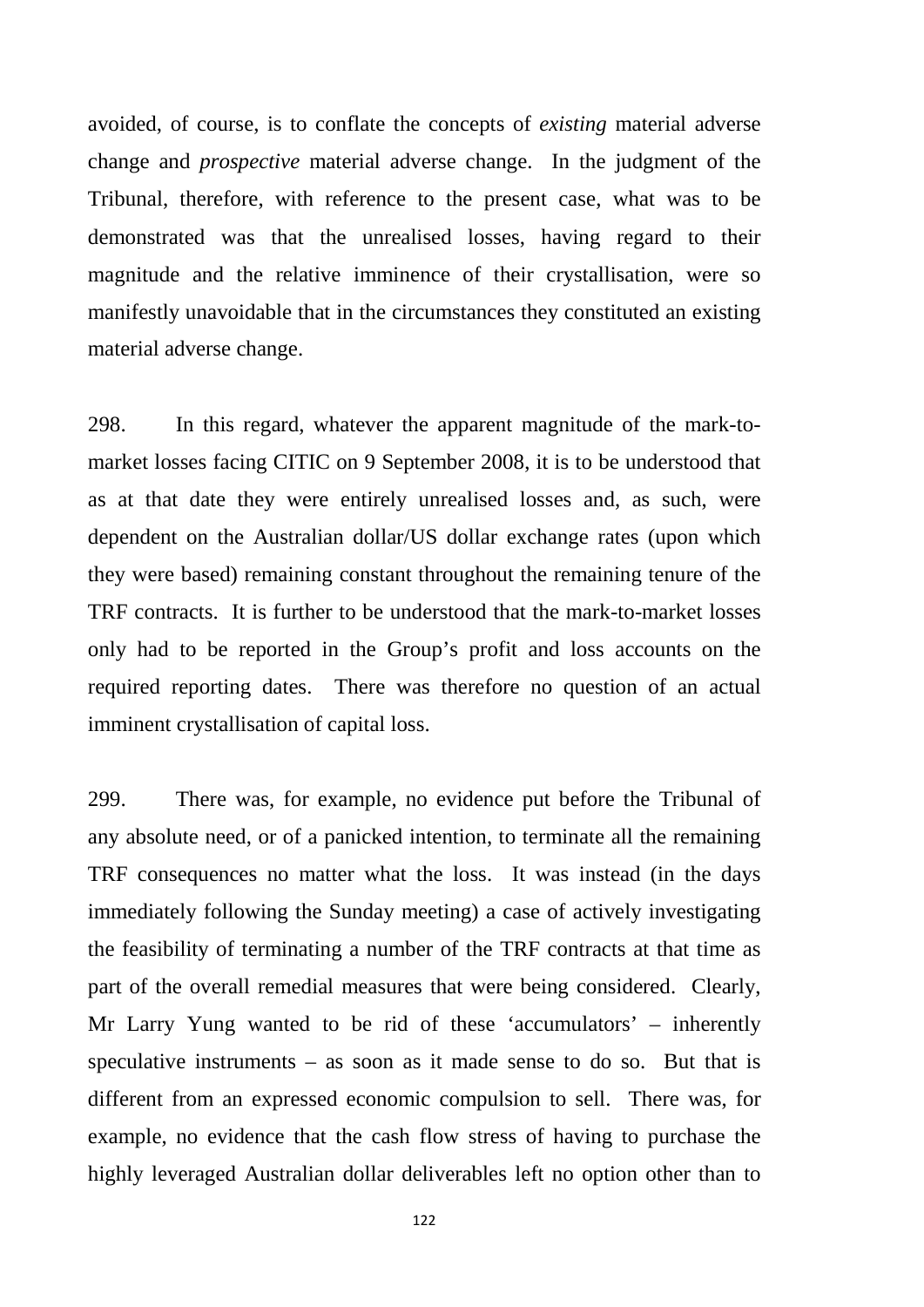avoided, of course, is to conflate the concepts of *existing* material adverse change and *prospective* material adverse change. In the judgment of the Tribunal, therefore, with reference to the present case, what was to be demonstrated was that the unrealised losses, having regard to their magnitude and the relative imminence of their crystallisation, were so manifestly unavoidable that in the circumstances they constituted an existing material adverse change.

298. In this regard, whatever the apparent magnitude of the mark-to-market losses facing CITIC on 9 September 2008, it is to be understood that as at that date they were entirely unrealised losses and, as such, were dependent on the Australian dollar/US dollar exchange rates (upon which they were based) remaining constant throughout the remaining tenure of the TRF contracts. It is further to be understood that the mark-to-market losses only had to be reported in the Group's profit and loss accounts on the required reporting dates. There was therefore no question of an actual imminent crystallisation of capital loss.

299. There was, for example, no evidence put before the Tribunal of any absolute need, or of a panicked intention, to terminate all the remaining TRF consequences no matter what the loss. It was instead (in the days immediately following the Sunday meeting) a case of actively investigating the feasibility of terminating a number of the TRF contracts at that time as part of the overall remedial measures that were being considered. Clearly, Mr Larry Yung wanted to be rid of these 'accumulators' – inherently speculative instruments – as soon as it made sense to do so. But that is different from an expressed economic compulsion to sell. There was, for example, no evidence that the cash flow stress of having to purchase the highly leveraged Australian dollar deliverables left no option other than to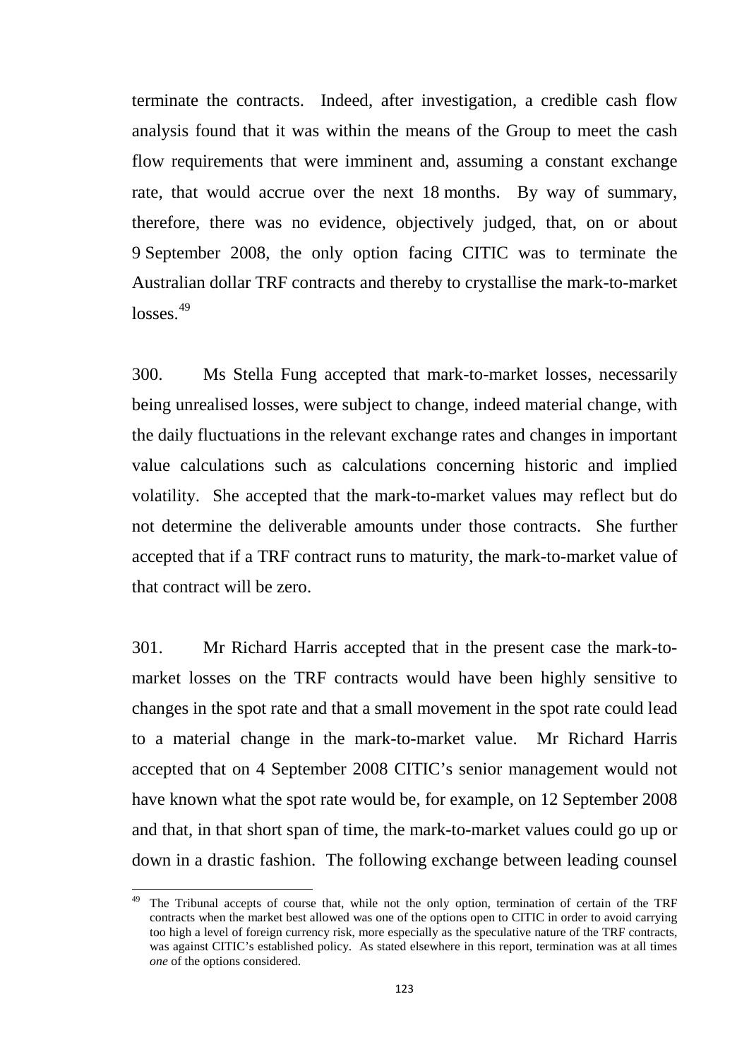terminate the contracts. Indeed, after investigation, a credible cash flow analysis found that it was within the means of the Group to meet the cash flow requirements that were imminent and, assuming a constant exchange rate, that would accrue over the next 18 months. By way of summary, therefore, there was no evidence, objectively judged, that, on or about 9 September 2008, the only option facing CITIC was to terminate the Australian dollar TRF contracts and thereby to crystallise the mark-to-market losses.[49]

300. Ms Stella Fung accepted that mark-to-market losses, necessarily being unrealised losses, were subject to change, indeed material change, with the daily fluctuations in the relevant exchange rates and changes in important value calculations such as calculations concerning historic and implied volatility. She accepted that the mark-to-market values may reflect but do not determine the deliverable amounts under those contracts. She further accepted that if a TRF contract runs to maturity, the mark-to-market value of that contract will be zero.

301. Mr Richard Harris accepted that in the present case the mark-to-market losses on the TRF contracts would have been highly sensitive to changes in the spot rate and that a small movement in the spot rate could lead to a material change in the mark-to-market value. Mr Richard Harris accepted that on 4 September 2008 CITIC's senior management would not have known what the spot rate would be, for example, on 12 September 2008 and that, in that short span of time, the mark-to-market values could go up or down in a drastic fashion. The following exchange between leading counsel

[49] The Tribunal accepts of course that, while not the only option, termination of certain of the TRF contracts when the market best allowed was one of the options open to CITIC in order to avoid carrying too high a level of foreign currency risk, more especially as the speculative nature of the TRF contracts, was against CITIC's established policy. As stated elsewhere in this report, termination was at all times *one* of the options considered.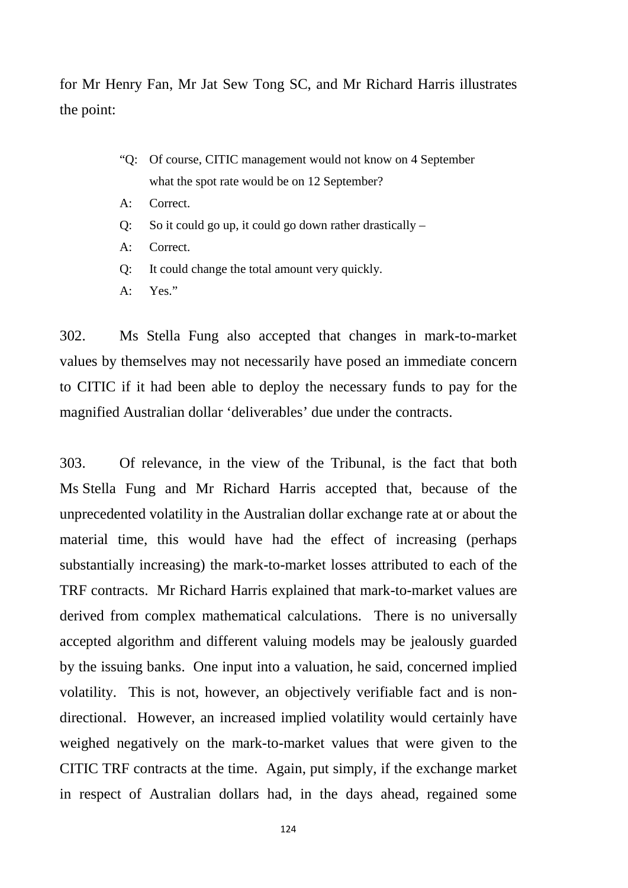for Mr Henry Fan, Mr Jat Sew Tong SC, and Mr Richard Harris illustrates the point:

> "Q: Of course, CITIC management would not know on 4 September what the spot rate would be on 12 September?
>
> A: Correct.
>
> Q: So it could go up, it could go down rather drastically –
>
> A: Correct.
>
> Q: It could change the total amount very quickly.
>
> A: Yes."

302. Ms Stella Fung also accepted that changes in mark-to-market values by themselves may not necessarily have posed an immediate concern to CITIC if it had been able to deploy the necessary funds to pay for the magnified Australian dollar 'deliverables' due under the contracts.

303. Of relevance, in the view of the Tribunal, is the fact that both Ms Stella Fung and Mr Richard Harris accepted that, because of the unprecedented volatility in the Australian dollar exchange rate at or about the material time, this would have had the effect of increasing (perhaps substantially increasing) the mark-to-market losses attributed to each of the TRF contracts. Mr Richard Harris explained that mark-to-market values are derived from complex mathematical calculations. There is no universally accepted algorithm and different valuing models may be jealously guarded by the issuing banks. One input into a valuation, he said, concerned implied volatility. This is not, however, an objectively verifiable fact and is non-directional. However, an increased implied volatility would certainly have weighed negatively on the mark-to-market values that were given to the CITIC TRF contracts at the time. Again, put simply, if the exchange market in respect of Australian dollars had, in the days ahead, regained some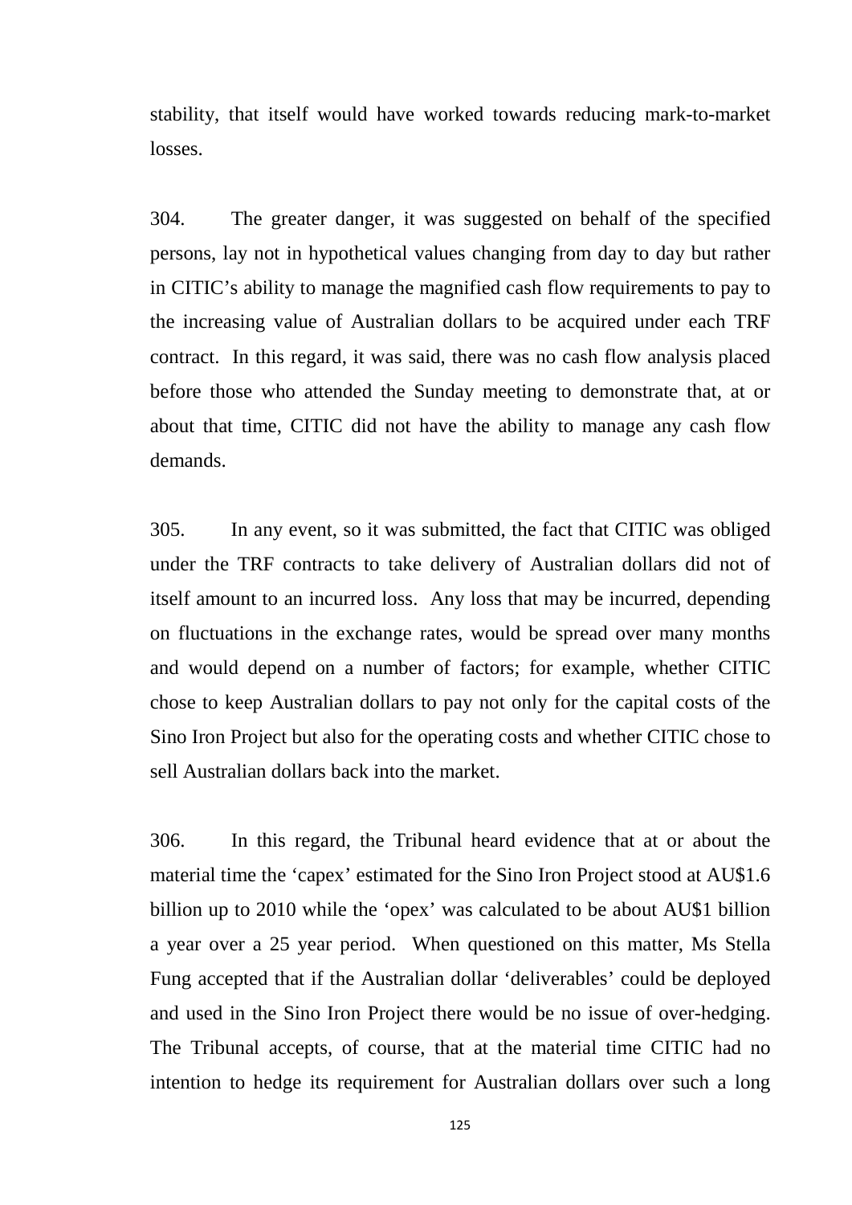stability, that itself would have worked towards reducing mark-to-market losses.

304. The greater danger, it was suggested on behalf of the specified persons, lay not in hypothetical values changing from day to day but rather in CITIC's ability to manage the magnified cash flow requirements to pay to the increasing value of Australian dollars to be acquired under each TRF contract. In this regard, it was said, there was no cash flow analysis placed before those who attended the Sunday meeting to demonstrate that, at or about that time, CITIC did not have the ability to manage any cash flow demands.

305. In any event, so it was submitted, the fact that CITIC was obliged under the TRF contracts to take delivery of Australian dollars did not of itself amount to an incurred loss. Any loss that may be incurred, depending on fluctuations in the exchange rates, would be spread over many months and would depend on a number of factors; for example, whether CITIC chose to keep Australian dollars to pay not only for the capital costs of the Sino Iron Project but also for the operating costs and whether CITIC chose to sell Australian dollars back into the market.

306. In this regard, the Tribunal heard evidence that at or about the material time the 'capex' estimated for the Sino Iron Project stood at AU$1.6 billion up to 2010 while the 'opex' was calculated to be about AU$1 billion a year over a 25 year period. When questioned on this matter, Ms Stella Fung accepted that if the Australian dollar 'deliverables' could be deployed and used in the Sino Iron Project there would be no issue of over-hedging. The Tribunal accepts, of course, that at the material time CITIC had no intention to hedge its requirement for Australian dollars over such a long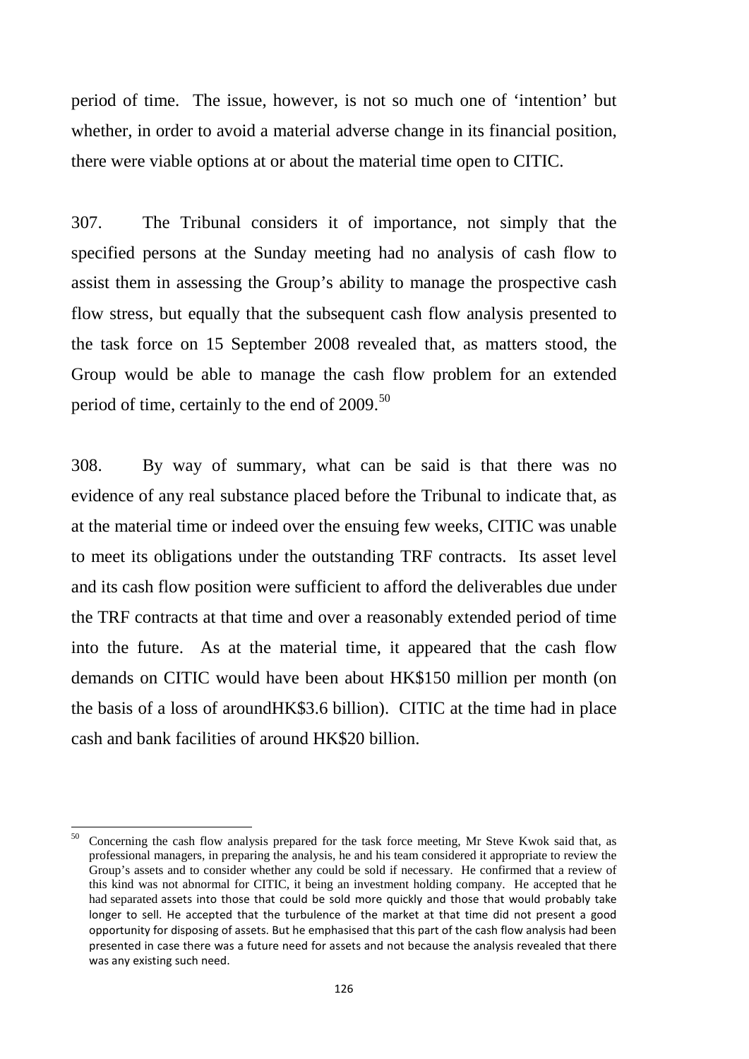period of time. The issue, however, is not so much one of 'intention' but whether, in order to avoid a material adverse change in its financial position, there were viable options at or about the material time open to CITIC.

307. The Tribunal considers it of importance, not simply that the specified persons at the Sunday meeting had no analysis of cash flow to assist them in assessing the Group's ability to manage the prospective cash flow stress, but equally that the subsequent cash flow analysis presented to the task force on 15 September 2008 revealed that, as matters stood, the Group would be able to manage the cash flow problem for an extended period of time, certainly to the end of 2009.[50]

308. By way of summary, what can be said is that there was no evidence of any real substance placed before the Tribunal to indicate that, as at the material time or indeed over the ensuing few weeks, CITIC was unable to meet its obligations under the outstanding TRF contracts. Its asset level and its cash flow position were sufficient to afford the deliverables due under the TRF contracts at that time and over a reasonably extended period of time into the future. As at the material time, it appeared that the cash flow demands on CITIC would have been about HK$150 million per month (on the basis of a loss of aroundHK$3.6 billion). CITIC at the time had in place cash and bank facilities of around HK$20 billion.

---

[50] Concerning the cash flow analysis prepared for the task force meeting, Mr Steve Kwok said that, as professional managers, in preparing the analysis, he and his team considered it appropriate to review the Group's assets and to consider whether any could be sold if necessary. He confirmed that a review of this kind was not abnormal for CITIC, it being an investment holding company. He accepted that he had separated assets into those that could be sold more quickly and those that would probably take longer to sell. He accepted that the turbulence of the market at that time did not present a good opportunity for disposing of assets. But he emphasised that this part of the cash flow analysis had been presented in case there was a future need for assets and not because the analysis revealed that there was any existing such need.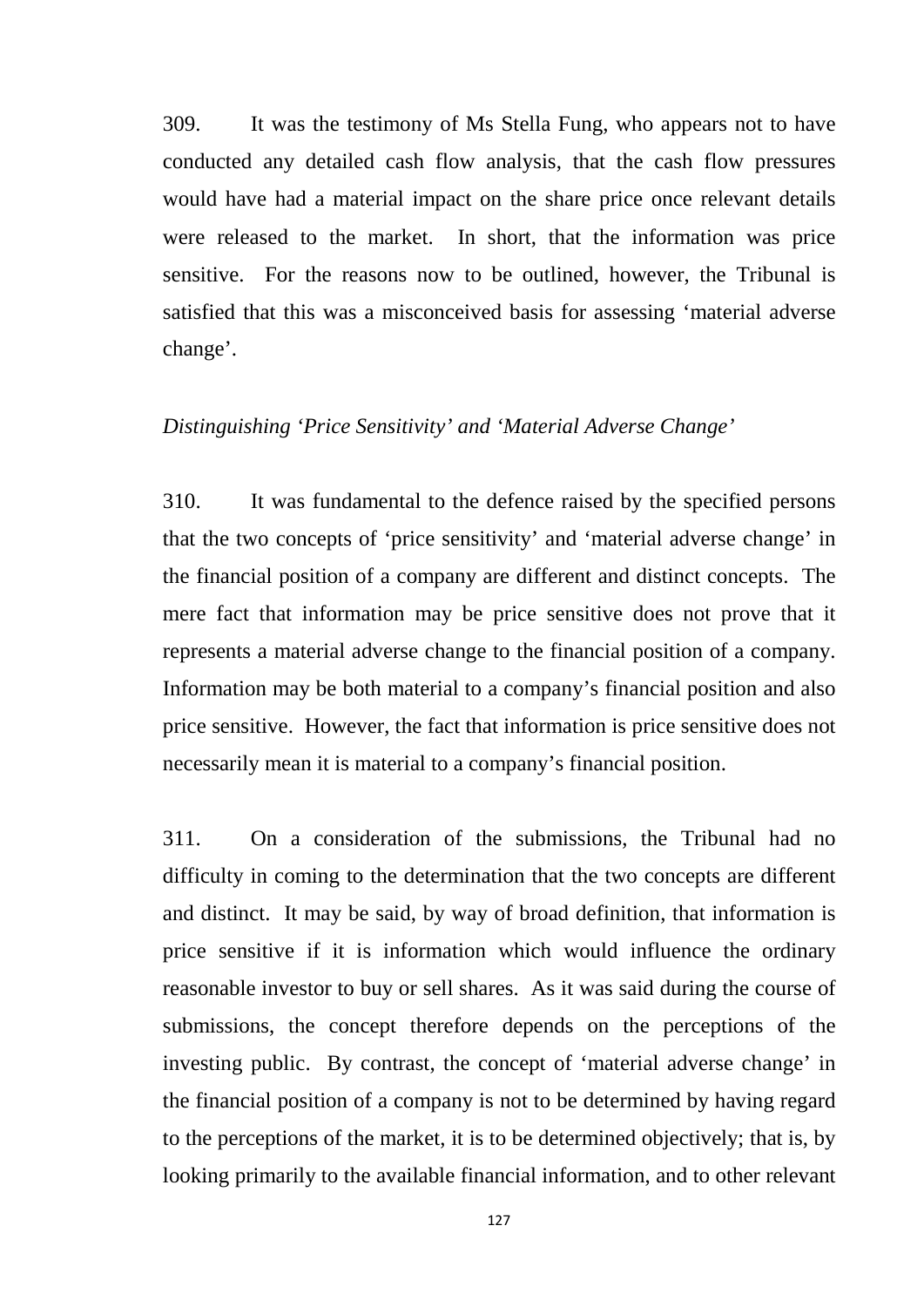309. It was the testimony of Ms Stella Fung, who appears not to have conducted any detailed cash flow analysis, that the cash flow pressures would have had a material impact on the share price once relevant details were released to the market. In short, that the information was price sensitive. For the reasons now to be outlined, however, the Tribunal is satisfied that this was a misconceived basis for assessing 'material adverse change'.

*Distinguishing 'Price Sensitivity' and 'Material Adverse Change'*

310. It was fundamental to the defence raised by the specified persons that the two concepts of 'price sensitivity' and 'material adverse change' in the financial position of a company are different and distinct concepts. The mere fact that information may be price sensitive does not prove that it represents a material adverse change to the financial position of a company. Information may be both material to a company's financial position and also price sensitive. However, the fact that information is price sensitive does not necessarily mean it is material to a company's financial position.

311. On a consideration of the submissions, the Tribunal had no difficulty in coming to the determination that the two concepts are different and distinct. It may be said, by way of broad definition, that information is price sensitive if it is information which would influence the ordinary reasonable investor to buy or sell shares. As it was said during the course of submissions, the concept therefore depends on the perceptions of the investing public. By contrast, the concept of 'material adverse change' in the financial position of a company is not to be determined by having regard to the perceptions of the market, it is to be determined objectively; that is, by looking primarily to the available financial information, and to other relevant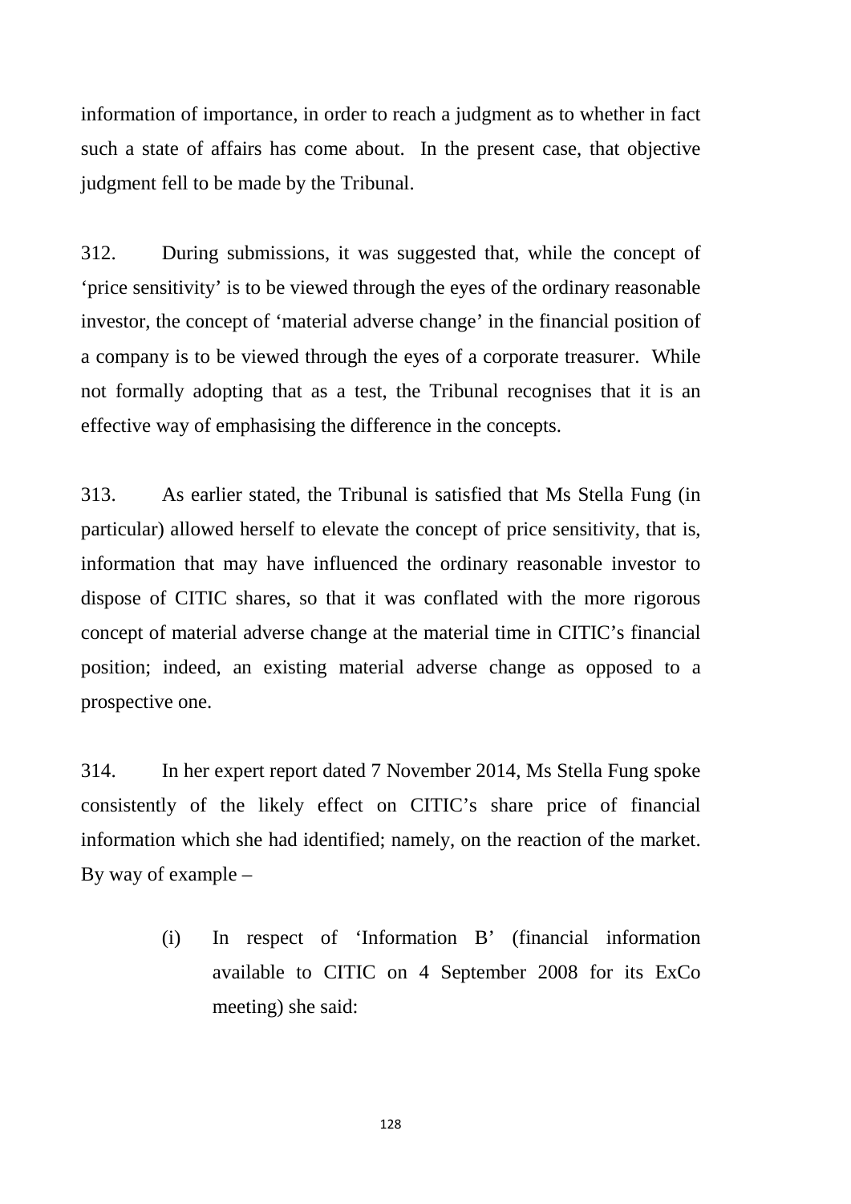information of importance, in order to reach a judgment as to whether in fact such a state of affairs has come about. In the present case, that objective judgment fell to be made by the Tribunal.

312. During submissions, it was suggested that, while the concept of 'price sensitivity' is to be viewed through the eyes of the ordinary reasonable investor, the concept of 'material adverse change' in the financial position of a company is to be viewed through the eyes of a corporate treasurer. While not formally adopting that as a test, the Tribunal recognises that it is an effective way of emphasising the difference in the concepts.

313. As earlier stated, the Tribunal is satisfied that Ms Stella Fung (in particular) allowed herself to elevate the concept of price sensitivity, that is, information that may have influenced the ordinary reasonable investor to dispose of CITIC shares, so that it was conflated with the more rigorous concept of material adverse change at the material time in CITIC's financial position; indeed, an existing material adverse change as opposed to a prospective one.

314. In her expert report dated 7 November 2014, Ms Stella Fung spoke consistently of the likely effect on CITIC's share price of financial information which she had identified; namely, on the reaction of the market. By way of example –

(i) In respect of 'Information B' (financial information available to CITIC on 4 September 2008 for its ExCo meeting) she said: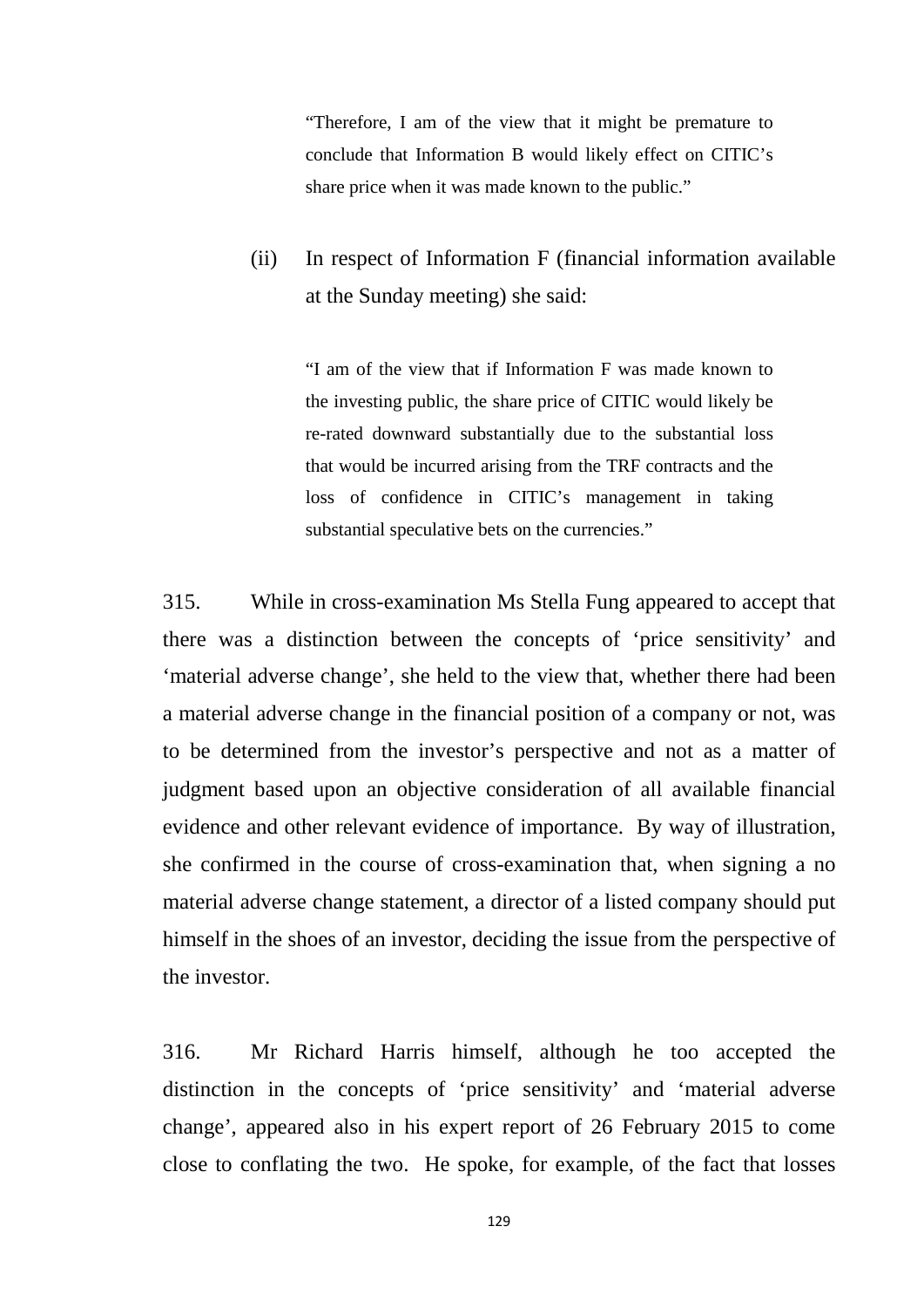> "Therefore, I am of the view that it might be premature to conclude that Information B would likely effect on CITIC's share price when it was made known to the public."

(ii) In respect of Information F (financial information available at the Sunday meeting) she said:

> "I am of the view that if Information F was made known to the investing public, the share price of CITIC would likely be re-rated downward substantially due to the substantial loss that would be incurred arising from the TRF contracts and the loss of confidence in CITIC's management in taking substantial speculative bets on the currencies."

315. While in cross-examination Ms Stella Fung appeared to accept that there was a distinction between the concepts of 'price sensitivity' and 'material adverse change', she held to the view that, whether there had been a material adverse change in the financial position of a company or not, was to be determined from the investor's perspective and not as a matter of judgment based upon an objective consideration of all available financial evidence and other relevant evidence of importance. By way of illustration, she confirmed in the course of cross-examination that, when signing a no material adverse change statement, a director of a listed company should put himself in the shoes of an investor, deciding the issue from the perspective of the investor.

316. Mr Richard Harris himself, although he too accepted the distinction in the concepts of 'price sensitivity' and 'material adverse change', appeared also in his expert report of 26 February 2015 to come close to conflating the two. He spoke, for example, of the fact that losses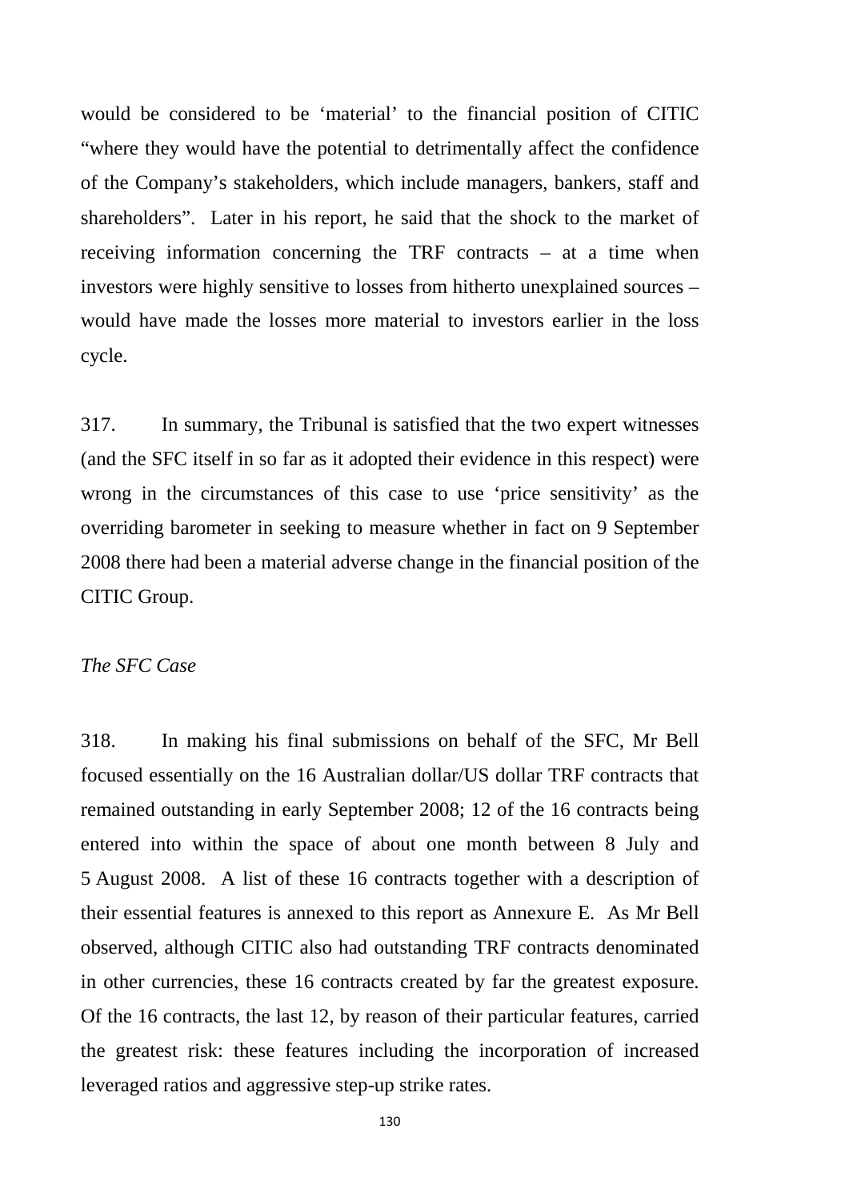would be considered to be 'material' to the financial position of CITIC "where they would have the potential to detrimentally affect the confidence of the Company's stakeholders, which include managers, bankers, staff and shareholders". Later in his report, he said that the shock to the market of receiving information concerning the TRF contracts – at a time when investors were highly sensitive to losses from hitherto unexplained sources – would have made the losses more material to investors earlier in the loss cycle.

317. In summary, the Tribunal is satisfied that the two expert witnesses (and the SFC itself in so far as it adopted their evidence in this respect) were wrong in the circumstances of this case to use 'price sensitivity' as the overriding barometer in seeking to measure whether in fact on 9 September 2008 there had been a material adverse change in the financial position of the CITIC Group.

*The SFC Case*

318. In making his final submissions on behalf of the SFC, Mr Bell focused essentially on the 16 Australian dollar/US dollar TRF contracts that remained outstanding in early September 2008; 12 of the 16 contracts being entered into within the space of about one month between 8 July and 5 August 2008. A list of these 16 contracts together with a description of their essential features is annexed to this report as Annexure E. As Mr Bell observed, although CITIC also had outstanding TRF contracts denominated in other currencies, these 16 contracts created by far the greatest exposure. Of the 16 contracts, the last 12, by reason of their particular features, carried the greatest risk: these features including the incorporation of increased leveraged ratios and aggressive step-up strike rates.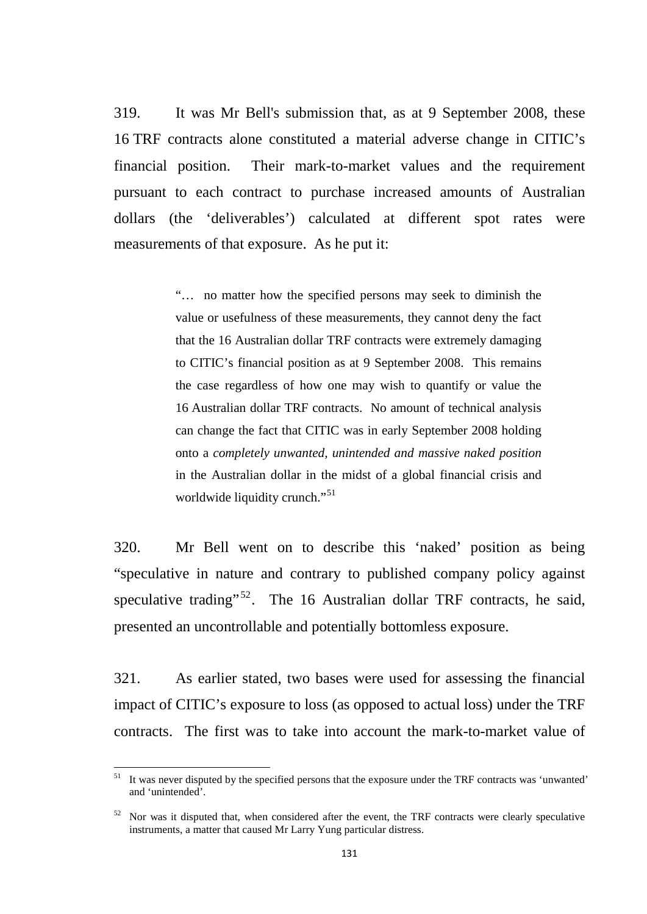319. It was Mr Bell's submission that, as at 9 September 2008, these 16 TRF contracts alone constituted a material adverse change in CITIC's financial position. Their mark-to-market values and the requirement pursuant to each contract to purchase increased amounts of Australian dollars (the 'deliverables') calculated at different spot rates were measurements of that exposure. As he put it:

> "… no matter how the specified persons may seek to diminish the value or usefulness of these measurements, they cannot deny the fact that the 16 Australian dollar TRF contracts were extremely damaging to CITIC's financial position as at 9 September 2008. This remains the case regardless of how one may wish to quantify or value the 16 Australian dollar TRF contracts. No amount of technical analysis can change the fact that CITIC was in early September 2008 holding onto a *completely unwanted, unintended and massive naked position* in the Australian dollar in the midst of a global financial crisis and worldwide liquidity crunch."[51]

320. Mr Bell went on to describe this 'naked' position as being "speculative in nature and contrary to published company policy against speculative trading"[52]. The 16 Australian dollar TRF contracts, he said, presented an uncontrollable and potentially bottomless exposure.

321. As earlier stated, two bases were used for assessing the financial impact of CITIC's exposure to loss (as opposed to actual loss) under the TRF contracts. The first was to take into account the mark-to-market value of

---

[51] It was never disputed by the specified persons that the exposure under the TRF contracts was 'unwanted' and 'unintended'.

[52] Nor was it disputed that, when considered after the event, the TRF contracts were clearly speculative instruments, a matter that caused Mr Larry Yung particular distress.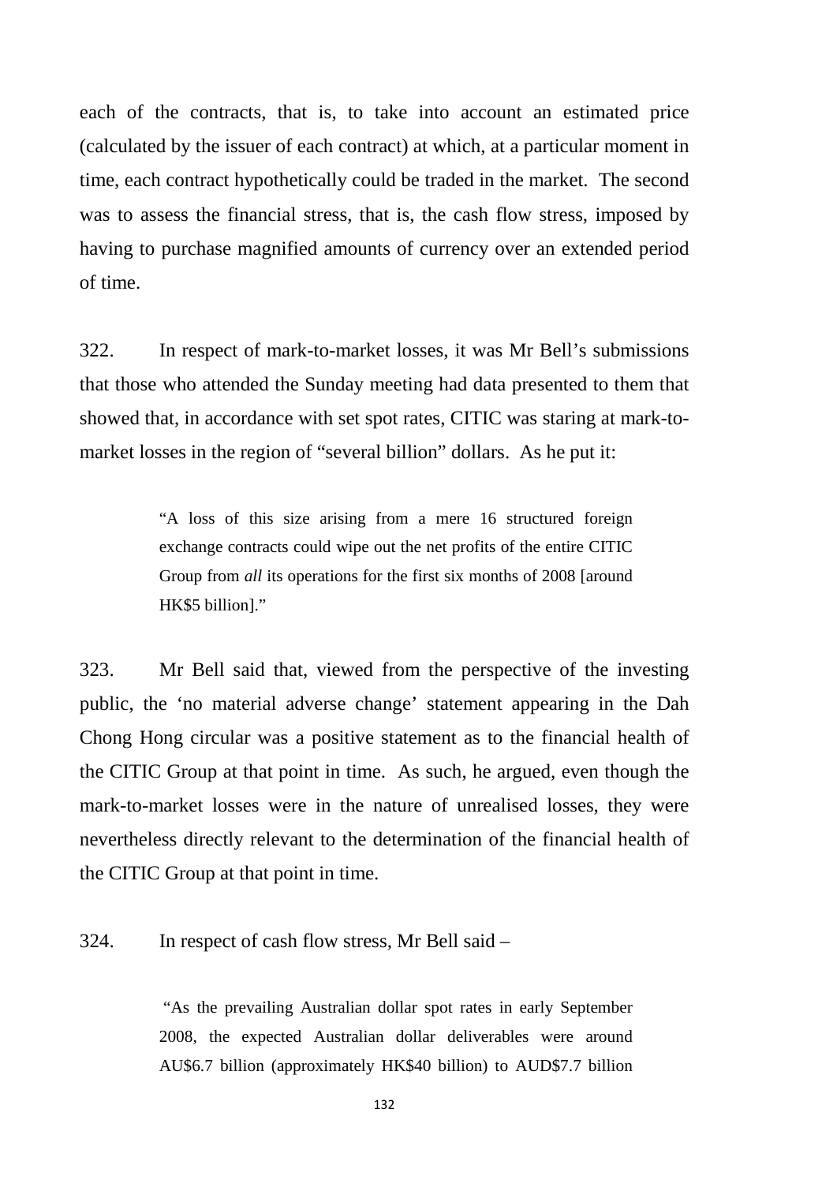each of the contracts, that is, to take into account an estimated price (calculated by the issuer of each contract) at which, at a particular moment in time, each contract hypothetically could be traded in the market. The second was to assess the financial stress, that is, the cash flow stress, imposed by having to purchase magnified amounts of currency over an extended period of time.

322. In respect of mark-to-market losses, it was Mr Bell's submissions that those who attended the Sunday meeting had data presented to them that showed that, in accordance with set spot rates, CITIC was staring at mark-to-market losses in the region of "several billion" dollars. As he put it:

> "A loss of this size arising from a mere 16 structured foreign exchange contracts could wipe out the net profits of the entire CITIC Group from *all* its operations for the first six months of 2008 [around HK$5 billion]."

323. Mr Bell said that, viewed from the perspective of the investing public, the 'no material adverse change' statement appearing in the Dah Chong Hong circular was a positive statement as to the financial health of the CITIC Group at that point in time. As such, he argued, even though the mark-to-market losses were in the nature of unrealised losses, they were nevertheless directly relevant to the determination of the financial health of the CITIC Group at that point in time.

324. In respect of cash flow stress, Mr Bell said –

> "As the prevailing Australian dollar spot rates in early September 2008, the expected Australian dollar deliverables were around AU$6.7 billion (approximately HK$40 billion) to AUD$7.7 billion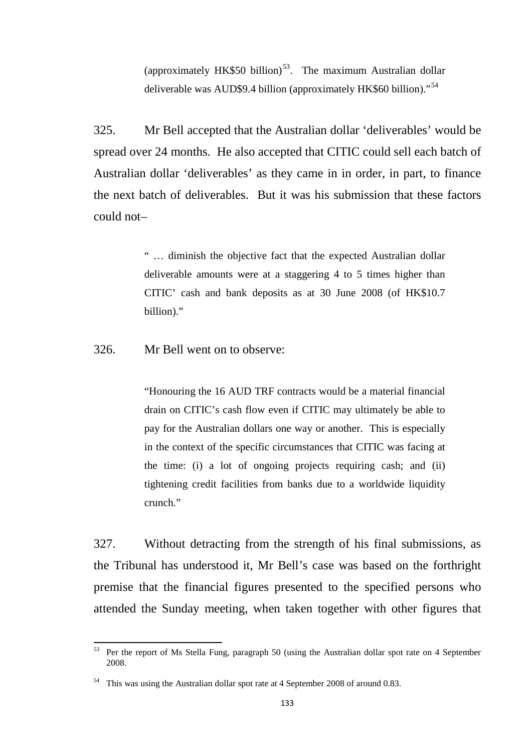(approximately HK$50 billion)[53]. The maximum Australian dollar deliverable was AUD$9.4 billion (approximately HK$60 billion)."[54]

325. Mr Bell accepted that the Australian dollar 'deliverables' would be spread over 24 months. He also accepted that CITIC could sell each batch of Australian dollar 'deliverables' as they came in in order, in part, to finance the next batch of deliverables. But it was his submission that these factors could not–

> " … diminish the objective fact that the expected Australian dollar deliverable amounts were at a staggering 4 to 5 times higher than CITIC' cash and bank deposits as at 30 June 2008 (of HK$10.7 billion)."

326. Mr Bell went on to observe:

> "Honouring the 16 AUD TRF contracts would be a material financial drain on CITIC's cash flow even if CITIC may ultimately be able to pay for the Australian dollars one way or another. This is especially in the context of the specific circumstances that CITIC was facing at the time: (i) a lot of ongoing projects requiring cash; and (ii) tightening credit facilities from banks due to a worldwide liquidity crunch."

327. Without detracting from the strength of his final submissions, as the Tribunal has understood it, Mr Bell's case was based on the forthright premise that the financial figures presented to the specified persons who attended the Sunday meeting, when taken together with other figures that

---

[53] Per the report of Ms Stella Fung, paragraph 50 (using the Australian dollar spot rate on 4 September 2008.

[54] This was using the Australian dollar spot rate at 4 September 2008 of around 0.83.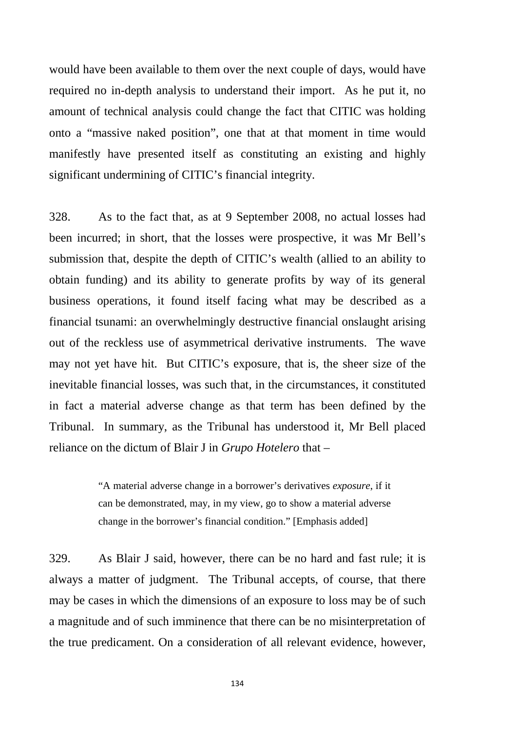would have been available to them over the next couple of days, would have required no in-depth analysis to understand their import. As he put it, no amount of technical analysis could change the fact that CITIC was holding onto a "massive naked position", one that at that moment in time would manifestly have presented itself as constituting an existing and highly significant undermining of CITIC's financial integrity.

328. As to the fact that, as at 9 September 2008, no actual losses had been incurred; in short, that the losses were prospective, it was Mr Bell's submission that, despite the depth of CITIC's wealth (allied to an ability to obtain funding) and its ability to generate profits by way of its general business operations, it found itself facing what may be described as a financial tsunami: an overwhelmingly destructive financial onslaught arising out of the reckless use of asymmetrical derivative instruments. The wave may not yet have hit. But CITIC's exposure, that is, the sheer size of the inevitable financial losses, was such that, in the circumstances, it constituted in fact a material adverse change as that term has been defined by the Tribunal. In summary, as the Tribunal has understood it, Mr Bell placed reliance on the dictum of Blair J in *Grupo Hotelero* that –

> "A material adverse change in a borrower's derivatives *exposure*, if it can be demonstrated, may, in my view, go to show a material adverse change in the borrower's financial condition." [Emphasis added]

329. As Blair J said, however, there can be no hard and fast rule; it is always a matter of judgment. The Tribunal accepts, of course, that there may be cases in which the dimensions of an exposure to loss may be of such a magnitude and of such imminence that there can be no misinterpretation of the true predicament. On a consideration of all relevant evidence, however,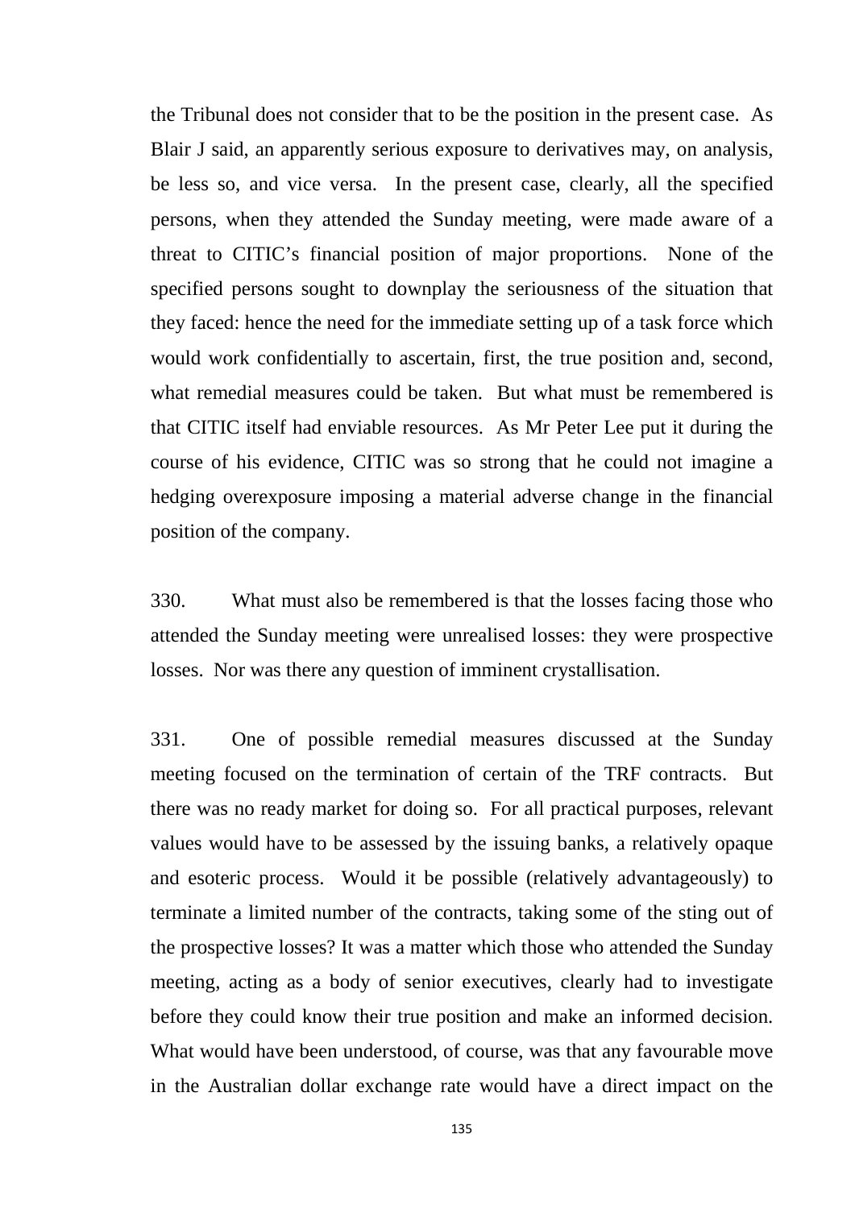the Tribunal does not consider that to be the position in the present case. As Blair J said, an apparently serious exposure to derivatives may, on analysis, be less so, and vice versa. In the present case, clearly, all the specified persons, when they attended the Sunday meeting, were made aware of a threat to CITIC's financial position of major proportions. None of the specified persons sought to downplay the seriousness of the situation that they faced: hence the need for the immediate setting up of a task force which would work confidentially to ascertain, first, the true position and, second, what remedial measures could be taken. But what must be remembered is that CITIC itself had enviable resources. As Mr Peter Lee put it during the course of his evidence, CITIC was so strong that he could not imagine a hedging overexposure imposing a material adverse change in the financial position of the company.

330. What must also be remembered is that the losses facing those who attended the Sunday meeting were unrealised losses: they were prospective losses. Nor was there any question of imminent crystallisation.

331. One of possible remedial measures discussed at the Sunday meeting focused on the termination of certain of the TRF contracts. But there was no ready market for doing so. For all practical purposes, relevant values would have to be assessed by the issuing banks, a relatively opaque and esoteric process. Would it be possible (relatively advantageously) to terminate a limited number of the contracts, taking some of the sting out of the prospective losses? It was a matter which those who attended the Sunday meeting, acting as a body of senior executives, clearly had to investigate before they could know their true position and make an informed decision. What would have been understood, of course, was that any favourable move in the Australian dollar exchange rate would have a direct impact on the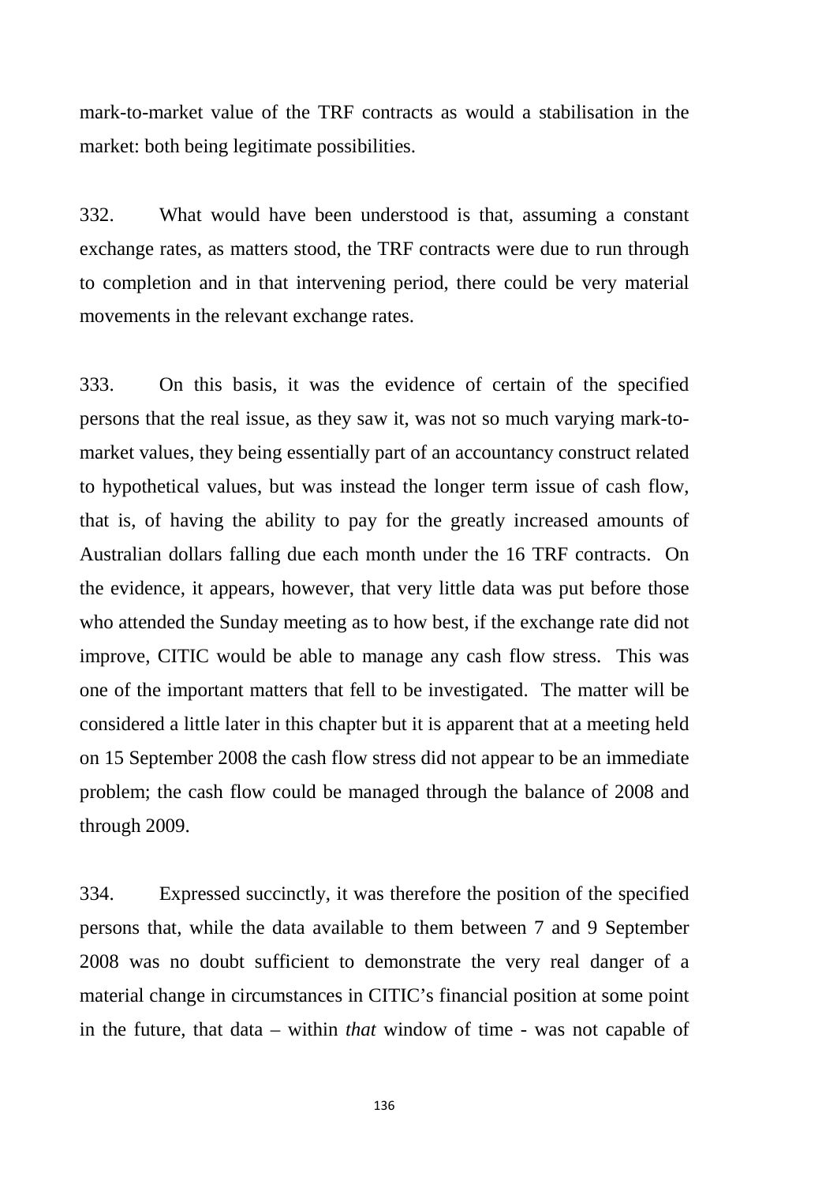mark-to-market value of the TRF contracts as would a stabilisation in the market: both being legitimate possibilities.

332. What would have been understood is that, assuming a constant exchange rates, as matters stood, the TRF contracts were due to run through to completion and in that intervening period, there could be very material movements in the relevant exchange rates.

333. On this basis, it was the evidence of certain of the specified persons that the real issue, as they saw it, was not so much varying mark-to-market values, they being essentially part of an accountancy construct related to hypothetical values, but was instead the longer term issue of cash flow, that is, of having the ability to pay for the greatly increased amounts of Australian dollars falling due each month under the 16 TRF contracts. On the evidence, it appears, however, that very little data was put before those who attended the Sunday meeting as to how best, if the exchange rate did not improve, CITIC would be able to manage any cash flow stress. This was one of the important matters that fell to be investigated. The matter will be considered a little later in this chapter but it is apparent that at a meeting held on 15 September 2008 the cash flow stress did not appear to be an immediate problem; the cash flow could be managed through the balance of 2008 and through 2009.

334. Expressed succinctly, it was therefore the position of the specified persons that, while the data available to them between 7 and 9 September 2008 was no doubt sufficient to demonstrate the very real danger of a material change in circumstances in CITIC's financial position at some point in the future, that data – within *that* window of time - was not capable of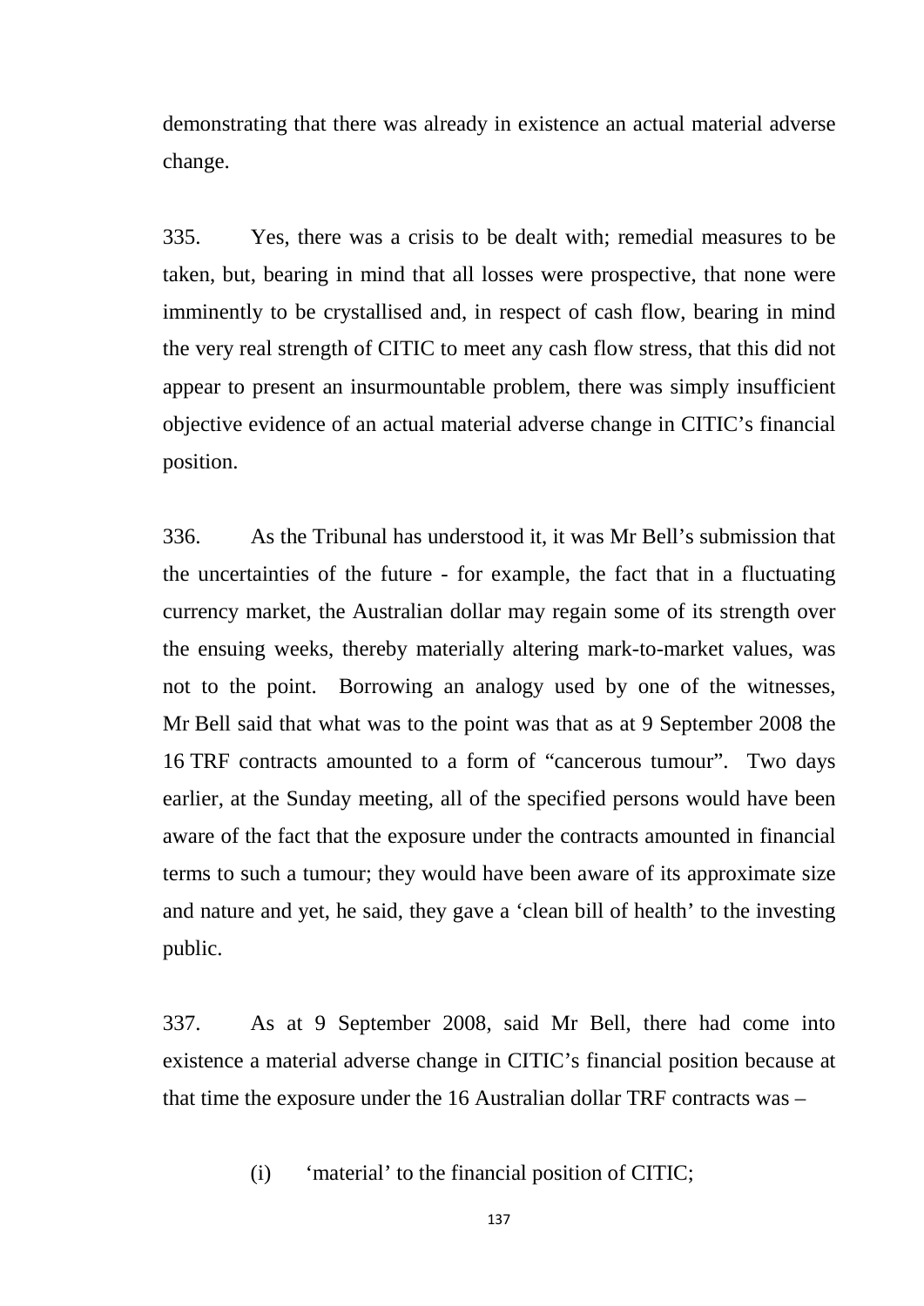demonstrating that there was already in existence an actual material adverse change.

335. Yes, there was a crisis to be dealt with; remedial measures to be taken, but, bearing in mind that all losses were prospective, that none were imminently to be crystallised and, in respect of cash flow, bearing in mind the very real strength of CITIC to meet any cash flow stress, that this did not appear to present an insurmountable problem, there was simply insufficient objective evidence of an actual material adverse change in CITIC's financial position.

336. As the Tribunal has understood it, it was Mr Bell's submission that the uncertainties of the future - for example, the fact that in a fluctuating currency market, the Australian dollar may regain some of its strength over the ensuing weeks, thereby materially altering mark-to-market values, was not to the point. Borrowing an analogy used by one of the witnesses, Mr Bell said that what was to the point was that as at 9 September 2008 the 16 TRF contracts amounted to a form of "cancerous tumour". Two days earlier, at the Sunday meeting, all of the specified persons would have been aware of the fact that the exposure under the contracts amounted in financial terms to such a tumour; they would have been aware of its approximate size and nature and yet, he said, they gave a 'clean bill of health' to the investing public.

337. As at 9 September 2008, said Mr Bell, there had come into existence a material adverse change in CITIC's financial position because at that time the exposure under the 16 Australian dollar TRF contracts was –

(i) 'material' to the financial position of CITIC;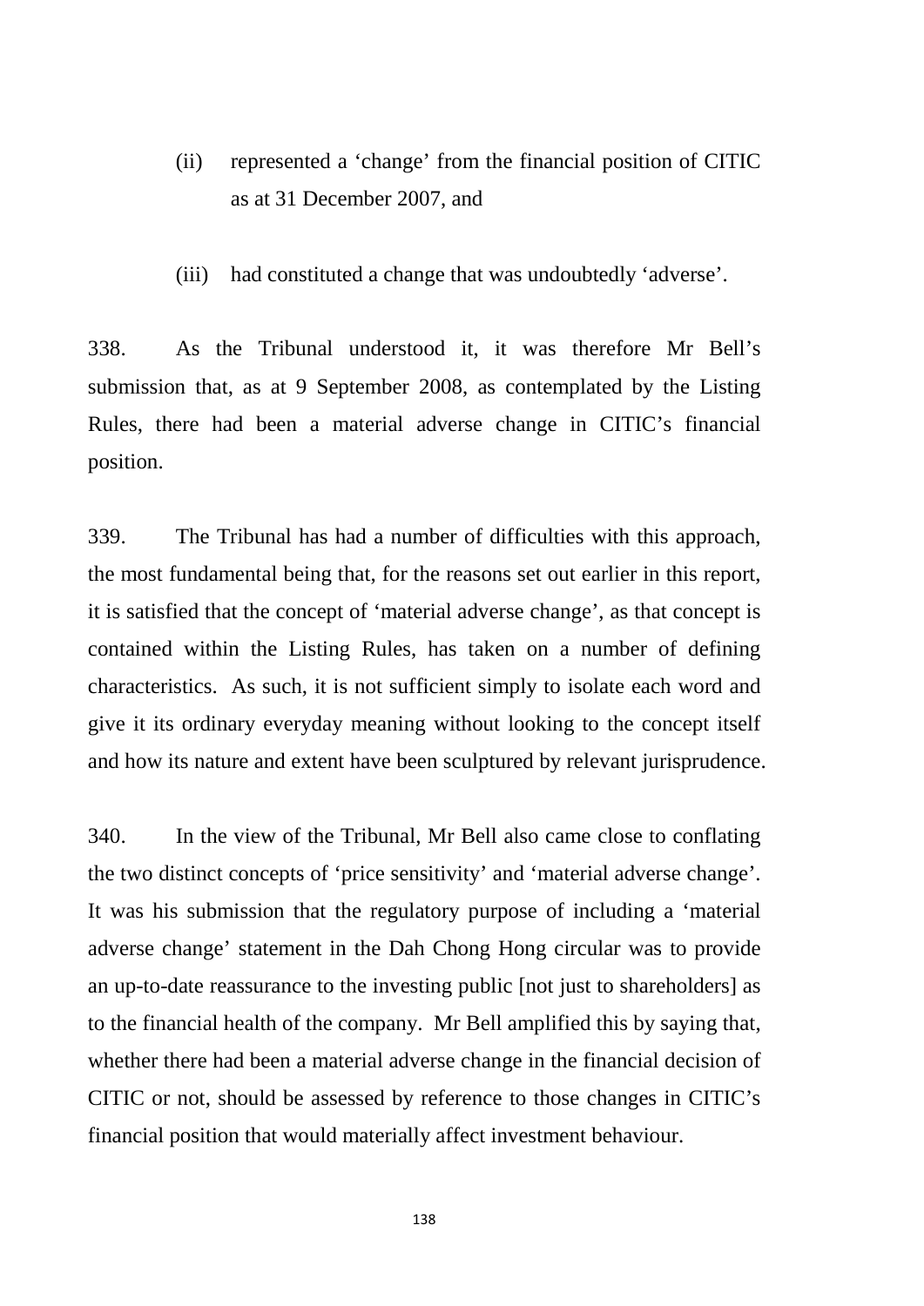(ii) represented a 'change' from the financial position of CITIC as at 31 December 2007, and

(iii) had constituted a change that was undoubtedly 'adverse'.

338. As the Tribunal understood it, it was therefore Mr Bell's submission that, as at 9 September 2008, as contemplated by the Listing Rules, there had been a material adverse change in CITIC's financial position.

339. The Tribunal has had a number of difficulties with this approach, the most fundamental being that, for the reasons set out earlier in this report, it is satisfied that the concept of 'material adverse change', as that concept is contained within the Listing Rules, has taken on a number of defining characteristics. As such, it is not sufficient simply to isolate each word and give it its ordinary everyday meaning without looking to the concept itself and how its nature and extent have been sculptured by relevant jurisprudence.

340. In the view of the Tribunal, Mr Bell also came close to conflating the two distinct concepts of 'price sensitivity' and 'material adverse change'. It was his submission that the regulatory purpose of including a 'material adverse change' statement in the Dah Chong Hong circular was to provide an up-to-date reassurance to the investing public [not just to shareholders] as to the financial health of the company. Mr Bell amplified this by saying that, whether there had been a material adverse change in the financial decision of CITIC or not, should be assessed by reference to those changes in CITIC's financial position that would materially affect investment behaviour.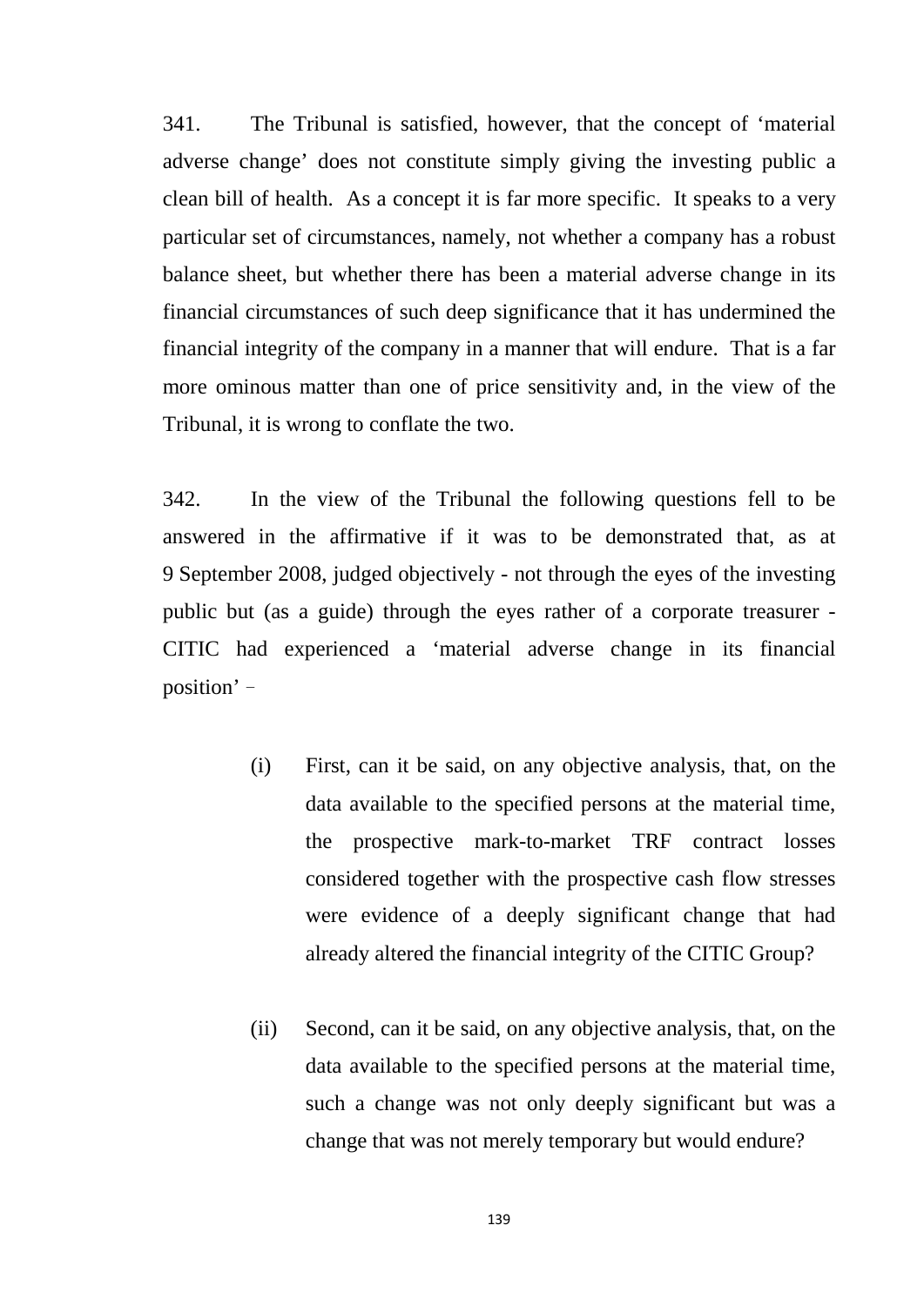341. The Tribunal is satisfied, however, that the concept of 'material adverse change' does not constitute simply giving the investing public a clean bill of health. As a concept it is far more specific. It speaks to a very particular set of circumstances, namely, not whether a company has a robust balance sheet, but whether there has been a material adverse change in its financial circumstances of such deep significance that it has undermined the financial integrity of the company in a manner that will endure. That is a far more ominous matter than one of price sensitivity and, in the view of the Tribunal, it is wrong to conflate the two.

342. In the view of the Tribunal the following questions fell to be answered in the affirmative if it was to be demonstrated that, as at 9 September 2008, judged objectively - not through the eyes of the investing public but (as a guide) through the eyes rather of a corporate treasurer - CITIC had experienced a 'material adverse change in its financial position' –

(i) First, can it be said, on any objective analysis, that, on the data available to the specified persons at the material time, the prospective mark-to-market TRF contract losses considered together with the prospective cash flow stresses were evidence of a deeply significant change that had already altered the financial integrity of the CITIC Group?

(ii) Second, can it be said, on any objective analysis, that, on the data available to the specified persons at the material time, such a change was not only deeply significant but was a change that was not merely temporary but would endure?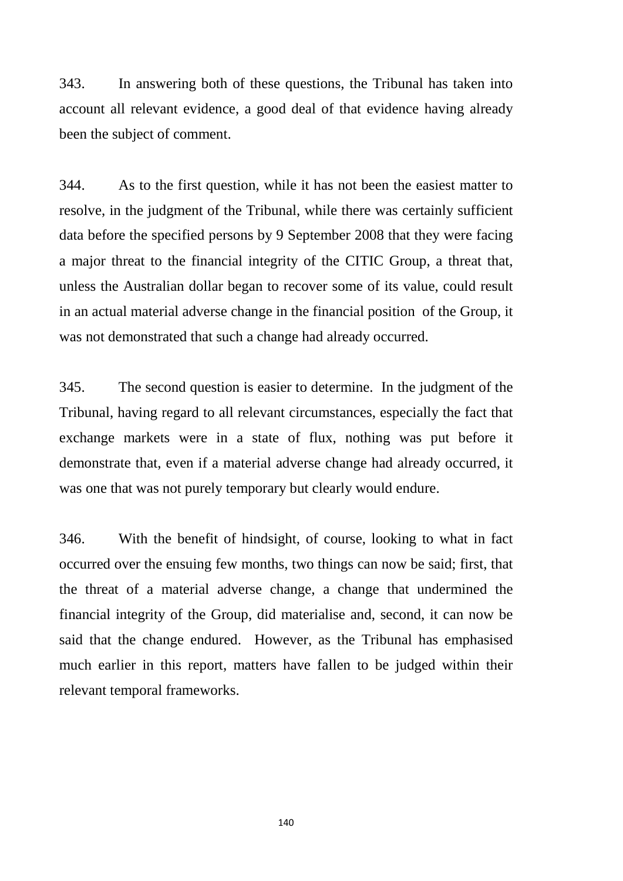343. In answering both of these questions, the Tribunal has taken into account all relevant evidence, a good deal of that evidence having already been the subject of comment.

344. As to the first question, while it has not been the easiest matter to resolve, in the judgment of the Tribunal, while there was certainly sufficient data before the specified persons by 9 September 2008 that they were facing a major threat to the financial integrity of the CITIC Group, a threat that, unless the Australian dollar began to recover some of its value, could result in an actual material adverse change in the financial position of the Group, it was not demonstrated that such a change had already occurred.

345. The second question is easier to determine. In the judgment of the Tribunal, having regard to all relevant circumstances, especially the fact that exchange markets were in a state of flux, nothing was put before it demonstrate that, even if a material adverse change had already occurred, it was one that was not purely temporary but clearly would endure.

346. With the benefit of hindsight, of course, looking to what in fact occurred over the ensuing few months, two things can now be said; first, that the threat of a material adverse change, a change that undermined the financial integrity of the Group, did materialise and, second, it can now be said that the change endured. However, as the Tribunal has emphasised much earlier in this report, matters have fallen to be judged within their relevant temporal frameworks.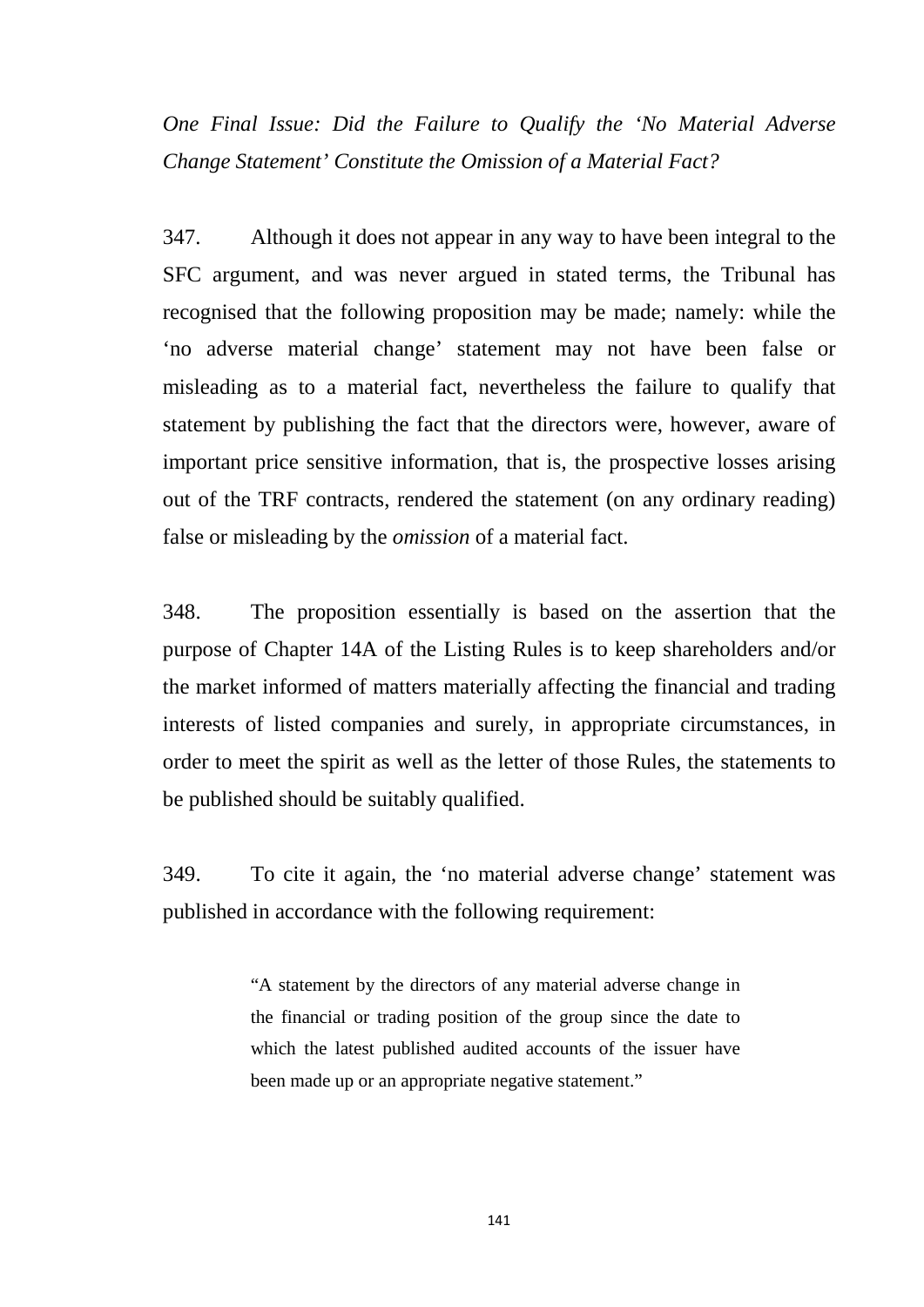*One Final Issue: Did the Failure to Qualify the 'No Material Adverse Change Statement' Constitute the Omission of a Material Fact?*

347. Although it does not appear in any way to have been integral to the SFC argument, and was never argued in stated terms, the Tribunal has recognised that the following proposition may be made; namely: while the 'no adverse material change' statement may not have been false or misleading as to a material fact, nevertheless the failure to qualify that statement by publishing the fact that the directors were, however, aware of important price sensitive information, that is, the prospective losses arising out of the TRF contracts, rendered the statement (on any ordinary reading) false or misleading by the *omission* of a material fact.

348. The proposition essentially is based on the assertion that the purpose of Chapter 14A of the Listing Rules is to keep shareholders and/or the market informed of matters materially affecting the financial and trading interests of listed companies and surely, in appropriate circumstances, in order to meet the spirit as well as the letter of those Rules, the statements to be published should be suitably qualified.

349. To cite it again, the 'no material adverse change' statement was published in accordance with the following requirement:

> "A statement by the directors of any material adverse change in the financial or trading position of the group since the date to which the latest published audited accounts of the issuer have been made up or an appropriate negative statement."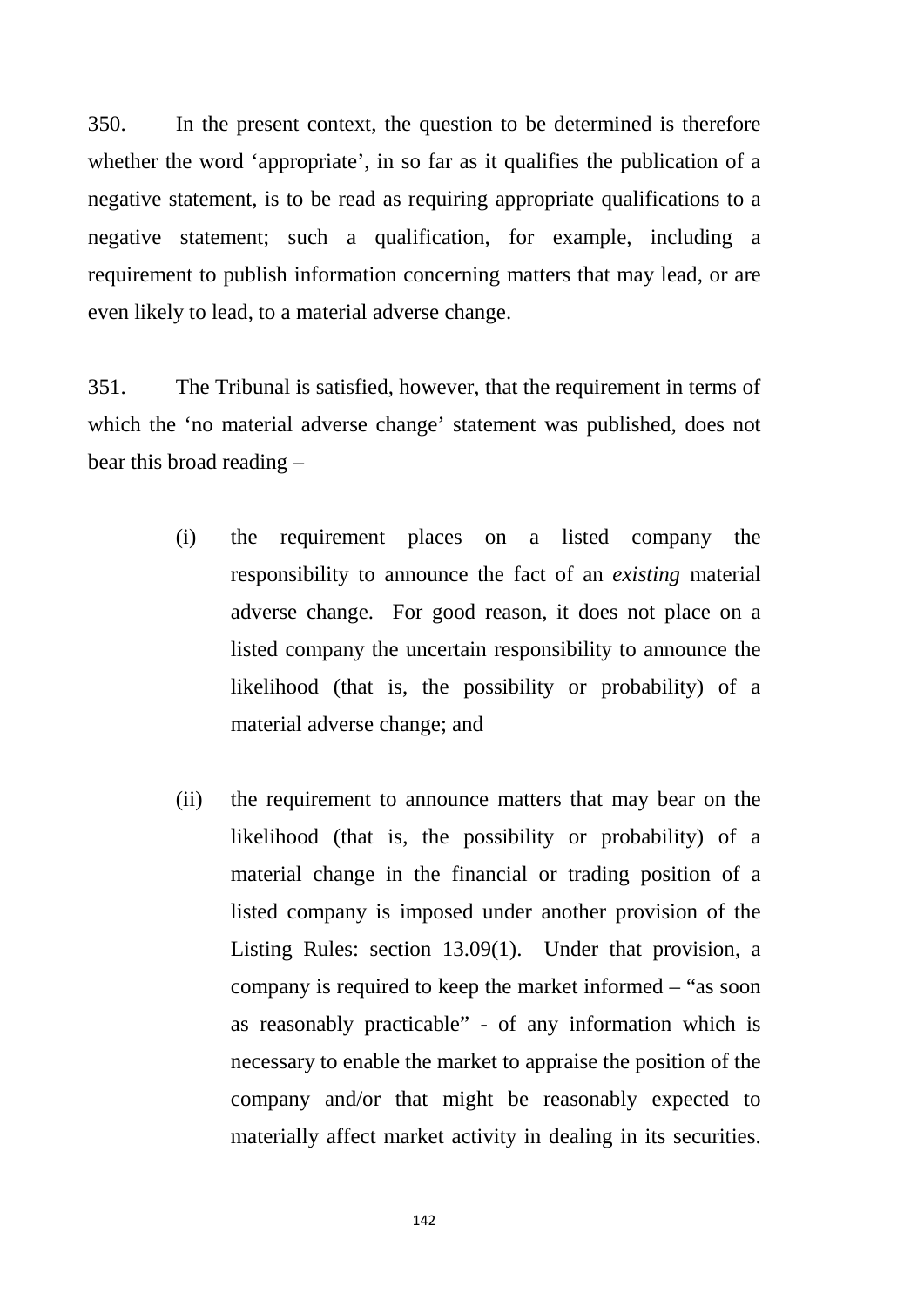350. In the present context, the question to be determined is therefore whether the word 'appropriate', in so far as it qualifies the publication of a negative statement, is to be read as requiring appropriate qualifications to a negative statement; such a qualification, for example, including a requirement to publish information concerning matters that may lead, or are even likely to lead, to a material adverse change.

351. The Tribunal is satisfied, however, that the requirement in terms of which the 'no material adverse change' statement was published, does not bear this broad reading –

(i) the requirement places on a listed company the responsibility to announce the fact of an *existing* material adverse change. For good reason, it does not place on a listed company the uncertain responsibility to announce the likelihood (that is, the possibility or probability) of a material adverse change; and

(ii) the requirement to announce matters that may bear on the likelihood (that is, the possibility or probability) of a material change in the financial or trading position of a listed company is imposed under another provision of the Listing Rules: section 13.09(1). Under that provision, a company is required to keep the market informed – "as soon as reasonably practicable" - of any information which is necessary to enable the market to appraise the position of the company and/or that might be reasonably expected to materially affect market activity in dealing in its securities.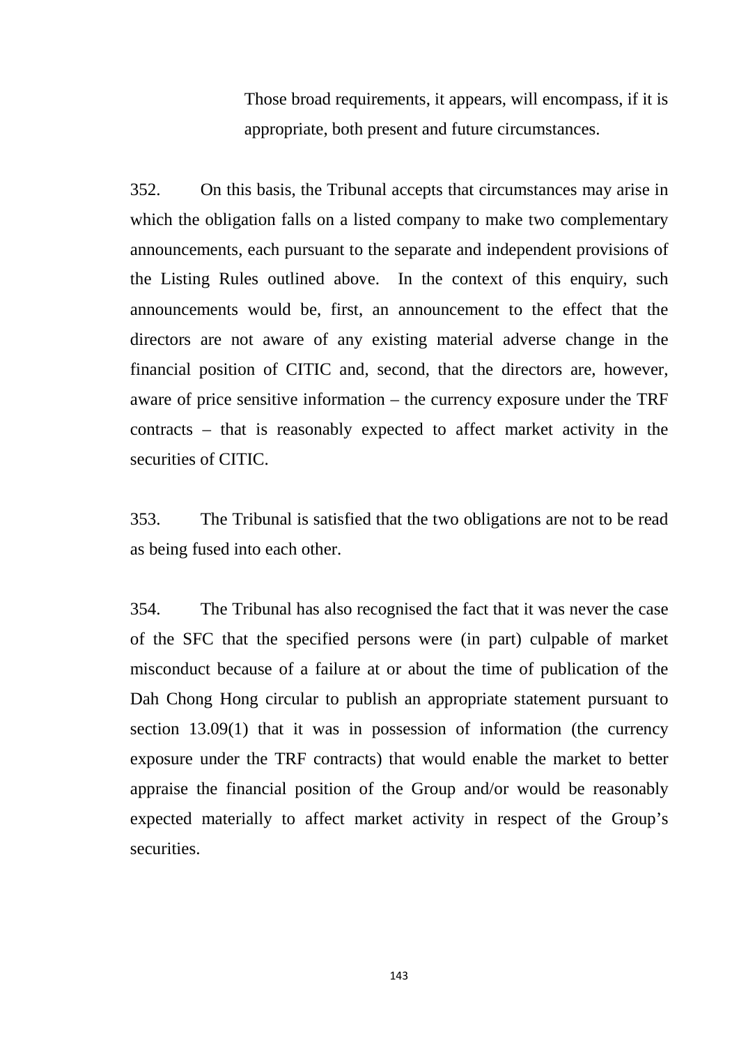> Those broad requirements, it appears, will encompass, if it is appropriate, both present and future circumstances.

352. On this basis, the Tribunal accepts that circumstances may arise in which the obligation falls on a listed company to make two complementary announcements, each pursuant to the separate and independent provisions of the Listing Rules outlined above. In the context of this enquiry, such announcements would be, first, an announcement to the effect that the directors are not aware of any existing material adverse change in the financial position of CITIC and, second, that the directors are, however, aware of price sensitive information – the currency exposure under the TRF contracts – that is reasonably expected to affect market activity in the securities of CITIC.

353. The Tribunal is satisfied that the two obligations are not to be read as being fused into each other.

354. The Tribunal has also recognised the fact that it was never the case of the SFC that the specified persons were (in part) culpable of market misconduct because of a failure at or about the time of publication of the Dah Chong Hong circular to publish an appropriate statement pursuant to section 13.09(1) that it was in possession of information (the currency exposure under the TRF contracts) that would enable the market to better appraise the financial position of the Group and/or would be reasonably expected materially to affect market activity in respect of the Group's securities.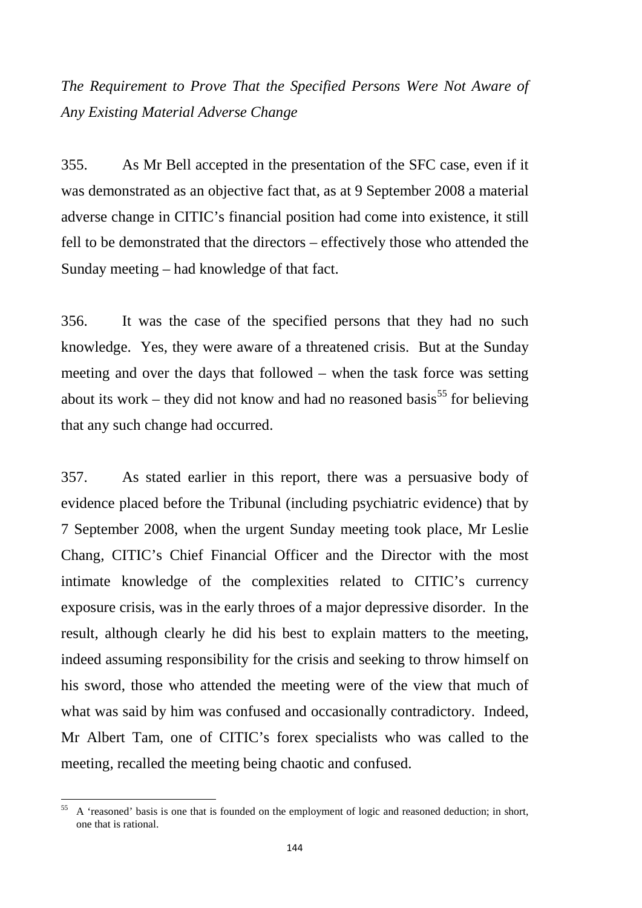*The Requirement to Prove That the Specified Persons Were Not Aware of Any Existing Material Adverse Change*

355. As Mr Bell accepted in the presentation of the SFC case, even if it was demonstrated as an objective fact that, as at 9 September 2008 a material adverse change in CITIC's financial position had come into existence, it still fell to be demonstrated that the directors – effectively those who attended the Sunday meeting – had knowledge of that fact.

356. It was the case of the specified persons that they had no such knowledge. Yes, they were aware of a threatened crisis. But at the Sunday meeting and over the days that followed – when the task force was setting about its work – they did not know and had no reasoned basis[55] for believing that any such change had occurred.

357. As stated earlier in this report, there was a persuasive body of evidence placed before the Tribunal (including psychiatric evidence) that by 7 September 2008, when the urgent Sunday meeting took place, Mr Leslie Chang, CITIC's Chief Financial Officer and the Director with the most intimate knowledge of the complexities related to CITIC's currency exposure crisis, was in the early throes of a major depressive disorder. In the result, although clearly he did his best to explain matters to the meeting, indeed assuming responsibility for the crisis and seeking to throw himself on his sword, those who attended the meeting were of the view that much of what was said by him was confused and occasionally contradictory. Indeed, Mr Albert Tam, one of CITIC's forex specialists who was called to the meeting, recalled the meeting being chaotic and confused.

---

[55] A 'reasoned' basis is one that is founded on the employment of logic and reasoned deduction; in short, one that is rational.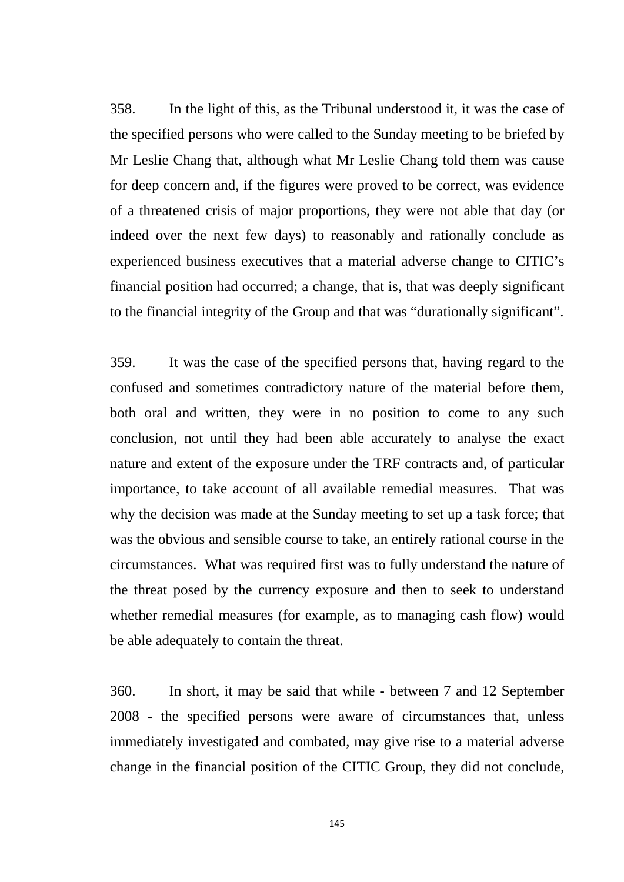358. In the light of this, as the Tribunal understood it, it was the case of the specified persons who were called to the Sunday meeting to be briefed by Mr Leslie Chang that, although what Mr Leslie Chang told them was cause for deep concern and, if the figures were proved to be correct, was evidence of a threatened crisis of major proportions, they were not able that day (or indeed over the next few days) to reasonably and rationally conclude as experienced business executives that a material adverse change to CITIC's financial position had occurred; a change, that is, that was deeply significant to the financial integrity of the Group and that was "durationally significant".

359. It was the case of the specified persons that, having regard to the confused and sometimes contradictory nature of the material before them, both oral and written, they were in no position to come to any such conclusion, not until they had been able accurately to analyse the exact nature and extent of the exposure under the TRF contracts and, of particular importance, to take account of all available remedial measures. That was why the decision was made at the Sunday meeting to set up a task force; that was the obvious and sensible course to take, an entirely rational course in the circumstances. What was required first was to fully understand the nature of the threat posed by the currency exposure and then to seek to understand whether remedial measures (for example, as to managing cash flow) would be able adequately to contain the threat.

360. In short, it may be said that while - between 7 and 12 September 2008 - the specified persons were aware of circumstances that, unless immediately investigated and combated, may give rise to a material adverse change in the financial position of the CITIC Group, they did not conclude,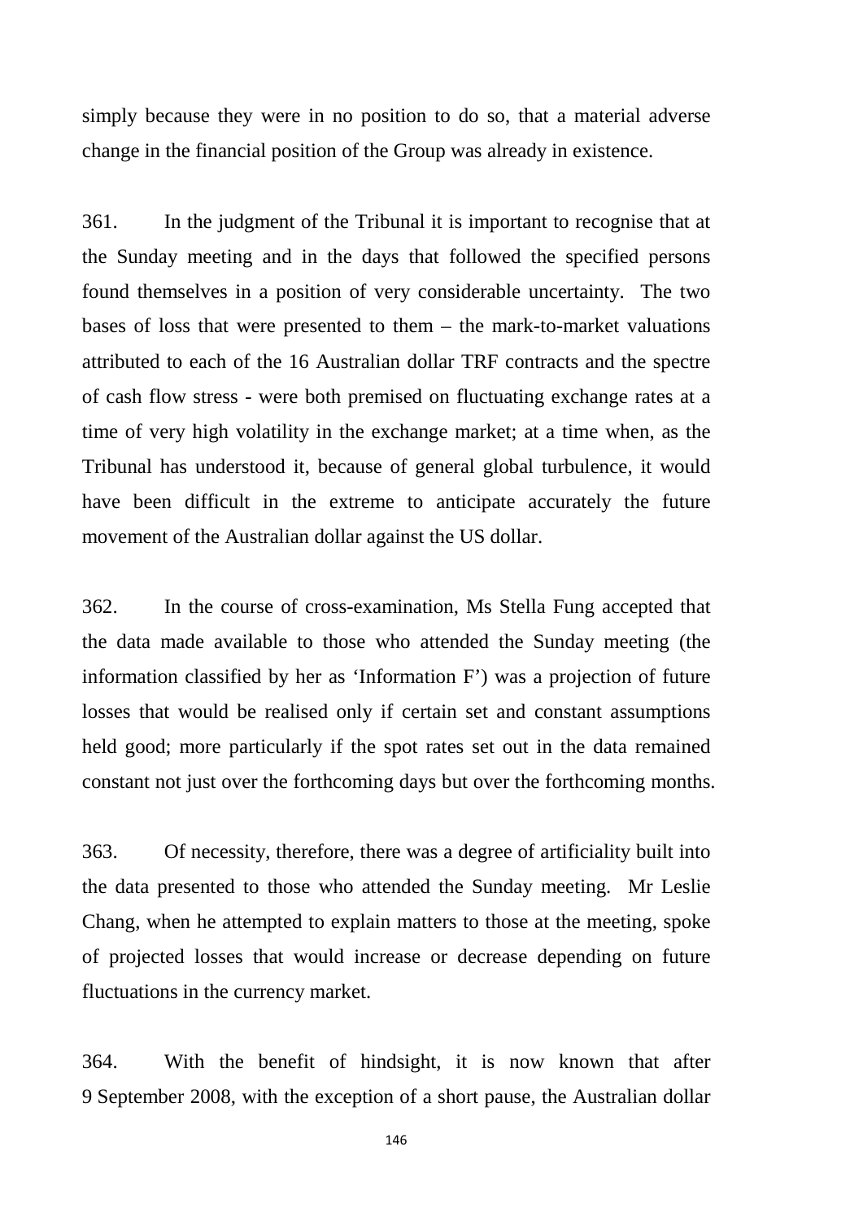simply because they were in no position to do so, that a material adverse change in the financial position of the Group was already in existence.

361. In the judgment of the Tribunal it is important to recognise that at the Sunday meeting and in the days that followed the specified persons found themselves in a position of very considerable uncertainty. The two bases of loss that were presented to them – the mark-to-market valuations attributed to each of the 16 Australian dollar TRF contracts and the spectre of cash flow stress - were both premised on fluctuating exchange rates at a time of very high volatility in the exchange market; at a time when, as the Tribunal has understood it, because of general global turbulence, it would have been difficult in the extreme to anticipate accurately the future movement of the Australian dollar against the US dollar.

362. In the course of cross-examination, Ms Stella Fung accepted that the data made available to those who attended the Sunday meeting (the information classified by her as 'Information F') was a projection of future losses that would be realised only if certain set and constant assumptions held good; more particularly if the spot rates set out in the data remained constant not just over the forthcoming days but over the forthcoming months.

363. Of necessity, therefore, there was a degree of artificiality built into the data presented to those who attended the Sunday meeting. Mr Leslie Chang, when he attempted to explain matters to those at the meeting, spoke of projected losses that would increase or decrease depending on future fluctuations in the currency market.

364. With the benefit of hindsight, it is now known that after 9 September 2008, with the exception of a short pause, the Australian dollar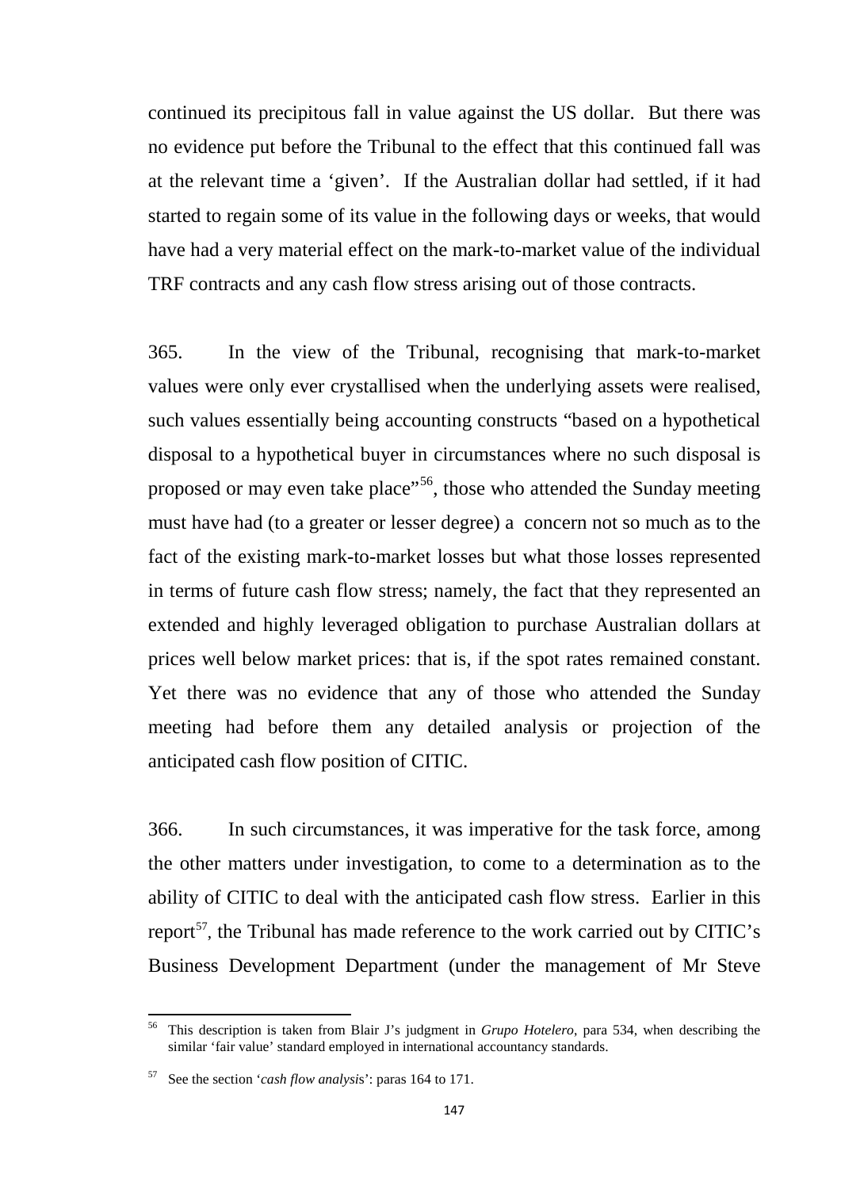continued its precipitous fall in value against the US dollar. But there was no evidence put before the Tribunal to the effect that this continued fall was at the relevant time a 'given'. If the Australian dollar had settled, if it had started to regain some of its value in the following days or weeks, that would have had a very material effect on the mark-to-market value of the individual TRF contracts and any cash flow stress arising out of those contracts.

365. In the view of the Tribunal, recognising that mark-to-market values were only ever crystallised when the underlying assets were realised, such values essentially being accounting constructs "based on a hypothetical disposal to a hypothetical buyer in circumstances where no such disposal is proposed or may even take place"[56], those who attended the Sunday meeting must have had (to a greater or lesser degree) a concern not so much as to the fact of the existing mark-to-market losses but what those losses represented in terms of future cash flow stress; namely, the fact that they represented an extended and highly leveraged obligation to purchase Australian dollars at prices well below market prices: that is, if the spot rates remained constant. Yet there was no evidence that any of those who attended the Sunday meeting had before them any detailed analysis or projection of the anticipated cash flow position of CITIC.

366. In such circumstances, it was imperative for the task force, among the other matters under investigation, to come to a determination as to the ability of CITIC to deal with the anticipated cash flow stress. Earlier in this report[57], the Tribunal has made reference to the work carried out by CITIC's Business Development Department (under the management of Mr Steve

---

[56] This description is taken from Blair J's judgment in *Grupo Hotelero*, para 534, when describing the similar 'fair value' standard employed in international accountancy standards.

[57] See the section '*cash flow analysis*': paras 164 to 171.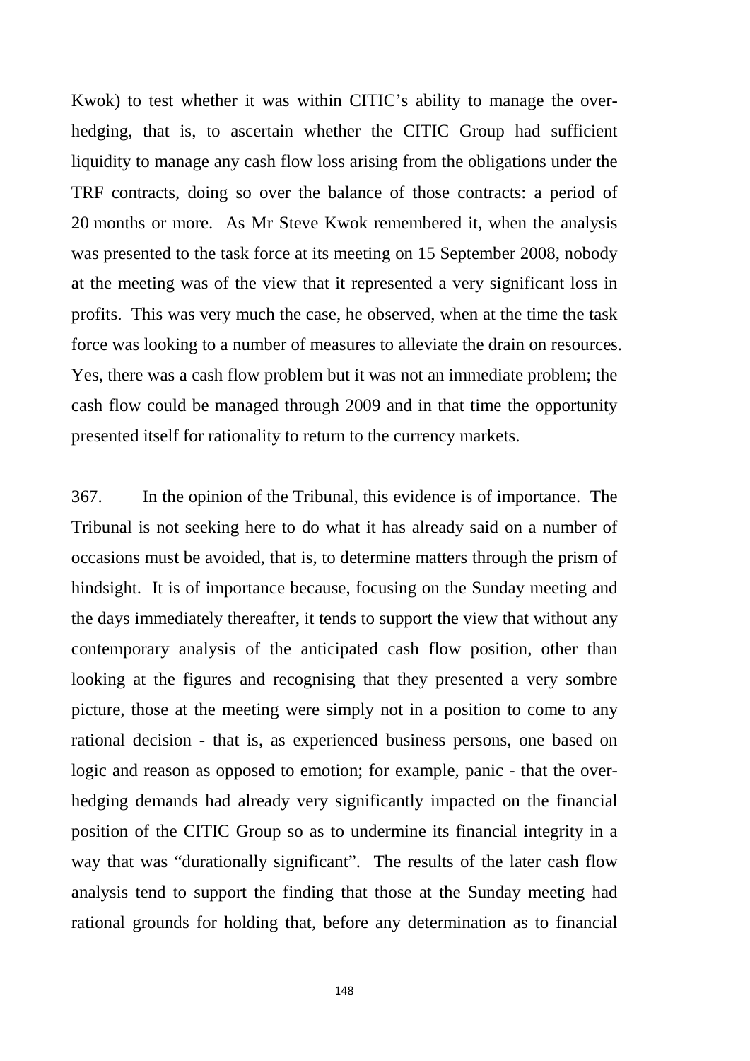Kwok) to test whether it was within CITIC's ability to manage the over-hedging, that is, to ascertain whether the CITIC Group had sufficient liquidity to manage any cash flow loss arising from the obligations under the TRF contracts, doing so over the balance of those contracts: a period of 20 months or more. As Mr Steve Kwok remembered it, when the analysis was presented to the task force at its meeting on 15 September 2008, nobody at the meeting was of the view that it represented a very significant loss in profits. This was very much the case, he observed, when at the time the task force was looking to a number of measures to alleviate the drain on resources. Yes, there was a cash flow problem but it was not an immediate problem; the cash flow could be managed through 2009 and in that time the opportunity presented itself for rationality to return to the currency markets.

367. In the opinion of the Tribunal, this evidence is of importance. The Tribunal is not seeking here to do what it has already said on a number of occasions must be avoided, that is, to determine matters through the prism of hindsight. It is of importance because, focusing on the Sunday meeting and the days immediately thereafter, it tends to support the view that without any contemporary analysis of the anticipated cash flow position, other than looking at the figures and recognising that they presented a very sombre picture, those at the meeting were simply not in a position to come to any rational decision - that is, as experienced business persons, one based on logic and reason as opposed to emotion; for example, panic - that the over-hedging demands had already very significantly impacted on the financial position of the CITIC Group so as to undermine its financial integrity in a way that was "durationally significant". The results of the later cash flow analysis tend to support the finding that those at the Sunday meeting had rational grounds for holding that, before any determination as to financial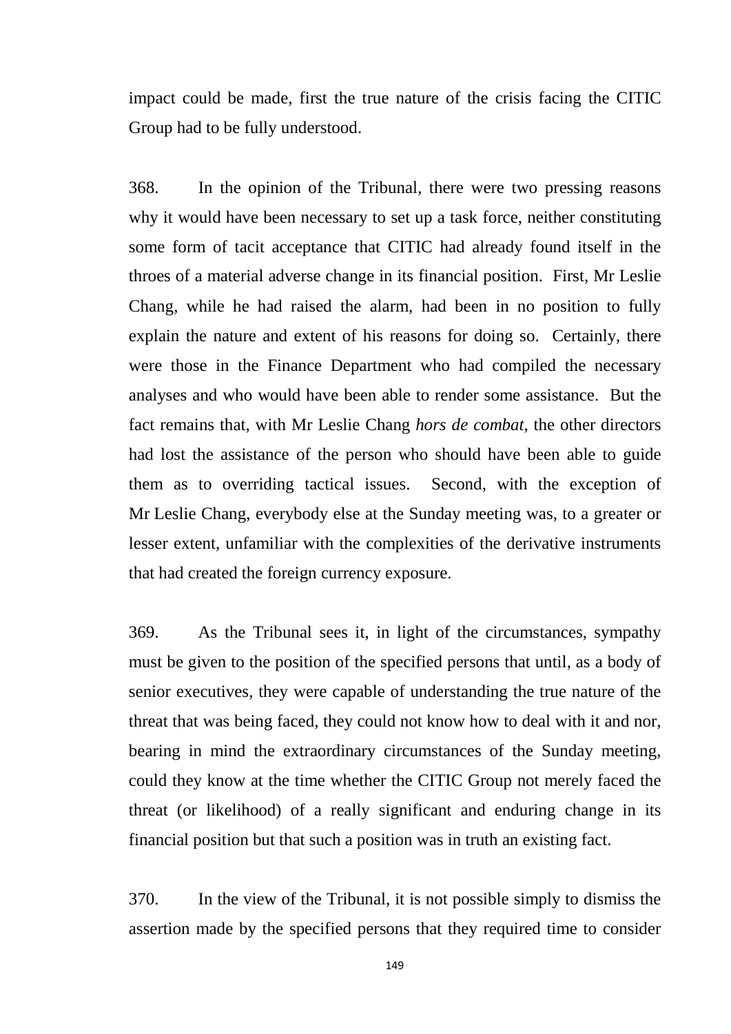impact could be made, first the true nature of the crisis facing the CITIC Group had to be fully understood.

368. In the opinion of the Tribunal, there were two pressing reasons why it would have been necessary to set up a task force, neither constituting some form of tacit acceptance that CITIC had already found itself in the throes of a material adverse change in its financial position. First, Mr Leslie Chang, while he had raised the alarm, had been in no position to fully explain the nature and extent of his reasons for doing so. Certainly, there were those in the Finance Department who had compiled the necessary analyses and who would have been able to render some assistance. But the fact remains that, with Mr Leslie Chang *hors de combat*, the other directors had lost the assistance of the person who should have been able to guide them as to overriding tactical issues. Second, with the exception of Mr Leslie Chang, everybody else at the Sunday meeting was, to a greater or lesser extent, unfamiliar with the complexities of the derivative instruments that had created the foreign currency exposure.

369. As the Tribunal sees it, in light of the circumstances, sympathy must be given to the position of the specified persons that until, as a body of senior executives, they were capable of understanding the true nature of the threat that was being faced, they could not know how to deal with it and nor, bearing in mind the extraordinary circumstances of the Sunday meeting, could they know at the time whether the CITIC Group not merely faced the threat (or likelihood) of a really significant and enduring change in its financial position but that such a position was in truth an existing fact.

370. In the view of the Tribunal, it is not possible simply to dismiss the assertion made by the specified persons that they required time to consider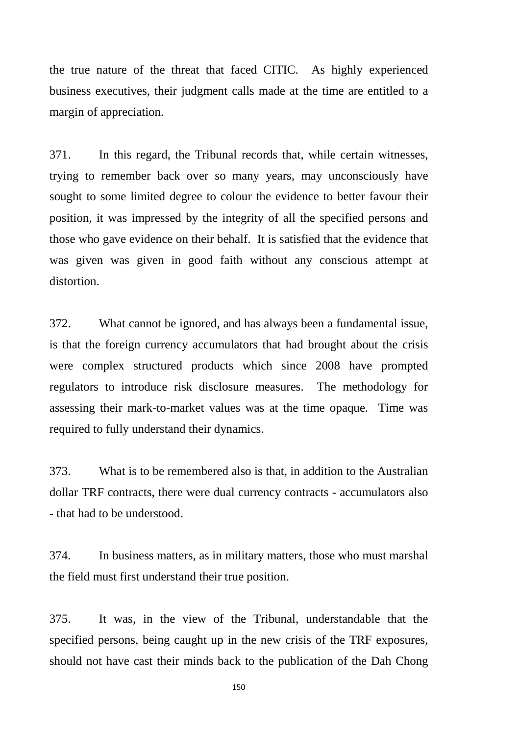the true nature of the threat that faced CITIC. As highly experienced business executives, their judgment calls made at the time are entitled to a margin of appreciation.

371. In this regard, the Tribunal records that, while certain witnesses, trying to remember back over so many years, may unconsciously have sought to some limited degree to colour the evidence to better favour their position, it was impressed by the integrity of all the specified persons and those who gave evidence on their behalf. It is satisfied that the evidence that was given was given in good faith without any conscious attempt at distortion.

372. What cannot be ignored, and has always been a fundamental issue, is that the foreign currency accumulators that had brought about the crisis were complex structured products which since 2008 have prompted regulators to introduce risk disclosure measures. The methodology for assessing their mark-to-market values was at the time opaque. Time was required to fully understand their dynamics.

373. What is to be remembered also is that, in addition to the Australian dollar TRF contracts, there were dual currency contracts - accumulators also - that had to be understood.

374. In business matters, as in military matters, those who must marshal the field must first understand their true position.

375. It was, in the view of the Tribunal, understandable that the specified persons, being caught up in the new crisis of the TRF exposures, should not have cast their minds back to the publication of the Dah Chong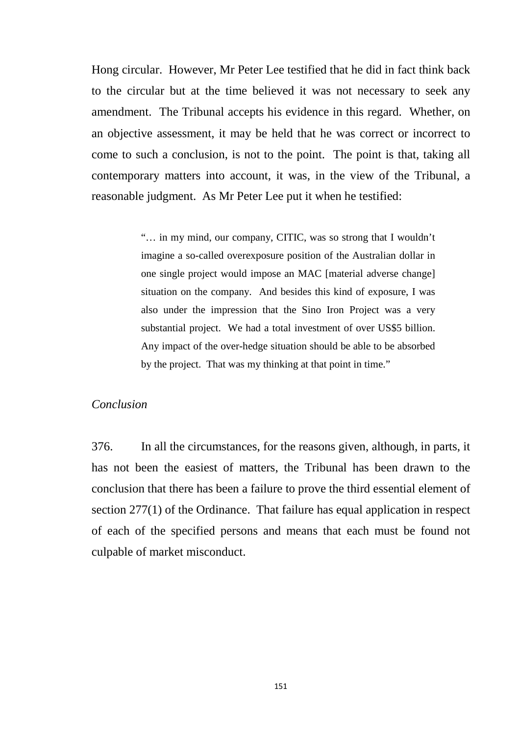Hong circular. However, Mr Peter Lee testified that he did in fact think back to the circular but at the time believed it was not necessary to seek any amendment. The Tribunal accepts his evidence in this regard. Whether, on an objective assessment, it may be held that he was correct or incorrect to come to such a conclusion, is not to the point. The point is that, taking all contemporary matters into account, it was, in the view of the Tribunal, a reasonable judgment. As Mr Peter Lee put it when he testified:

> "… in my mind, our company, CITIC, was so strong that I wouldn't imagine a so-called overexposure position of the Australian dollar in one single project would impose an MAC [material adverse change] situation on the company. And besides this kind of exposure, I was also under the impression that the Sino Iron Project was a very substantial project. We had a total investment of over US$5 billion. Any impact of the over-hedge situation should be able to be absorbed by the project. That was my thinking at that point in time."

*Conclusion*

376. In all the circumstances, for the reasons given, although, in parts, it has not been the easiest of matters, the Tribunal has been drawn to the conclusion that there has been a failure to prove the third essential element of section 277(1) of the Ordinance. That failure has equal application in respect of each of the specified persons and means that each must be found not culpable of market misconduct.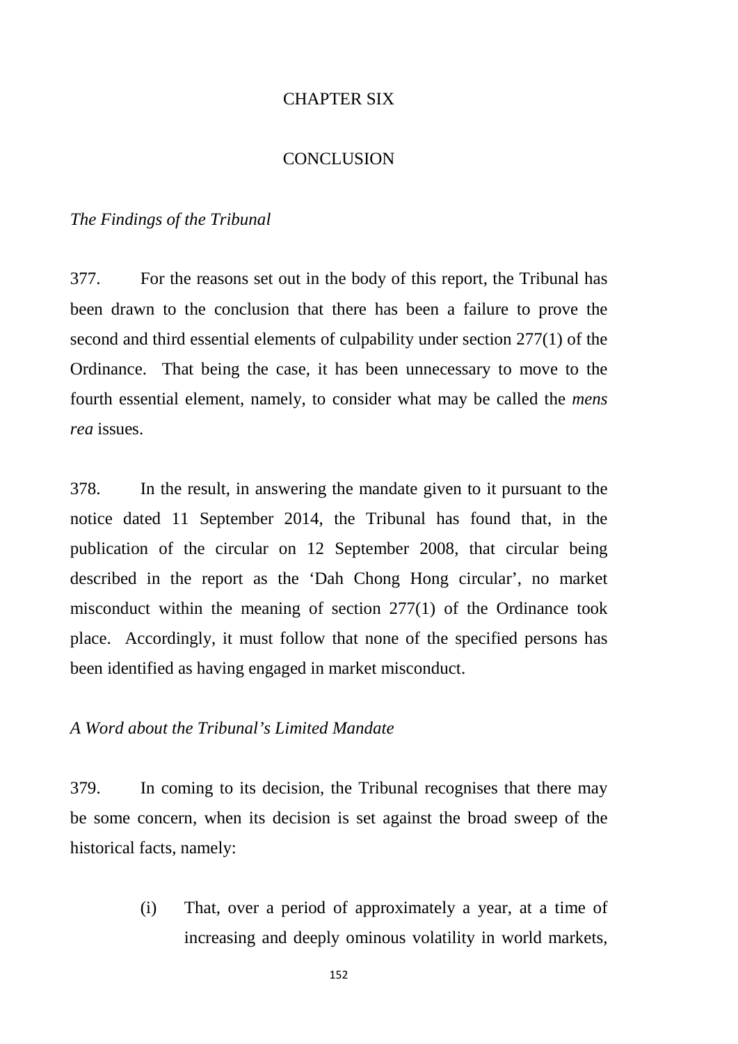# CHAPTER SIX

# CONCLUSION

*The Findings of the Tribunal*

377. For the reasons set out in the body of this report, the Tribunal has been drawn to the conclusion that there has been a failure to prove the second and third essential elements of culpability under section 277(1) of the Ordinance. That being the case, it has been unnecessary to move to the fourth essential element, namely, to consider what may be called the *mens rea* issues.

378. In the result, in answering the mandate given to it pursuant to the notice dated 11 September 2014, the Tribunal has found that, in the publication of the circular on 12 September 2008, that circular being described in the report as the 'Dah Chong Hong circular', no market misconduct within the meaning of section 277(1) of the Ordinance took place. Accordingly, it must follow that none of the specified persons has been identified as having engaged in market misconduct.

*A Word about the Tribunal's Limited Mandate*

379. In coming to its decision, the Tribunal recognises that there may be some concern, when its decision is set against the broad sweep of the historical facts, namely:

(i) That, over a period of approximately a year, at a time of increasing and deeply ominous volatility in world markets,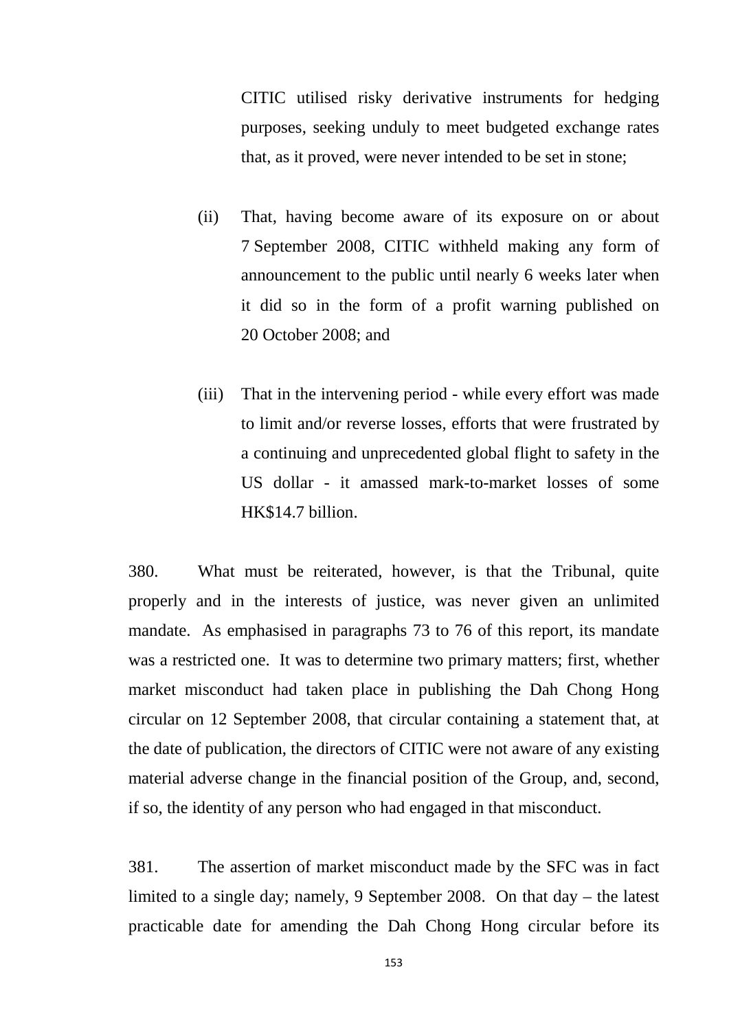CITIC utilised risky derivative instruments for hedging purposes, seeking unduly to meet budgeted exchange rates that, as it proved, were never intended to be set in stone;

(ii) That, having become aware of its exposure on or about 7 September 2008, CITIC withheld making any form of announcement to the public until nearly 6 weeks later when it did so in the form of a profit warning published on 20 October 2008; and

(iii) That in the intervening period - while every effort was made to limit and/or reverse losses, efforts that were frustrated by a continuing and unprecedented global flight to safety in the US dollar - it amassed mark-to-market losses of some HK$14.7 billion.

380. What must be reiterated, however, is that the Tribunal, quite properly and in the interests of justice, was never given an unlimited mandate. As emphasised in paragraphs 73 to 76 of this report, its mandate was a restricted one. It was to determine two primary matters; first, whether market misconduct had taken place in publishing the Dah Chong Hong circular on 12 September 2008, that circular containing a statement that, at the date of publication, the directors of CITIC were not aware of any existing material adverse change in the financial position of the Group, and, second, if so, the identity of any person who had engaged in that misconduct.

381. The assertion of market misconduct made by the SFC was in fact limited to a single day; namely, 9 September 2008. On that day – the latest practicable date for amending the Dah Chong Hong circular before its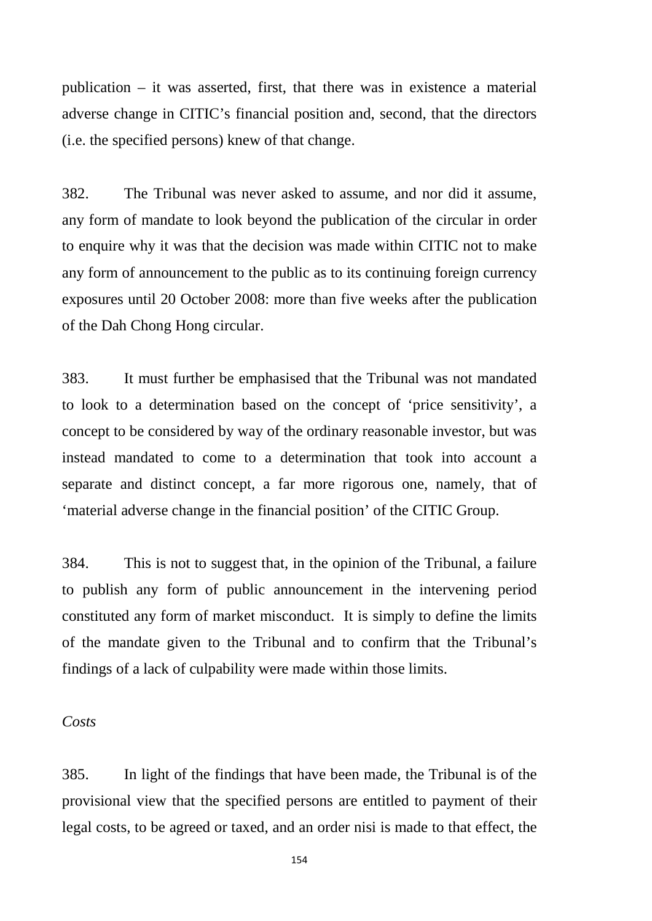publication – it was asserted, first, that there was in existence a material adverse change in CITIC's financial position and, second, that the directors (i.e. the specified persons) knew of that change.

382. The Tribunal was never asked to assume, and nor did it assume, any form of mandate to look beyond the publication of the circular in order to enquire why it was that the decision was made within CITIC not to make any form of announcement to the public as to its continuing foreign currency exposures until 20 October 2008: more than five weeks after the publication of the Dah Chong Hong circular.

383. It must further be emphasised that the Tribunal was not mandated to look to a determination based on the concept of 'price sensitivity', a concept to be considered by way of the ordinary reasonable investor, but was instead mandated to come to a determination that took into account a separate and distinct concept, a far more rigorous one, namely, that of 'material adverse change in the financial position' of the CITIC Group.

384. This is not to suggest that, in the opinion of the Tribunal, a failure to publish any form of public announcement in the intervening period constituted any form of market misconduct. It is simply to define the limits of the mandate given to the Tribunal and to confirm that the Tribunal's findings of a lack of culpability were made within those limits.

*Costs*

385. In light of the findings that have been made, the Tribunal is of the provisional view that the specified persons are entitled to payment of their legal costs, to be agreed or taxed, and an order nisi is made to that effect, the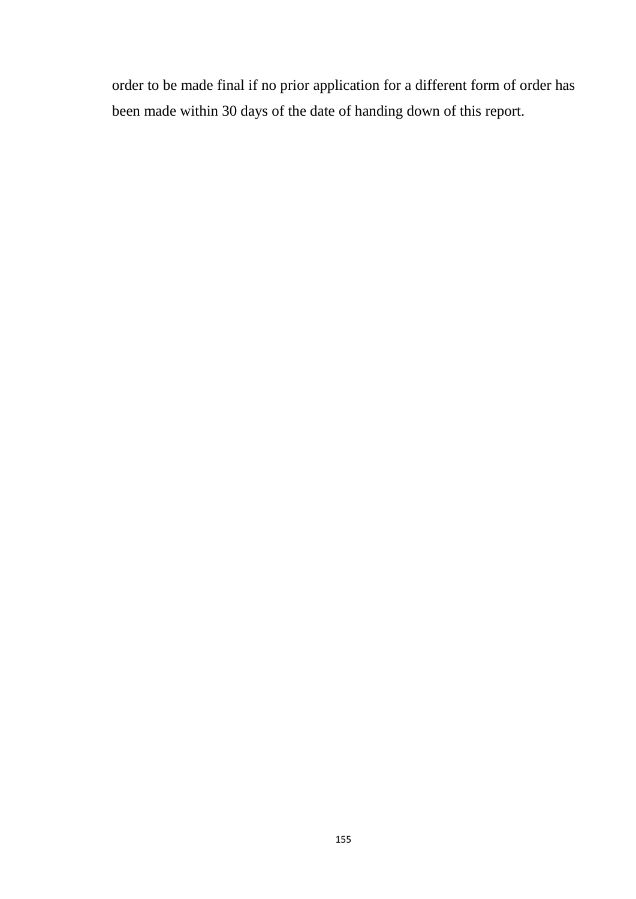order to be made final if no prior application for a different form of order has been made within 30 days of the date of handing down of this report.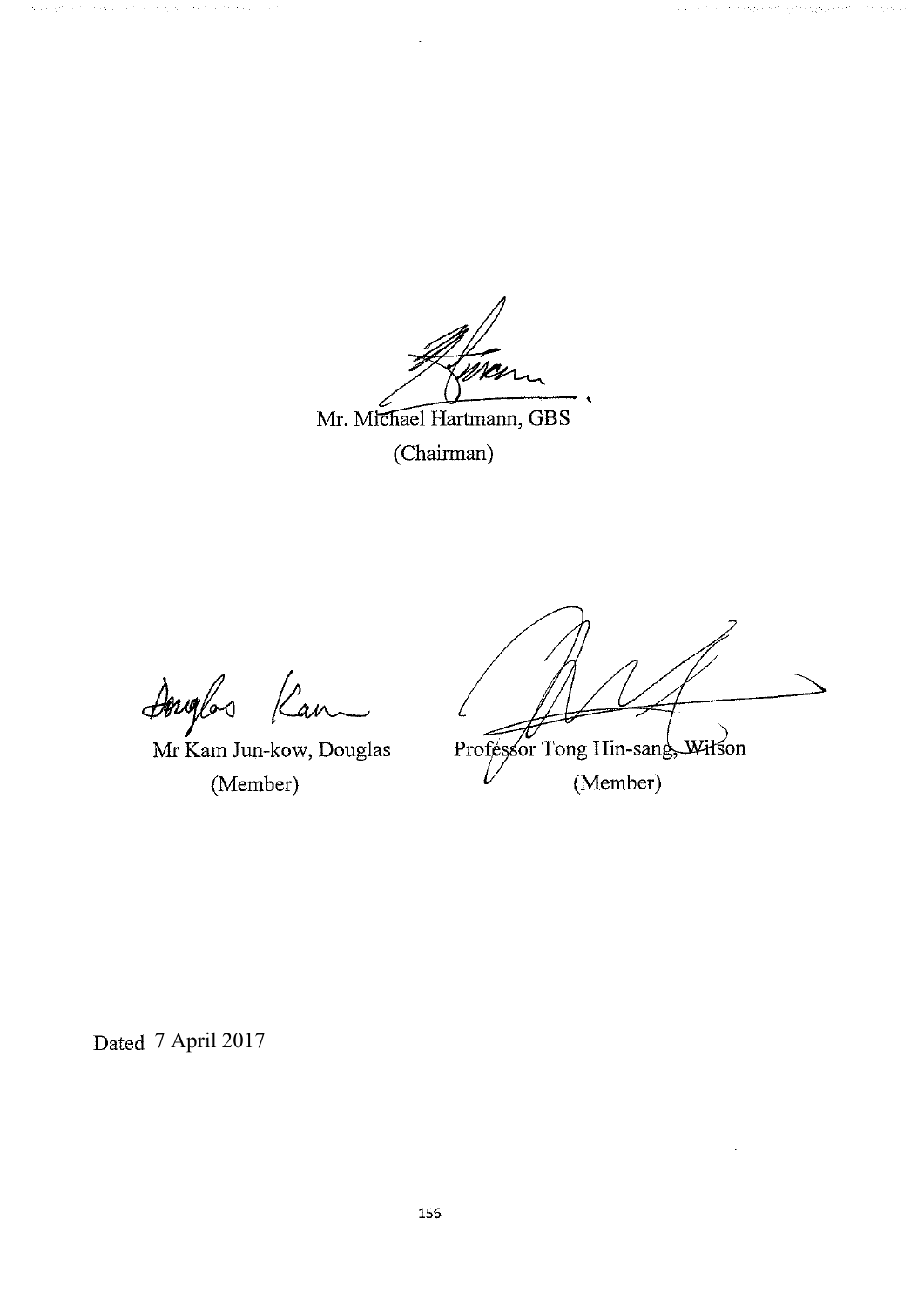Mr. Michael Hartmann, GBS
(Chairman)

Mr Kam Jun-kow, Douglas
(Member)

Professor Tong Hin-sang, Wilson
(Member)

Dated 7 April 2017